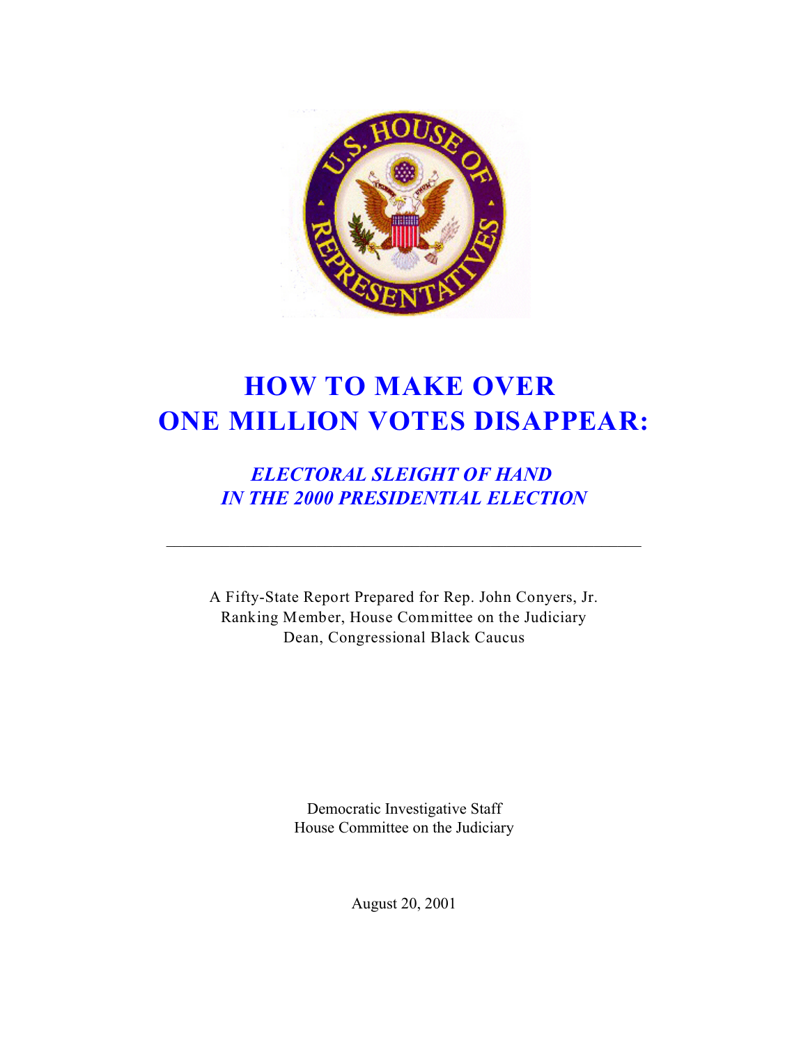# HOW TO MAKE OVER ONE MILLION VOTES DISAPPEAR:

## *ELECTORAL SLEIGHT OF HAND IN THE 2000 PRESIDENTIAL ELECTION*

---

A Fifty-State Report Prepared for Rep. John Conyers, Jr.
Ranking Member, House Committee on the Judiciary
Dean, Congressional Black Caucus

Democratic Investigative Staff
House Committee on the Judiciary

August 20, 2001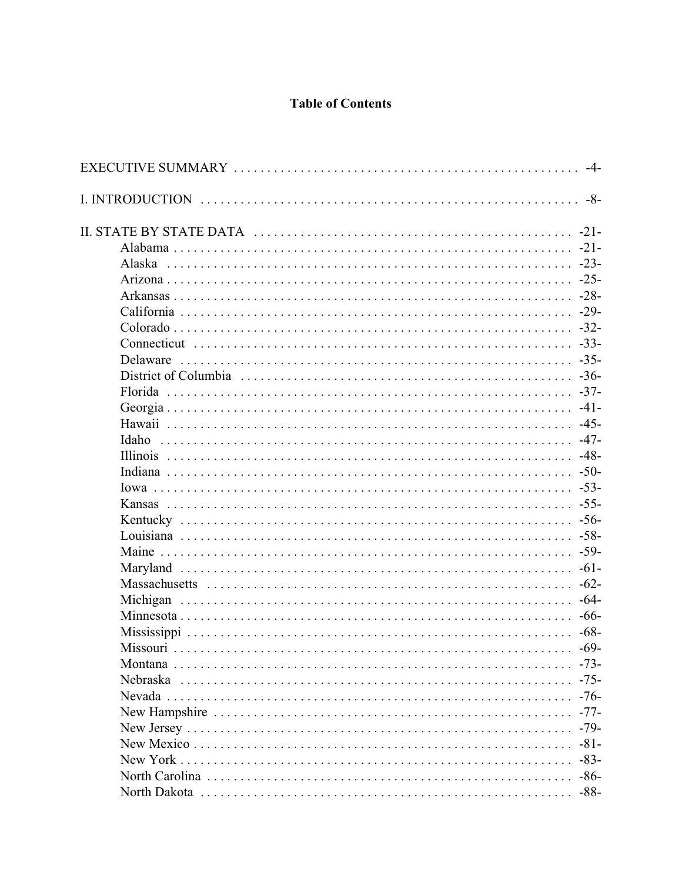# Table of Contents

EXECUTIVE SUMMARY . . . . . . . . . . . . . . . . . . . . . . . . . . . . . . . . . . . . . . . . . . . . . . . . -4-

I. INTRODUCTION . . . . . . . . . . . . . . . . . . . . . . . . . . . . . . . . . . . . . . . . . . . . . . . . . . . . -8-

II. STATE BY STATE DATA . . . . . . . . . . . . . . . . . . . . . . . . . . . . . . . . . . . . . . . . . . . . -21-

- Alabama . . . . . . . . . . . . . . . . . . . . . . . . . . . . . . . . . . . . . . . . . . . . . . . . . . . . . . . -21-
- Alaska . . . . . . . . . . . . . . . . . . . . . . . . . . . . . . . . . . . . . . . . . . . . . . . . . . . . . . . . -23-
- Arizona . . . . . . . . . . . . . . . . . . . . . . . . . . . . . . . . . . . . . . . . . . . . . . . . . . . . . . . . -25-
- Arkansas . . . . . . . . . . . . . . . . . . . . . . . . . . . . . . . . . . . . . . . . . . . . . . . . . . . . . . . -28-
- California . . . . . . . . . . . . . . . . . . . . . . . . . . . . . . . . . . . . . . . . . . . . . . . . . . . . . . -29-
- Colorado . . . . . . . . . . . . . . . . . . . . . . . . . . . . . . . . . . . . . . . . . . . . . . . . . . . . . . . -32-
- Connecticut . . . . . . . . . . . . . . . . . . . . . . . . . . . . . . . . . . . . . . . . . . . . . . . . . . . . . -33-
- Delaware . . . . . . . . . . . . . . . . . . . . . . . . . . . . . . . . . . . . . . . . . . . . . . . . . . . . . . . -35-
- District of Columbia . . . . . . . . . . . . . . . . . . . . . . . . . . . . . . . . . . . . . . . . . . . . . . . -36-
- Florida . . . . . . . . . . . . . . . . . . . . . . . . . . . . . . . . . . . . . . . . . . . . . . . . . . . . . . . . . -37-
- Georgia . . . . . . . . . . . . . . . . . . . . . . . . . . . . . . . . . . . . . . . . . . . . . . . . . . . . . . . . -41-
- Hawaii . . . . . . . . . . . . . . . . . . . . . . . . . . . . . . . . . . . . . . . . . . . . . . . . . . . . . . . . . -45-
- Idaho . . . . . . . . . . . . . . . . . . . . . . . . . . . . . . . . . . . . . . . . . . . . . . . . . . . . . . . . . . -47-
- Illinois . . . . . . . . . . . . . . . . . . . . . . . . . . . . . . . . . . . . . . . . . . . . . . . . . . . . . . . . . -48-
- Indiana . . . . . . . . . . . . . . . . . . . . . . . . . . . . . . . . . . . . . . . . . . . . . . . . . . . . . . . . . -50-
- Iowa . . . . . . . . . . . . . . . . . . . . . . . . . . . . . . . . . . . . . . . . . . . . . . . . . . . . . . . . . . . -53-
- Kansas . . . . . . . . . . . . . . . . . . . . . . . . . . . . . . . . . . . . . . . . . . . . . . . . . . . . . . . . . -55-
- Kentucky . . . . . . . . . . . . . . . . . . . . . . . . . . . . . . . . . . . . . . . . . . . . . . . . . . . . . . . -56-
- Louisiana . . . . . . . . . . . . . . . . . . . . . . . . . . . . . . . . . . . . . . . . . . . . . . . . . . . . . . . -58-
- Maine . . . . . . . . . . . . . . . . . . . . . . . . . . . . . . . . . . . . . . . . . . . . . . . . . . . . . . . . . . -59-
- Maryland . . . . . . . . . . . . . . . . . . . . . . . . . . . . . . . . . . . . . . . . . . . . . . . . . . . . . . . -61-
- Massachusetts . . . . . . . . . . . . . . . . . . . . . . . . . . . . . . . . . . . . . . . . . . . . . . . . . . . -62-
- Michigan . . . . . . . . . . . . . . . . . . . . . . . . . . . . . . . . . . . . . . . . . . . . . . . . . . . . . . . -64-
- Minnesota . . . . . . . . . . . . . . . . . . . . . . . . . . . . . . . . . . . . . . . . . . . . . . . . . . . . . . -66-
- Mississippi . . . . . . . . . . . . . . . . . . . . . . . . . . . . . . . . . . . . . . . . . . . . . . . . . . . . . . -68-
- Missouri . . . . . . . . . . . . . . . . . . . . . . . . . . . . . . . . . . . . . . . . . . . . . . . . . . . . . . . . -69-
- Montana . . . . . . . . . . . . . . . . . . . . . . . . . . . . . . . . . . . . . . . . . . . . . . . . . . . . . . . . -73-
- Nebraska . . . . . . . . . . . . . . . . . . . . . . . . . . . . . . . . . . . . . . . . . . . . . . . . . . . . . . . -75-
- Nevada . . . . . . . . . . . . . . . . . . . . . . . . . . . . . . . . . . . . . . . . . . . . . . . . . . . . . . . . . -76-
- New Hampshire . . . . . . . . . . . . . . . . . . . . . . . . . . . . . . . . . . . . . . . . . . . . . . . . . . -77-
- New Jersey . . . . . . . . . . . . . . . . . . . . . . . . . . . . . . . . . . . . . . . . . . . . . . . . . . . . . . -79-
- New Mexico . . . . . . . . . . . . . . . . . . . . . . . . . . . . . . . . . . . . . . . . . . . . . . . . . . . . . -81-
- New York . . . . . . . . . . . . . . . . . . . . . . . . . . . . . . . . . . . . . . . . . . . . . . . . . . . . . . . -83-
- North Carolina . . . . . . . . . . . . . . . . . . . . . . . . . . . . . . . . . . . . . . . . . . . . . . . . . . . -86-
- North Dakota . . . . . . . . . . . . . . . . . . . . . . . . . . . . . . . . . . . . . . . . . . . . . . . . . . . . -88-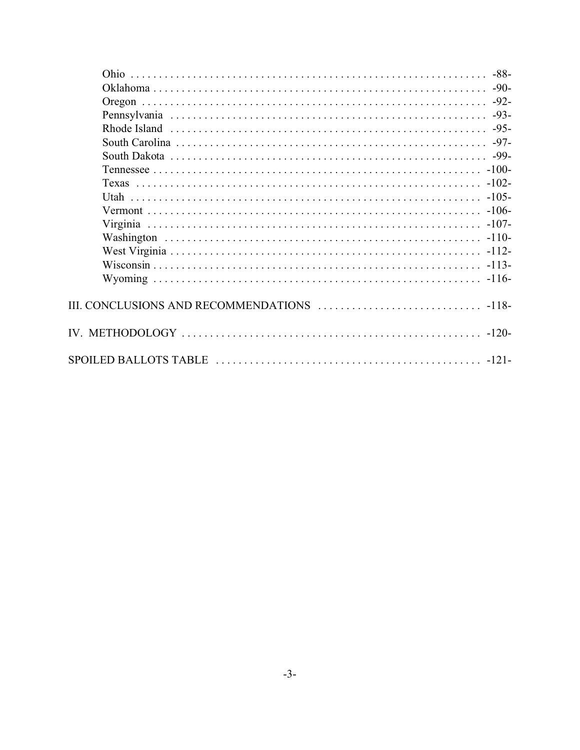Ohio . . . . . . . . . . . . . . . . . . . . . . . . . . . . . . . . . . . . . . . . . . . . . . . . . . . . . . . . . . . . . -88-
Oklahoma . . . . . . . . . . . . . . . . . . . . . . . . . . . . . . . . . . . . . . . . . . . . . . . . . . . . . . . . . . -90-
Oregon . . . . . . . . . . . . . . . . . . . . . . . . . . . . . . . . . . . . . . . . . . . . . . . . . . . . . . . . . . . . -92-
Pennsylvania . . . . . . . . . . . . . . . . . . . . . . . . . . . . . . . . . . . . . . . . . . . . . . . . . . . . . . . -93-
Rhode Island . . . . . . . . . . . . . . . . . . . . . . . . . . . . . . . . . . . . . . . . . . . . . . . . . . . . . . . -95-
South Carolina . . . . . . . . . . . . . . . . . . . . . . . . . . . . . . . . . . . . . . . . . . . . . . . . . . . . . . -97-
South Dakota . . . . . . . . . . . . . . . . . . . . . . . . . . . . . . . . . . . . . . . . . . . . . . . . . . . . . . . -99-
Tennessee . . . . . . . . . . . . . . . . . . . . . . . . . . . . . . . . . . . . . . . . . . . . . . . . . . . . . . . . . -100-
Texas . . . . . . . . . . . . . . . . . . . . . . . . . . . . . . . . . . . . . . . . . . . . . . . . . . . . . . . . . . . . -102-
Utah . . . . . . . . . . . . . . . . . . . . . . . . . . . . . . . . . . . . . . . . . . . . . . . . . . . . . . . . . . . . . -105-
Vermont . . . . . . . . . . . . . . . . . . . . . . . . . . . . . . . . . . . . . . . . . . . . . . . . . . . . . . . . . . . -106-
Virginia . . . . . . . . . . . . . . . . . . . . . . . . . . . . . . . . . . . . . . . . . . . . . . . . . . . . . . . . . . . -107-
Washington . . . . . . . . . . . . . . . . . . . . . . . . . . . . . . . . . . . . . . . . . . . . . . . . . . . . . . . . -110-
West Virginia . . . . . . . . . . . . . . . . . . . . . . . . . . . . . . . . . . . . . . . . . . . . . . . . . . . . . . . -112-
Wisconsin . . . . . . . . . . . . . . . . . . . . . . . . . . . . . . . . . . . . . . . . . . . . . . . . . . . . . . . . . . -113-
Wyoming . . . . . . . . . . . . . . . . . . . . . . . . . . . . . . . . . . . . . . . . . . . . . . . . . . . . . . . . . . -116-

III. CONCLUSIONS AND RECOMMENDATIONS . . . . . . . . . . . . . . . . . . . . . . . . . . . . . -118-

IV. METHODOLOGY . . . . . . . . . . . . . . . . . . . . . . . . . . . . . . . . . . . . . . . . . . . . . . . . . . . . . -120-

SPOILED BALLOTS TABLE . . . . . . . . . . . . . . . . . . . . . . . . . . . . . . . . . . . . . . . . . . . . . . . -121-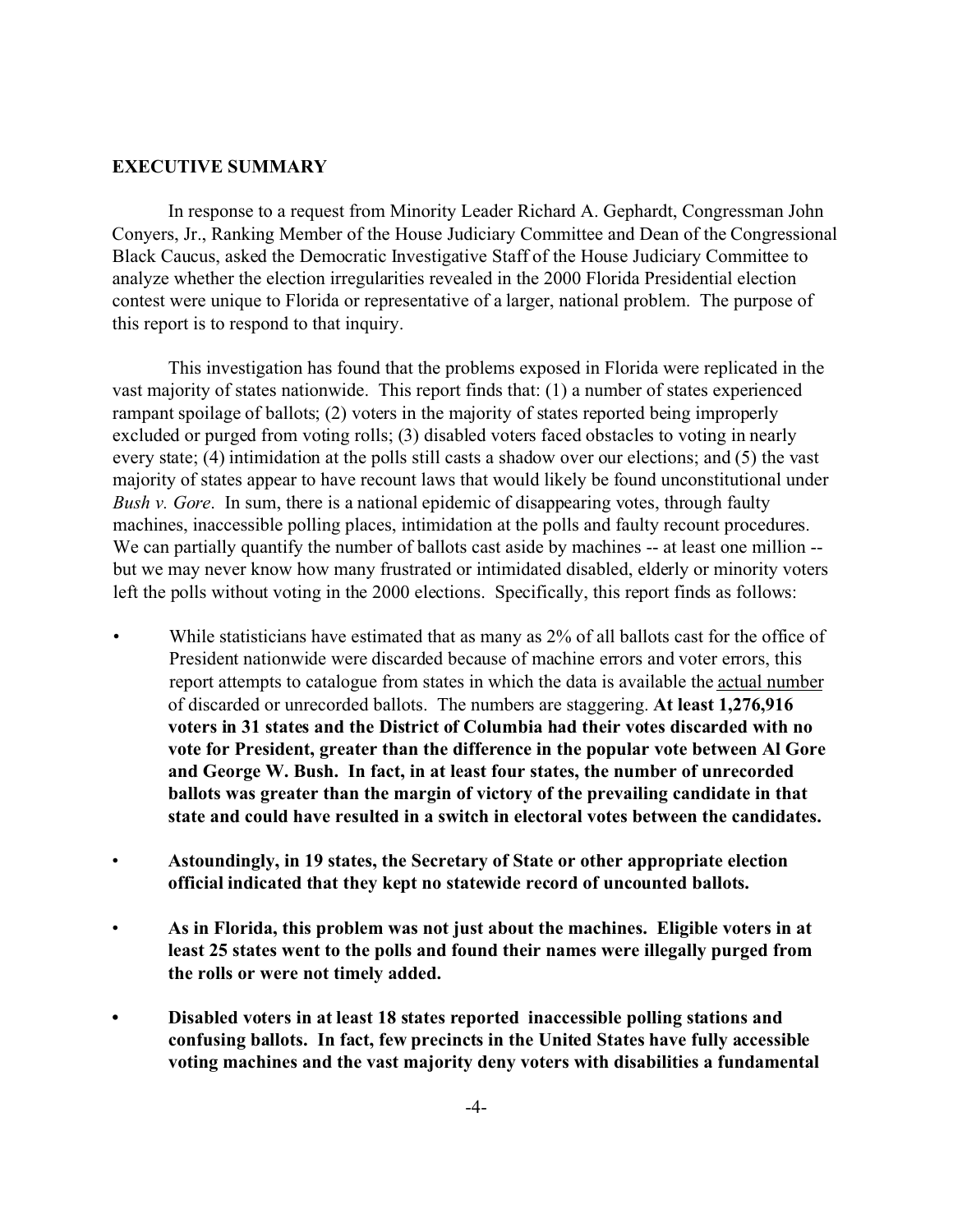**EXECUTIVE SUMMARY**

In response to a request from Minority Leader Richard A. Gephardt, Congressman John Conyers, Jr., Ranking Member of the House Judiciary Committee and Dean of the Congressional Black Caucus, asked the Democratic Investigative Staff of the House Judiciary Committee to analyze whether the election irregularities revealed in the 2000 Florida Presidential election contest were unique to Florida or representative of a larger, national problem. The purpose of this report is to respond to that inquiry.

This investigation has found that the problems exposed in Florida were replicated in the vast majority of states nationwide. This report finds that: (1) a number of states experienced rampant spoilage of ballots; (2) voters in the majority of states reported being improperly excluded or purged from voting rolls; (3) disabled voters faced obstacles to voting in nearly every state; (4) intimidation at the polls still casts a shadow over our elections; and (5) the vast majority of states appear to have recount laws that would likely be found unconstitutional under *Bush v. Gore*. In sum, there is a national epidemic of disappearing votes, through faulty machines, inaccessible polling places, intimidation at the polls and faulty recount procedures. We can partially quantify the number of ballots cast aside by machines -- at least one million -- but we may never know how many frustrated or intimidated disabled, elderly or minority voters left the polls without voting in the 2000 elections. Specifically, this report finds as follows:

- While statisticians have estimated that as many as 2% of all ballots cast for the office of President nationwide were discarded because of machine errors and voter errors, this report attempts to catalogue from states in which the data is available the <u>actual number</u> of discarded or unrecorded ballots. The numbers are staggering. **At least 1,276,916 voters in 31 states and the District of Columbia had their votes discarded with no vote for President, greater than the difference in the popular vote between Al Gore and George W. Bush. In fact, in at least four states, the number of unrecorded ballots was greater than the margin of victory of the prevailing candidate in that state and could have resulted in a switch in electoral votes between the candidates.**

- **Astoundingly, in 19 states, the Secretary of State or other appropriate election official indicated that they kept no statewide record of uncounted ballots.**

- **As in Florida, this problem was not just about the machines. Eligible voters in at least 25 states went to the polls and found their names were illegally purged from the rolls or were not timely added.**

- **Disabled voters in at least 18 states reported inaccessible polling stations and confusing ballots. In fact, few precincts in the United States have fully accessible voting machines and the vast majority deny voters with disabilities a fundamental**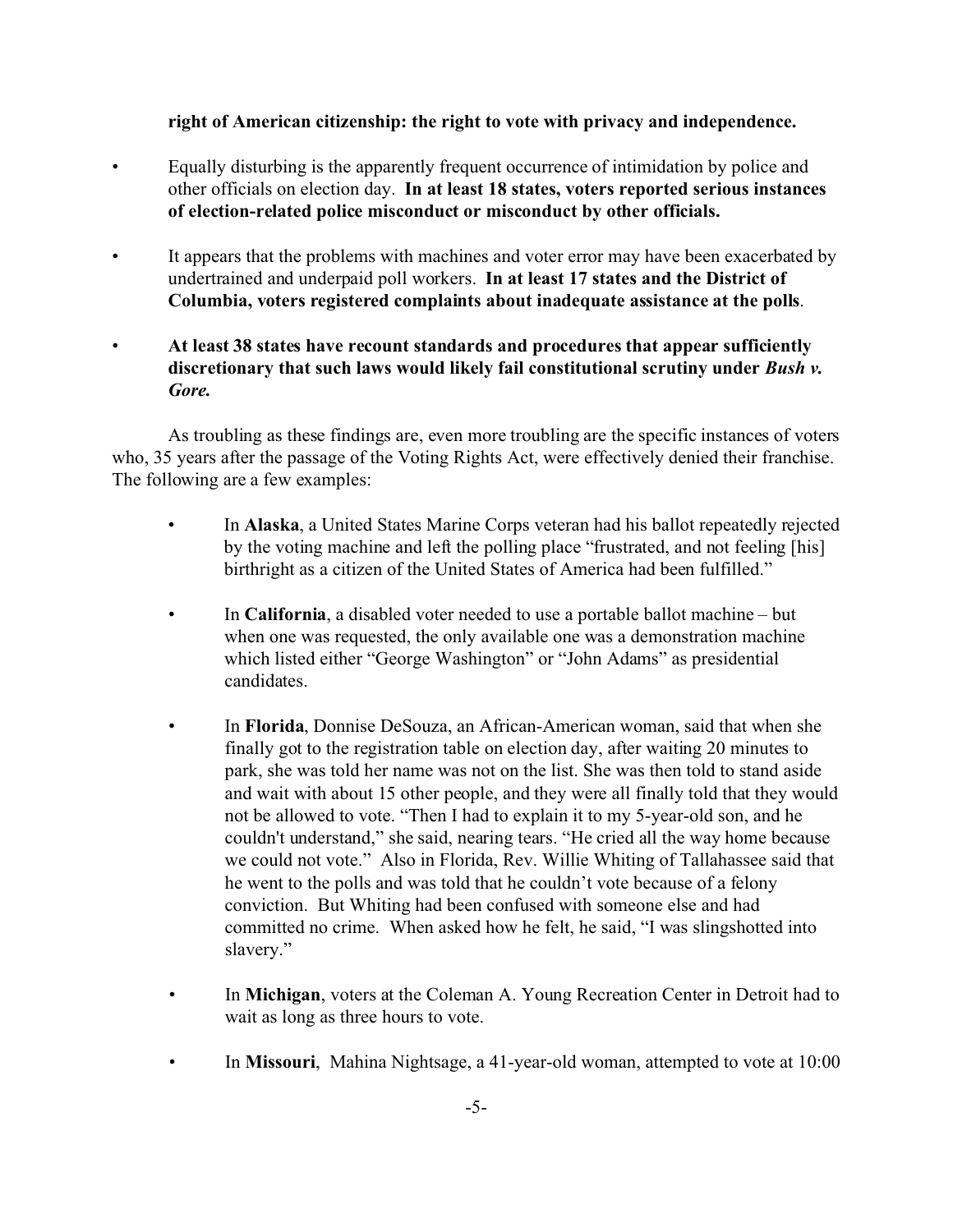**right of American citizenship: the right to vote with privacy and independence.**

- Equally disturbing is the apparently frequent occurrence of intimidation by police and other officials on election day. **In at least 18 states, voters reported serious instances of election-related police misconduct or misconduct by other officials.**

- It appears that the problems with machines and voter error may have been exacerbated by undertrained and underpaid poll workers. **In at least 17 states and the District of Columbia, voters registered complaints about inadequate assistance at the polls**.

- **At least 38 states have recount standards and procedures that appear sufficiently discretionary that such laws would likely fail constitutional scrutiny under *Bush v. Gore.***

As troubling as these findings are, even more troubling are the specific instances of voters who, 35 years after the passage of the Voting Rights Act, were effectively denied their franchise. The following are a few examples:

- In **Alaska**, a United States Marine Corps veteran had his ballot repeatedly rejected by the voting machine and left the polling place "frustrated, and not feeling [his] birthright as a citizen of the United States of America had been fulfilled."

- In **California**, a disabled voter needed to use a portable ballot machine – but when one was requested, the only available one was a demonstration machine which listed either "George Washington" or "John Adams" as presidential candidates.

- In **Florida**, Donnise DeSouza, an African-American woman, said that when she finally got to the registration table on election day, after waiting 20 minutes to park, she was told her name was not on the list. She was then told to stand aside and wait with about 15 other people, and they were all finally told that they would not be allowed to vote. "Then I had to explain it to my 5-year-old son, and he couldn't understand," she said, nearing tears. "He cried all the way home because we could not vote." Also in Florida, Rev. Willie Whiting of Tallahassee said that he went to the polls and was told that he couldn't vote because of a felony conviction. But Whiting had been confused with someone else and had committed no crime. When asked how he felt, he said, "I was slingshotted into slavery."

- In **Michigan**, voters at the Coleman A. Young Recreation Center in Detroit had to wait as long as three hours to vote.

- In **Missouri**, Mahina Nightsage, a 41-year-old woman, attempted to vote at 10:00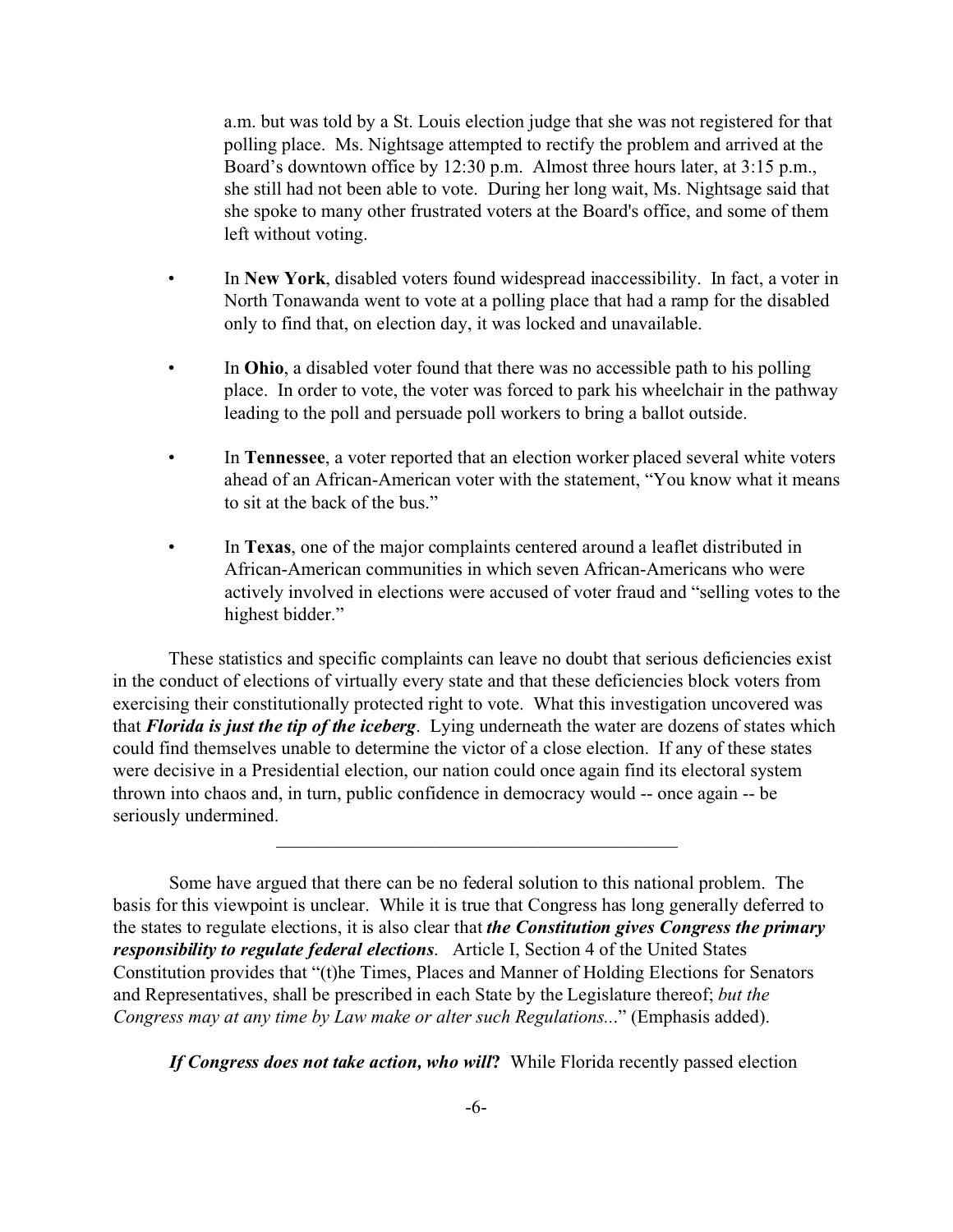a.m. but was told by a St. Louis election judge that she was not registered for that polling place. Ms. Nightsage attempted to rectify the problem and arrived at the Board's downtown office by 12:30 p.m. Almost three hours later, at 3:15 p.m., she still had not been able to vote. During her long wait, Ms. Nightsage said that she spoke to many other frustrated voters at the Board's office, and some of them left without voting.

- In **New York**, disabled voters found widespread inaccessibility. In fact, a voter in North Tonawanda went to vote at a polling place that had a ramp for the disabled only to find that, on election day, it was locked and unavailable.

- In **Ohio**, a disabled voter found that there was no accessible path to his polling place. In order to vote, the voter was forced to park his wheelchair in the pathway leading to the poll and persuade poll workers to bring a ballot outside.

- In **Tennessee**, a voter reported that an election worker placed several white voters ahead of an African-American voter with the statement, "You know what it means to sit at the back of the bus."

- In **Texas**, one of the major complaints centered around a leaflet distributed in African-American communities in which seven African-Americans who were actively involved in elections were accused of voter fraud and "selling votes to the highest bidder."

These statistics and specific complaints can leave no doubt that serious deficiencies exist in the conduct of elections of virtually every state and that these deficiencies block voters from exercising their constitutionally protected right to vote. What this investigation uncovered was that ***Florida is just the tip of the iceberg***. Lying underneath the water are dozens of states which could find themselves unable to determine the victor of a close election. If any of these states were decisive in a Presidential election, our nation could once again find its electoral system thrown into chaos and, in turn, public confidence in democracy would -- once again -- be seriously undermined.

---

Some have argued that there can be no federal solution to this national problem. The basis for this viewpoint is unclear. While it is true that Congress has long generally deferred to the states to regulate elections, it is also clear that ***the Constitution gives Congress the primary responsibility to regulate federal elections***. Article I, Section 4 of the United States Constitution provides that "(t)he Times, Places and Manner of Holding Elections for Senators and Representatives, shall be prescribed in each State by the Legislature thereof; *but the Congress may at any time by Law make or alter such Regulations...*" (Emphasis added).

***If Congress does not take action, who will?*** While Florida recently passed election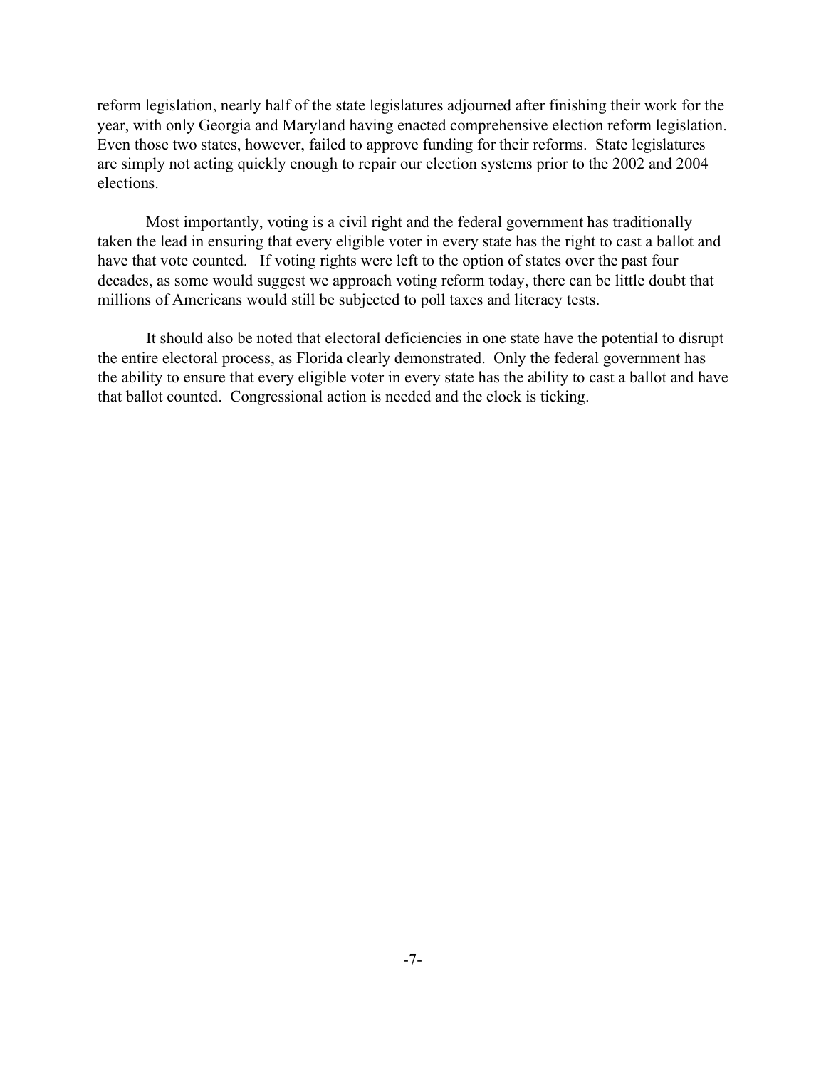reform legislation, nearly half of the state legislatures adjourned after finishing their work for the year, with only Georgia and Maryland having enacted comprehensive election reform legislation. Even those two states, however, failed to approve funding for their reforms. State legislatures are simply not acting quickly enough to repair our election systems prior to the 2002 and 2004 elections.

Most importantly, voting is a civil right and the federal government has traditionally taken the lead in ensuring that every eligible voter in every state has the right to cast a ballot and have that vote counted. If voting rights were left to the option of states over the past four decades, as some would suggest we approach voting reform today, there can be little doubt that millions of Americans would still be subjected to poll taxes and literacy tests.

It should also be noted that electoral deficiencies in one state have the potential to disrupt the entire electoral process, as Florida clearly demonstrated. Only the federal government has the ability to ensure that every eligible voter in every state has the ability to cast a ballot and have that ballot counted. Congressional action is needed and the clock is ticking.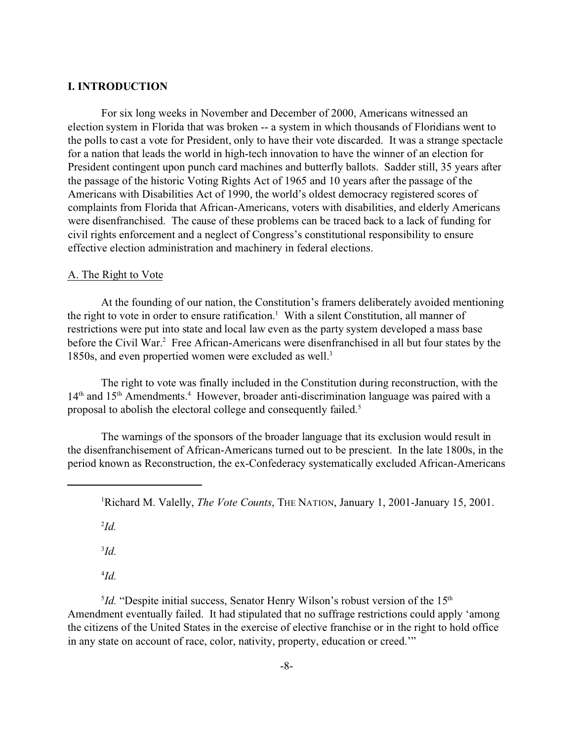## I. INTRODUCTION

For six long weeks in November and December of 2000, Americans witnessed an election system in Florida that was broken -- a system in which thousands of Floridians went to the polls to cast a vote for President, only to have their vote discarded. It was a strange spectacle for a nation that leads the world in high-tech innovation to have the winner of an election for President contingent upon punch card machines and butterfly ballots. Sadder still, 35 years after the passage of the historic Voting Rights Act of 1965 and 10 years after the passage of the Americans with Disabilities Act of 1990, the world's oldest democracy registered scores of complaints from Florida that African-Americans, voters with disabilities, and elderly Americans were disenfranchised. The cause of these problems can be traced back to a lack of funding for civil rights enforcement and a neglect of Congress's constitutional responsibility to ensure effective election administration and machinery in federal elections.

### A. The Right to Vote

At the founding of our nation, the Constitution's framers deliberately avoided mentioning the right to vote in order to ensure ratification.[1] With a silent Constitution, all manner of restrictions were put into state and local law even as the party system developed a mass base before the Civil War.[2] Free African-Americans were disenfranchised in all but four states by the 1850s, and even propertied women were excluded as well.[3]

The right to vote was finally included in the Constitution during reconstruction, with the 14th and 15th Amendments.[4] However, broader anti-discrimination language was paired with a proposal to abolish the electoral college and consequently failed.[5]

The warnings of the sponsors of the broader language that its exclusion would result in the disenfranchisement of African-Americans turned out to be prescient. In the late 1800s, in the period known as Reconstruction, the ex-Confederacy systematically excluded African-Americans

---

[1] Richard M. Valelly, *The Vote Counts*, THE NATION, January 1, 2001-January 15, 2001.

[2] *Id.*

[3] *Id.*

[4] *Id.*

[5] *Id.* "Despite initial success, Senator Henry Wilson's robust version of the 15th Amendment eventually failed. It had stipulated that no suffrage restrictions could apply 'among the citizens of the United States in the exercise of elective franchise or in the right to hold office in any state on account of race, color, nativity, property, education or creed.'"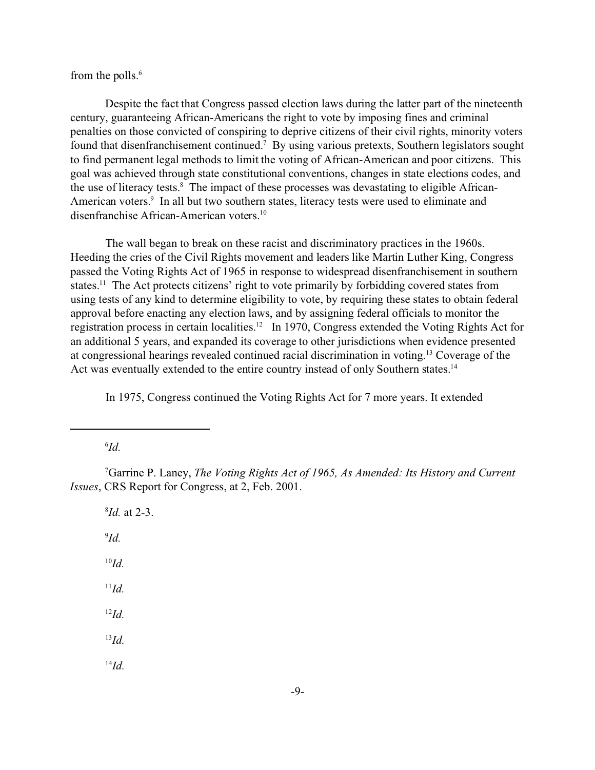from the polls.[6]

Despite the fact that Congress passed election laws during the latter part of the nineteenth century, guaranteeing African-Americans the right to vote by imposing fines and criminal penalties on those convicted of conspiring to deprive citizens of their civil rights, minority voters found that disenfranchisement continued.[7] By using various pretexts, Southern legislators sought to find permanent legal methods to limit the voting of African-American and poor citizens. This goal was achieved through state constitutional conventions, changes in state elections codes, and the use of literacy tests.[8] The impact of these processes was devastating to eligible African-American voters.[9] In all but two southern states, literacy tests were used to eliminate and disenfranchise African-American voters.[10]

The wall began to break on these racist and discriminatory practices in the 1960s. Heeding the cries of the Civil Rights movement and leaders like Martin Luther King, Congress passed the Voting Rights Act of 1965 in response to widespread disenfranchisement in southern states.[11] The Act protects citizens' right to vote primarily by forbidding covered states from using tests of any kind to determine eligibility to vote, by requiring these states to obtain federal approval before enacting any election laws, and by assigning federal officials to monitor the registration process in certain localities.[12] In 1970, Congress extended the Voting Rights Act for an additional 5 years, and expanded its coverage to other jurisdictions when evidence presented at congressional hearings revealed continued racial discrimination in voting.[13] Coverage of the Act was eventually extended to the entire country instead of only Southern states.[14]

In 1975, Congress continued the Voting Rights Act for 7 more years. It extended

---

[6] *Id.*

[7] Garrine P. Laney, *The Voting Rights Act of 1965, As Amended: Its History and Current Issues*, CRS Report for Congress, at 2, Feb. 2001.

[8] *Id.* at 2-3.

[9] *Id.*

[10] *Id.*

[11] *Id.*

[12] *Id.*

[13] *Id.*

[14] *Id.*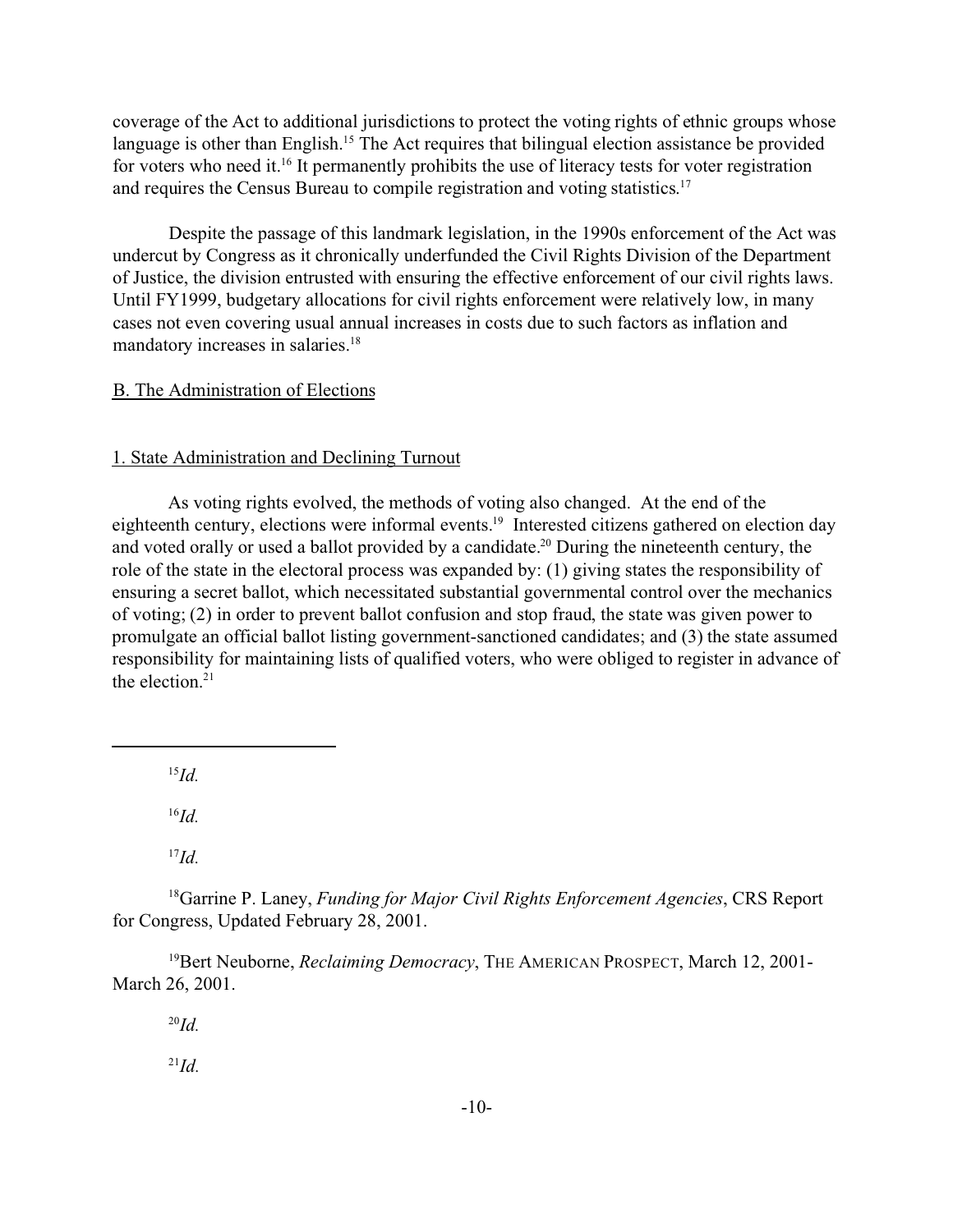coverage of the Act to additional jurisdictions to protect the voting rights of ethnic groups whose language is other than English.[15] The Act requires that bilingual election assistance be provided for voters who need it.[16] It permanently prohibits the use of literacy tests for voter registration and requires the Census Bureau to compile registration and voting statistics.[17]

Despite the passage of this landmark legislation, in the 1990s enforcement of the Act was undercut by Congress as it chronically underfunded the Civil Rights Division of the Department of Justice, the division entrusted with ensuring the effective enforcement of our civil rights laws. Until FY1999, budgetary allocations for civil rights enforcement were relatively low, in many cases not even covering usual annual increases in costs due to such factors as inflation and mandatory increases in salaries.[18]

B. The Administration of Elections

1. State Administration and Declining Turnout

As voting rights evolved, the methods of voting also changed. At the end of the eighteenth century, elections were informal events.[19] Interested citizens gathered on election day and voted orally or used a ballot provided by a candidate.[20] During the nineteenth century, the role of the state in the electoral process was expanded by: (1) giving states the responsibility of ensuring a secret ballot, which necessitated substantial governmental control over the mechanics of voting; (2) in order to prevent ballot confusion and stop fraud, the state was given power to promulgate an official ballot listing government-sanctioned candidates; and (3) the state assumed responsibility for maintaining lists of qualified voters, who were obliged to register in advance of the election.[21]

---

[15] *Id.*

[16] *Id.*

[17] *Id.*

[18] Garrine P. Laney, *Funding for Major Civil Rights Enforcement Agencies*, CRS Report for Congress, Updated February 28, 2001.

[19] Bert Neuborne, *Reclaiming Democracy*, THE AMERICAN PROSPECT, March 12, 2001-March 26, 2001.

[20] *Id.*

[21] *Id.*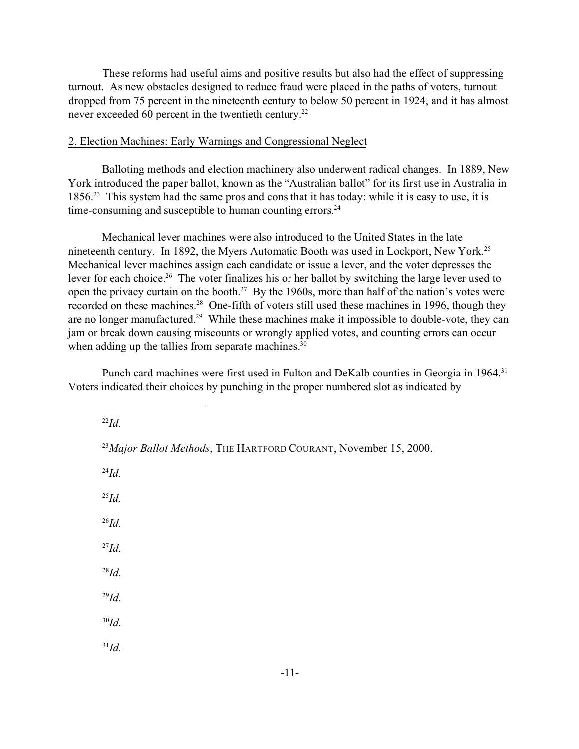These reforms had useful aims and positive results but also had the effect of suppressing turnout. As new obstacles designed to reduce fraud were placed in the paths of voters, turnout dropped from 75 percent in the nineteenth century to below 50 percent in 1924, and it has almost never exceeded 60 percent in the twentieth century.[22]

2. Election Machines: Early Warnings and Congressional Neglect

Balloting methods and election machinery also underwent radical changes. In 1889, New York introduced the paper ballot, known as the "Australian ballot" for its first use in Australia in 1856.[23] This system had the same pros and cons that it has today: while it is easy to use, it is time-consuming and susceptible to human counting errors.[24]

Mechanical lever machines were also introduced to the United States in the late nineteenth century. In 1892, the Myers Automatic Booth was used in Lockport, New York.[25] Mechanical lever machines assign each candidate or issue a lever, and the voter depresses the lever for each choice.[26] The voter finalizes his or her ballot by switching the large lever used to open the privacy curtain on the booth.[27] By the 1960s, more than half of the nation's votes were recorded on these machines.[28] One-fifth of voters still used these machines in 1996, though they are no longer manufactured.[29] While these machines make it impossible to double-vote, they can jam or break down causing miscounts or wrongly applied votes, and counting errors can occur when adding up the tallies from separate machines.[30]

Punch card machines were first used in Fulton and DeKalb counties in Georgia in 1964.[31] Voters indicated their choices by punching in the proper numbered slot as indicated by

---

[22] *Id.*

[23] *Major Ballot Methods*, THE HARTFORD COURANT, November 15, 2000.

[24] *Id.*

[25] *Id.*

[26] *Id.*

[27] *Id.*

[28] *Id.*

[29] *Id.*

[30] *Id.*

[31] *Id.*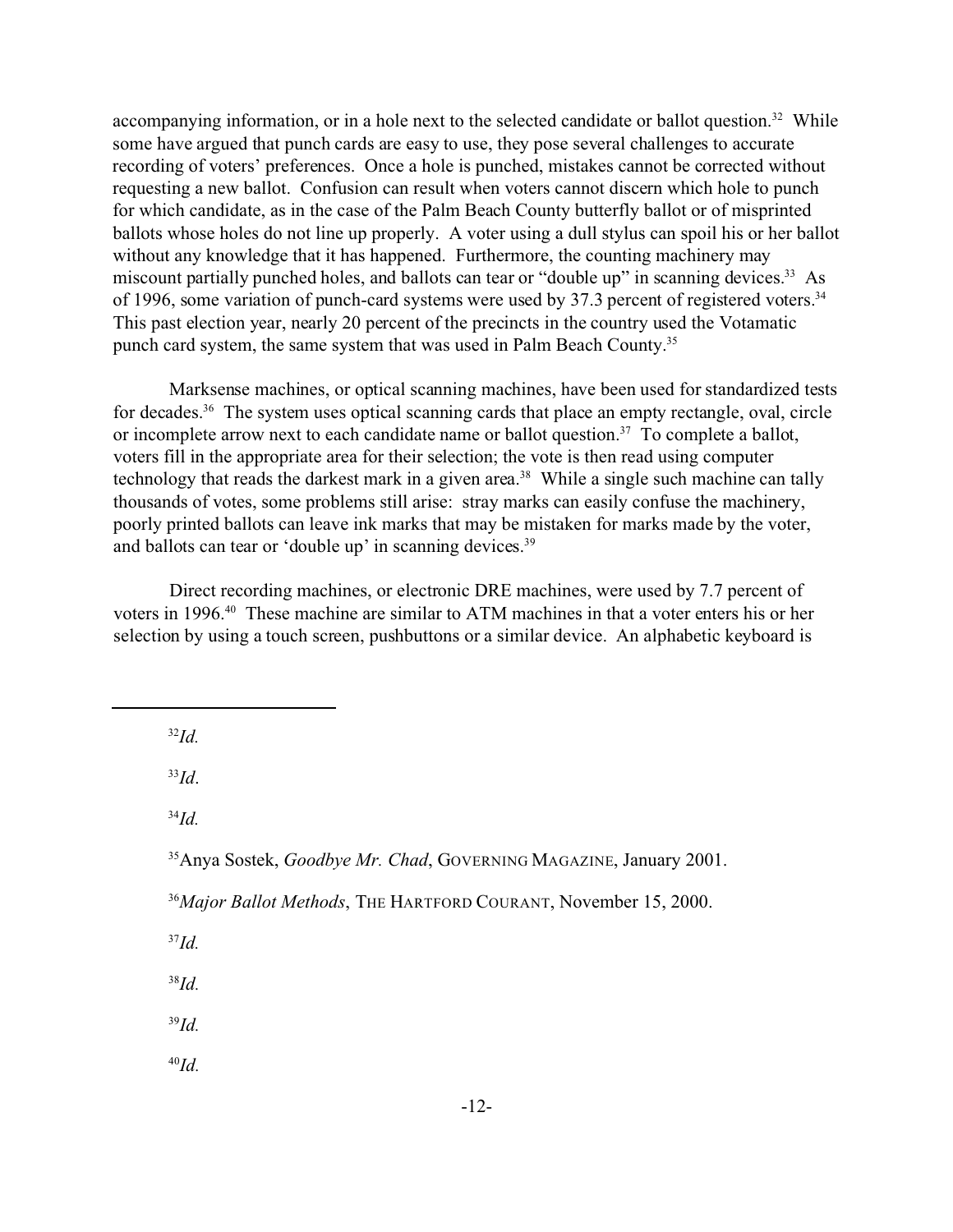accompanying information, or in a hole next to the selected candidate or ballot question.[32] While some have argued that punch cards are easy to use, they pose several challenges to accurate recording of voters' preferences. Once a hole is punched, mistakes cannot be corrected without requesting a new ballot. Confusion can result when voters cannot discern which hole to punch for which candidate, as in the case of the Palm Beach County butterfly ballot or of misprinted ballots whose holes do not line up properly. A voter using a dull stylus can spoil his or her ballot without any knowledge that it has happened. Furthermore, the counting machinery may miscount partially punched holes, and ballots can tear or "double up" in scanning devices.[33] As of 1996, some variation of punch-card systems were used by 37.3 percent of registered voters.[34] This past election year, nearly 20 percent of the precincts in the country used the Votamatic punch card system, the same system that was used in Palm Beach County.[35]

Marksense machines, or optical scanning machines, have been used for standardized tests for decades.[36] The system uses optical scanning cards that place an empty rectangle, oval, circle or incomplete arrow next to each candidate name or ballot question.[37] To complete a ballot, voters fill in the appropriate area for their selection; the vote is then read using computer technology that reads the darkest mark in a given area.[38] While a single such machine can tally thousands of votes, some problems still arise: stray marks can easily confuse the machinery, poorly printed ballots can leave ink marks that may be mistaken for marks made by the voter, and ballots can tear or 'double up' in scanning devices.[39]

Direct recording machines, or electronic DRE machines, were used by 7.7 percent of voters in 1996.[40] These machine are similar to ATM machines in that a voter enters his or her selection by using a touch screen, pushbuttons or a similar device. An alphabetic keyboard is

---

[32] *Id.*

[33] *Id*.

[34] *Id.*

[35] Anya Sostek, *Goodbye Mr. Chad*, GOVERNING MAGAZINE, January 2001.

[36] *Major Ballot Methods*, THE HARTFORD COURANT, November 15, 2000.

[37] *Id.*

[38] *Id.*

[39] *Id.*

[40] *Id.*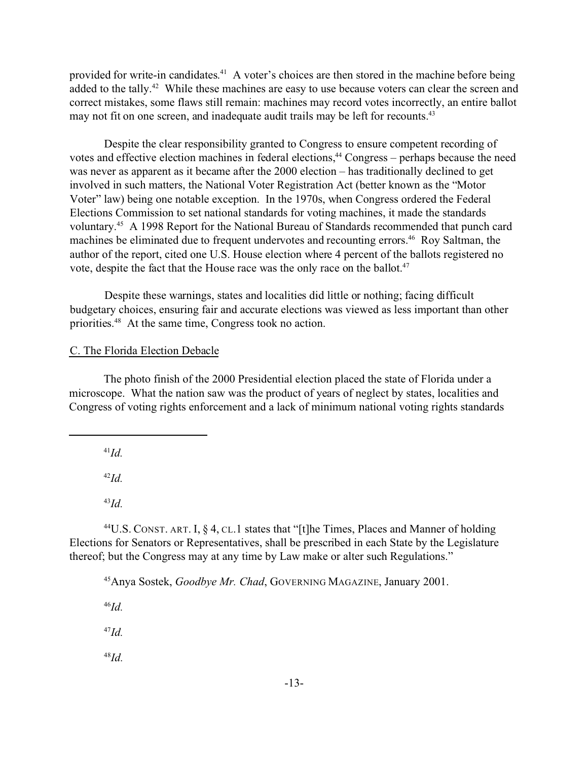provided for write-in candidates.[41] A voter's choices are then stored in the machine before being added to the tally.[42] While these machines are easy to use because voters can clear the screen and correct mistakes, some flaws still remain: machines may record votes incorrectly, an entire ballot may not fit on one screen, and inadequate audit trails may be left for recounts.[43]

Despite the clear responsibility granted to Congress to ensure competent recording of votes and effective election machines in federal elections,[44] Congress – perhaps because the need was never as apparent as it became after the 2000 election – has traditionally declined to get involved in such matters, the National Voter Registration Act (better known as the "Motor Voter" law) being one notable exception. In the 1970s, when Congress ordered the Federal Elections Commission to set national standards for voting machines, it made the standards voluntary.[45] A 1998 Report for the National Bureau of Standards recommended that punch card machines be eliminated due to frequent undervotes and recounting errors.[46] Roy Saltman, the author of the report, cited one U.S. House election where 4 percent of the ballots registered no vote, despite the fact that the House race was the only race on the ballot.[47]

Despite these warnings, states and localities did little or nothing; facing difficult budgetary choices, ensuring fair and accurate elections was viewed as less important than other priorities.[48] At the same time, Congress took no action.

## C. The Florida Election Debacle

The photo finish of the 2000 Presidential election placed the state of Florida under a microscope. What the nation saw was the product of years of neglect by states, localities and Congress of voting rights enforcement and a lack of minimum national voting rights standards

---

[41] *Id.*

[42] *Id.*

[43] *Id.*

[44] U.S. CONST. ART. I, § 4, CL.1 states that "[t]he Times, Places and Manner of holding Elections for Senators or Representatives, shall be prescribed in each State by the Legislature thereof; but the Congress may at any time by Law make or alter such Regulations."

[45] Anya Sostek, *Goodbye Mr. Chad*, GOVERNING MAGAZINE, January 2001.

[46] *Id.*

[47] *Id.*

[48] *Id.*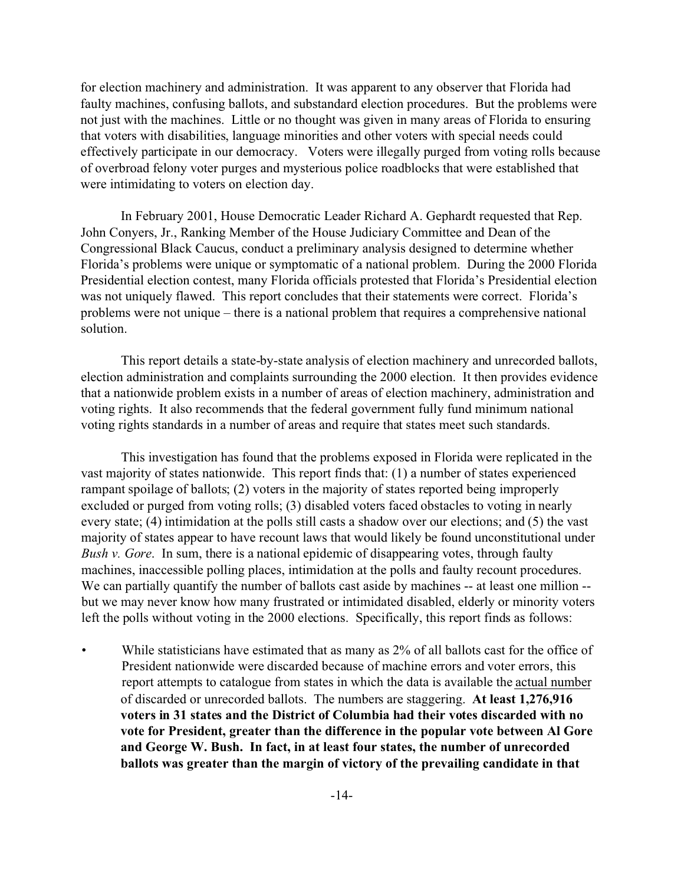for election machinery and administration. It was apparent to any observer that Florida had faulty machines, confusing ballots, and substandard election procedures. But the problems were not just with the machines. Little or no thought was given in many areas of Florida to ensuring that voters with disabilities, language minorities and other voters with special needs could effectively participate in our democracy. Voters were illegally purged from voting rolls because of overbroad felony voter purges and mysterious police roadblocks that were established that were intimidating to voters on election day.

In February 2001, House Democratic Leader Richard A. Gephardt requested that Rep. John Conyers, Jr., Ranking Member of the House Judiciary Committee and Dean of the Congressional Black Caucus, conduct a preliminary analysis designed to determine whether Florida's problems were unique or symptomatic of a national problem. During the 2000 Florida Presidential election contest, many Florida officials protested that Florida's Presidential election was not uniquely flawed. This report concludes that their statements were correct. Florida's problems were not unique – there is a national problem that requires a comprehensive national solution.

This report details a state-by-state analysis of election machinery and unrecorded ballots, election administration and complaints surrounding the 2000 election. It then provides evidence that a nationwide problem exists in a number of areas of election machinery, administration and voting rights. It also recommends that the federal government fully fund minimum national voting rights standards in a number of areas and require that states meet such standards.

This investigation has found that the problems exposed in Florida were replicated in the vast majority of states nationwide. This report finds that: (1) a number of states experienced rampant spoilage of ballots; (2) voters in the majority of states reported being improperly excluded or purged from voting rolls; (3) disabled voters faced obstacles to voting in nearly every state; (4) intimidation at the polls still casts a shadow over our elections; and (5) the vast majority of states appear to have recount laws that would likely be found unconstitutional under *Bush v. Gore*. In sum, there is a national epidemic of disappearing votes, through faulty machines, inaccessible polling places, intimidation at the polls and faulty recount procedures. We can partially quantify the number of ballots cast aside by machines -- at least one million -- but we may never know how many frustrated or intimidated disabled, elderly or minority voters left the polls without voting in the 2000 elections. Specifically, this report finds as follows:

- While statisticians have estimated that as many as 2% of all ballots cast for the office of President nationwide were discarded because of machine errors and voter errors, this report attempts to catalogue from states in which the data is available the <u>actual number</u> of discarded or unrecorded ballots. The numbers are staggering. **At least 1,276,916 voters in 31 states and the District of Columbia had their votes discarded with no vote for President, greater than the difference in the popular vote between Al Gore and George W. Bush. In fact, in at least four states, the number of unrecorded ballots was greater than the margin of victory of the prevailing candidate in that**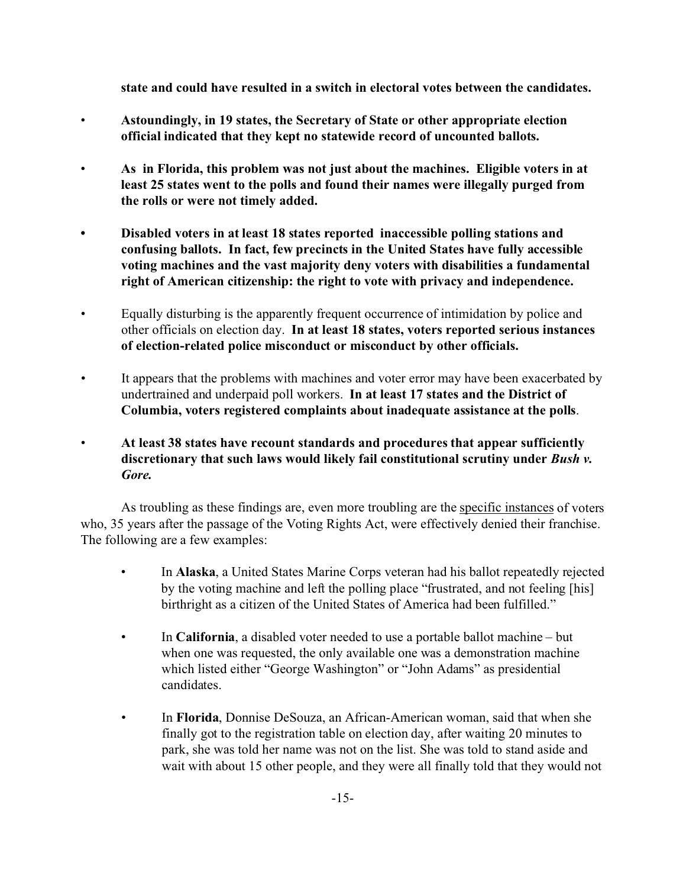**state and could have resulted in a switch in electoral votes between the candidates.**

- **Astoundingly, in 19 states, the Secretary of State or other appropriate election official indicated that they kept no statewide record of uncounted ballots.**

- **As in Florida, this problem was not just about the machines. Eligible voters in at least 25 states went to the polls and found their names were illegally purged from the rolls or were not timely added.**

- **Disabled voters in at least 18 states reported inaccessible polling stations and confusing ballots. In fact, few precincts in the United States have fully accessible voting machines and the vast majority deny voters with disabilities a fundamental right of American citizenship: the right to vote with privacy and independence.**

- Equally disturbing is the apparently frequent occurrence of intimidation by police and other officials on election day. **In at least 18 states, voters reported serious instances of election-related police misconduct or misconduct by other officials.**

- It appears that the problems with machines and voter error may have been exacerbated by undertrained and underpaid poll workers. **In at least 17 states and the District of Columbia, voters registered complaints about inadequate assistance at the polls**.

- **At least 38 states have recount standards and procedures that appear sufficiently discretionary that such laws would likely fail constitutional scrutiny under *Bush v. Gore.***

As troubling as these findings are, even more troubling are the <u>specific instances</u> of voters who, 35 years after the passage of the Voting Rights Act, were effectively denied their franchise. The following are a few examples:

- In **Alaska**, a United States Marine Corps veteran had his ballot repeatedly rejected by the voting machine and left the polling place "frustrated, and not feeling [his] birthright as a citizen of the United States of America had been fulfilled."

- In **California**, a disabled voter needed to use a portable ballot machine – but when one was requested, the only available one was a demonstration machine which listed either "George Washington" or "John Adams" as presidential candidates.

- In **Florida**, Donnise DeSouza, an African-American woman, said that when she finally got to the registration table on election day, after waiting 20 minutes to park, she was told her name was not on the list. She was told to stand aside and wait with about 15 other people, and they were all finally told that they would not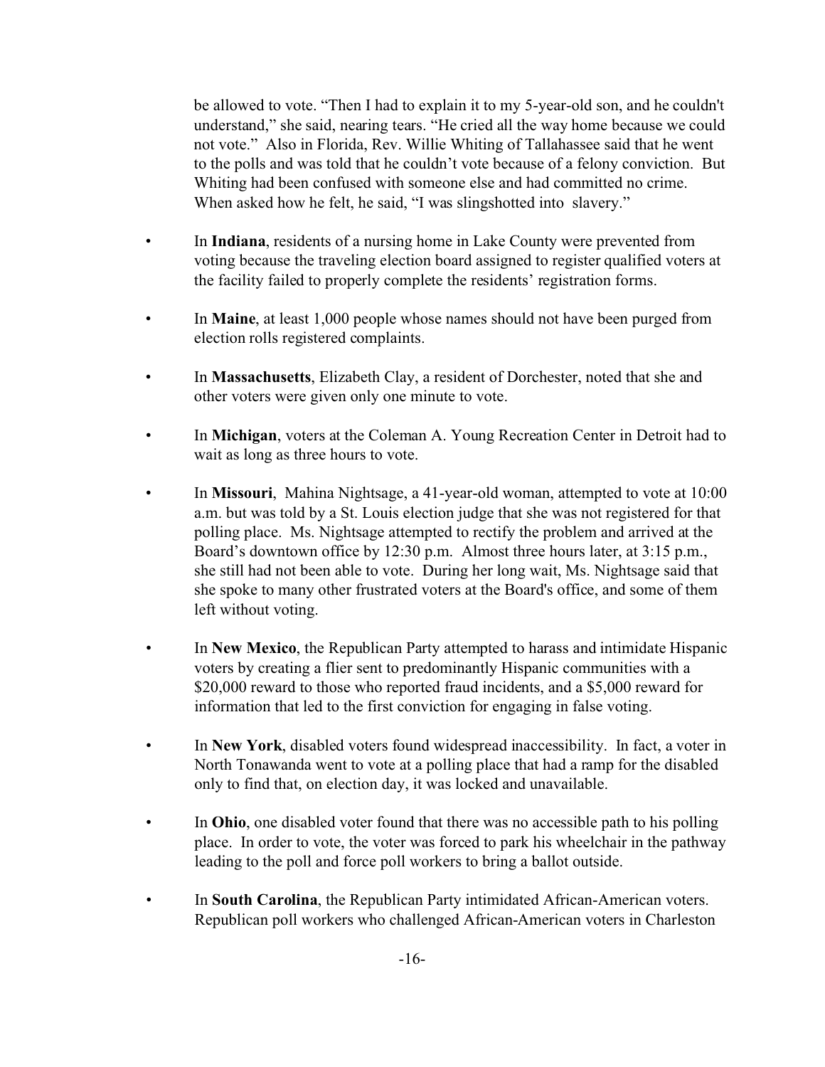be allowed to vote. "Then I had to explain it to my 5-year-old son, and he couldn't understand," she said, nearing tears. "He cried all the way home because we could not vote." Also in Florida, Rev. Willie Whiting of Tallahassee said that he went to the polls and was told that he couldn't vote because of a felony conviction. But Whiting had been confused with someone else and had committed no crime. When asked how he felt, he said, "I was slingshotted into slavery."

- In **Indiana**, residents of a nursing home in Lake County were prevented from voting because the traveling election board assigned to register qualified voters at the facility failed to properly complete the residents' registration forms.

- In **Maine**, at least 1,000 people whose names should not have been purged from election rolls registered complaints.

- In **Massachusetts**, Elizabeth Clay, a resident of Dorchester, noted that she and other voters were given only one minute to vote.

- In **Michigan**, voters at the Coleman A. Young Recreation Center in Detroit had to wait as long as three hours to vote.

- In **Missouri**, Mahina Nightsage, a 41-year-old woman, attempted to vote at 10:00 a.m. but was told by a St. Louis election judge that she was not registered for that polling place. Ms. Nightsage attempted to rectify the problem and arrived at the Board's downtown office by 12:30 p.m. Almost three hours later, at 3:15 p.m., she still had not been able to vote. During her long wait, Ms. Nightsage said that she spoke to many other frustrated voters at the Board's office, and some of them left without voting.

- In **New Mexico**, the Republican Party attempted to harass and intimidate Hispanic voters by creating a flier sent to predominantly Hispanic communities with a $20,000 reward to those who reported fraud incidents, and a $5,000 reward for information that led to the first conviction for engaging in false voting.

- In **New York**, disabled voters found widespread inaccessibility. In fact, a voter in North Tonawanda went to vote at a polling place that had a ramp for the disabled only to find that, on election day, it was locked and unavailable.

- In **Ohio**, one disabled voter found that there was no accessible path to his polling place. In order to vote, the voter was forced to park his wheelchair in the pathway leading to the poll and force poll workers to bring a ballot outside.

- In **South Carolina**, the Republican Party intimidated African-American voters. Republican poll workers who challenged African-American voters in Charleston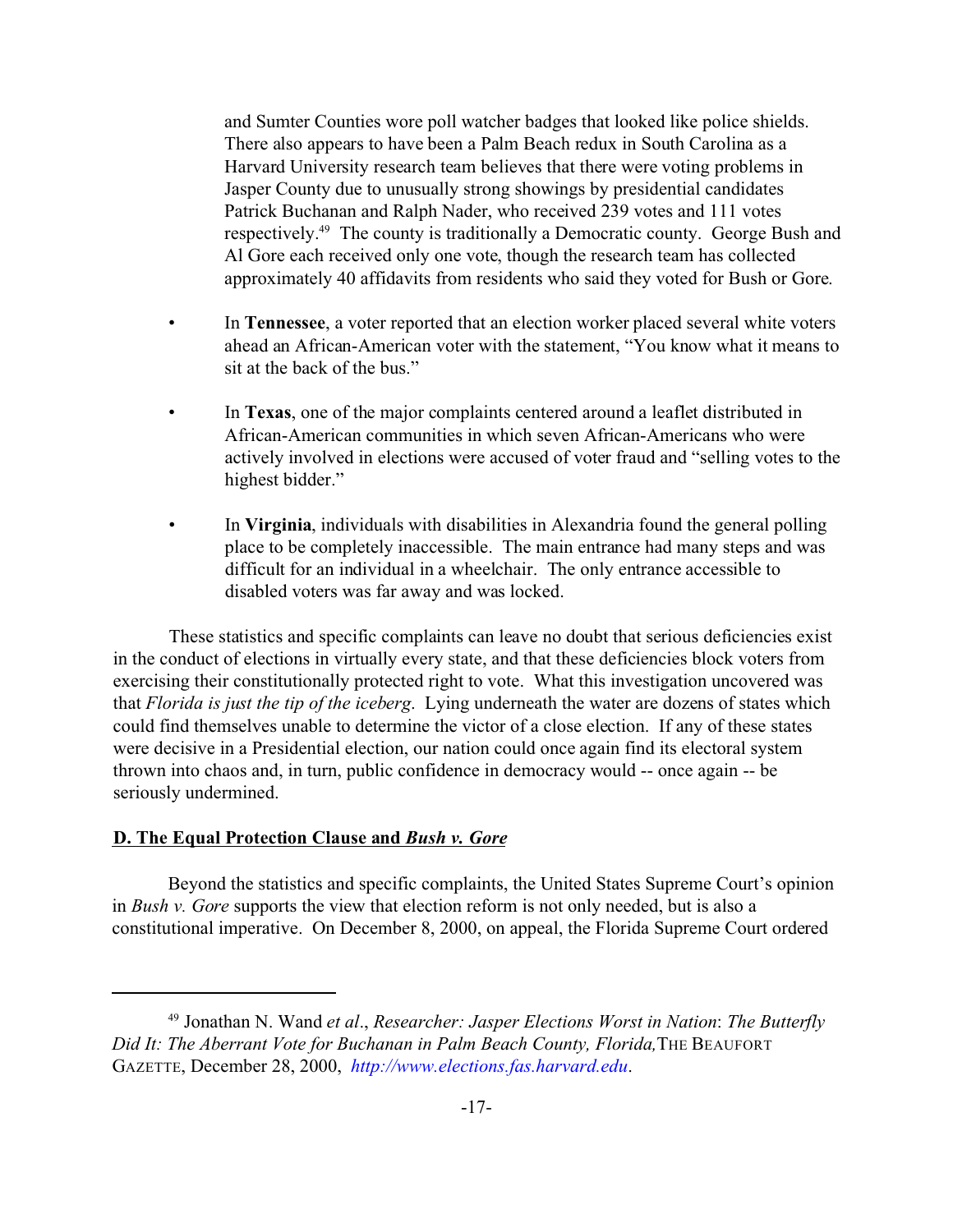and Sumter Counties wore poll watcher badges that looked like police shields. There also appears to have been a Palm Beach redux in South Carolina as a Harvard University research team believes that there were voting problems in Jasper County due to unusually strong showings by presidential candidates Patrick Buchanan and Ralph Nader, who received 239 votes and 111 votes respectively.[49] The county is traditionally a Democratic county. George Bush and Al Gore each received only one vote, though the research team has collected approximately 40 affidavits from residents who said they voted for Bush or Gore.

- In **Tennessee**, a voter reported that an election worker placed several white voters ahead an African-American voter with the statement, "You know what it means to sit at the back of the bus."

- In **Texas**, one of the major complaints centered around a leaflet distributed in African-American communities in which seven African-Americans who were actively involved in elections were accused of voter fraud and "selling votes to the highest bidder."

- In **Virginia**, individuals with disabilities in Alexandria found the general polling place to be completely inaccessible. The main entrance had many steps and was difficult for an individual in a wheelchair. The only entrance accessible to disabled voters was far away and was locked.

These statistics and specific complaints can leave no doubt that serious deficiencies exist in the conduct of elections in virtually every state, and that these deficiencies block voters from exercising their constitutionally protected right to vote. What this investigation uncovered was that *Florida is just the tip of the iceberg*. Lying underneath the water are dozens of states which could find themselves unable to determine the victor of a close election. If any of these states were decisive in a Presidential election, our nation could once again find its electoral system thrown into chaos and, in turn, public confidence in democracy would -- once again -- be seriously undermined.

## D. The Equal Protection Clause and *Bush v. Gore*

Beyond the statistics and specific complaints, the United States Supreme Court's opinion in *Bush v. Gore* supports the view that election reform is not only needed, but is also a constitutional imperative. On December 8, 2000, on appeal, the Florida Supreme Court ordered

---

[49] Jonathan N. Wand *et al*., *Researcher: Jasper Elections Worst in Nation*: *The Butterfly Did It: The Aberrant Vote for Buchanan in Palm Beach County, Florida,* THE BEAUFORT GAZETTE, December 28, 2000, *http://www.elections.fas.harvard.edu*.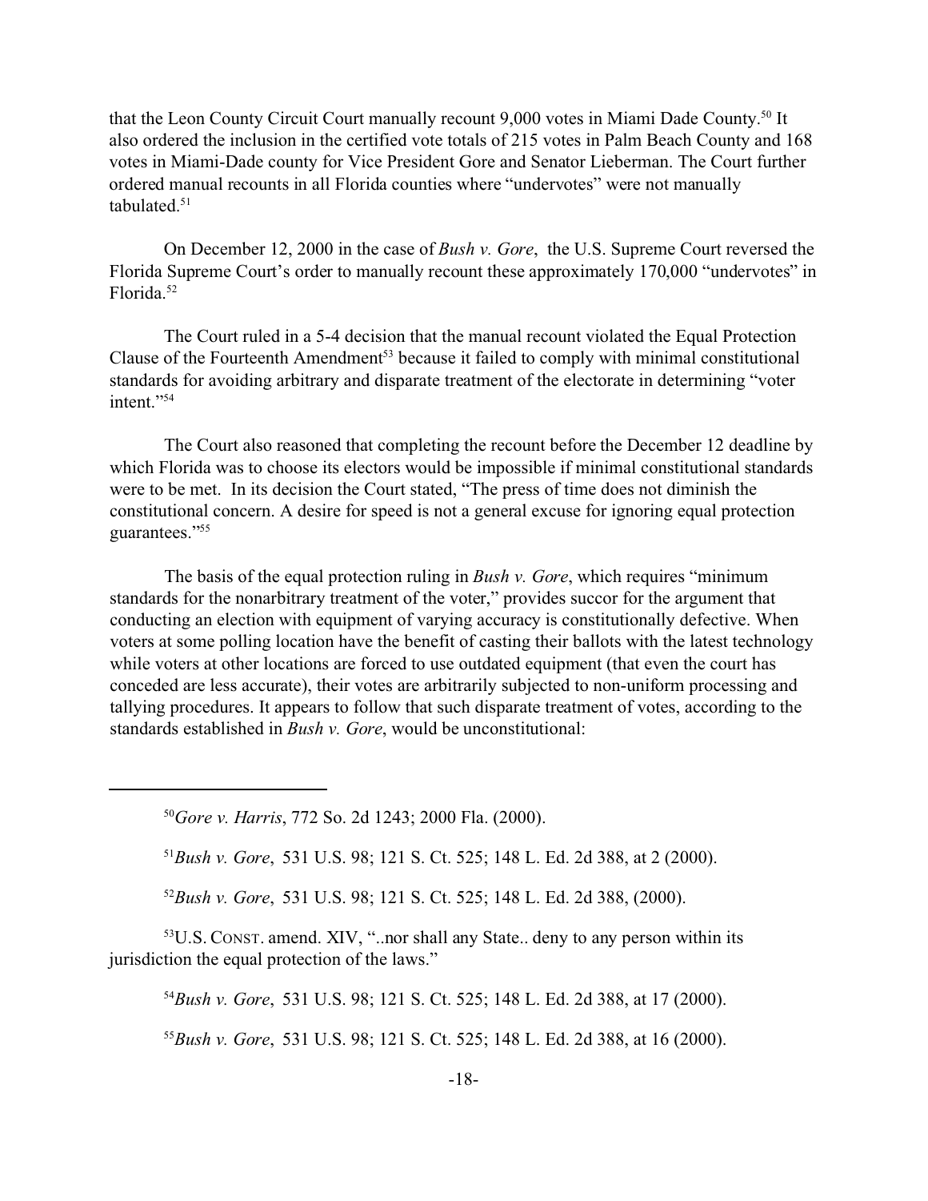that the Leon County Circuit Court manually recount 9,000 votes in Miami Dade County.[50] It also ordered the inclusion in the certified vote totals of 215 votes in Palm Beach County and 168 votes in Miami-Dade county for Vice President Gore and Senator Lieberman. The Court further ordered manual recounts in all Florida counties where "undervotes" were not manually tabulated.[51]

On December 12, 2000 in the case of *Bush v. Gore*, the U.S. Supreme Court reversed the Florida Supreme Court's order to manually recount these approximately 170,000 "undervotes" in Florida.[52]

The Court ruled in a 5-4 decision that the manual recount violated the Equal Protection Clause of the Fourteenth Amendment[53] because it failed to comply with minimal constitutional standards for avoiding arbitrary and disparate treatment of the electorate in determining "voter intent."[54]

The Court also reasoned that completing the recount before the December 12 deadline by which Florida was to choose its electors would be impossible if minimal constitutional standards were to be met. In its decision the Court stated, "The press of time does not diminish the constitutional concern. A desire for speed is not a general excuse for ignoring equal protection guarantees."[55]

The basis of the equal protection ruling in *Bush v. Gore*, which requires "minimum standards for the nonarbitrary treatment of the voter," provides succor for the argument that conducting an election with equipment of varying accuracy is constitutionally defective. When voters at some polling location have the benefit of casting their ballots with the latest technology while voters at other locations are forced to use outdated equipment (that even the court has conceded are less accurate), their votes are arbitrarily subjected to non-uniform processing and tallying procedures. It appears to follow that such disparate treatment of votes, according to the standards established in *Bush v. Gore*, would be unconstitutional:

---

[50] *Gore v. Harris*, 772 So. 2d 1243; 2000 Fla. (2000).

[51] *Bush v. Gore*, 531 U.S. 98; 121 S. Ct. 525; 148 L. Ed. 2d 388, at 2 (2000).

[52] *Bush v. Gore*, 531 U.S. 98; 121 S. Ct. 525; 148 L. Ed. 2d 388, (2000).

[53] U.S. CONST. amend. XIV, "..nor shall any State.. deny to any person within its jurisdiction the equal protection of the laws."

[54] *Bush v. Gore*, 531 U.S. 98; 121 S. Ct. 525; 148 L. Ed. 2d 388, at 17 (2000).

[55] *Bush v. Gore*, 531 U.S. 98; 121 S. Ct. 525; 148 L. Ed. 2d 388, at 16 (2000).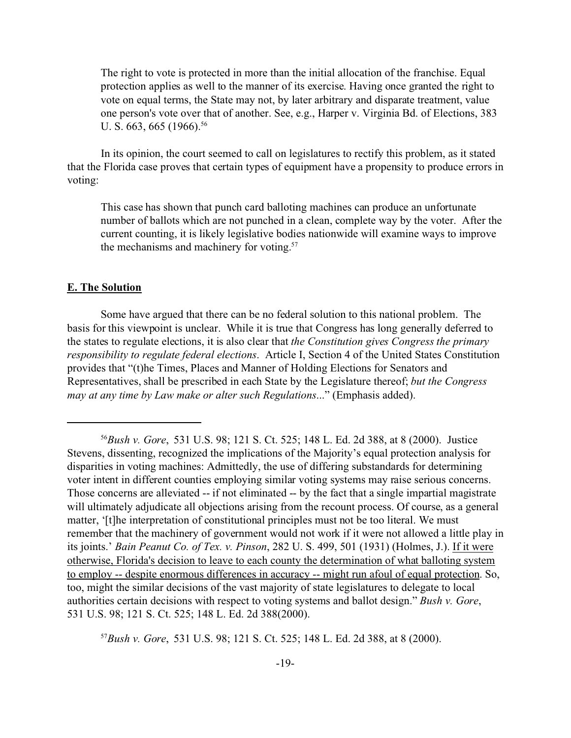> The right to vote is protected in more than the initial allocation of the franchise. Equal protection applies as well to the manner of its exercise. Having once granted the right to vote on equal terms, the State may not, by later arbitrary and disparate treatment, value one person's vote over that of another. See, e.g., Harper v. Virginia Bd. of Elections, 383 U. S. 663, 665 (1966).[56]

In its opinion, the court seemed to call on legislatures to rectify this problem, as it stated that the Florida case proves that certain types of equipment have a propensity to produce errors in voting:

> This case has shown that punch card balloting machines can produce an unfortunate number of ballots which are not punched in a clean, complete way by the voter. After the current counting, it is likely legislative bodies nationwide will examine ways to improve the mechanisms and machinery for voting.[57]

## E. The Solution

Some have argued that there can be no federal solution to this national problem. The basis for this viewpoint is unclear. While it is true that Congress has long generally deferred to the states to regulate elections, it is also clear that *the Constitution gives Congress the primary responsibility to regulate federal elections*. Article I, Section 4 of the United States Constitution provides that "(t)he Times, Places and Manner of Holding Elections for Senators and Representatives, shall be prescribed in each State by the Legislature thereof; *but the Congress may at any time by Law make or alter such Regulations*..." (Emphasis added).

---

[56] *Bush v. Gore*, 531 U.S. 98; 121 S. Ct. 525; 148 L. Ed. 2d 388, at 8 (2000). Justice Stevens, dissenting, recognized the implications of the Majority's equal protection analysis for disparities in voting machines: Admittedly, the use of differing substandards for determining voter intent in different counties employing similar voting systems may raise serious concerns. Those concerns are alleviated -- if not eliminated -- by the fact that a single impartial magistrate will ultimately adjudicate all objections arising from the recount process. Of course, as a general matter, '[t]he interpretation of constitutional principles must not be too literal. We must remember that the machinery of government would not work if it were not allowed a little play in its joints.' *Bain Peanut Co. of Tex. v. Pinson*, 282 U. S. 499, 501 (1931) (Holmes, J.). <u>If it were otherwise, Florida's decision to leave to each county the determination of what balloting system to employ -- despite enormous differences in accuracy -- might run afoul of equal protection</u>. So, too, might the similar decisions of the vast majority of state legislatures to delegate to local authorities certain decisions with respect to voting systems and ballot design." *Bush v. Gore*, 531 U.S. 98; 121 S. Ct. 525; 148 L. Ed. 2d 388(2000).

[57] *Bush v. Gore*, 531 U.S. 98; 121 S. Ct. 525; 148 L. Ed. 2d 388, at 8 (2000).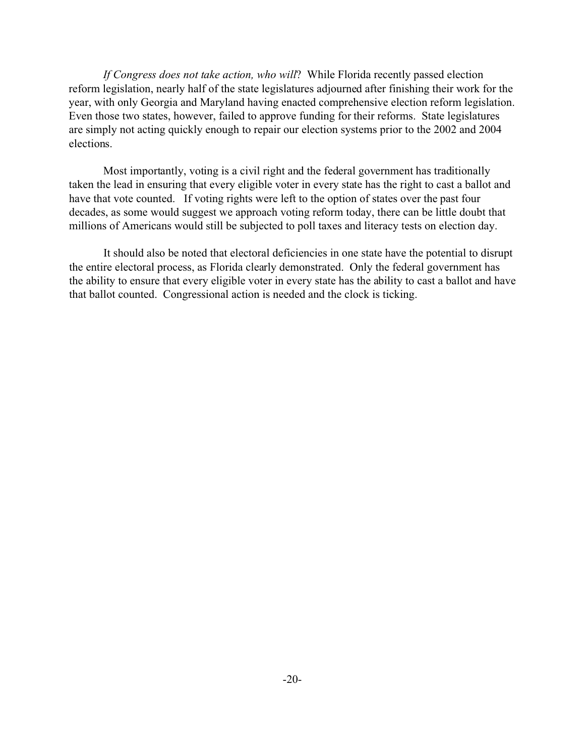*If Congress does not take action, who will*? While Florida recently passed election reform legislation, nearly half of the state legislatures adjourned after finishing their work for the year, with only Georgia and Maryland having enacted comprehensive election reform legislation. Even those two states, however, failed to approve funding for their reforms. State legislatures are simply not acting quickly enough to repair our election systems prior to the 2002 and 2004 elections.

Most importantly, voting is a civil right and the federal government has traditionally taken the lead in ensuring that every eligible voter in every state has the right to cast a ballot and have that vote counted. If voting rights were left to the option of states over the past four decades, as some would suggest we approach voting reform today, there can be little doubt that millions of Americans would still be subjected to poll taxes and literacy tests on election day.

It should also be noted that electoral deficiencies in one state have the potential to disrupt the entire electoral process, as Florida clearly demonstrated. Only the federal government has the ability to ensure that every eligible voter in every state has the ability to cast a ballot and have that ballot counted. Congressional action is needed and the clock is ticking.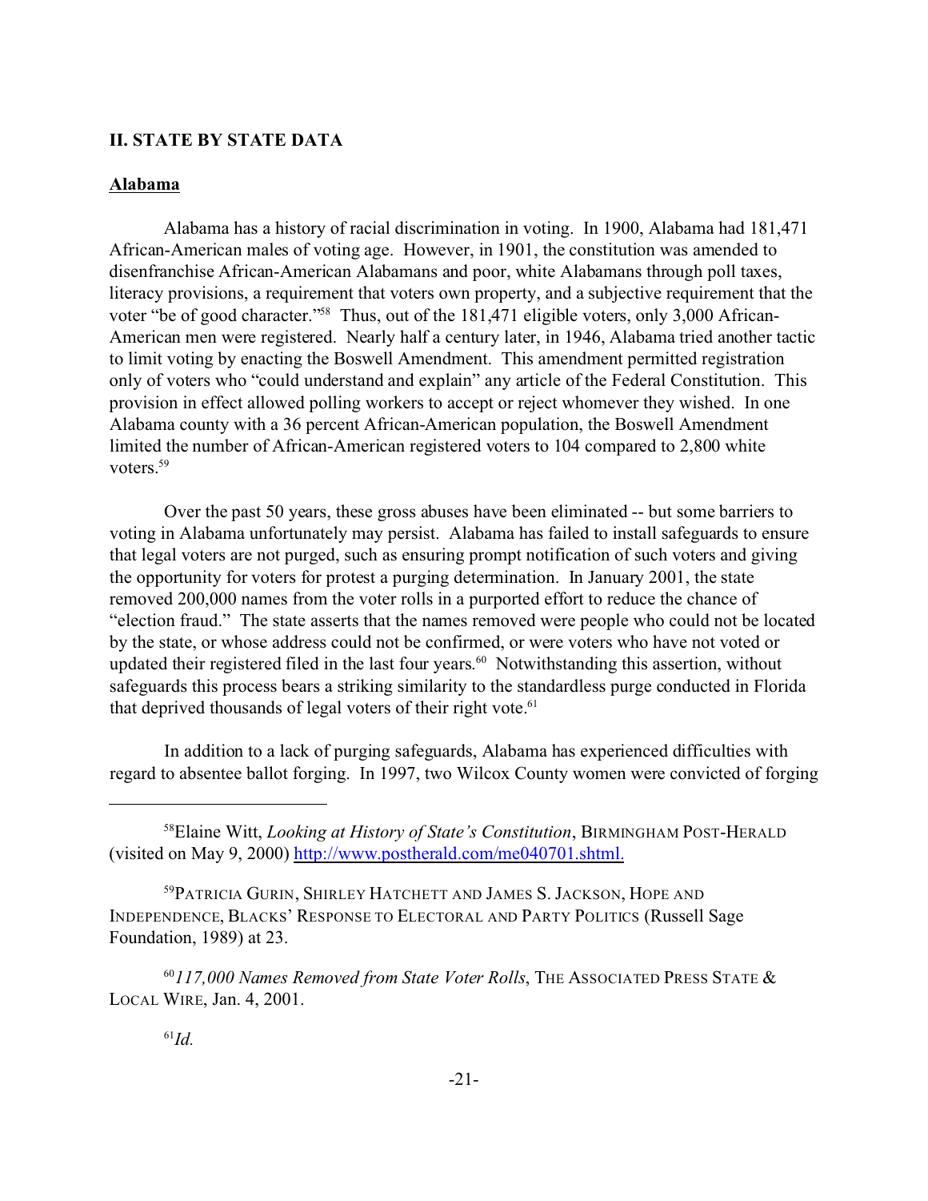## II. STATE BY STATE DATA

### Alabama

Alabama has a history of racial discrimination in voting. In 1900, Alabama had 181,471 African-American males of voting age. However, in 1901, the constitution was amended to disenfranchise African-American Alabamans and poor, white Alabamans through poll taxes, literacy provisions, a requirement that voters own property, and a subjective requirement that the voter "be of good character."[58] Thus, out of the 181,471 eligible voters, only 3,000 African-American men were registered. Nearly half a century later, in 1946, Alabama tried another tactic to limit voting by enacting the Boswell Amendment. This amendment permitted registration only of voters who "could understand and explain" any article of the Federal Constitution. This provision in effect allowed polling workers to accept or reject whomever they wished. In one Alabama county with a 36 percent African-American population, the Boswell Amendment limited the number of African-American registered voters to 104 compared to 2,800 white voters.[59]

Over the past 50 years, these gross abuses have been eliminated -- but some barriers to voting in Alabama unfortunately may persist. Alabama has failed to install safeguards to ensure that legal voters are not purged, such as ensuring prompt notification of such voters and giving the opportunity for voters for protest a purging determination. In January 2001, the state removed 200,000 names from the voter rolls in a purported effort to reduce the chance of "election fraud." The state asserts that the names removed were people who could not be located by the state, or whose address could not be confirmed, or were voters who have not voted or updated their registered filed in the last four years.[60] Notwithstanding this assertion, without safeguards this process bears a striking similarity to the standardless purge conducted in Florida that deprived thousands of legal voters of their right vote.[61]

In addition to a lack of purging safeguards, Alabama has experienced difficulties with regard to absentee ballot forging. In 1997, two Wilcox County women were convicted of forging

---

[58] Elaine Witt, *Looking at History of State's Constitution*, BIRMINGHAM POST-HERALD (visited on May 9, 2000) http://www.postherald.com/me040701.shtml.

[59] PATRICIA GURIN, SHIRLEY HATCHETT AND JAMES S. JACKSON, HOPE AND INDEPENDENCE, BLACKS' RESPONSE TO ELECTORAL AND PARTY POLITICS (Russell Sage Foundation, 1989) at 23.

[60] *117,000 Names Removed from State Voter Rolls*, THE ASSOCIATED PRESS STATE & LOCAL WIRE, Jan. 4, 2001.

[61] *Id.*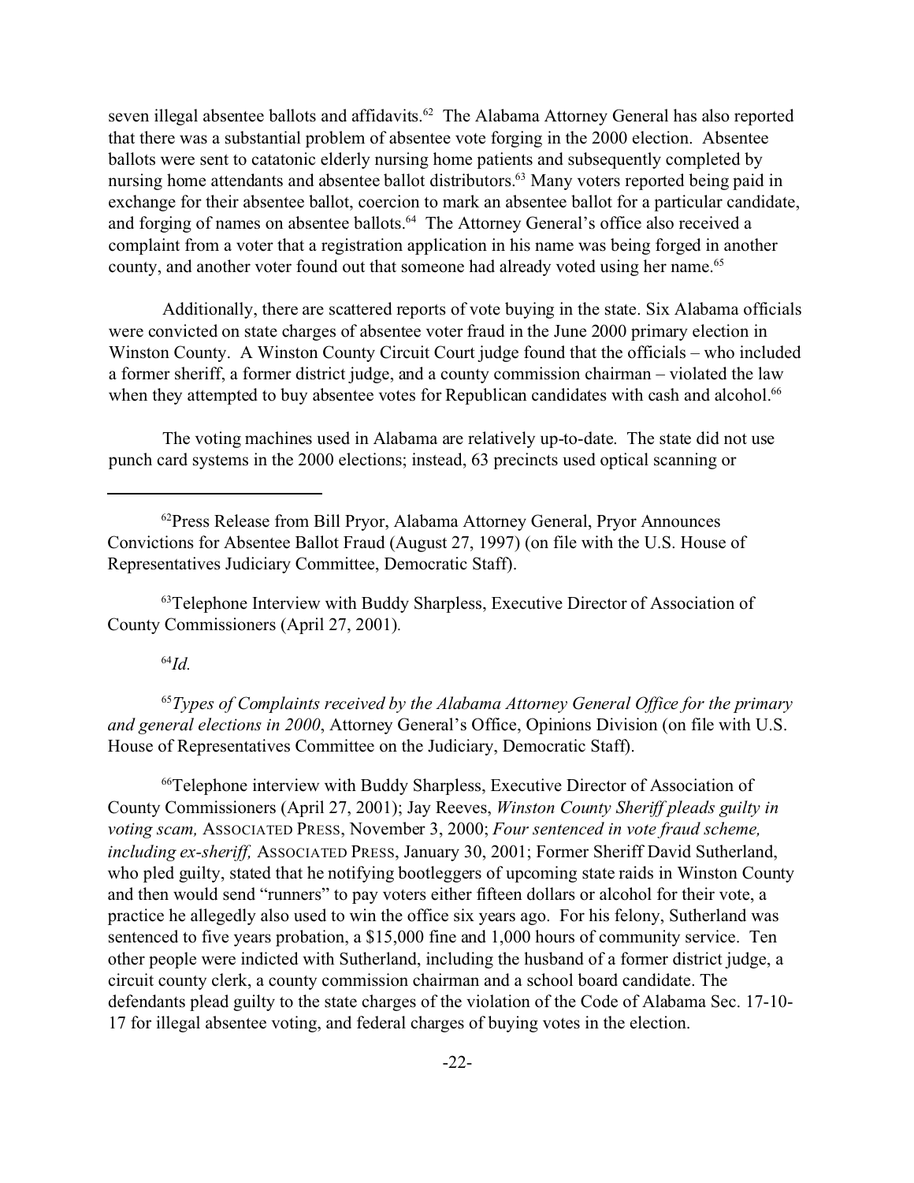seven illegal absentee ballots and affidavits.[62] The Alabama Attorney General has also reported that there was a substantial problem of absentee vote forging in the 2000 election. Absentee ballots were sent to catatonic elderly nursing home patients and subsequently completed by nursing home attendants and absentee ballot distributors.[63] Many voters reported being paid in exchange for their absentee ballot, coercion to mark an absentee ballot for a particular candidate, and forging of names on absentee ballots.[64] The Attorney General's office also received a complaint from a voter that a registration application in his name was being forged in another county, and another voter found out that someone had already voted using her name.[65]

Additionally, there are scattered reports of vote buying in the state. Six Alabama officials were convicted on state charges of absentee voter fraud in the June 2000 primary election in Winston County. A Winston County Circuit Court judge found that the officials – who included a former sheriff, a former district judge, and a county commission chairman – violated the law when they attempted to buy absentee votes for Republican candidates with cash and alcohol.[66]

The voting machines used in Alabama are relatively up-to-date. The state did not use punch card systems in the 2000 elections; instead, 63 precincts used optical scanning or

---

[62] Press Release from Bill Pryor, Alabama Attorney General, Pryor Announces Convictions for Absentee Ballot Fraud (August 27, 1997) (on file with the U.S. House of Representatives Judiciary Committee, Democratic Staff).

[63] Telephone Interview with Buddy Sharpless, Executive Director of Association of County Commissioners (April 27, 2001).

[64] *Id.*

[65] *Types of Complaints received by the Alabama Attorney General Office for the primary and general elections in 2000*, Attorney General's Office, Opinions Division (on file with U.S. House of Representatives Committee on the Judiciary, Democratic Staff).

[66] Telephone interview with Buddy Sharpless, Executive Director of Association of County Commissioners (April 27, 2001); Jay Reeves, *Winston County Sheriff pleads guilty in voting scam,* ASSOCIATED PRESS, November 3, 2000; *Four sentenced in vote fraud scheme, including ex-sheriff,* ASSOCIATED PRESS, January 30, 2001; Former Sheriff David Sutherland, who pled guilty, stated that he notifying bootleggers of upcoming state raids in Winston County and then would send "runners" to pay voters either fifteen dollars or alcohol for their vote, a practice he allegedly also used to win the office six years ago. For his felony, Sutherland was sentenced to five years probation, a $15,000 fine and 1,000 hours of community service. Ten other people were indicted with Sutherland, including the husband of a former district judge, a circuit county clerk, a county commission chairman and a school board candidate. The defendants plead guilty to the state charges of the violation of the Code of Alabama Sec. 17-10-17 for illegal absentee voting, and federal charges of buying votes in the election.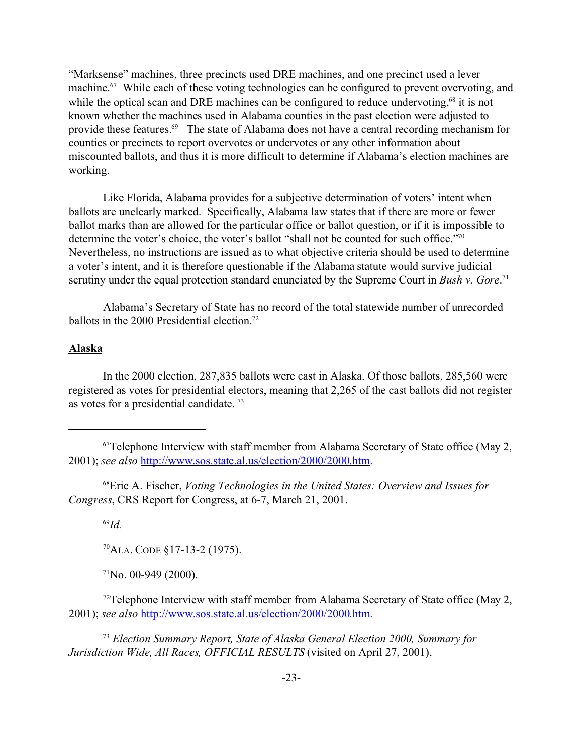"Marksense" machines, three precincts used DRE machines, and one precinct used a lever machine.[67] While each of these voting technologies can be configured to prevent overvoting, and while the optical scan and DRE machines can be configured to reduce undervoting,[68] it is not known whether the machines used in Alabama counties in the past election were adjusted to provide these features.[69] The state of Alabama does not have a central recording mechanism for counties or precincts to report overvotes or undervotes or any other information about miscounted ballots, and thus it is more difficult to determine if Alabama's election machines are working.

Like Florida, Alabama provides for a subjective determination of voters' intent when ballots are unclearly marked. Specifically, Alabama law states that if there are more or fewer ballot marks than are allowed for the particular office or ballot question, or if it is impossible to determine the voter's choice, the voter's ballot "shall not be counted for such office."[70] Nevertheless, no instructions are issued as to what objective criteria should be used to determine a voter's intent, and it is therefore questionable if the Alabama statute would survive judicial scrutiny under the equal protection standard enunciated by the Supreme Court in *Bush v. Gore*.[71]

Alabama's Secretary of State has no record of the total statewide number of unrecorded ballots in the 2000 Presidential election.[72]

## Alaska

In the 2000 election, 287,835 ballots were cast in Alaska. Of those ballots, 285,560 were registered as votes for presidential electors, meaning that 2,265 of the cast ballots did not register as votes for a presidential candidate.[73]

---

[67] Telephone Interview with staff member from Alabama Secretary of State office (May 2, 2001); *see also* http://www.sos.state.al.us/election/2000/2000.htm.

[68] Eric A. Fischer, *Voting Technologies in the United States: Overview and Issues for Congress*, CRS Report for Congress, at 6-7, March 21, 2001.

[69] *Id.*

[70] ALA. CODE §17-13-2 (1975).

[71] No. 00-949 (2000).

[72] Telephone Interview with staff member from Alabama Secretary of State office (May 2, 2001); *see also* http://www.sos.state.al.us/election/2000/2000.htm.

[73] *Election Summary Report, State of Alaska General Election 2000, Summary for Jurisdiction Wide, All Races, OFFICIAL RESULTS* (visited on April 27, 2001),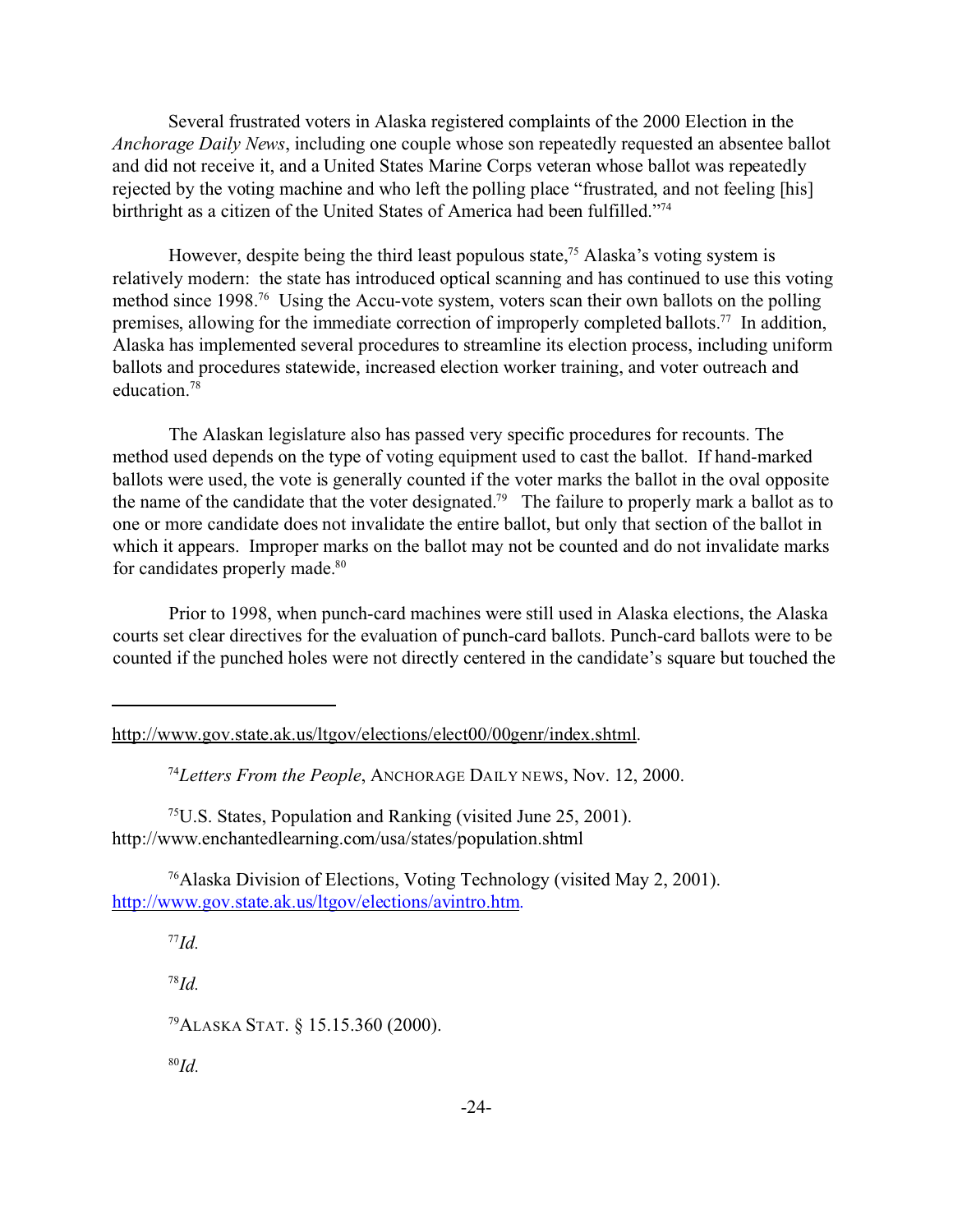Several frustrated voters in Alaska registered complaints of the 2000 Election in the *Anchorage Daily News*, including one couple whose son repeatedly requested an absentee ballot and did not receive it, and a United States Marine Corps veteran whose ballot was repeatedly rejected by the voting machine and who left the polling place "frustrated, and not feeling [his] birthright as a citizen of the United States of America had been fulfilled."[74]

However, despite being the third least populous state,[75] Alaska's voting system is relatively modern: the state has introduced optical scanning and has continued to use this voting method since 1998.[76] Using the Accu-vote system, voters scan their own ballots on the polling premises, allowing for the immediate correction of improperly completed ballots.[77] In addition, Alaska has implemented several procedures to streamline its election process, including uniform ballots and procedures statewide, increased election worker training, and voter outreach and education.[78]

The Alaskan legislature also has passed very specific procedures for recounts. The method used depends on the type of voting equipment used to cast the ballot. If hand-marked ballots were used, the vote is generally counted if the voter marks the ballot in the oval opposite the name of the candidate that the voter designated.[79] The failure to properly mark a ballot as to one or more candidate does not invalidate the entire ballot, but only that section of the ballot in which it appears. Improper marks on the ballot may not be counted and do not invalidate marks for candidates properly made.[80]

Prior to 1998, when punch-card machines were still used in Alaska elections, the Alaska courts set clear directives for the evaluation of punch-card ballots. Punch-card ballots were to be counted if the punched holes were not directly centered in the candidate's square but touched the

---

http://www.gov.state.ak.us/ltgov/elections/elect00/00genr/index.shtml.

[74]*Letters From the People*, ANCHORAGE DAILY NEWS, Nov. 12, 2000.

[75]U.S. States, Population and Ranking (visited June 25, 2001). http://www.enchantedlearning.com/usa/states/population.shtml

[76]Alaska Division of Elections, Voting Technology (visited May 2, 2001). http://www.gov.state.ak.us/ltgov/elections/avintro.htm.

[77]*Id.*

[78]*Id.*

[79]ALASKA STAT. § 15.15.360 (2000).

[80]*Id.*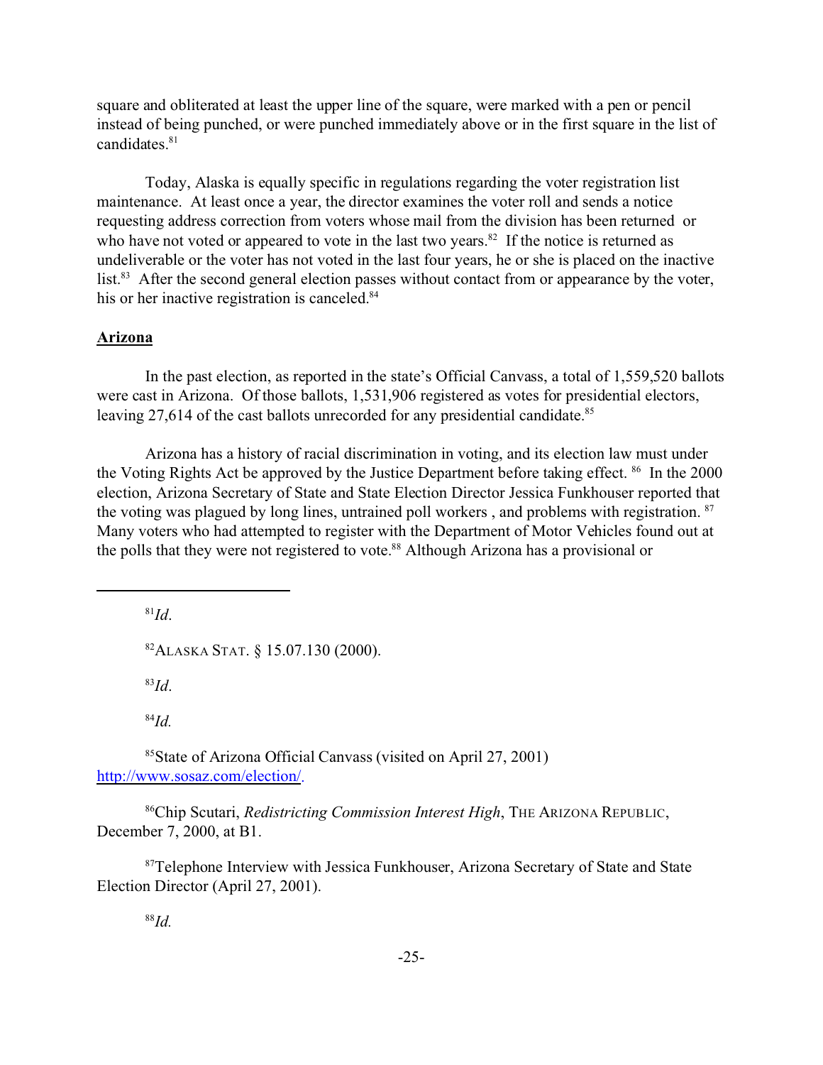square and obliterated at least the upper line of the square, were marked with a pen or pencil instead of being punched, or were punched immediately above or in the first square in the list of candidates.[81]

Today, Alaska is equally specific in regulations regarding the voter registration list maintenance. At least once a year, the director examines the voter roll and sends a notice requesting address correction from voters whose mail from the division has been returned or who have not voted or appeared to vote in the last two years.[82] If the notice is returned as undeliverable or the voter has not voted in the last four years, he or she is placed on the inactive list.[83] After the second general election passes without contact from or appearance by the voter, his or her inactive registration is canceled.[84]

## Arizona

In the past election, as reported in the state's Official Canvass, a total of 1,559,520 ballots were cast in Arizona. Of those ballots, 1,531,906 registered as votes for presidential electors, leaving 27,614 of the cast ballots unrecorded for any presidential candidate.[85]

Arizona has a history of racial discrimination in voting, and its election law must under the Voting Rights Act be approved by the Justice Department before taking effect.[86] In the 2000 election, Arizona Secretary of State and State Election Director Jessica Funkhouser reported that the voting was plagued by long lines, untrained poll workers , and problems with registration.[87] Many voters who had attempted to register with the Department of Motor Vehicles found out at the polls that they were not registered to vote.[88] Although Arizona has a provisional or

---

[81] *Id*.

[82] ALASKA STAT. § 15.07.130 (2000).

[83] *Id*.

[84] *Id.*

[85] State of Arizona Official Canvass (visited on April 27, 2001) http://www.sosaz.com/election/.

[86] Chip Scutari, *Redistricting Commission Interest High*, THE ARIZONA REPUBLIC, December 7, 2000, at B1.

[87] Telephone Interview with Jessica Funkhouser, Arizona Secretary of State and State Election Director (April 27, 2001).

[88] *Id.*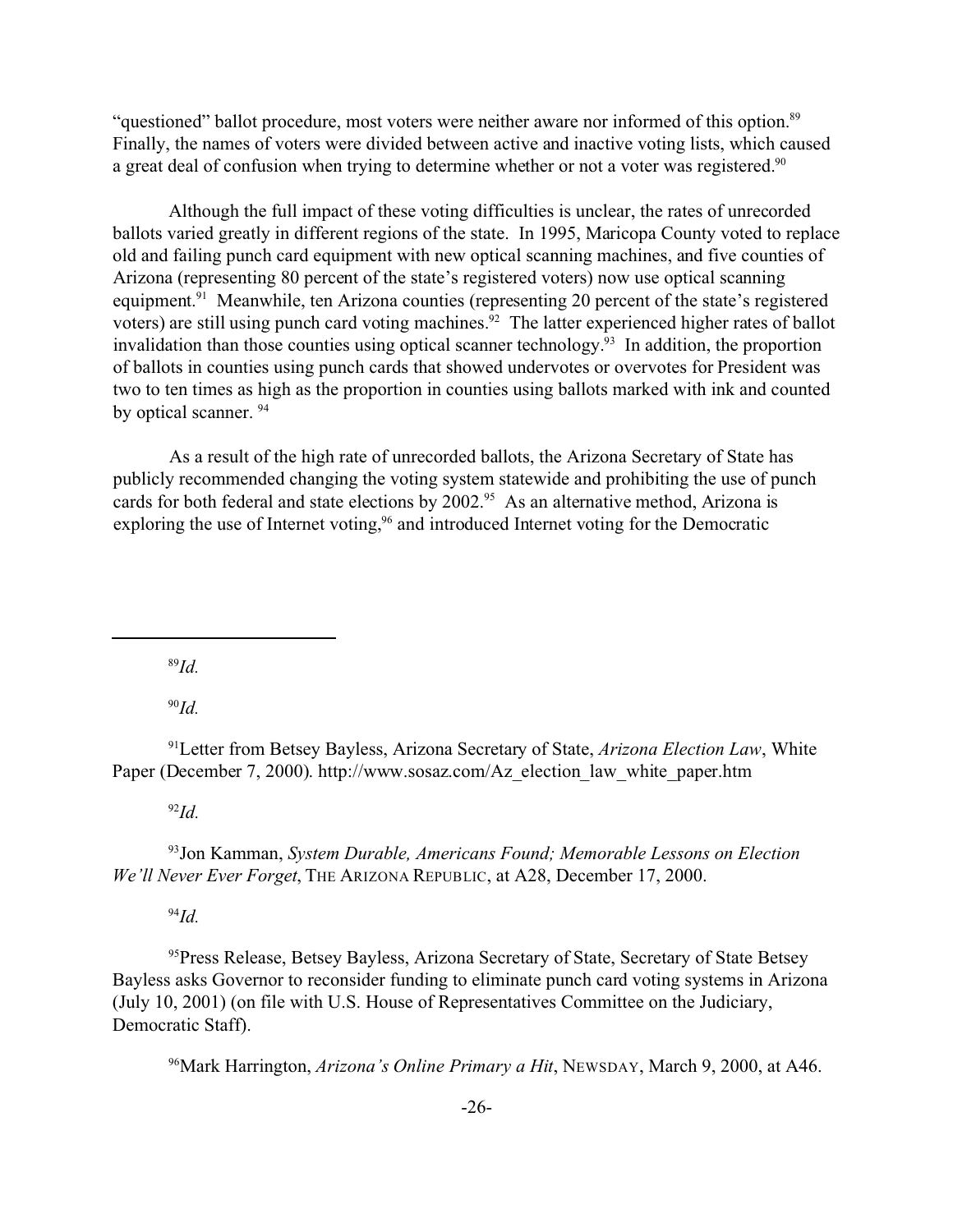"questioned" ballot procedure, most voters were neither aware nor informed of this option.[89] Finally, the names of voters were divided between active and inactive voting lists, which caused a great deal of confusion when trying to determine whether or not a voter was registered.[90]

Although the full impact of these voting difficulties is unclear, the rates of unrecorded ballots varied greatly in different regions of the state. In 1995, Maricopa County voted to replace old and failing punch card equipment with new optical scanning machines, and five counties of Arizona (representing 80 percent of the state's registered voters) now use optical scanning equipment.[91] Meanwhile, ten Arizona counties (representing 20 percent of the state's registered voters) are still using punch card voting machines.[92] The latter experienced higher rates of ballot invalidation than those counties using optical scanner technology.[93] In addition, the proportion of ballots in counties using punch cards that showed undervotes or overvotes for President was two to ten times as high as the proportion in counties using ballots marked with ink and counted by optical scanner.[94]

As a result of the high rate of unrecorded ballots, the Arizona Secretary of State has publicly recommended changing the voting system statewide and prohibiting the use of punch cards for both federal and state elections by 2002.[95] As an alternative method, Arizona is exploring the use of Internet voting,[96] and introduced Internet voting for the Democratic

---

[89] *Id.*

[90] *Id.*

[91] Letter from Betsey Bayless, Arizona Secretary of State, *Arizona Election Law*, White Paper (December 7, 2000). http://www.sosaz.com/Az_election_law_white_paper.htm

[92] *Id.*

[93] Jon Kamman, *System Durable, Americans Found; Memorable Lessons on Election We'll Never Ever Forget*, THE ARIZONA REPUBLIC, at A28, December 17, 2000.

[94] *Id.*

[95] Press Release, Betsey Bayless, Arizona Secretary of State, Secretary of State Betsey Bayless asks Governor to reconsider funding to eliminate punch card voting systems in Arizona (July 10, 2001) (on file with U.S. House of Representatives Committee on the Judiciary, Democratic Staff).

[96] Mark Harrington, *Arizona's Online Primary a Hit*, NEWSDAY, March 9, 2000, at A46.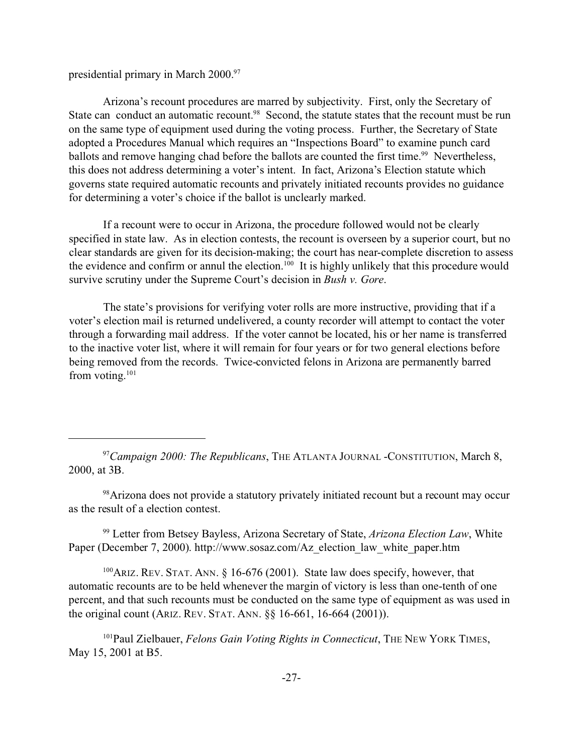presidential primary in March 2000.[97]

Arizona's recount procedures are marred by subjectivity. First, only the Secretary of State can conduct an automatic recount.[98] Second, the statute states that the recount must be run on the same type of equipment used during the voting process. Further, the Secretary of State adopted a Procedures Manual which requires an "Inspections Board" to examine punch card ballots and remove hanging chad before the ballots are counted the first time.[99] Nevertheless, this does not address determining a voter's intent. In fact, Arizona's Election statute which governs state required automatic recounts and privately initiated recounts provides no guidance for determining a voter's choice if the ballot is unclearly marked.

If a recount were to occur in Arizona, the procedure followed would not be clearly specified in state law. As in election contests, the recount is overseen by a superior court, but no clear standards are given for its decision-making; the court has near-complete discretion to assess the evidence and confirm or annul the election.[100] It is highly unlikely that this procedure would survive scrutiny under the Supreme Court's decision in *Bush v. Gore*.

The state's provisions for verifying voter rolls are more instructive, providing that if a voter's election mail is returned undelivered, a county recorder will attempt to contact the voter through a forwarding mail address. If the voter cannot be located, his or her name is transferred to the inactive voter list, where it will remain for four years or for two general elections before being removed from the records. Twice-convicted felons in Arizona are permanently barred from voting.[101]

---

[97] *Campaign 2000: The Republicans*, THE ATLANTA JOURNAL -CONSTITUTION, March 8, 2000, at 3B.

[98] Arizona does not provide a statutory privately initiated recount but a recount may occur as the result of a election contest.

[99] Letter from Betsey Bayless, Arizona Secretary of State, *Arizona Election Law*, White Paper (December 7, 2000). http://www.sosaz.com/Az_election_law_white_paper.htm

[100] ARIZ. REV. STAT. ANN. § 16-676 (2001). State law does specify, however, that automatic recounts are to be held whenever the margin of victory is less than one-tenth of one percent, and that such recounts must be conducted on the same type of equipment as was used in the original count (ARIZ. REV. STAT. ANN. §§ 16-661, 16-664 (2001)).

[101] Paul Zielbauer, *Felons Gain Voting Rights in Connecticut*, THE NEW YORK TIMES, May 15, 2001 at B5.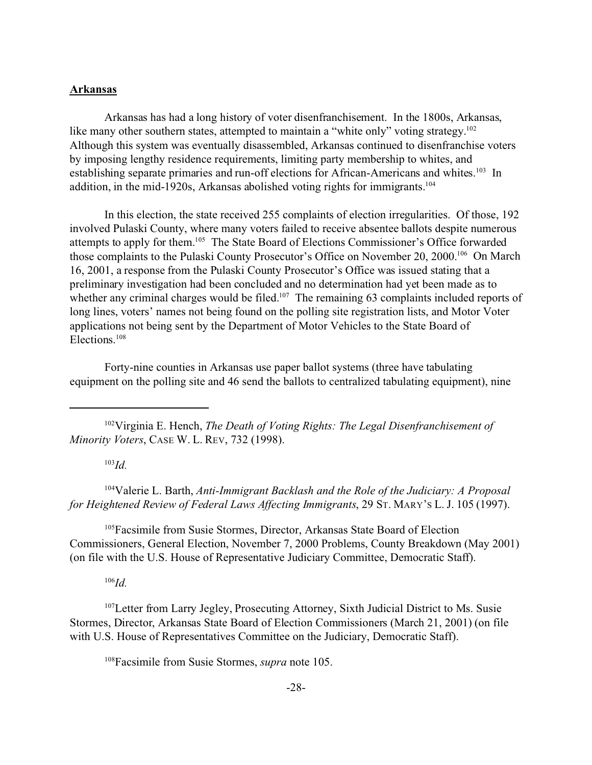**Arkansas**

Arkansas has had a long history of voter disenfranchisement. In the 1800s, Arkansas, like many other southern states, attempted to maintain a "white only" voting strategy.[102] Although this system was eventually disassembled, Arkansas continued to disenfranchise voters by imposing lengthy residence requirements, limiting party membership to whites, and establishing separate primaries and run-off elections for African-Americans and whites.[103] In addition, in the mid-1920s, Arkansas abolished voting rights for immigrants.[104]

In this election, the state received 255 complaints of election irregularities. Of those, 192 involved Pulaski County, where many voters failed to receive absentee ballots despite numerous attempts to apply for them.[105] The State Board of Elections Commissioner's Office forwarded those complaints to the Pulaski County Prosecutor's Office on November 20, 2000.[106] On March 16, 2001, a response from the Pulaski County Prosecutor's Office was issued stating that a preliminary investigation had been concluded and no determination had yet been made as to whether any criminal charges would be filed.[107] The remaining 63 complaints included reports of long lines, voters' names not being found on the polling site registration lists, and Motor Voter applications not being sent by the Department of Motor Vehicles to the State Board of Elections.[108]

Forty-nine counties in Arkansas use paper ballot systems (three have tabulating equipment on the polling site and 46 send the ballots to centralized tabulating equipment), nine

---

[102] Virginia E. Hench, *The Death of Voting Rights: The Legal Disenfranchisement of Minority Voters*, CASE W. L. REV, 732 (1998).

[103] *Id.*

[104] Valerie L. Barth, *Anti-Immigrant Backlash and the Role of the Judiciary: A Proposal for Heightened Review of Federal Laws Affecting Immigrants*, 29 ST. MARY'S L. J. 105 (1997).

[105] Facsimile from Susie Stormes, Director, Arkansas State Board of Election Commissioners, General Election, November 7, 2000 Problems, County Breakdown (May 2001) (on file with the U.S. House of Representative Judiciary Committee, Democratic Staff).

[106] *Id.*

[107] Letter from Larry Jegley, Prosecuting Attorney, Sixth Judicial District to Ms. Susie Stormes, Director, Arkansas State Board of Election Commissioners (March 21, 2001) (on file with U.S. House of Representatives Committee on the Judiciary, Democratic Staff).

[108] Facsimile from Susie Stormes, *supra* note 105.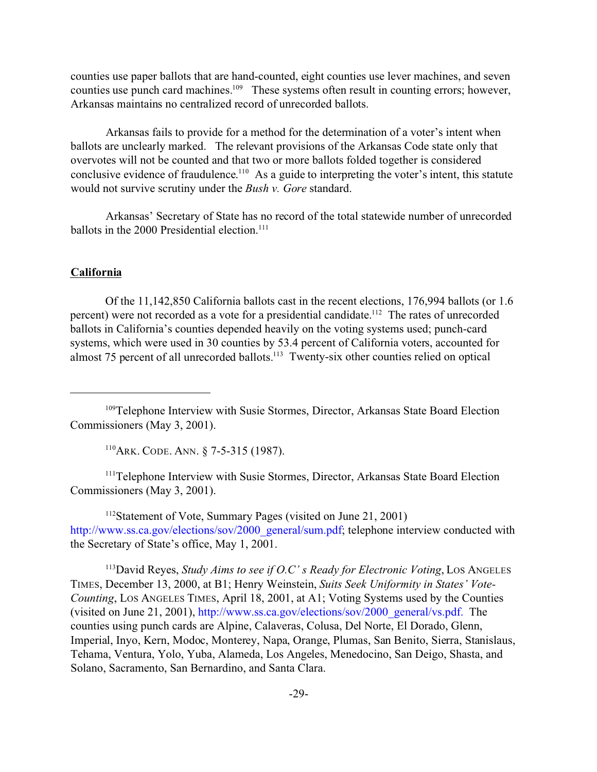counties use paper ballots that are hand-counted, eight counties use lever machines, and seven counties use punch card machines.[109] These systems often result in counting errors; however, Arkansas maintains no centralized record of unrecorded ballots.

Arkansas fails to provide for a method for the determination of a voter's intent when ballots are unclearly marked. The relevant provisions of the Arkansas Code state only that overvotes will not be counted and that two or more ballots folded together is considered conclusive evidence of fraudulence.[110] As a guide to interpreting the voter's intent, this statute would not survive scrutiny under the *Bush v. Gore* standard.

Arkansas' Secretary of State has no record of the total statewide number of unrecorded ballots in the 2000 Presidential election.[111]

**California**

Of the 11,142,850 California ballots cast in the recent elections, 176,994 ballots (or 1.6 percent) were not recorded as a vote for a presidential candidate.[112] The rates of unrecorded ballots in California's counties depended heavily on the voting systems used; punch-card systems, which were used in 30 counties by 53.4 percent of California voters, accounted for almost 75 percent of all unrecorded ballots.[113] Twenty-six other counties relied on optical

---

[109] Telephone Interview with Susie Stormes, Director, Arkansas State Board Election Commissioners (May 3, 2001).

[110] ARK. CODE. ANN. § 7-5-315 (1987).

[111] Telephone Interview with Susie Stormes, Director, Arkansas State Board Election Commissioners (May 3, 2001).

[112] Statement of Vote, Summary Pages (visited on June 21, 2001) http://www.ss.ca.gov/elections/sov/2000_general/sum.pdf; telephone interview conducted with the Secretary of State's office, May 1, 2001.

[113] David Reyes, *Study Aims to see if O.C' s Ready for Electronic Voting*, LOS ANGELES TIMES, December 13, 2000, at B1; Henry Weinstein, *Suits Seek Uniformity in States' Vote-Counting*, LOS ANGELES TIMES, April 18, 2001, at A1; Voting Systems used by the Counties (visited on June 21, 2001), http://www.ss.ca.gov/elections/sov/2000_general/vs.pdf. The counties using punch cards are Alpine, Calaveras, Colusa, Del Norte, El Dorado, Glenn, Imperial, Inyo, Kern, Modoc, Monterey, Napa, Orange, Plumas, San Benito, Sierra, Stanislaus, Tehama, Ventura, Yolo, Yuba, Alameda, Los Angeles, Menedocino, San Deigo, Shasta, and Solano, Sacramento, San Bernardino, and Santa Clara.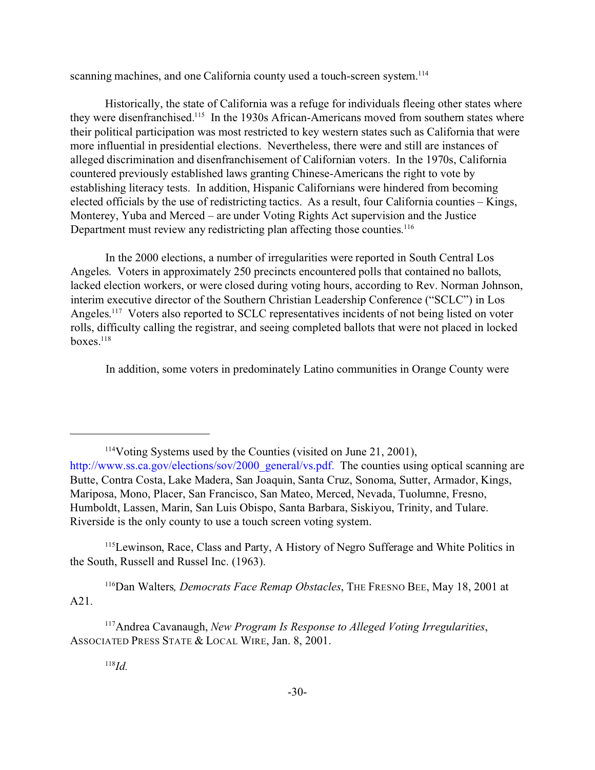scanning machines, and one California county used a touch-screen system.[114]

Historically, the state of California was a refuge for individuals fleeing other states where they were disenfranchised.[115] In the 1930s African-Americans moved from southern states where their political participation was most restricted to key western states such as California that were more influential in presidential elections. Nevertheless, there were and still are instances of alleged discrimination and disenfranchisement of Californian voters. In the 1970s, California countered previously established laws granting Chinese-Americans the right to vote by establishing literacy tests. In addition, Hispanic Californians were hindered from becoming elected officials by the use of redistricting tactics. As a result, four California counties – Kings, Monterey, Yuba and Merced – are under Voting Rights Act supervision and the Justice Department must review any redistricting plan affecting those counties.[116]

In the 2000 elections, a number of irregularities were reported in South Central Los Angeles. Voters in approximately 250 precincts encountered polls that contained no ballots, lacked election workers, or were closed during voting hours, according to Rev. Norman Johnson, interim executive director of the Southern Christian Leadership Conference ("SCLC") in Los Angeles.[117] Voters also reported to SCLC representatives incidents of not being listed on voter rolls, difficulty calling the registrar, and seeing completed ballots that were not placed in locked boxes.[118]

In addition, some voters in predominately Latino communities in Orange County were

---

[114] Voting Systems used by the Counties (visited on June 21, 2001), http://www.ss.ca.gov/elections/sov/2000_general/vs.pdf. The counties using optical scanning are Butte, Contra Costa, Lake Madera, San Joaquin, Santa Cruz, Sonoma, Sutter, Armador, Kings, Mariposa, Mono, Placer, San Francisco, San Mateo, Merced, Nevada, Tuolumne, Fresno, Humboldt, Lassen, Marin, San Luis Obispo, Santa Barbara, Siskiyou, Trinity, and Tulare. Riverside is the only county to use a touch screen voting system.

[115] Lewinson, Race, Class and Party, A History of Negro Sufferage and White Politics in the South, Russell and Russel Inc. (1963).

[116] Dan Walters*, Democrats Face Remap Obstacles*, THE FRESNO BEE, May 18, 2001 at A21.

[117] Andrea Cavanaugh, *New Program Is Response to Alleged Voting Irregularities*, ASSOCIATED PRESS STATE & LOCAL WIRE, Jan. 8, 2001.

[118] *Id.*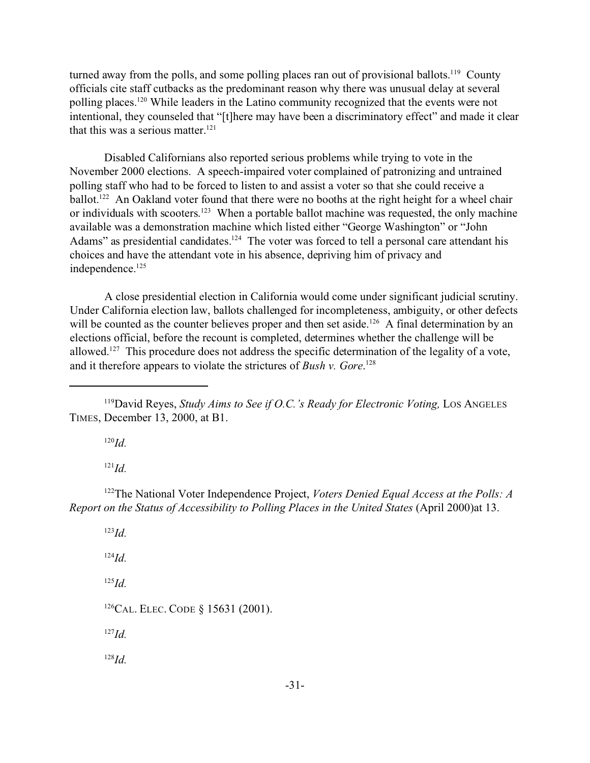turned away from the polls, and some polling places ran out of provisional ballots.[119] County officials cite staff cutbacks as the predominant reason why there was unusual delay at several polling places.[120] While leaders in the Latino community recognized that the events were not intentional, they counseled that "[t]here may have been a discriminatory effect" and made it clear that this was a serious matter.[121]

Disabled Californians also reported serious problems while trying to vote in the November 2000 elections. A speech-impaired voter complained of patronizing and untrained polling staff who had to be forced to listen to and assist a voter so that she could receive a ballot.[122] An Oakland voter found that there were no booths at the right height for a wheel chair or individuals with scooters.[123] When a portable ballot machine was requested, the only machine available was a demonstration machine which listed either "George Washington" or "John Adams" as presidential candidates.[124] The voter was forced to tell a personal care attendant his choices and have the attendant vote in his absence, depriving him of privacy and independence.[125]

A close presidential election in California would come under significant judicial scrutiny. Under California election law, ballots challenged for incompleteness, ambiguity, or other defects will be counted as the counter believes proper and then set aside.[126] A final determination by an elections official, before the recount is completed, determines whether the challenge will be allowed.[127] This procedure does not address the specific determination of the legality of a vote, and it therefore appears to violate the strictures of *Bush v. Gore*.[128]

---

[119] David Reyes, *Study Aims to See if O.C.'s Ready for Electronic Voting,* LOS ANGELES TIMES, December 13, 2000, at B1.

[120] *Id.*

[121] *Id.*

[122] The National Voter Independence Project, *Voters Denied Equal Access at the Polls: A Report on the Status of Accessibility to Polling Places in the United States* (April 2000)at 13.

[123] *Id.*

[124] *Id.*

[125] *Id.*

[126] CAL. ELEC. CODE § 15631 (2001).

[127] *Id.*

[128] *Id.*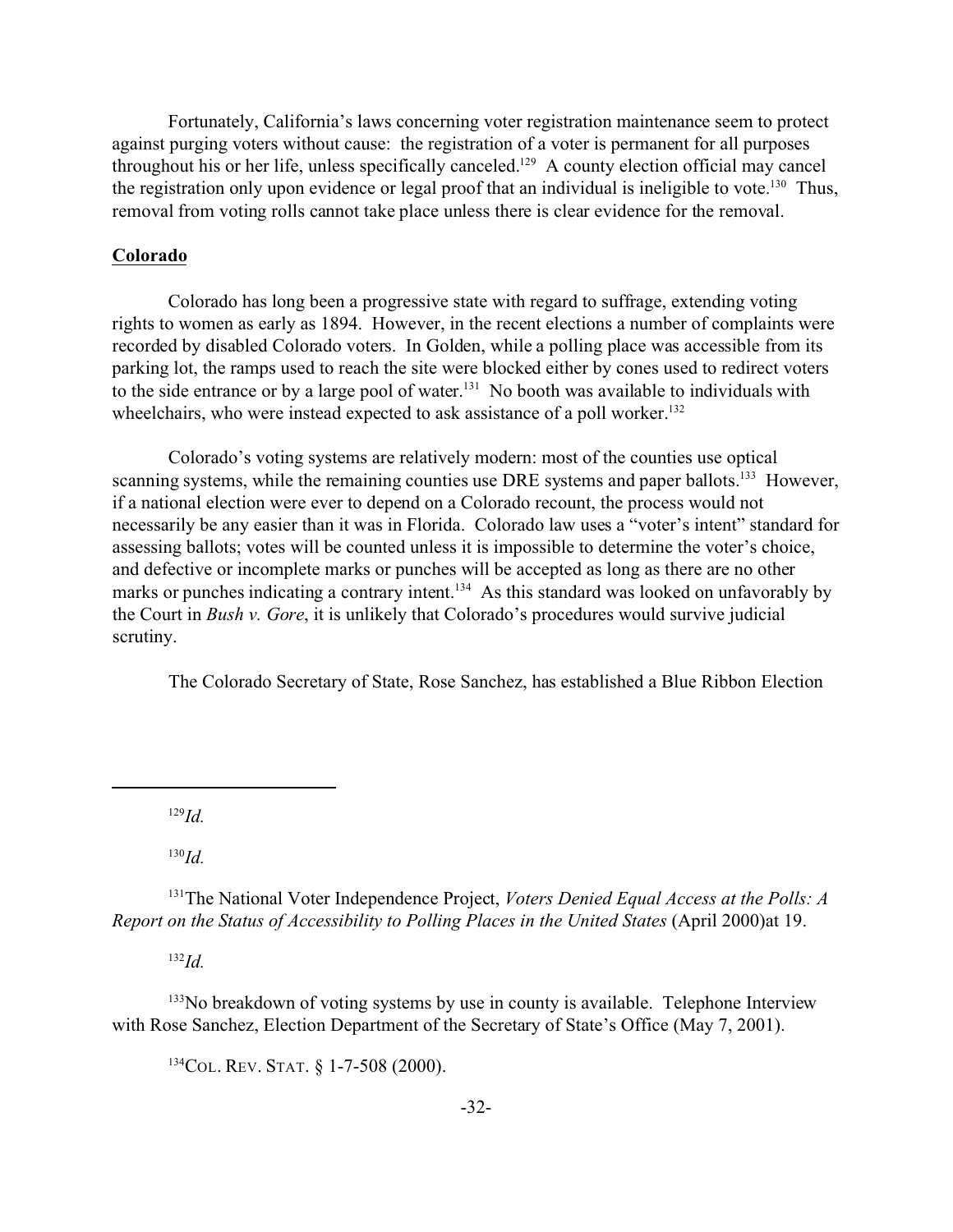Fortunately, California's laws concerning voter registration maintenance seem to protect against purging voters without cause: the registration of a voter is permanent for all purposes throughout his or her life, unless specifically canceled.[129] A county election official may cancel the registration only upon evidence or legal proof that an individual is ineligible to vote.[130] Thus, removal from voting rolls cannot take place unless there is clear evidence for the removal.

**Colorado**

Colorado has long been a progressive state with regard to suffrage, extending voting rights to women as early as 1894. However, in the recent elections a number of complaints were recorded by disabled Colorado voters. In Golden, while a polling place was accessible from its parking lot, the ramps used to reach the site were blocked either by cones used to redirect voters to the side entrance or by a large pool of water.[131] No booth was available to individuals with wheelchairs, who were instead expected to ask assistance of a poll worker.[132]

Colorado's voting systems are relatively modern: most of the counties use optical scanning systems, while the remaining counties use DRE systems and paper ballots.[133] However, if a national election were ever to depend on a Colorado recount, the process would not necessarily be any easier than it was in Florida. Colorado law uses a "voter's intent" standard for assessing ballots; votes will be counted unless it is impossible to determine the voter's choice, and defective or incomplete marks or punches will be accepted as long as there are no other marks or punches indicating a contrary intent.[134] As this standard was looked on unfavorably by the Court in *Bush v. Gore*, it is unlikely that Colorado's procedures would survive judicial scrutiny.

The Colorado Secretary of State, Rose Sanchez, has established a Blue Ribbon Election

---

[129] *Id.*

[130] *Id.*

[131] The National Voter Independence Project, *Voters Denied Equal Access at the Polls: A Report on the Status of Accessibility to Polling Places in the United States* (April 2000)at 19.

[132] *Id.*

[133] No breakdown of voting systems by use in county is available. Telephone Interview with Rose Sanchez, Election Department of the Secretary of State's Office (May 7, 2001).

[134] COL. REV. STAT. § 1-7-508 (2000).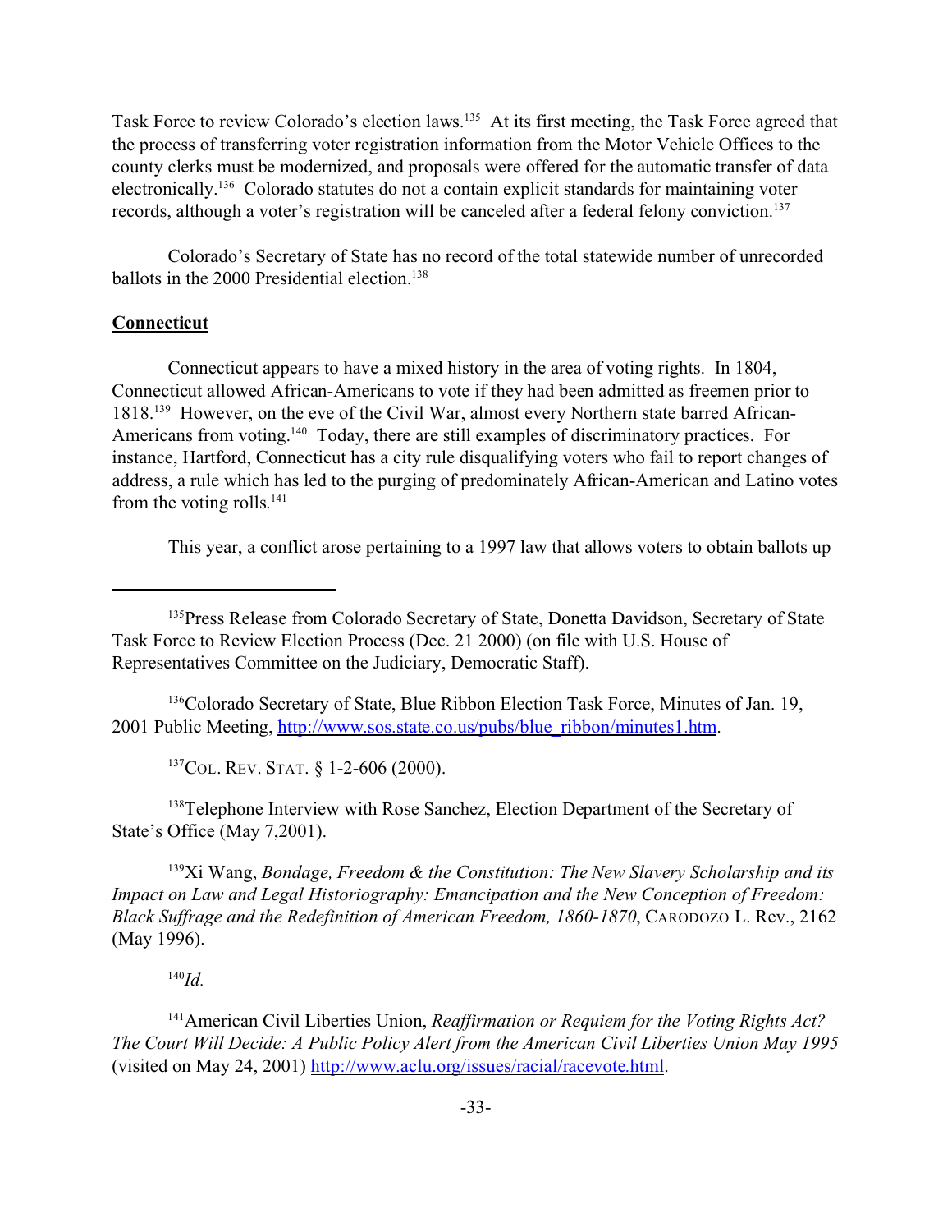Task Force to review Colorado's election laws.[135] At its first meeting, the Task Force agreed that the process of transferring voter registration information from the Motor Vehicle Offices to the county clerks must be modernized, and proposals were offered for the automatic transfer of data electronically.[136] Colorado statutes do not a contain explicit standards for maintaining voter records, although a voter's registration will be canceled after a federal felony conviction.[137]

Colorado's Secretary of State has no record of the total statewide number of unrecorded ballots in the 2000 Presidential election.[138]

**Connecticut**

Connecticut appears to have a mixed history in the area of voting rights. In 1804, Connecticut allowed African-Americans to vote if they had been admitted as freemen prior to 1818.[139] However, on the eve of the Civil War, almost every Northern state barred African-Americans from voting.[140] Today, there are still examples of discriminatory practices. For instance, Hartford, Connecticut has a city rule disqualifying voters who fail to report changes of address, a rule which has led to the purging of predominately African-American and Latino votes from the voting rolls.[141]

This year, a conflict arose pertaining to a 1997 law that allows voters to obtain ballots up

---

[135] Press Release from Colorado Secretary of State, Donetta Davidson, Secretary of State Task Force to Review Election Process (Dec. 21 2000) (on file with U.S. House of Representatives Committee on the Judiciary, Democratic Staff).

[136] Colorado Secretary of State, Blue Ribbon Election Task Force, Minutes of Jan. 19, 2001 Public Meeting, http://www.sos.state.co.us/pubs/blue_ribbon/minutes1.htm.

[137] COL. REV. STAT. § 1-2-606 (2000).

[138] Telephone Interview with Rose Sanchez, Election Department of the Secretary of State's Office (May 7,2001).

[139] Xi Wang, *Bondage, Freedom & the Constitution: The New Slavery Scholarship and its Impact on Law and Legal Historiography: Emancipation and the New Conception of Freedom: Black Suffrage and the Redefinition of American Freedom, 1860-1870*, CARODOZO L. Rev., 2162 (May 1996).

[140] *Id.*

[141] American Civil Liberties Union, *Reaffirmation or Requiem for the Voting Rights Act? The Court Will Decide: A Public Policy Alert from the American Civil Liberties Union May 1995* (visited on May 24, 2001) http://www.aclu.org/issues/racial/racevote.html.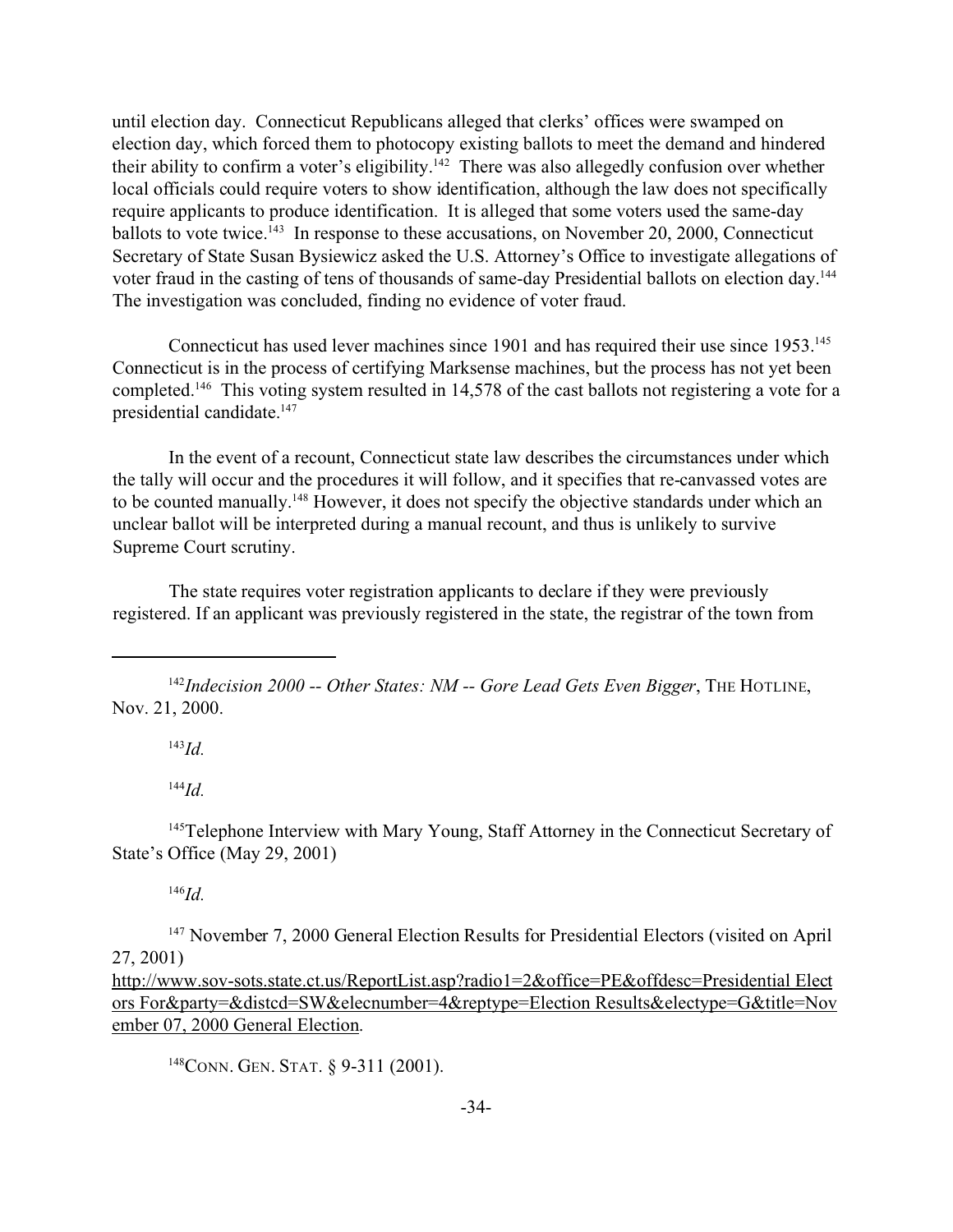until election day. Connecticut Republicans alleged that clerks' offices were swamped on election day, which forced them to photocopy existing ballots to meet the demand and hindered their ability to confirm a voter's eligibility.[142] There was also allegedly confusion over whether local officials could require voters to show identification, although the law does not specifically require applicants to produce identification. It is alleged that some voters used the same-day ballots to vote twice.[143] In response to these accusations, on November 20, 2000, Connecticut Secretary of State Susan Bysiewicz asked the U.S. Attorney's Office to investigate allegations of voter fraud in the casting of tens of thousands of same-day Presidential ballots on election day.[144] The investigation was concluded, finding no evidence of voter fraud.

Connecticut has used lever machines since 1901 and has required their use since 1953.[145] Connecticut is in the process of certifying Marksense machines, but the process has not yet been completed.[146] This voting system resulted in 14,578 of the cast ballots not registering a vote for a presidential candidate.[147]

In the event of a recount, Connecticut state law describes the circumstances under which the tally will occur and the procedures it will follow, and it specifies that re-canvassed votes are to be counted manually.[148] However, it does not specify the objective standards under which an unclear ballot will be interpreted during a manual recount, and thus is unlikely to survive Supreme Court scrutiny.

The state requires voter registration applicants to declare if they were previously registered. If an applicant was previously registered in the state, the registrar of the town from

---

[142] *Indecision 2000 -- Other States: NM -- Gore Lead Gets Even Bigger*, THE HOTLINE, Nov. 21, 2000.

[143] *Id.*

[144] *Id.*

[145] Telephone Interview with Mary Young, Staff Attorney in the Connecticut Secretary of State's Office (May 29, 2001)

[146] *Id.*

[147] November 7, 2000 General Election Results for Presidential Electors (visited on April 27, 2001) http://www.sov-sots.state.ct.us/ReportList.asp?radio1=2&office=PE&offdesc=Presidential Electors For&party=&distcd=SW&elecnumber=4&reptype=Election Results&electype=G&title=November 07, 2000 General Election.

[148] CONN. GEN. STAT. § 9-311 (2001).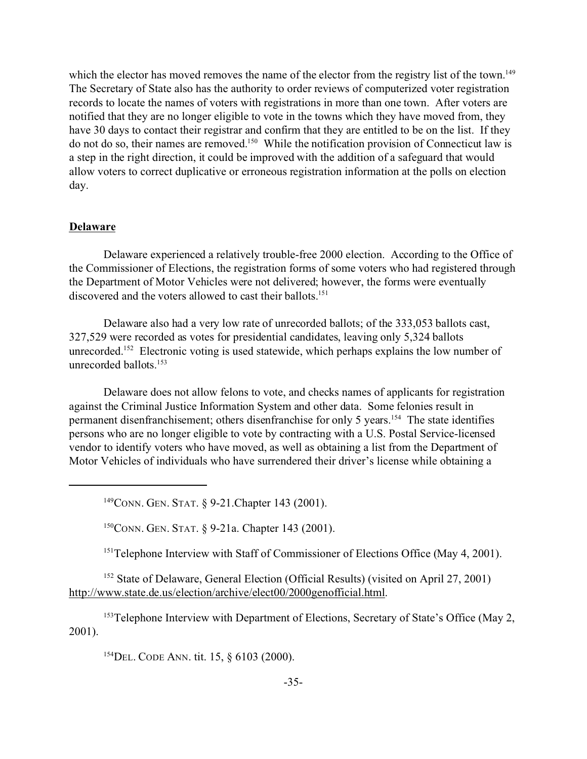which the elector has moved removes the name of the elector from the registry list of the town.[149] The Secretary of State also has the authority to order reviews of computerized voter registration records to locate the names of voters with registrations in more than one town. After voters are notified that they are no longer eligible to vote in the towns which they have moved from, they have 30 days to contact their registrar and confirm that they are entitled to be on the list. If they do not do so, their names are removed.[150] While the notification provision of Connecticut law is a step in the right direction, it could be improved with the addition of a safeguard that would allow voters to correct duplicative or erroneous registration information at the polls on election day.

**Delaware**

Delaware experienced a relatively trouble-free 2000 election. According to the Office of the Commissioner of Elections, the registration forms of some voters who had registered through the Department of Motor Vehicles were not delivered; however, the forms were eventually discovered and the voters allowed to cast their ballots.[151]

Delaware also had a very low rate of unrecorded ballots; of the 333,053 ballots cast, 327,529 were recorded as votes for presidential candidates, leaving only 5,324 ballots unrecorded.[152] Electronic voting is used statewide, which perhaps explains the low number of unrecorded ballots.[153]

Delaware does not allow felons to vote, and checks names of applicants for registration against the Criminal Justice Information System and other data. Some felonies result in permanent disenfranchisement; others disenfranchise for only 5 years.[154] The state identifies persons who are no longer eligible to vote by contracting with a U.S. Postal Service-licensed vendor to identify voters who have moved, as well as obtaining a list from the Department of Motor Vehicles of individuals who have surrendered their driver's license while obtaining a

---

[149] CONN. GEN. STAT. § 9-21.Chapter 143 (2001).

[150] CONN. GEN. STAT. § 9-21a. Chapter 143 (2001).

[151] Telephone Interview with Staff of Commissioner of Elections Office (May 4, 2001).

[152] State of Delaware, General Election (Official Results) (visited on April 27, 2001) http://www.state.de.us/election/archive/elect00/2000genofficial.html.

[153] Telephone Interview with Department of Elections, Secretary of State's Office (May 2, 2001).

[154] DEL. CODE ANN. tit. 15, § 6103 (2000).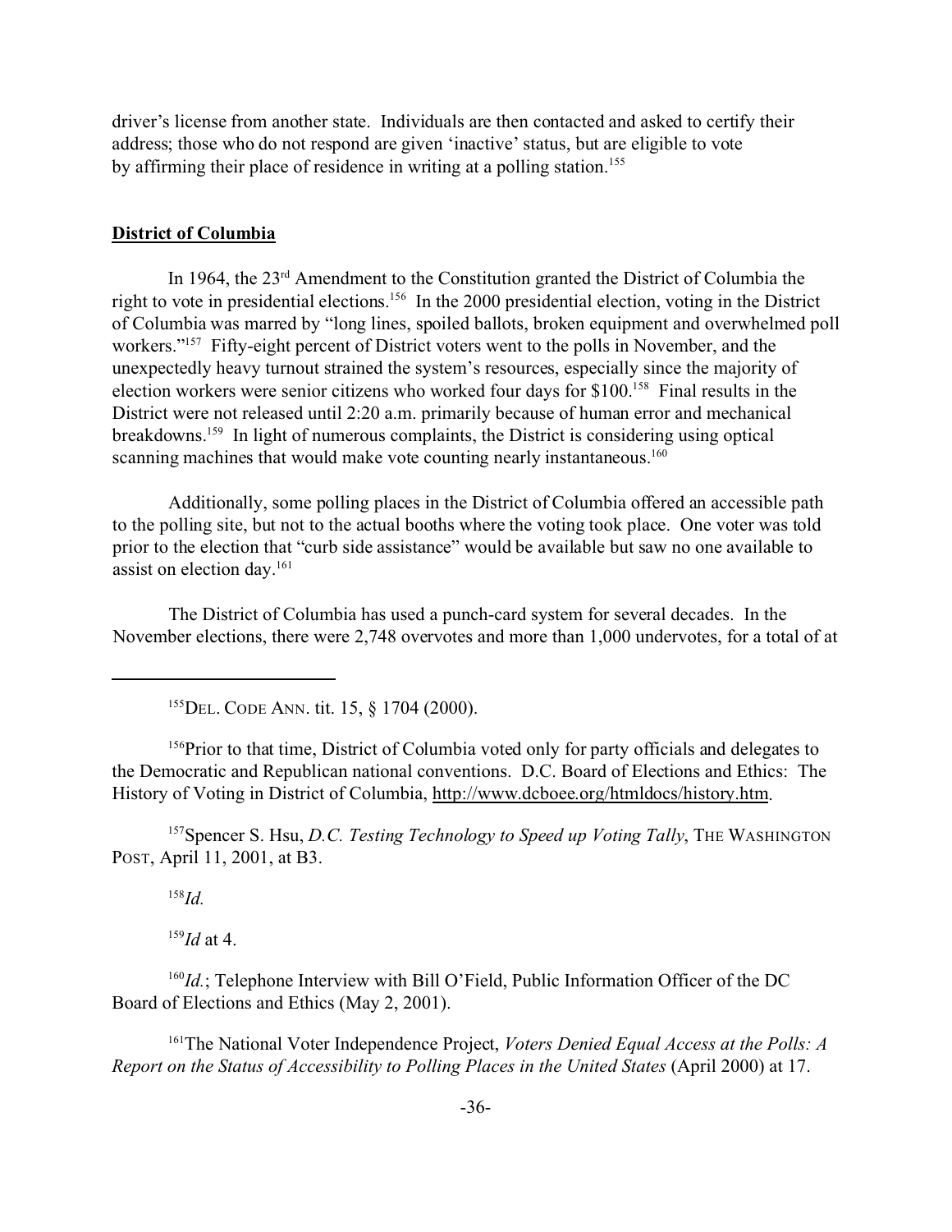driver's license from another state. Individuals are then contacted and asked to certify their address; those who do not respond are given 'inactive' status, but are eligible to vote by affirming their place of residence in writing at a polling station.[155]

**District of Columbia**

In 1964, the 23rd Amendment to the Constitution granted the District of Columbia the right to vote in presidential elections.[156] In the 2000 presidential election, voting in the District of Columbia was marred by "long lines, spoiled ballots, broken equipment and overwhelmed poll workers."[157] Fifty-eight percent of District voters went to the polls in November, and the unexpectedly heavy turnout strained the system's resources, especially since the majority of election workers were senior citizens who worked four days for $100.[158] Final results in the District were not released until 2:20 a.m. primarily because of human error and mechanical breakdowns.[159] In light of numerous complaints, the District is considering using optical scanning machines that would make vote counting nearly instantaneous.[160]

Additionally, some polling places in the District of Columbia offered an accessible path to the polling site, but not to the actual booths where the voting took place. One voter was told prior to the election that "curb side assistance" would be available but saw no one available to assist on election day.[161]

The District of Columbia has used a punch-card system for several decades. In the November elections, there were 2,748 overvotes and more than 1,000 undervotes, for a total of at

---

[155] DEL. CODE ANN. tit. 15, § 1704 (2000).

[156] Prior to that time, District of Columbia voted only for party officials and delegates to the Democratic and Republican national conventions. D.C. Board of Elections and Ethics: The History of Voting in District of Columbia, http://www.dcboee.org/htmldocs/history.htm.

[157] Spencer S. Hsu, *D.C. Testing Technology to Speed up Voting Tally*, THE WASHINGTON POST, April 11, 2001, at B3.

[158] *Id.*

[159] *Id* at 4.

[160] *Id.*; Telephone Interview with Bill O'Field, Public Information Officer of the DC Board of Elections and Ethics (May 2, 2001).

[161] The National Voter Independence Project, *Voters Denied Equal Access at the Polls: A Report on the Status of Accessibility to Polling Places in the United States* (April 2000) at 17.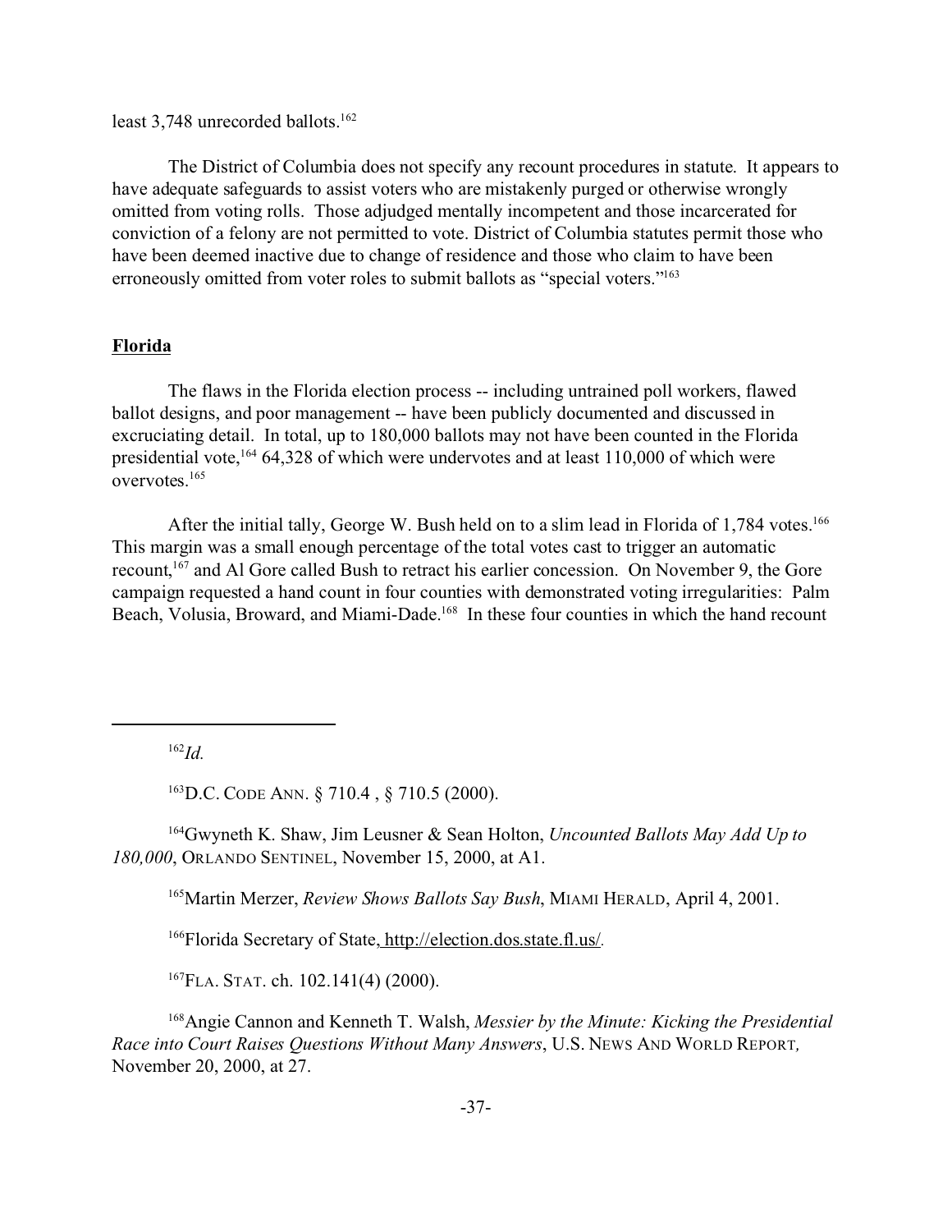least 3,748 unrecorded ballots.[162]

The District of Columbia does not specify any recount procedures in statute. It appears to have adequate safeguards to assist voters who are mistakenly purged or otherwise wrongly omitted from voting rolls. Those adjudged mentally incompetent and those incarcerated for conviction of a felony are not permitted to vote. District of Columbia statutes permit those who have been deemed inactive due to change of residence and those who claim to have been erroneously omitted from voter roles to submit ballots as "special voters."[163]

**Florida**

The flaws in the Florida election process -- including untrained poll workers, flawed ballot designs, and poor management -- have been publicly documented and discussed in excruciating detail. In total, up to 180,000 ballots may not have been counted in the Florida presidential vote,[164] 64,328 of which were undervotes and at least 110,000 of which were overvotes.[165]

After the initial tally, George W. Bush held on to a slim lead in Florida of 1,784 votes.[166] This margin was a small enough percentage of the total votes cast to trigger an automatic recount,[167] and Al Gore called Bush to retract his earlier concession. On November 9, the Gore campaign requested a hand count in four counties with demonstrated voting irregularities: Palm Beach, Volusia, Broward, and Miami-Dade.[168] In these four counties in which the hand recount

---

[162] *Id.*

[163] D.C. CODE ANN. § 710.4 , § 710.5 (2000).

[164] Gwyneth K. Shaw, Jim Leusner & Sean Holton, *Uncounted Ballots May Add Up to 180,000*, ORLANDO SENTINEL, November 15, 2000, at A1.

[165] Martin Merzer, *Review Shows Ballots Say Bush*, MIAMI HERALD, April 4, 2001.

[166] Florida Secretary of State, http://election.dos.state.fl.us/.

[167] FLA. STAT. ch. 102.141(4) (2000).

[168] Angie Cannon and Kenneth T. Walsh, *Messier by the Minute: Kicking the Presidential Race into Court Raises Questions Without Many Answers*, U.S. NEWS AND WORLD REPORT, November 20, 2000, at 27.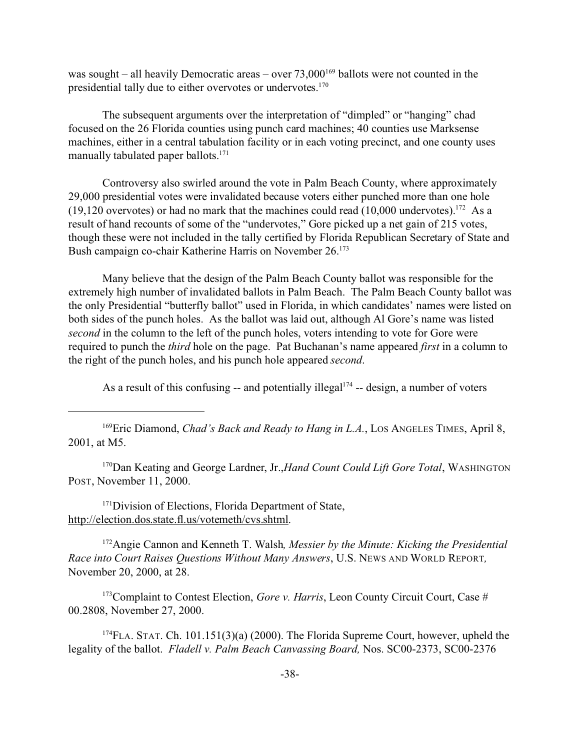was sought – all heavily Democratic areas – over 73,000[169] ballots were not counted in the presidential tally due to either overvotes or undervotes.[170]

The subsequent arguments over the interpretation of "dimpled" or "hanging" chad focused on the 26 Florida counties using punch card machines; 40 counties use Marksense machines, either in a central tabulation facility or in each voting precinct, and one county uses manually tabulated paper ballots.[171]

Controversy also swirled around the vote in Palm Beach County, where approximately 29,000 presidential votes were invalidated because voters either punched more than one hole (19,120 overvotes) or had no mark that the machines could read (10,000 undervotes).[172] As a result of hand recounts of some of the "undervotes," Gore picked up a net gain of 215 votes, though these were not included in the tally certified by Florida Republican Secretary of State and Bush campaign co-chair Katherine Harris on November 26.[173]

Many believe that the design of the Palm Beach County ballot was responsible for the extremely high number of invalidated ballots in Palm Beach. The Palm Beach County ballot was the only Presidential "butterfly ballot" used in Florida, in which candidates' names were listed on both sides of the punch holes. As the ballot was laid out, although Al Gore's name was listed *second* in the column to the left of the punch holes, voters intending to vote for Gore were required to punch the *third* hole on the page. Pat Buchanan's name appeared *first* in a column to the right of the punch holes, and his punch hole appeared *second*.

As a result of this confusing -- and potentially illegal[174] -- design, a number of voters

---

[169] Eric Diamond, *Chad's Back and Ready to Hang in L.A.*, LOS ANGELES TIMES, April 8, 2001, at M5.

[170] Dan Keating and George Lardner, Jr., *Hand Count Could Lift Gore Total*, WASHINGTON POST, November 11, 2000.

[171] Division of Elections, Florida Department of State, http://election.dos.state.fl.us/votemeth/cvs.shtml.

[172] Angie Cannon and Kenneth T. Walsh, *Messier by the Minute: Kicking the Presidential Race into Court Raises Questions Without Many Answers*, U.S. NEWS AND WORLD REPORT, November 20, 2000, at 28.

[173] Complaint to Contest Election, *Gore v. Harris*, Leon County Circuit Court, Case # 00.2808, November 27, 2000.

[174] FLA. STAT. Ch. 101.151(3)(a) (2000). The Florida Supreme Court, however, upheld the legality of the ballot. *Fladell v. Palm Beach Canvassing Board,* Nos. SC00-2373, SC00-2376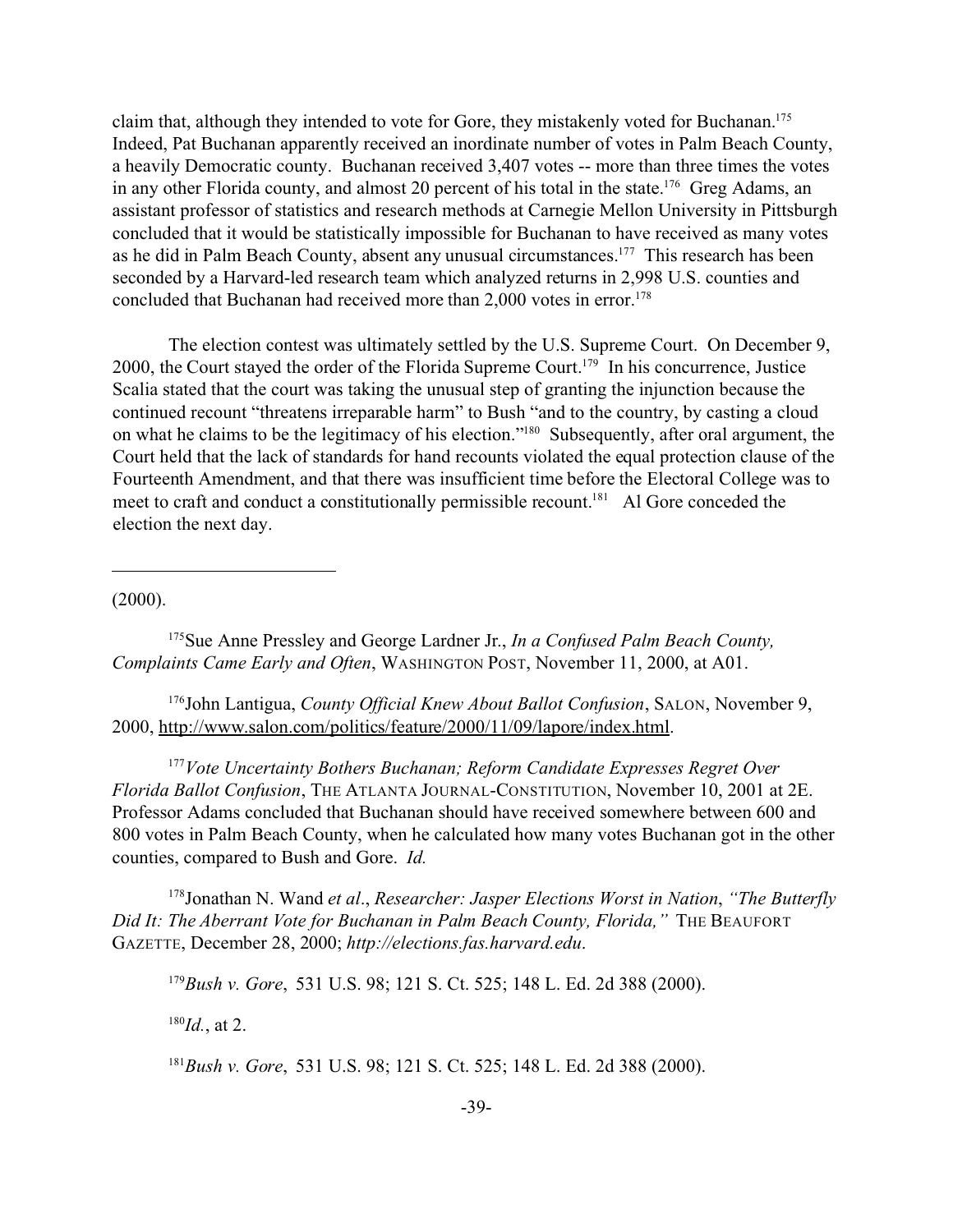claim that, although they intended to vote for Gore, they mistakenly voted for Buchanan.[175] Indeed, Pat Buchanan apparently received an inordinate number of votes in Palm Beach County, a heavily Democratic county. Buchanan received 3,407 votes -- more than three times the votes in any other Florida county, and almost 20 percent of his total in the state.[176] Greg Adams, an assistant professor of statistics and research methods at Carnegie Mellon University in Pittsburgh concluded that it would be statistically impossible for Buchanan to have received as many votes as he did in Palm Beach County, absent any unusual circumstances.[177] This research has been seconded by a Harvard-led research team which analyzed returns in 2,998 U.S. counties and concluded that Buchanan had received more than 2,000 votes in error.[178]

The election contest was ultimately settled by the U.S. Supreme Court. On December 9, 2000, the Court stayed the order of the Florida Supreme Court.[179] In his concurrence, Justice Scalia stated that the court was taking the unusual step of granting the injunction because the continued recount "threatens irreparable harm" to Bush "and to the country, by casting a cloud on what he claims to be the legitimacy of his election."[180] Subsequently, after oral argument, the Court held that the lack of standards for hand recounts violated the equal protection clause of the Fourteenth Amendment, and that there was insufficient time before the Electoral College was to meet to craft and conduct a constitutionally permissible recount.[181] Al Gore conceded the election the next day.

---

(2000).

[175]Sue Anne Pressley and George Lardner Jr., *In a Confused Palm Beach County, Complaints Came Early and Often*, WASHINGTON POST, November 11, 2000, at A01.

[176]John Lantigua, *County Official Knew About Ballot Confusion*, SALON, November 9, 2000, http://www.salon.com/politics/feature/2000/11/09/lapore/index.html.

[177]*Vote Uncertainty Bothers Buchanan; Reform Candidate Expresses Regret Over Florida Ballot Confusion*, THE ATLANTA JOURNAL-CONSTITUTION, November 10, 2001 at 2E. Professor Adams concluded that Buchanan should have received somewhere between 600 and 800 votes in Palm Beach County, when he calculated how many votes Buchanan got in the other counties, compared to Bush and Gore. *Id.*

[178]Jonathan N. Wand *et al*., *Researcher: Jasper Elections Worst in Nation*, *"The Butterfly Did It: The Aberrant Vote for Buchanan in Palm Beach County, Florida,"* THE BEAUFORT GAZETTE, December 28, 2000; *http://elections.fas.harvard.edu*.

[179]*Bush v. Gore*, 531 U.S. 98; 121 S. Ct. 525; 148 L. Ed. 2d 388 (2000).

[180]*Id.*, at 2.

[181]*Bush v. Gore*, 531 U.S. 98; 121 S. Ct. 525; 148 L. Ed. 2d 388 (2000).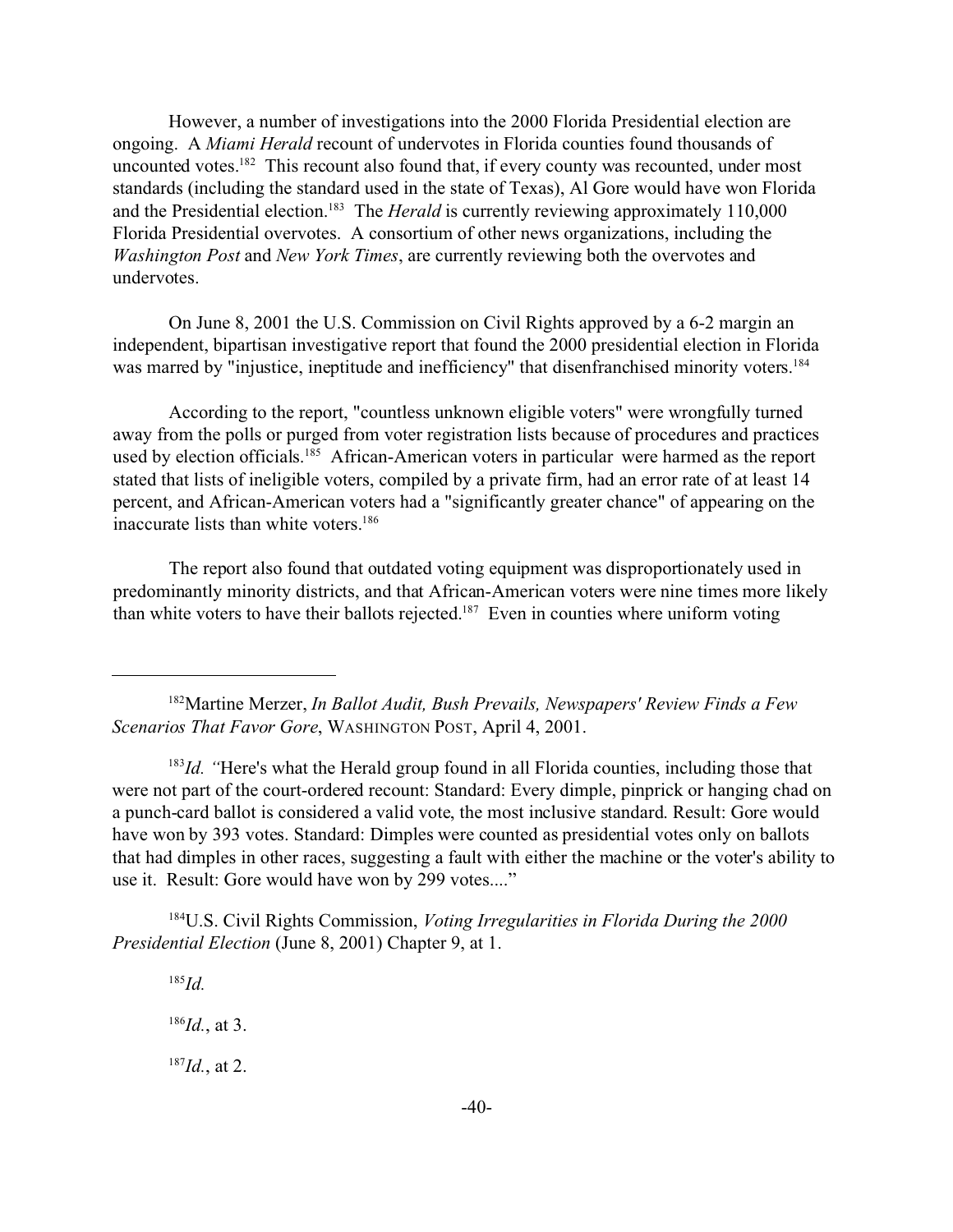However, a number of investigations into the 2000 Florida Presidential election are ongoing. A *Miami Herald* recount of undervotes in Florida counties found thousands of uncounted votes.[182] This recount also found that, if every county was recounted, under most standards (including the standard used in the state of Texas), Al Gore would have won Florida and the Presidential election.[183] The *Herald* is currently reviewing approximately 110,000 Florida Presidential overvotes. A consortium of other news organizations, including the *Washington Post* and *New York Times*, are currently reviewing both the overvotes and undervotes.

On June 8, 2001 the U.S. Commission on Civil Rights approved by a 6-2 margin an independent, bipartisan investigative report that found the 2000 presidential election in Florida was marred by "injustice, ineptitude and inefficiency" that disenfranchised minority voters.[184]

According to the report, "countless unknown eligible voters" were wrongfully turned away from the polls or purged from voter registration lists because of procedures and practices used by election officials.[185] African-American voters in particular were harmed as the report stated that lists of ineligible voters, compiled by a private firm, had an error rate of at least 14 percent, and African-American voters had a "significantly greater chance" of appearing on the inaccurate lists than white voters.[186]

The report also found that outdated voting equipment was disproportionately used in predominantly minority districts, and that African-American voters were nine times more likely than white voters to have their ballots rejected.[187] Even in counties where uniform voting

---

[182] Martine Merzer, *In Ballot Audit, Bush Prevails, Newspapers' Review Finds a Few Scenarios That Favor Gore*, WASHINGTON POST, April 4, 2001.

[183] *Id.* "Here's what the Herald group found in all Florida counties, including those that were not part of the court-ordered recount: Standard: Every dimple, pinprick or hanging chad on a punch-card ballot is considered a valid vote, the most inclusive standard. Result: Gore would have won by 393 votes. Standard: Dimples were counted as presidential votes only on ballots that had dimples in other races, suggesting a fault with either the machine or the voter's ability to use it. Result: Gore would have won by 299 votes...."

[184] U.S. Civil Rights Commission, *Voting Irregularities in Florida During the 2000 Presidential Election* (June 8, 2001) Chapter 9, at 1.

[185] *Id.*

[186] *Id.*, at 3.

[187] *Id.*, at 2.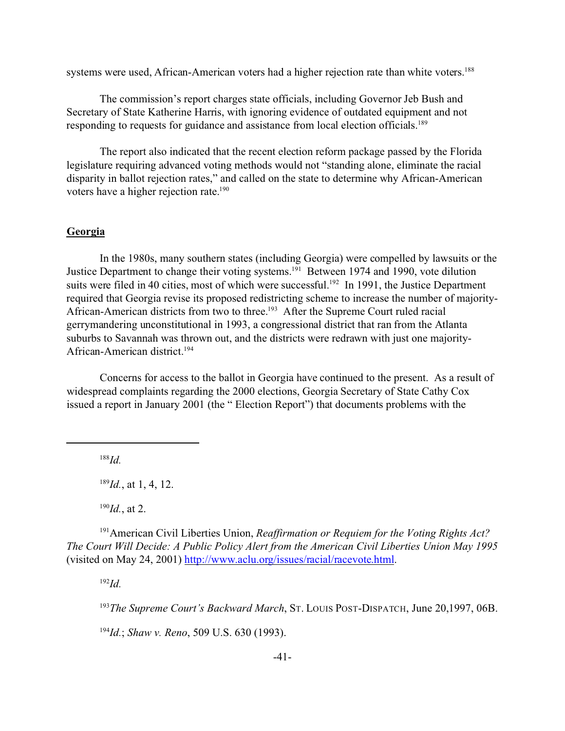systems were used, African-American voters had a higher rejection rate than white voters.[188]

The commission's report charges state officials, including Governor Jeb Bush and Secretary of State Katherine Harris, with ignoring evidence of outdated equipment and not responding to requests for guidance and assistance from local election officials.[189]

The report also indicated that the recent election reform package passed by the Florida legislature requiring advanced voting methods would not "standing alone, eliminate the racial disparity in ballot rejection rates," and called on the state to determine why African-American voters have a higher rejection rate.[190]

## Georgia

In the 1980s, many southern states (including Georgia) were compelled by lawsuits or the Justice Department to change their voting systems.[191] Between 1974 and 1990, vote dilution suits were filed in 40 cities, most of which were successful.[192] In 1991, the Justice Department required that Georgia revise its proposed redistricting scheme to increase the number of majority-African-American districts from two to three.[193] After the Supreme Court ruled racial gerrymandering unconstitutional in 1993, a congressional district that ran from the Atlanta suburbs to Savannah was thrown out, and the districts were redrawn with just one majority-African-American district.[194]

Concerns for access to the ballot in Georgia have continued to the present. As a result of widespread complaints regarding the 2000 elections, Georgia Secretary of State Cathy Cox issued a report in January 2001 (the " Election Report") that documents problems with the

---

[188] *Id.*

[189] *Id.*, at 1, 4, 12.

[190] *Id.*, at 2.

[191] American Civil Liberties Union, *Reaffirmation or Requiem for the Voting Rights Act? The Court Will Decide: A Public Policy Alert from the American Civil Liberties Union May 1995* (visited on May 24, 2001) http://www.aclu.org/issues/racial/racevote.html.

[192] *Id.*

[193] *The Supreme Court's Backward March*, ST. LOUIS POST-DISPATCH, June 20,1997, 06B.

[194] *Id.*; *Shaw v. Reno*, 509 U.S. 630 (1993).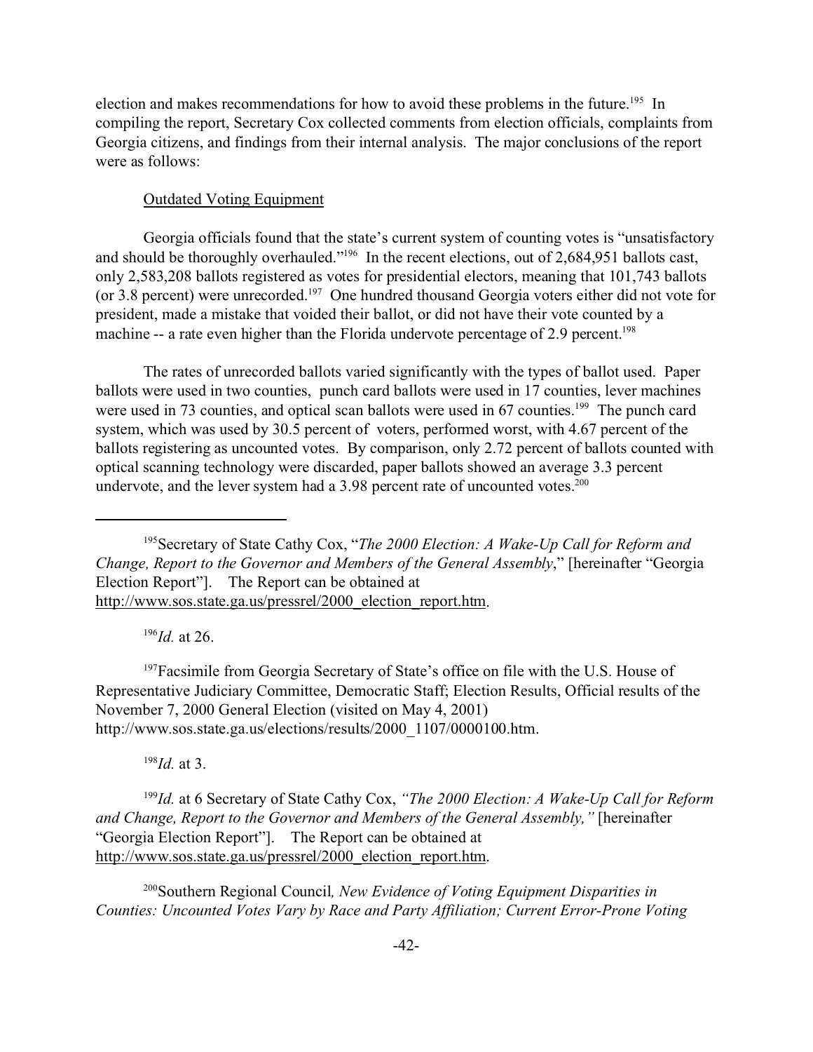election and makes recommendations for how to avoid these problems in the future.[195] In compiling the report, Secretary Cox collected comments from election officials, complaints from Georgia citizens, and findings from their internal analysis. The major conclusions of the report were as follows:

Outdated Voting Equipment

Georgia officials found that the state's current system of counting votes is "unsatisfactory and should be thoroughly overhauled."[196] In the recent elections, out of 2,684,951 ballots cast, only 2,583,208 ballots registered as votes for presidential electors, meaning that 101,743 ballots (or 3.8 percent) were unrecorded.[197] One hundred thousand Georgia voters either did not vote for president, made a mistake that voided their ballot, or did not have their vote counted by a machine -- a rate even higher than the Florida undervote percentage of 2.9 percent.[198]

The rates of unrecorded ballots varied significantly with the types of ballot used. Paper ballots were used in two counties, punch card ballots were used in 17 counties, lever machines were used in 73 counties, and optical scan ballots were used in 67 counties.[199] The punch card system, which was used by 30.5 percent of voters, performed worst, with 4.67 percent of the ballots registering as uncounted votes. By comparison, only 2.72 percent of ballots counted with optical scanning technology were discarded, paper ballots showed an average 3.3 percent undervote, and the lever system had a 3.98 percent rate of uncounted votes.[200]

---

[195] Secretary of State Cathy Cox, "*The 2000 Election: A Wake-Up Call for Reform and Change, Report to the Governor and Members of the General Assembly*," [hereinafter "Georgia Election Report"]. The Report can be obtained at http://www.sos.state.ga.us/pressrel/2000_election_report.htm.

[196] *Id.* at 26.

[197] Facsimile from Georgia Secretary of State's office on file with the U.S. House of Representative Judiciary Committee, Democratic Staff; Election Results, Official results of the November 7, 2000 General Election (visited on May 4, 2001) http://www.sos.state.ga.us/elections/results/2000_1107/0000100.htm.

[198] *Id.* at 3.

[199] *Id.* at 6 Secretary of State Cathy Cox, *"The 2000 Election: A Wake-Up Call for Reform and Change, Report to the Governor and Members of the General Assembly,"* [hereinafter "Georgia Election Report"]. The Report can be obtained at http://www.sos.state.ga.us/pressrel/2000_election_report.htm.

[200] Southern Regional Council*, New Evidence of Voting Equipment Disparities in Counties: Uncounted Votes Vary by Race and Party Affiliation; Current Error-Prone Voting*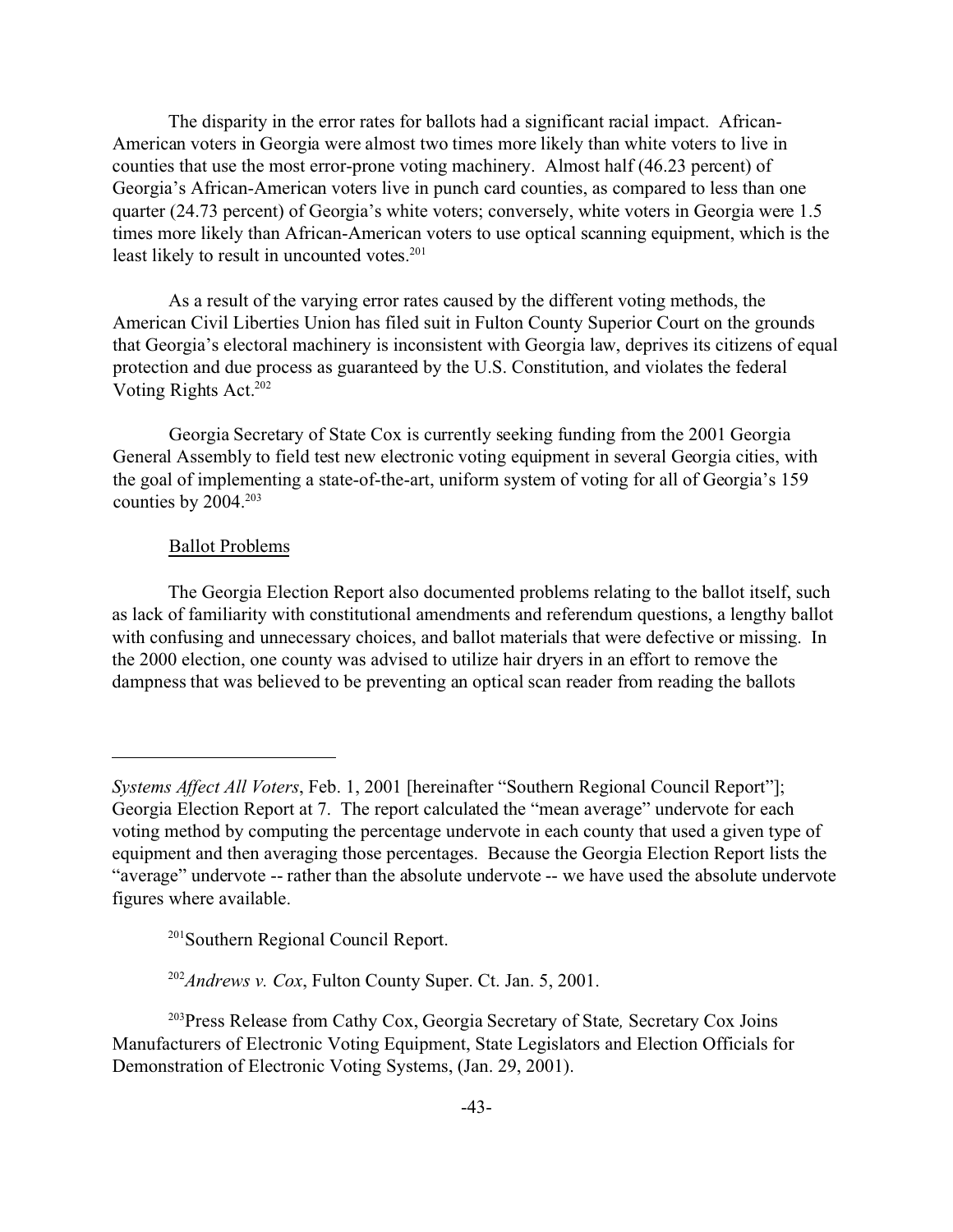The disparity in the error rates for ballots had a significant racial impact. African-American voters in Georgia were almost two times more likely than white voters to live in counties that use the most error-prone voting machinery. Almost half (46.23 percent) of Georgia's African-American voters live in punch card counties, as compared to less than one quarter (24.73 percent) of Georgia's white voters; conversely, white voters in Georgia were 1.5 times more likely than African-American voters to use optical scanning equipment, which is the least likely to result in uncounted votes.[201]

As a result of the varying error rates caused by the different voting methods, the American Civil Liberties Union has filed suit in Fulton County Superior Court on the grounds that Georgia's electoral machinery is inconsistent with Georgia law, deprives its citizens of equal protection and due process as guaranteed by the U.S. Constitution, and violates the federal Voting Rights Act.[202]

Georgia Secretary of State Cox is currently seeking funding from the 2001 Georgia General Assembly to field test new electronic voting equipment in several Georgia cities, with the goal of implementing a state-of-the-art, uniform system of voting for all of Georgia's 159 counties by 2004.[203]

Ballot Problems

The Georgia Election Report also documented problems relating to the ballot itself, such as lack of familiarity with constitutional amendments and referendum questions, a lengthy ballot with confusing and unnecessary choices, and ballot materials that were defective or missing. In the 2000 election, one county was advised to utilize hair dryers in an effort to remove the dampness that was believed to be preventing an optical scan reader from reading the ballots

---

*Systems Affect All Voters*, Feb. 1, 2001 [hereinafter "Southern Regional Council Report"]; Georgia Election Report at 7. The report calculated the "mean average" undervote for each voting method by computing the percentage undervote in each county that used a given type of equipment and then averaging those percentages. Because the Georgia Election Report lists the "average" undervote -- rather than the absolute undervote -- we have used the absolute undervote figures where available.

[201] Southern Regional Council Report.

[202] *Andrews v. Cox*, Fulton County Super. Ct. Jan. 5, 2001.

[203] Press Release from Cathy Cox, Georgia Secretary of State, Secretary Cox Joins Manufacturers of Electronic Voting Equipment, State Legislators and Election Officials for Demonstration of Electronic Voting Systems, (Jan. 29, 2001).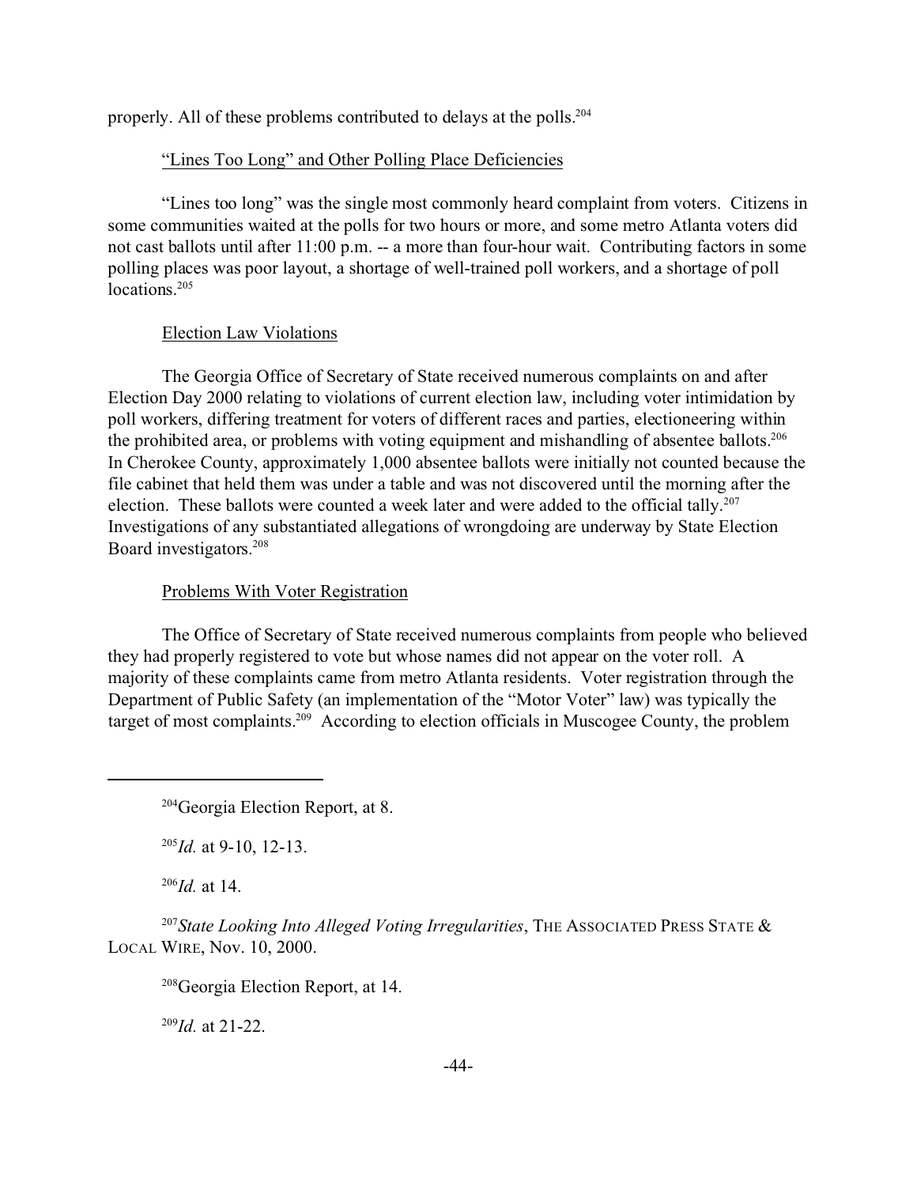properly. All of these problems contributed to delays at the polls.[204]

<u>"Lines Too Long" and Other Polling Place Deficiencies</u>

"Lines too long" was the single most commonly heard complaint from voters. Citizens in some communities waited at the polls for two hours or more, and some metro Atlanta voters did not cast ballots until after 11:00 p.m. -- a more than four-hour wait. Contributing factors in some polling places was poor layout, a shortage of well-trained poll workers, and a shortage of poll locations.[205]

<u>Election Law Violations</u>

The Georgia Office of Secretary of State received numerous complaints on and after Election Day 2000 relating to violations of current election law, including voter intimidation by poll workers, differing treatment for voters of different races and parties, electioneering within the prohibited area, or problems with voting equipment and mishandling of absentee ballots.[206] In Cherokee County, approximately 1,000 absentee ballots were initially not counted because the file cabinet that held them was under a table and was not discovered until the morning after the election. These ballots were counted a week later and were added to the official tally.[207] Investigations of any substantiated allegations of wrongdoing are underway by State Election Board investigators.[208]

<u>Problems With Voter Registration</u>

The Office of Secretary of State received numerous complaints from people who believed they had properly registered to vote but whose names did not appear on the voter roll. A majority of these complaints came from metro Atlanta residents. Voter registration through the Department of Public Safety (an implementation of the "Motor Voter" law) was typically the target of most complaints.[209] According to election officials in Muscogee County, the problem

---

[204] Georgia Election Report, at 8.

[205] *Id.* at 9-10, 12-13.

[206] *Id.* at 14.

[207] *State Looking Into Alleged Voting Irregularities*, THE ASSOCIATED PRESS STATE & LOCAL WIRE, Nov. 10, 2000.

[208] Georgia Election Report, at 14.

[209] *Id.* at 21-22.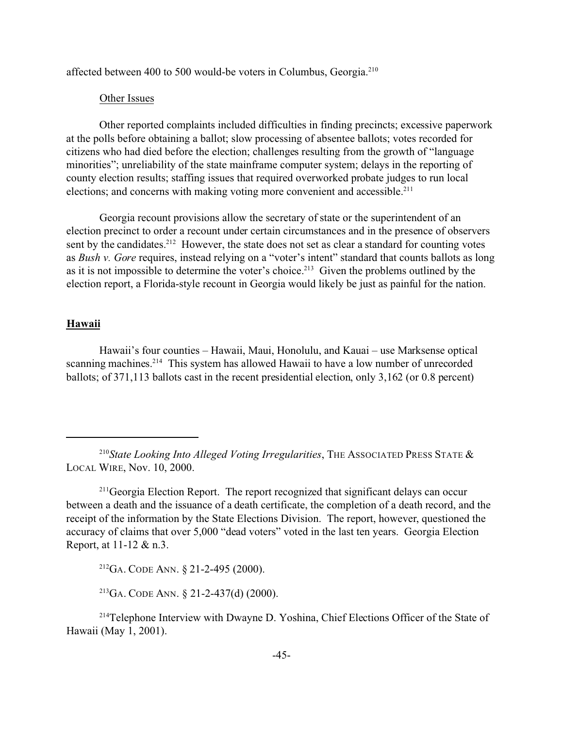affected between 400 to 500 would-be voters in Columbus, Georgia.[210]

Other Issues

Other reported complaints included difficulties in finding precincts; excessive paperwork at the polls before obtaining a ballot; slow processing of absentee ballots; votes recorded for citizens who had died before the election; challenges resulting from the growth of "language minorities"; unreliability of the state mainframe computer system; delays in the reporting of county election results; staffing issues that required overworked probate judges to run local elections; and concerns with making voting more convenient and accessible.[211]

Georgia recount provisions allow the secretary of state or the superintendent of an election precinct to order a recount under certain circumstances and in the presence of observers sent by the candidates.[212] However, the state does not set as clear a standard for counting votes as *Bush v. Gore* requires, instead relying on a "voter's intent" standard that counts ballots as long as it is not impossible to determine the voter's choice.[213] Given the problems outlined by the election report, a Florida-style recount in Georgia would likely be just as painful for the nation.

## Hawaii

Hawaii's four counties – Hawaii, Maui, Honolulu, and Kauai – use Marksense optical scanning machines.[214] This system has allowed Hawaii to have a low number of unrecorded ballots; of 371,113 ballots cast in the recent presidential election, only 3,162 (or 0.8 percent)

---

[210] *State Looking Into Alleged Voting Irregularities*, THE ASSOCIATED PRESS STATE & LOCAL WIRE, Nov. 10, 2000.

[211] Georgia Election Report. The report recognized that significant delays can occur between a death and the issuance of a death certificate, the completion of a death record, and the receipt of the information by the State Elections Division. The report, however, questioned the accuracy of claims that over 5,000 "dead voters" voted in the last ten years. Georgia Election Report, at 11-12 & n.3.

[212] GA. CODE ANN. § 21-2-495 (2000).

[213] GA. CODE ANN. § 21-2-437(d) (2000).

[214] Telephone Interview with Dwayne D. Yoshina, Chief Elections Officer of the State of Hawaii (May 1, 2001).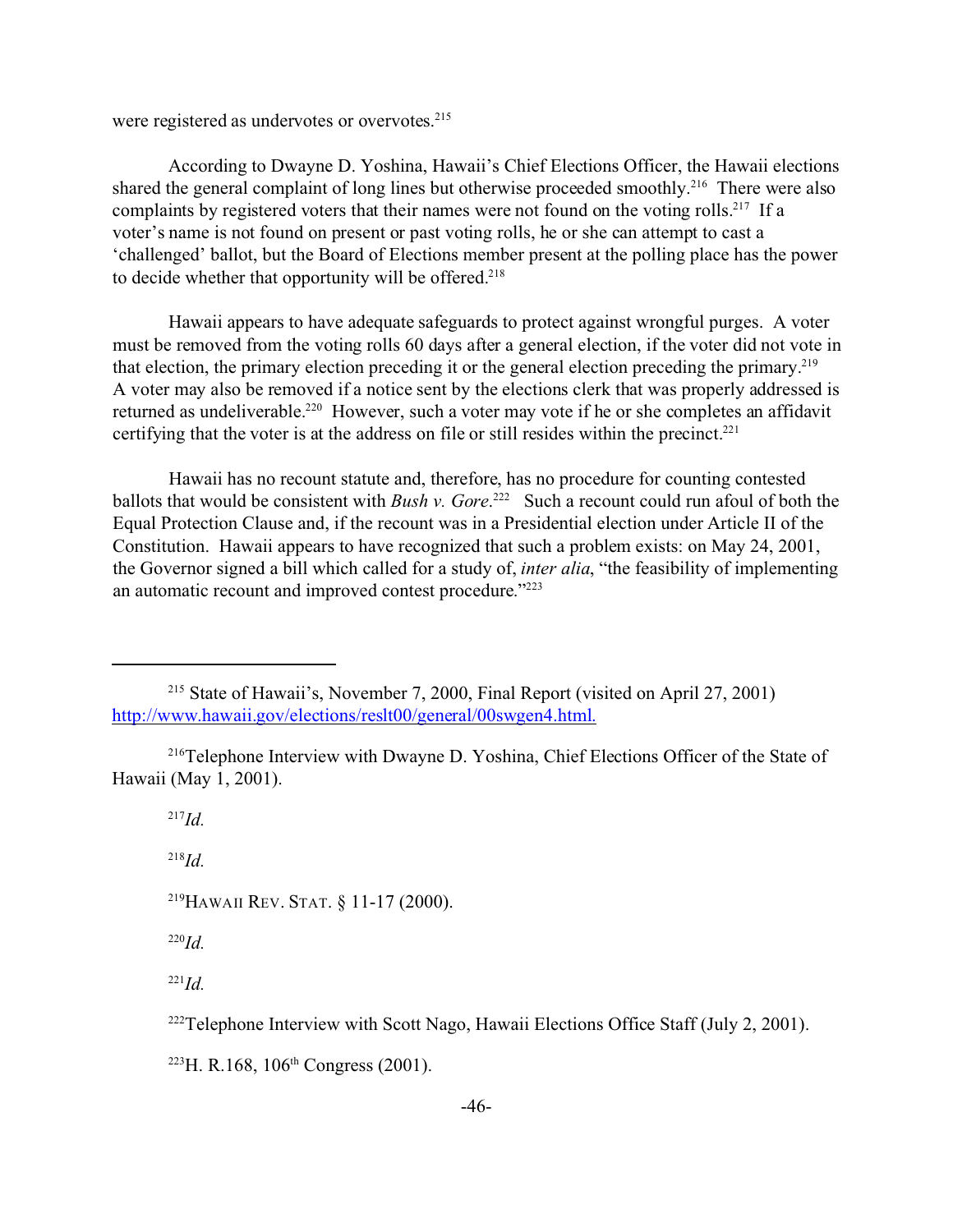were registered as undervotes or overvotes.[215]

According to Dwayne D. Yoshina, Hawaii's Chief Elections Officer, the Hawaii elections shared the general complaint of long lines but otherwise proceeded smoothly.[216] There were also complaints by registered voters that their names were not found on the voting rolls.[217] If a voter's name is not found on present or past voting rolls, he or she can attempt to cast a 'challenged' ballot, but the Board of Elections member present at the polling place has the power to decide whether that opportunity will be offered.[218]

Hawaii appears to have adequate safeguards to protect against wrongful purges. A voter must be removed from the voting rolls 60 days after a general election, if the voter did not vote in that election, the primary election preceding it or the general election preceding the primary.[219] A voter may also be removed if a notice sent by the elections clerk that was properly addressed is returned as undeliverable.[220] However, such a voter may vote if he or she completes an affidavit certifying that the voter is at the address on file or still resides within the precinct.[221]

Hawaii has no recount statute and, therefore, has no procedure for counting contested ballots that would be consistent with *Bush v. Gore*.[222] Such a recount could run afoul of both the Equal Protection Clause and, if the recount was in a Presidential election under Article II of the Constitution. Hawaii appears to have recognized that such a problem exists: on May 24, 2001, the Governor signed a bill which called for a study of, *inter alia*, "the feasibility of implementing an automatic recount and improved contest procedure."[223]

---

[215] State of Hawaii's, November 7, 2000, Final Report (visited on April 27, 2001) http://www.hawaii.gov/elections/reslt00/general/00swgen4.html.

[216] Telephone Interview with Dwayne D. Yoshina, Chief Elections Officer of the State of Hawaii (May 1, 2001).

[217] *Id.*

[218] *Id.*

[219] HAWAII REV. STAT. § 11-17 (2000).

[220] *Id.*

[221] *Id.*

[222] Telephone Interview with Scott Nago, Hawaii Elections Office Staff (July 2, 2001).

[223] H. R.168, 106th Congress (2001).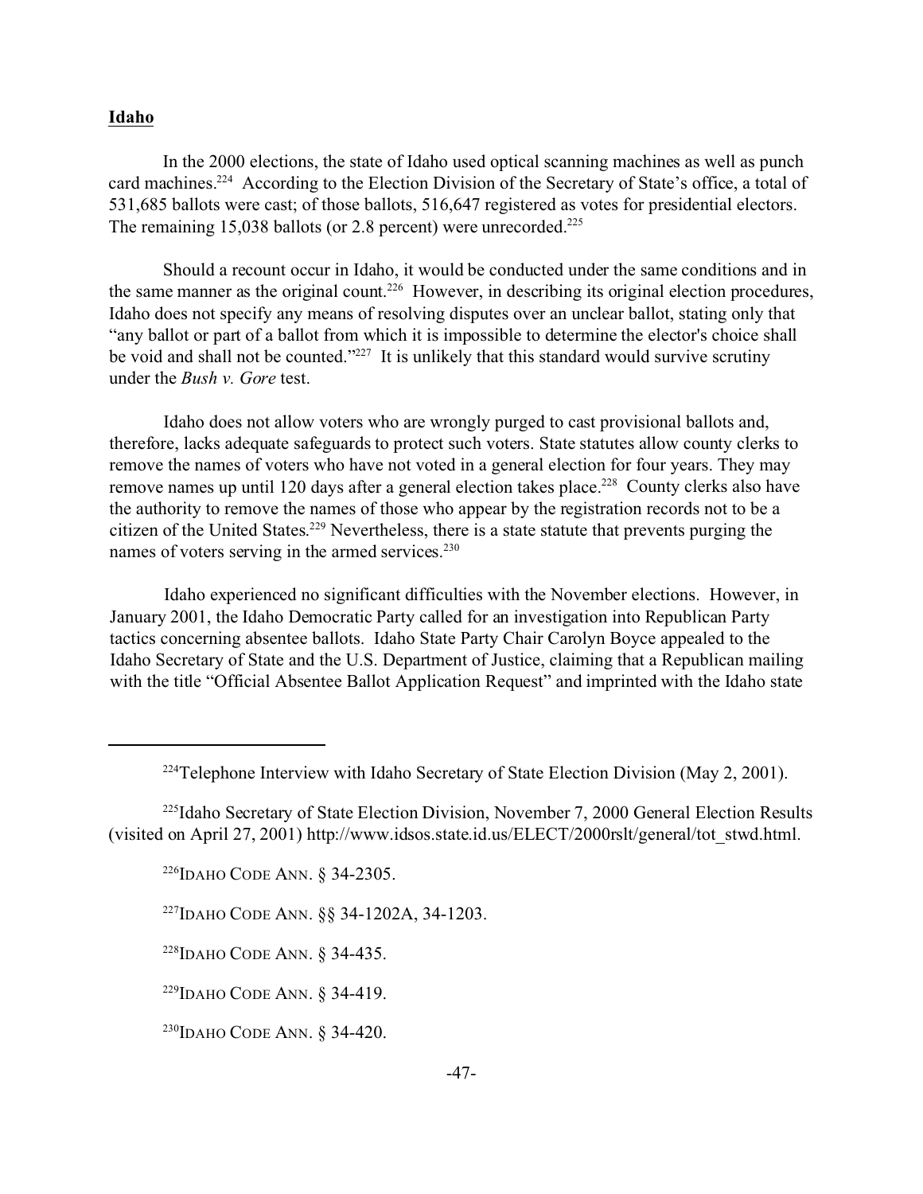## Idaho

In the 2000 elections, the state of Idaho used optical scanning machines as well as punch card machines.[224] According to the Election Division of the Secretary of State's office, a total of 531,685 ballots were cast; of those ballots, 516,647 registered as votes for presidential electors. The remaining 15,038 ballots (or 2.8 percent) were unrecorded.[225]

Should a recount occur in Idaho, it would be conducted under the same conditions and in the same manner as the original count.[226] However, in describing its original election procedures, Idaho does not specify any means of resolving disputes over an unclear ballot, stating only that "any ballot or part of a ballot from which it is impossible to determine the elector's choice shall be void and shall not be counted."[227] It is unlikely that this standard would survive scrutiny under the *Bush v. Gore* test.

Idaho does not allow voters who are wrongly purged to cast provisional ballots and, therefore, lacks adequate safeguards to protect such voters. State statutes allow county clerks to remove the names of voters who have not voted in a general election for four years. They may remove names up until 120 days after a general election takes place.[228] County clerks also have the authority to remove the names of those who appear by the registration records not to be a citizen of the United States.[229] Nevertheless, there is a state statute that prevents purging the names of voters serving in the armed services.[230]

Idaho experienced no significant difficulties with the November elections. However, in January 2001, the Idaho Democratic Party called for an investigation into Republican Party tactics concerning absentee ballots. Idaho State Party Chair Carolyn Boyce appealed to the Idaho Secretary of State and the U.S. Department of Justice, claiming that a Republican mailing with the title "Official Absentee Ballot Application Request" and imprinted with the Idaho state

---

[224] Telephone Interview with Idaho Secretary of State Election Division (May 2, 2001).

[225] Idaho Secretary of State Election Division, November 7, 2000 General Election Results (visited on April 27, 2001) http://www.idsos.state.id.us/ELECT/2000rslt/general/tot_stwd.html.

[226] IDAHO CODE ANN. § 34-2305.

[227] IDAHO CODE ANN. §§ 34-1202A, 34-1203.

[228] IDAHO CODE ANN. § 34-435.

[229] IDAHO CODE ANN. § 34-419.

[230] IDAHO CODE ANN. § 34-420.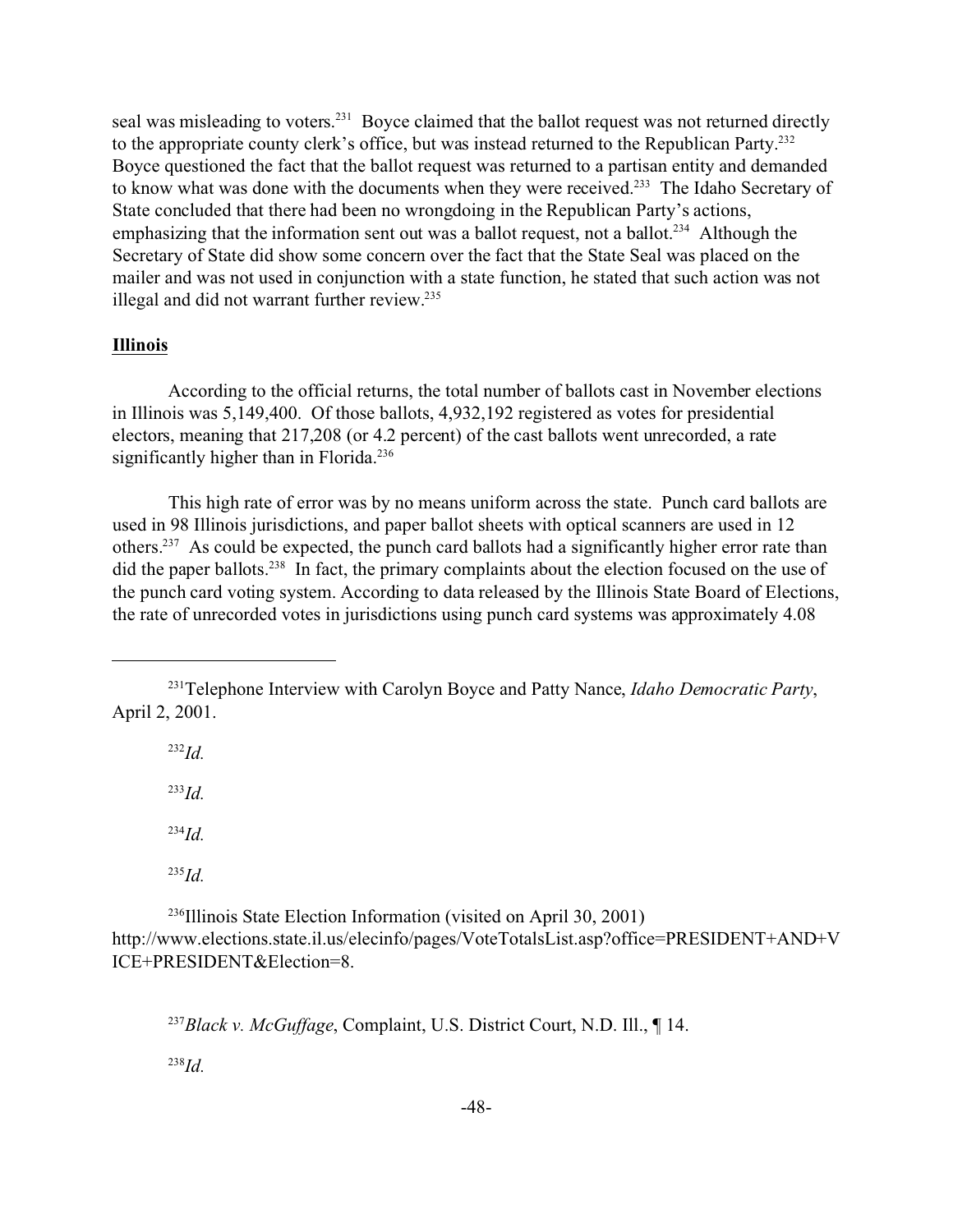seal was misleading to voters.[231] Boyce claimed that the ballot request was not returned directly to the appropriate county clerk's office, but was instead returned to the Republican Party.[232] Boyce questioned the fact that the ballot request was returned to a partisan entity and demanded to know what was done with the documents when they were received.[233] The Idaho Secretary of State concluded that there had been no wrongdoing in the Republican Party's actions, emphasizing that the information sent out was a ballot request, not a ballot.[234] Although the Secretary of State did show some concern over the fact that the State Seal was placed on the mailer and was not used in conjunction with a state function, he stated that such action was not illegal and did not warrant further review.[235]

**Illinois**

According to the official returns, the total number of ballots cast in November elections in Illinois was 5,149,400. Of those ballots, 4,932,192 registered as votes for presidential electors, meaning that 217,208 (or 4.2 percent) of the cast ballots went unrecorded, a rate significantly higher than in Florida.[236]

This high rate of error was by no means uniform across the state. Punch card ballots are used in 98 Illinois jurisdictions, and paper ballot sheets with optical scanners are used in 12 others.[237] As could be expected, the punch card ballots had a significantly higher error rate than did the paper ballots.[238] In fact, the primary complaints about the election focused on the use of the punch card voting system. According to data released by the Illinois State Board of Elections, the rate of unrecorded votes in jurisdictions using punch card systems was approximately 4.08

---

[231] Telephone Interview with Carolyn Boyce and Patty Nance, *Idaho Democratic Party*, April 2, 2001.

[232] *Id.*

[233] *Id.*

[234] *Id.*

[235] *Id.*

[236] Illinois State Election Information (visited on April 30, 2001) http://www.elections.state.il.us/elecinfo/pages/VoteTotalsList.asp?office=PRESIDENT+AND+VICE+PRESIDENT&Election=8.

[237] *Black v. McGuffage*, Complaint, U.S. District Court, N.D. Ill., ¶ 14.

[238] *Id.*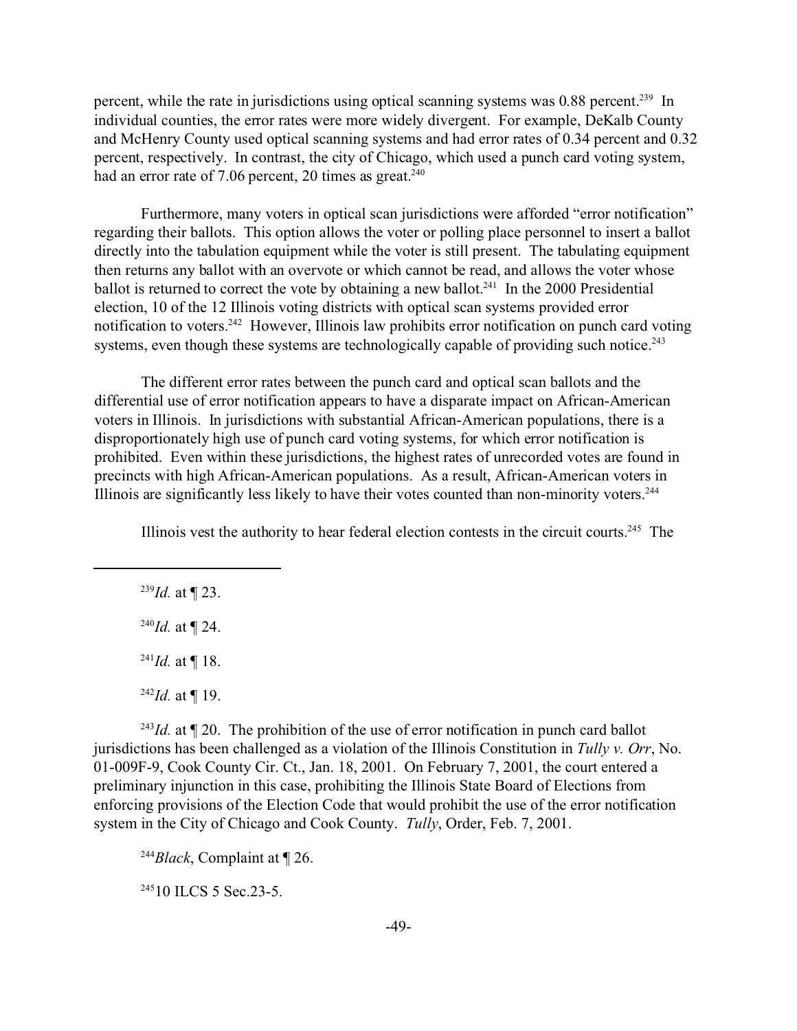percent, while the rate in jurisdictions using optical scanning systems was 0.88 percent.[239] In individual counties, the error rates were more widely divergent. For example, DeKalb County and McHenry County used optical scanning systems and had error rates of 0.34 percent and 0.32 percent, respectively. In contrast, the city of Chicago, which used a punch card voting system, had an error rate of 7.06 percent, 20 times as great.[240]

Furthermore, many voters in optical scan jurisdictions were afforded "error notification" regarding their ballots. This option allows the voter or polling place personnel to insert a ballot directly into the tabulation equipment while the voter is still present. The tabulating equipment then returns any ballot with an overvote or which cannot be read, and allows the voter whose ballot is returned to correct the vote by obtaining a new ballot.[241] In the 2000 Presidential election, 10 of the 12 Illinois voting districts with optical scan systems provided error notification to voters.[242] However, Illinois law prohibits error notification on punch card voting systems, even though these systems are technologically capable of providing such notice.[243]

The different error rates between the punch card and optical scan ballots and the differential use of error notification appears to have a disparate impact on African-American voters in Illinois. In jurisdictions with substantial African-American populations, there is a disproportionately high use of punch card voting systems, for which error notification is prohibited. Even within these jurisdictions, the highest rates of unrecorded votes are found in precincts with high African-American populations. As a result, African-American voters in Illinois are significantly less likely to have their votes counted than non-minority voters.[244]

Illinois vest the authority to hear federal election contests in the circuit courts.[245] The

---

[239] *Id.* at ¶ 23.

[240] *Id.* at ¶ 24.

[241] *Id.* at ¶ 18.

[242] *Id.* at ¶ 19.

[243] *Id.* at ¶ 20. The prohibition of the use of error notification in punch card ballot jurisdictions has been challenged as a violation of the Illinois Constitution in *Tully v. Orr*, No. 01-009F-9, Cook County Cir. Ct., Jan. 18, 2001. On February 7, 2001, the court entered a preliminary injunction in this case, prohibiting the Illinois State Board of Elections from enforcing provisions of the Election Code that would prohibit the use of the error notification system in the City of Chicago and Cook County. *Tully*, Order, Feb. 7, 2001.

[244] *Black*, Complaint at ¶ 26.

[245] 10 ILCS 5 Sec.23-5.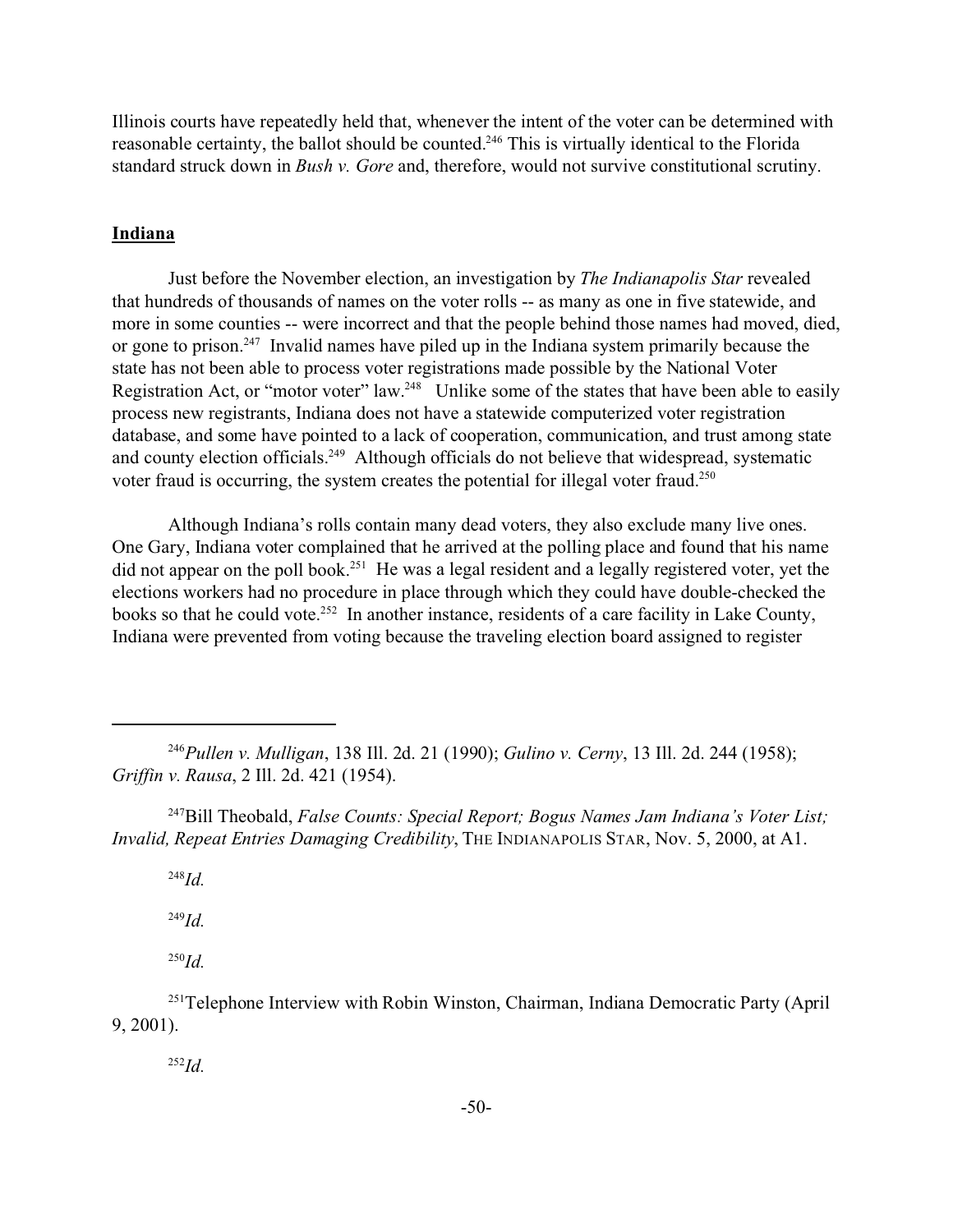Illinois courts have repeatedly held that, whenever the intent of the voter can be determined with reasonable certainty, the ballot should be counted.[246] This is virtually identical to the Florida standard struck down in *Bush v. Gore* and, therefore, would not survive constitutional scrutiny.

## Indiana

Just before the November election, an investigation by *The Indianapolis Star* revealed that hundreds of thousands of names on the voter rolls -- as many as one in five statewide, and more in some counties -- were incorrect and that the people behind those names had moved, died, or gone to prison.[247] Invalid names have piled up in the Indiana system primarily because the state has not been able to process voter registrations made possible by the National Voter Registration Act, or "motor voter" law.[248] Unlike some of the states that have been able to easily process new registrants, Indiana does not have a statewide computerized voter registration database, and some have pointed to a lack of cooperation, communication, and trust among state and county election officials.[249] Although officials do not believe that widespread, systematic voter fraud is occurring, the system creates the potential for illegal voter fraud.[250]

Although Indiana's rolls contain many dead voters, they also exclude many live ones. One Gary, Indiana voter complained that he arrived at the polling place and found that his name did not appear on the poll book.[251] He was a legal resident and a legally registered voter, yet the elections workers had no procedure in place through which they could have double-checked the books so that he could vote.[252] In another instance, residents of a care facility in Lake County, Indiana were prevented from voting because the traveling election board assigned to register

---

[246] *Pullen v. Mulligan*, 138 Ill. 2d. 21 (1990); *Gulino v. Cerny*, 13 Ill. 2d. 244 (1958); *Griffin v. Rausa*, 2 Ill. 2d. 421 (1954).

[247] Bill Theobald, *False Counts: Special Report; Bogus Names Jam Indiana's Voter List; Invalid, Repeat Entries Damaging Credibility*, THE INDIANAPOLIS STAR, Nov. 5, 2000, at A1.

[248] *Id.*

[249] *Id.*

[250] *Id.*

[251] Telephone Interview with Robin Winston, Chairman, Indiana Democratic Party (April 9, 2001).

[252] *Id.*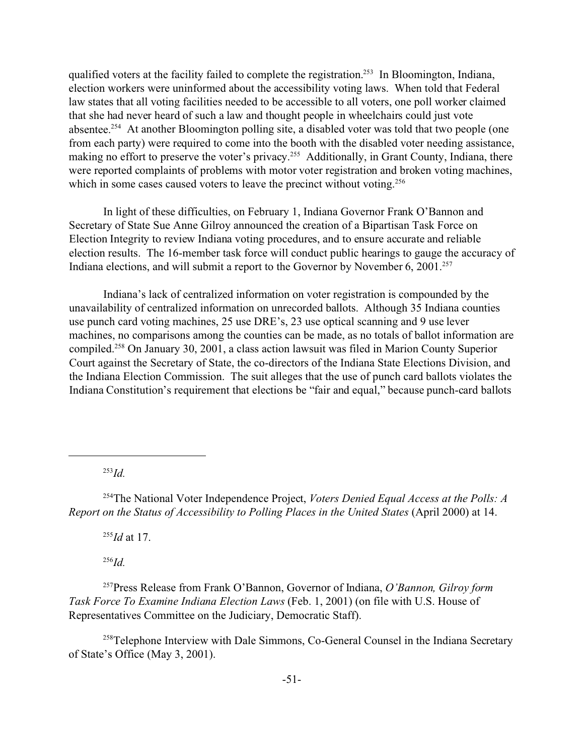qualified voters at the facility failed to complete the registration.[253] In Bloomington, Indiana, election workers were uninformed about the accessibility voting laws. When told that Federal law states that all voting facilities needed to be accessible to all voters, one poll worker claimed that she had never heard of such a law and thought people in wheelchairs could just vote absentee.[254] At another Bloomington polling site, a disabled voter was told that two people (one from each party) were required to come into the booth with the disabled voter needing assistance, making no effort to preserve the voter's privacy.[255] Additionally, in Grant County, Indiana, there were reported complaints of problems with motor voter registration and broken voting machines, which in some cases caused voters to leave the precinct without voting.[256]

In light of these difficulties, on February 1, Indiana Governor Frank O'Bannon and Secretary of State Sue Anne Gilroy announced the creation of a Bipartisan Task Force on Election Integrity to review Indiana voting procedures, and to ensure accurate and reliable election results. The 16-member task force will conduct public hearings to gauge the accuracy of Indiana elections, and will submit a report to the Governor by November 6, 2001.[257]

Indiana's lack of centralized information on voter registration is compounded by the unavailability of centralized information on unrecorded ballots. Although 35 Indiana counties use punch card voting machines, 25 use DRE's, 23 use optical scanning and 9 use lever machines, no comparisons among the counties can be made, as no totals of ballot information are compiled.[258] On January 30, 2001, a class action lawsuit was filed in Marion County Superior Court against the Secretary of State, the co-directors of the Indiana State Elections Division, and the Indiana Election Commission. The suit alleges that the use of punch card ballots violates the Indiana Constitution's requirement that elections be "fair and equal," because punch-card ballots

---

[253] *Id.*

[254] The National Voter Independence Project, *Voters Denied Equal Access at the Polls: A Report on the Status of Accessibility to Polling Places in the United States* (April 2000) at 14.

[255] *Id* at 17.

[256] *Id.*

[257] Press Release from Frank O'Bannon, Governor of Indiana, *O'Bannon, Gilroy form Task Force To Examine Indiana Election Laws* (Feb. 1, 2001) (on file with U.S. House of Representatives Committee on the Judiciary, Democratic Staff).

[258] Telephone Interview with Dale Simmons, Co-General Counsel in the Indiana Secretary of State's Office (May 3, 2001).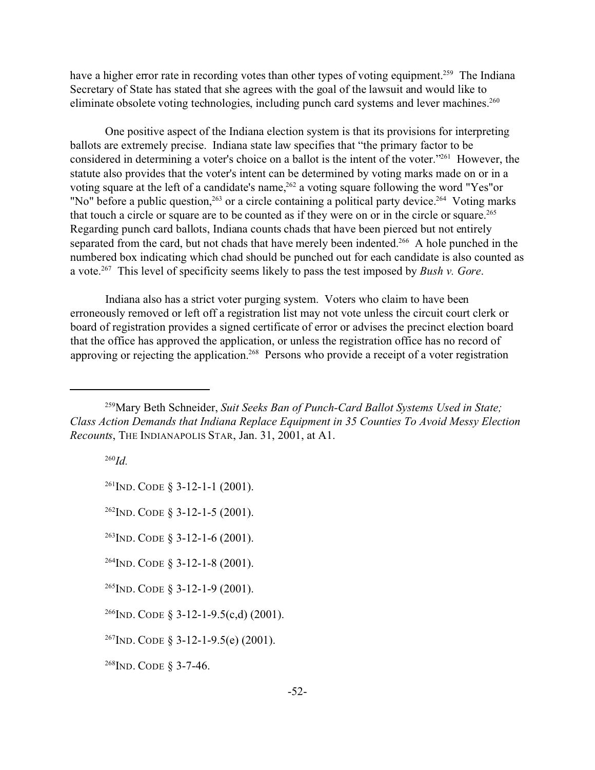have a higher error rate in recording votes than other types of voting equipment.[259] The Indiana Secretary of State has stated that she agrees with the goal of the lawsuit and would like to eliminate obsolete voting technologies, including punch card systems and lever machines.[260]

One positive aspect of the Indiana election system is that its provisions for interpreting ballots are extremely precise. Indiana state law specifies that "the primary factor to be considered in determining a voter's choice on a ballot is the intent of the voter."[261] However, the statute also provides that the voter's intent can be determined by voting marks made on or in a voting square at the left of a candidate's name,[262] a voting square following the word "Yes"or "No" before a public question,[263] or a circle containing a political party device.[264] Voting marks that touch a circle or square are to be counted as if they were on or in the circle or square.[265] Regarding punch card ballots, Indiana counts chads that have been pierced but not entirely separated from the card, but not chads that have merely been indented.[266] A hole punched in the numbered box indicating which chad should be punched out for each candidate is also counted as a vote.[267] This level of specificity seems likely to pass the test imposed by *Bush v. Gore*.

Indiana also has a strict voter purging system. Voters who claim to have been erroneously removed or left off a registration list may not vote unless the circuit court clerk or board of registration provides a signed certificate of error or advises the precinct election board that the office has approved the application, or unless the registration office has no record of approving or rejecting the application.[268] Persons who provide a receipt of a voter registration

---

[259] Mary Beth Schneider, *Suit Seeks Ban of Punch-Card Ballot Systems Used in State; Class Action Demands that Indiana Replace Equipment in 35 Counties To Avoid Messy Election Recounts*, THE INDIANAPOLIS STAR, Jan. 31, 2001, at A1.

[260] *Id.*

[261] IND. CODE § 3-12-1-1 (2001).

[262] IND. CODE § 3-12-1-5 (2001).

[263] IND. CODE § 3-12-1-6 (2001).

[264] IND. CODE § 3-12-1-8 (2001).

[265] IND. CODE § 3-12-1-9 (2001).

[266] IND. CODE § 3-12-1-9.5(c,d) (2001).

[267] IND. CODE § 3-12-1-9.5(e) (2001).

[268] IND. CODE § 3-7-46.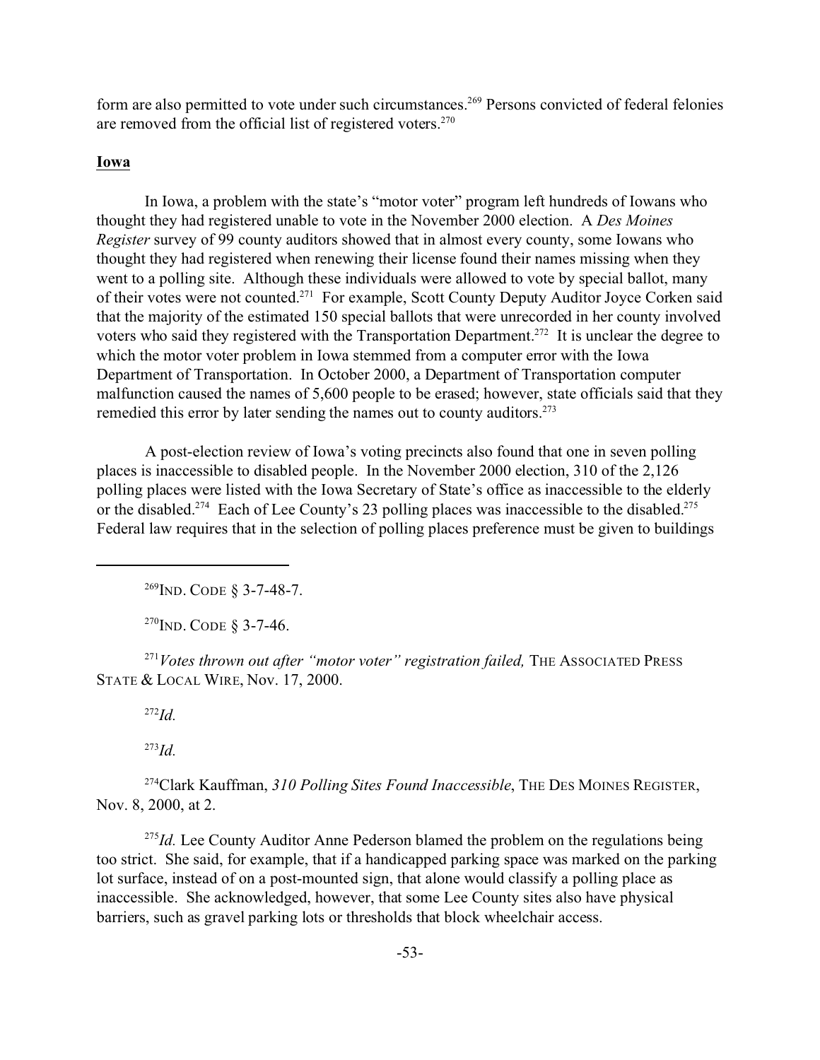form are also permitted to vote under such circumstances.[269] Persons convicted of federal felonies are removed from the official list of registered voters.[270]

**Iowa**

In Iowa, a problem with the state's "motor voter" program left hundreds of Iowans who thought they had registered unable to vote in the November 2000 election. A *Des Moines Register* survey of 99 county auditors showed that in almost every county, some Iowans who thought they had registered when renewing their license found their names missing when they went to a polling site. Although these individuals were allowed to vote by special ballot, many of their votes were not counted.[271] For example, Scott County Deputy Auditor Joyce Corken said that the majority of the estimated 150 special ballots that were unrecorded in her county involved voters who said they registered with the Transportation Department.[272] It is unclear the degree to which the motor voter problem in Iowa stemmed from a computer error with the Iowa Department of Transportation. In October 2000, a Department of Transportation computer malfunction caused the names of 5,600 people to be erased; however, state officials said that they remedied this error by later sending the names out to county auditors.[273]

A post-election review of Iowa's voting precincts also found that one in seven polling places is inaccessible to disabled people. In the November 2000 election, 310 of the 2,126 polling places were listed with the Iowa Secretary of State's office as inaccessible to the elderly or the disabled.[274] Each of Lee County's 23 polling places was inaccessible to the disabled.[275] Federal law requires that in the selection of polling places preference must be given to buildings

---

[269] IND. CODE § 3-7-48-7.

[270] IND. CODE § 3-7-46.

[271] *Votes thrown out after "motor voter" registration failed,* THE ASSOCIATED PRESS STATE & LOCAL WIRE, Nov. 17, 2000.

[272] *Id.*

[273] *Id.*

[274] Clark Kauffman, *310 Polling Sites Found Inaccessible*, THE DES MOINES REGISTER, Nov. 8, 2000, at 2.

[275] *Id.* Lee County Auditor Anne Pederson blamed the problem on the regulations being too strict. She said, for example, that if a handicapped parking space was marked on the parking lot surface, instead of on a post-mounted sign, that alone would classify a polling place as inaccessible. She acknowledged, however, that some Lee County sites also have physical barriers, such as gravel parking lots or thresholds that block wheelchair access.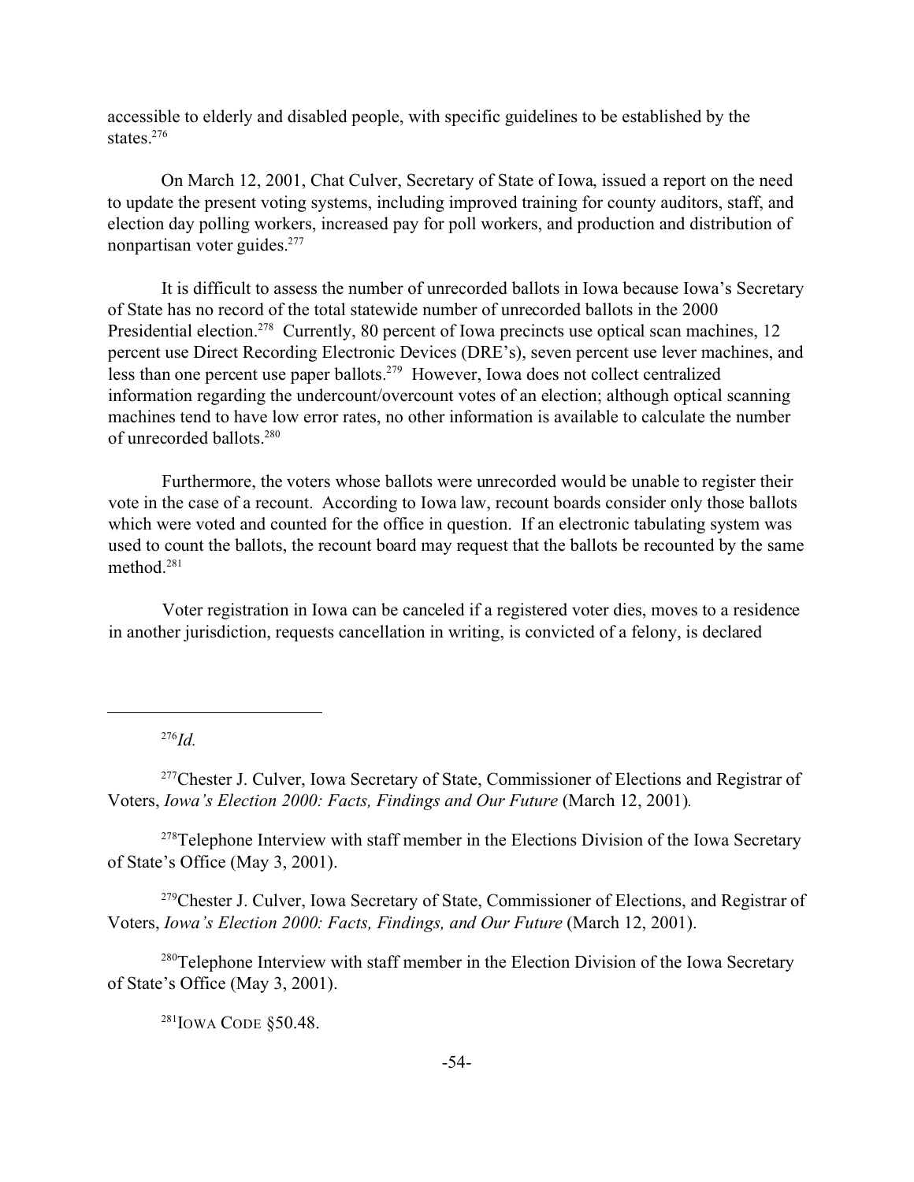accessible to elderly and disabled people, with specific guidelines to be established by the states.[276]

On March 12, 2001, Chat Culver, Secretary of State of Iowa, issued a report on the need to update the present voting systems, including improved training for county auditors, staff, and election day polling workers, increased pay for poll workers, and production and distribution of nonpartisan voter guides.[277]

It is difficult to assess the number of unrecorded ballots in Iowa because Iowa's Secretary of State has no record of the total statewide number of unrecorded ballots in the 2000 Presidential election.[278] Currently, 80 percent of Iowa precincts use optical scan machines, 12 percent use Direct Recording Electronic Devices (DRE's), seven percent use lever machines, and less than one percent use paper ballots.[279] However, Iowa does not collect centralized information regarding the undercount/overcount votes of an election; although optical scanning machines tend to have low error rates, no other information is available to calculate the number of unrecorded ballots.[280]

Furthermore, the voters whose ballots were unrecorded would be unable to register their vote in the case of a recount. According to Iowa law, recount boards consider only those ballots which were voted and counted for the office in question. If an electronic tabulating system was used to count the ballots, the recount board may request that the ballots be recounted by the same method.[281]

Voter registration in Iowa can be canceled if a registered voter dies, moves to a residence in another jurisdiction, requests cancellation in writing, is convicted of a felony, is declared

---

[276] *Id.*

[277] Chester J. Culver, Iowa Secretary of State, Commissioner of Elections and Registrar of Voters, *Iowa's Election 2000: Facts, Findings and Our Future* (March 12, 2001).

[278] Telephone Interview with staff member in the Elections Division of the Iowa Secretary of State's Office (May 3, 2001).

[279] Chester J. Culver, Iowa Secretary of State, Commissioner of Elections, and Registrar of Voters, *Iowa's Election 2000: Facts, Findings, and Our Future* (March 12, 2001).

[280] Telephone Interview with staff member in the Election Division of the Iowa Secretary of State's Office (May 3, 2001).

[281] IOWA CODE §50.48.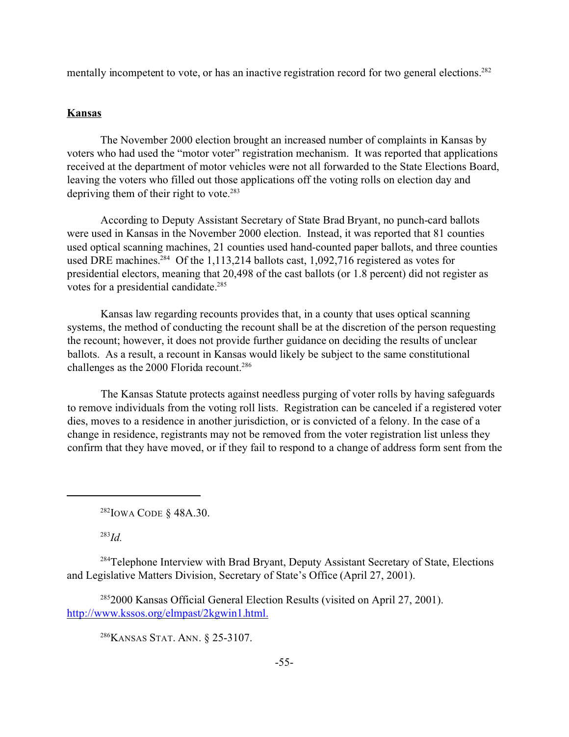mentally incompetent to vote, or has an inactive registration record for two general elections.[282]

**Kansas**

The November 2000 election brought an increased number of complaints in Kansas by voters who had used the "motor voter" registration mechanism. It was reported that applications received at the department of motor vehicles were not all forwarded to the State Elections Board, leaving the voters who filled out those applications off the voting rolls on election day and depriving them of their right to vote.[283]

According to Deputy Assistant Secretary of State Brad Bryant, no punch-card ballots were used in Kansas in the November 2000 election. Instead, it was reported that 81 counties used optical scanning machines, 21 counties used hand-counted paper ballots, and three counties used DRE machines.[284] Of the 1,113,214 ballots cast, 1,092,716 registered as votes for presidential electors, meaning that 20,498 of the cast ballots (or 1.8 percent) did not register as votes for a presidential candidate.[285]

Kansas law regarding recounts provides that, in a county that uses optical scanning systems, the method of conducting the recount shall be at the discretion of the person requesting the recount; however, it does not provide further guidance on deciding the results of unclear ballots. As a result, a recount in Kansas would likely be subject to the same constitutional challenges as the 2000 Florida recount.[286]

The Kansas Statute protects against needless purging of voter rolls by having safeguards to remove individuals from the voting roll lists. Registration can be canceled if a registered voter dies, moves to a residence in another jurisdiction, or is convicted of a felony. In the case of a change in residence, registrants may not be removed from the voter registration list unless they confirm that they have moved, or if they fail to respond to a change of address form sent from the

---

[282] IOWA CODE § 48A.30.

[283] *Id.*

[284] Telephone Interview with Brad Bryant, Deputy Assistant Secretary of State, Elections and Legislative Matters Division, Secretary of State's Office (April 27, 2001).

[285] 2000 Kansas Official General Election Results (visited on April 27, 2001). http://www.kssos.org/elmpast/2kgwin1.html.

[286] KANSAS STAT. ANN. § 25-3107.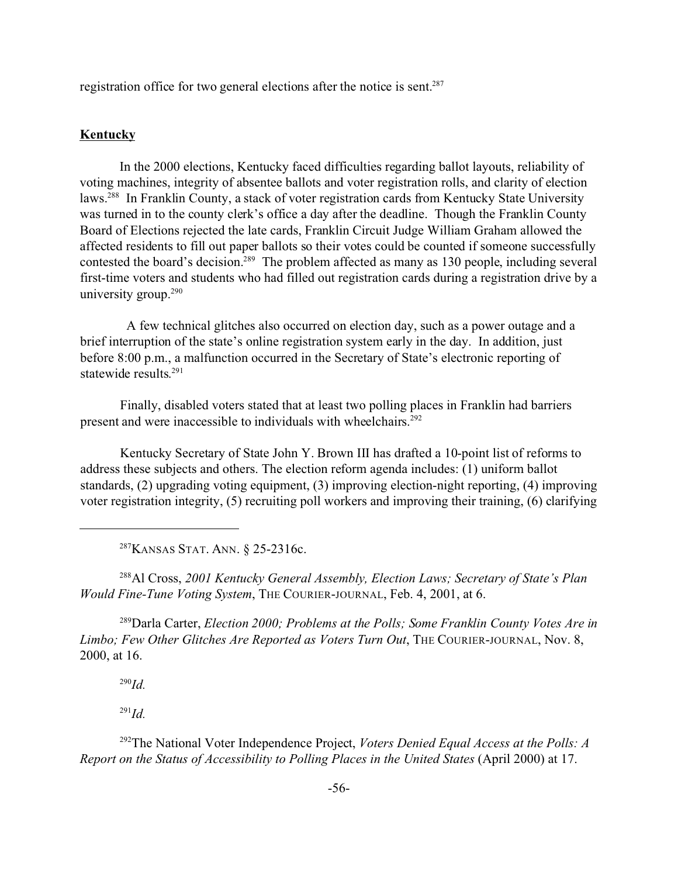registration office for two general elections after the notice is sent.[287]

## Kentucky

In the 2000 elections, Kentucky faced difficulties regarding ballot layouts, reliability of voting machines, integrity of absentee ballots and voter registration rolls, and clarity of election laws.[288] In Franklin County, a stack of voter registration cards from Kentucky State University was turned in to the county clerk's office a day after the deadline. Though the Franklin County Board of Elections rejected the late cards, Franklin Circuit Judge William Graham allowed the affected residents to fill out paper ballots so their votes could be counted if someone successfully contested the board's decision.[289] The problem affected as many as 130 people, including several first-time voters and students who had filled out registration cards during a registration drive by a university group.[290]

A few technical glitches also occurred on election day, such as a power outage and a brief interruption of the state's online registration system early in the day. In addition, just before 8:00 p.m., a malfunction occurred in the Secretary of State's electronic reporting of statewide results.[291]

Finally, disabled voters stated that at least two polling places in Franklin had barriers present and were inaccessible to individuals with wheelchairs.[292]

Kentucky Secretary of State John Y. Brown III has drafted a 10-point list of reforms to address these subjects and others. The election reform agenda includes: (1) uniform ballot standards, (2) upgrading voting equipment, (3) improving election-night reporting, (4) improving voter registration integrity, (5) recruiting poll workers and improving their training, (6) clarifying

---

[287] KANSAS STAT. ANN. § 25-2316c.

[288] Al Cross, *2001 Kentucky General Assembly, Election Laws; Secretary of State's Plan Would Fine-Tune Voting System*, THE COURIER-JOURNAL, Feb. 4, 2001, at 6.

[289] Darla Carter, *Election 2000; Problems at the Polls; Some Franklin County Votes Are in Limbo; Few Other Glitches Are Reported as Voters Turn Out*, THE COURIER-JOURNAL, Nov. 8, 2000, at 16.

[290] *Id.*

[291] *Id.*

[292] The National Voter Independence Project, *Voters Denied Equal Access at the Polls: A Report on the Status of Accessibility to Polling Places in the United States* (April 2000) at 17.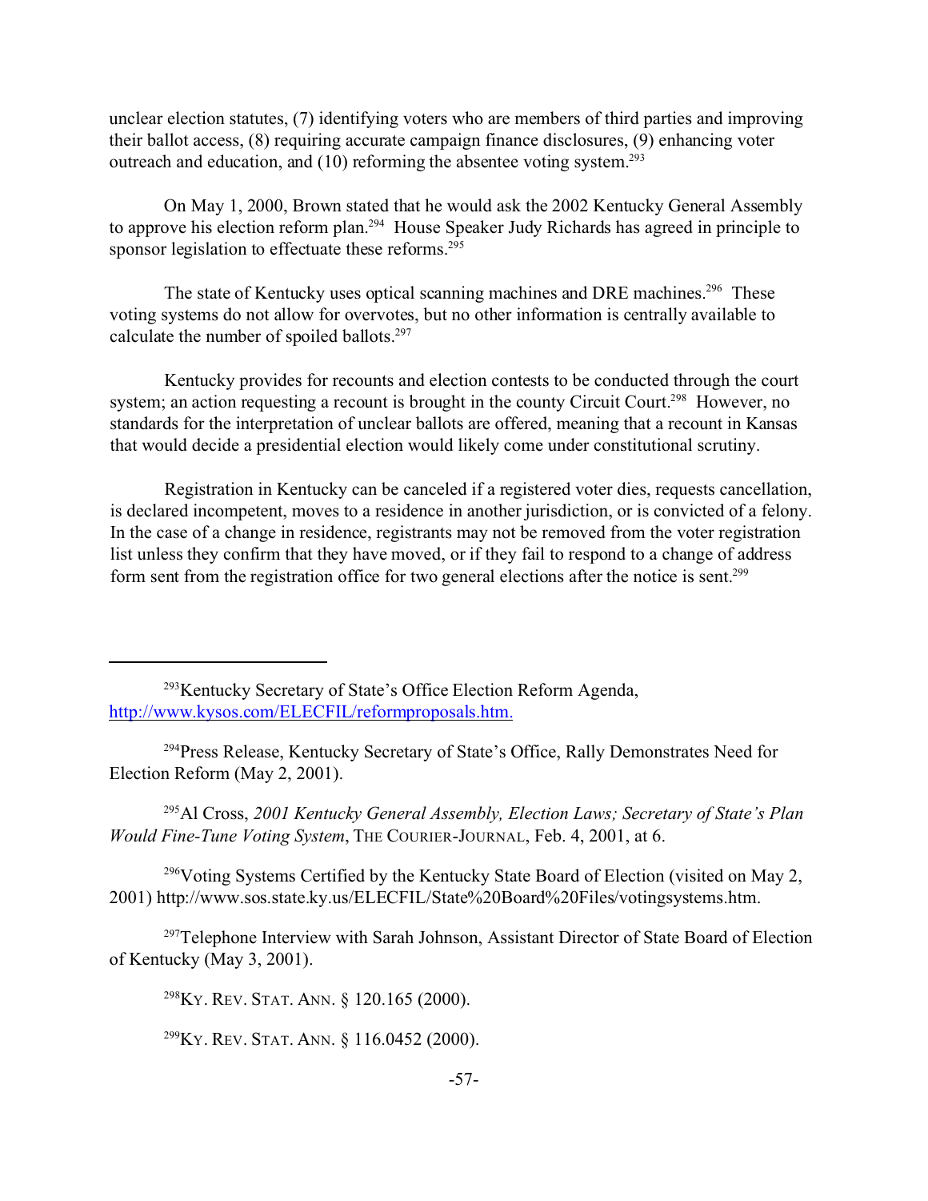unclear election statutes, (7) identifying voters who are members of third parties and improving their ballot access, (8) requiring accurate campaign finance disclosures, (9) enhancing voter outreach and education, and (10) reforming the absentee voting system.[293]

On May 1, 2000, Brown stated that he would ask the 2002 Kentucky General Assembly to approve his election reform plan.[294] House Speaker Judy Richards has agreed in principle to sponsor legislation to effectuate these reforms.[295]

The state of Kentucky uses optical scanning machines and DRE machines.[296] These voting systems do not allow for overvotes, but no other information is centrally available to calculate the number of spoiled ballots.[297]

Kentucky provides for recounts and election contests to be conducted through the court system; an action requesting a recount is brought in the county Circuit Court.[298] However, no standards for the interpretation of unclear ballots are offered, meaning that a recount in Kansas that would decide a presidential election would likely come under constitutional scrutiny.

Registration in Kentucky can be canceled if a registered voter dies, requests cancellation, is declared incompetent, moves to a residence in another jurisdiction, or is convicted of a felony. In the case of a change in residence, registrants may not be removed from the voter registration list unless they confirm that they have moved, or if they fail to respond to a change of address form sent from the registration office for two general elections after the notice is sent.[299]

---

[293] Kentucky Secretary of State's Office Election Reform Agenda, http://www.kysos.com/ELECFIL/reformproposals.htm.

[294] Press Release, Kentucky Secretary of State's Office, Rally Demonstrates Need for Election Reform (May 2, 2001).

[295] Al Cross, *2001 Kentucky General Assembly, Election Laws; Secretary of State's Plan Would Fine-Tune Voting System*, THE COURIER-JOURNAL, Feb. 4, 2001, at 6.

[296] Voting Systems Certified by the Kentucky State Board of Election (visited on May 2, 2001) http://www.sos.state.ky.us/ELECFIL/State%20Board%20Files/votingsystems.htm.

[297] Telephone Interview with Sarah Johnson, Assistant Director of State Board of Election of Kentucky (May 3, 2001).

[298] KY. REV. STAT. ANN. § 120.165 (2000).

[299] KY. REV. STAT. ANN. § 116.0452 (2000).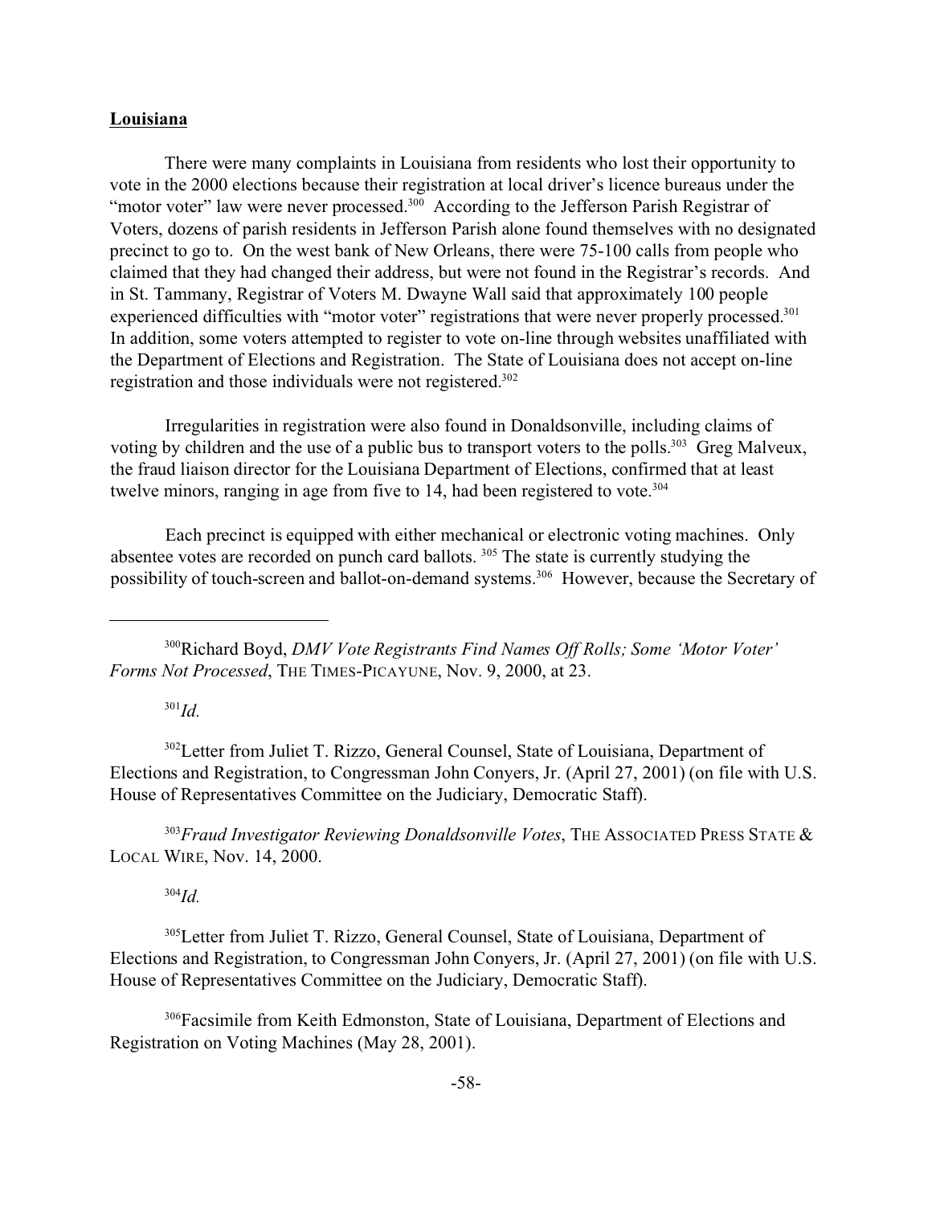**Louisiana**

There were many complaints in Louisiana from residents who lost their opportunity to vote in the 2000 elections because their registration at local driver's licence bureaus under the "motor voter" law were never processed.[300] According to the Jefferson Parish Registrar of Voters, dozens of parish residents in Jefferson Parish alone found themselves with no designated precinct to go to. On the west bank of New Orleans, there were 75-100 calls from people who claimed that they had changed their address, but were not found in the Registrar's records. And in St. Tammany, Registrar of Voters M. Dwayne Wall said that approximately 100 people experienced difficulties with "motor voter" registrations that were never properly processed.[301] In addition, some voters attempted to register to vote on-line through websites unaffiliated with the Department of Elections and Registration. The State of Louisiana does not accept on-line registration and those individuals were not registered.[302]

Irregularities in registration were also found in Donaldsonville, including claims of voting by children and the use of a public bus to transport voters to the polls.[303] Greg Malveux, the fraud liaison director for the Louisiana Department of Elections, confirmed that at least twelve minors, ranging in age from five to 14, had been registered to vote.[304]

Each precinct is equipped with either mechanical or electronic voting machines. Only absentee votes are recorded on punch card ballots.[305] The state is currently studying the possibility of touch-screen and ballot-on-demand systems.[306] However, because the Secretary of

---

[300] Richard Boyd, *DMV Vote Registrants Find Names Off Rolls; Some 'Motor Voter' Forms Not Processed*, THE TIMES-PICAYUNE, Nov. 9, 2000, at 23.

[301] *Id.*

[302] Letter from Juliet T. Rizzo, General Counsel, State of Louisiana, Department of Elections and Registration, to Congressman John Conyers, Jr. (April 27, 2001) (on file with U.S. House of Representatives Committee on the Judiciary, Democratic Staff).

[303] *Fraud Investigator Reviewing Donaldsonville Votes*, THE ASSOCIATED PRESS STATE & LOCAL WIRE, Nov. 14, 2000.

[304] *Id.*

[305] Letter from Juliet T. Rizzo, General Counsel, State of Louisiana, Department of Elections and Registration, to Congressman John Conyers, Jr. (April 27, 2001) (on file with U.S. House of Representatives Committee on the Judiciary, Democratic Staff).

[306] Facsimile from Keith Edmonston, State of Louisiana, Department of Elections and Registration on Voting Machines (May 28, 2001).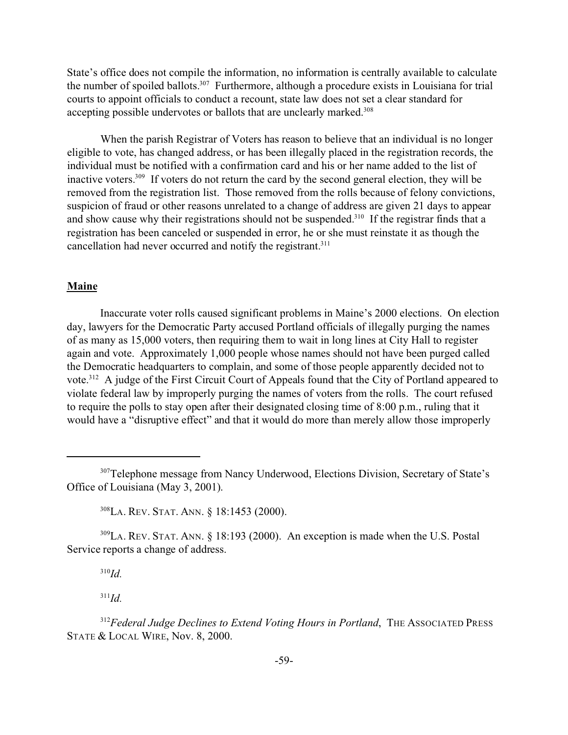State's office does not compile the information, no information is centrally available to calculate the number of spoiled ballots.[307] Furthermore, although a procedure exists in Louisiana for trial courts to appoint officials to conduct a recount, state law does not set a clear standard for accepting possible undervotes or ballots that are unclearly marked.[308]

When the parish Registrar of Voters has reason to believe that an individual is no longer eligible to vote, has changed address, or has been illegally placed in the registration records, the individual must be notified with a confirmation card and his or her name added to the list of inactive voters.[309] If voters do not return the card by the second general election, they will be removed from the registration list. Those removed from the rolls because of felony convictions, suspicion of fraud or other reasons unrelated to a change of address are given 21 days to appear and show cause why their registrations should not be suspended.[310] If the registrar finds that a registration has been canceled or suspended in error, he or she must reinstate it as though the cancellation had never occurred and notify the registrant.[311]

## Maine

Inaccurate voter rolls caused significant problems in Maine's 2000 elections. On election day, lawyers for the Democratic Party accused Portland officials of illegally purging the names of as many as 15,000 voters, then requiring them to wait in long lines at City Hall to register again and vote. Approximately 1,000 people whose names should not have been purged called the Democratic headquarters to complain, and some of those people apparently decided not to vote.[312] A judge of the First Circuit Court of Appeals found that the City of Portland appeared to violate federal law by improperly purging the names of voters from the rolls. The court refused to require the polls to stay open after their designated closing time of 8:00 p.m., ruling that it would have a "disruptive effect" and that it would do more than merely allow those improperly

---

[307] Telephone message from Nancy Underwood, Elections Division, Secretary of State's Office of Louisiana (May 3, 2001).

[308] LA. REV. STAT. ANN. § 18:1453 (2000).

[309] LA. REV. STAT. ANN. § 18:193 (2000). An exception is made when the U.S. Postal Service reports a change of address.

[310] *Id.*

[311] *Id.*

[312] *Federal Judge Declines to Extend Voting Hours in Portland*, THE ASSOCIATED PRESS STATE & LOCAL WIRE, Nov. 8, 2000.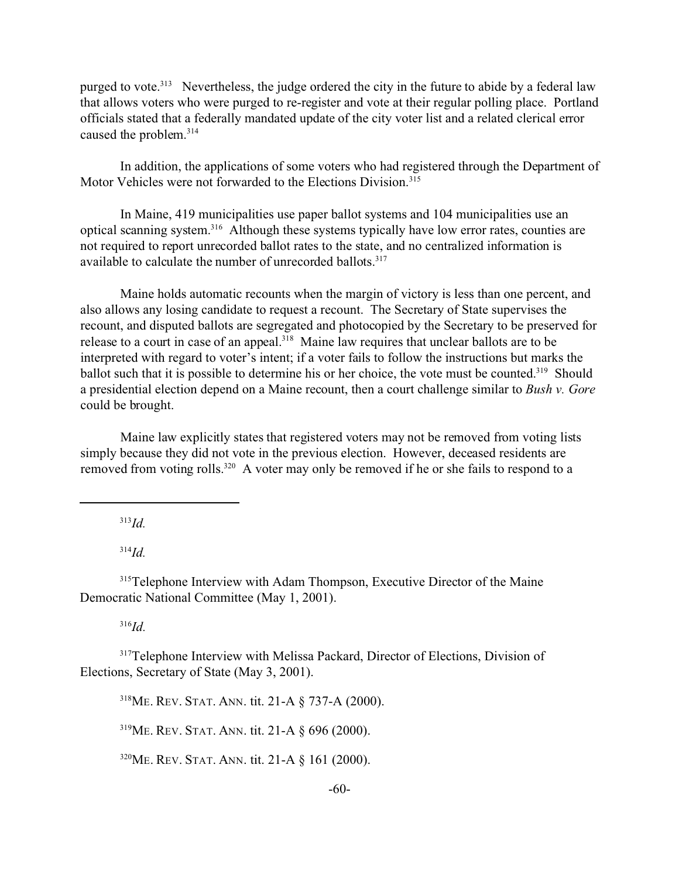purged to vote.[313] Nevertheless, the judge ordered the city in the future to abide by a federal law that allows voters who were purged to re-register and vote at their regular polling place. Portland officials stated that a federally mandated update of the city voter list and a related clerical error caused the problem.[314]

In addition, the applications of some voters who had registered through the Department of Motor Vehicles were not forwarded to the Elections Division.[315]

In Maine, 419 municipalities use paper ballot systems and 104 municipalities use an optical scanning system.[316] Although these systems typically have low error rates, counties are not required to report unrecorded ballot rates to the state, and no centralized information is available to calculate the number of unrecorded ballots.[317]

Maine holds automatic recounts when the margin of victory is less than one percent, and also allows any losing candidate to request a recount. The Secretary of State supervises the recount, and disputed ballots are segregated and photocopied by the Secretary to be preserved for release to a court in case of an appeal.[318] Maine law requires that unclear ballots are to be interpreted with regard to voter's intent; if a voter fails to follow the instructions but marks the ballot such that it is possible to determine his or her choice, the vote must be counted.[319] Should a presidential election depend on a Maine recount, then a court challenge similar to *Bush v. Gore* could be brought.

Maine law explicitly states that registered voters may not be removed from voting lists simply because they did not vote in the previous election. However, deceased residents are removed from voting rolls.[320] A voter may only be removed if he or she fails to respond to a

---

[313] *Id.*

[314] *Id.*

[315] Telephone Interview with Adam Thompson, Executive Director of the Maine Democratic National Committee (May 1, 2001).

[316] *Id.*

[317] Telephone Interview with Melissa Packard, Director of Elections, Division of Elections, Secretary of State (May 3, 2001).

[318] ME. REV. STAT. ANN. tit. 21-A § 737-A (2000).

[319] ME. REV. STAT. ANN. tit. 21-A § 696 (2000).

[320] ME. REV. STAT. ANN. tit. 21-A § 161 (2000).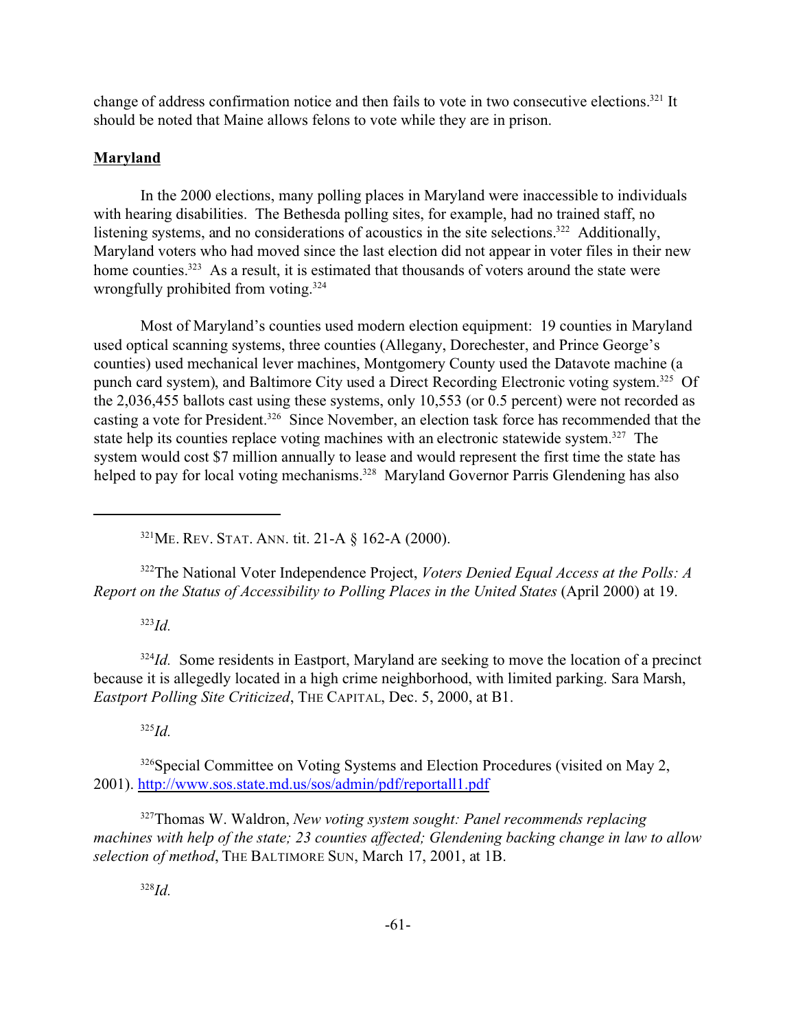change of address confirmation notice and then fails to vote in two consecutive elections.[321] It should be noted that Maine allows felons to vote while they are in prison.

**Maryland**

In the 2000 elections, many polling places in Maryland were inaccessible to individuals with hearing disabilities. The Bethesda polling sites, for example, had no trained staff, no listening systems, and no considerations of acoustics in the site selections.[322] Additionally, Maryland voters who had moved since the last election did not appear in voter files in their new home counties.[323] As a result, it is estimated that thousands of voters around the state were wrongfully prohibited from voting.[324]

Most of Maryland's counties used modern election equipment: 19 counties in Maryland used optical scanning systems, three counties (Allegany, Dorechester, and Prince George's counties) used mechanical lever machines, Montgomery County used the Datavote machine (a punch card system), and Baltimore City used a Direct Recording Electronic voting system.[325] Of the 2,036,455 ballots cast using these systems, only 10,553 (or 0.5 percent) were not recorded as casting a vote for President.[326] Since November, an election task force has recommended that the state help its counties replace voting machines with an electronic statewide system.[327] The system would cost $7 million annually to lease and would represent the first time the state has helped to pay for local voting mechanisms.[328] Maryland Governor Parris Glendening has also

---

[321]ME. REV. STAT. ANN. tit. 21-A § 162-A (2000).

[322]The National Voter Independence Project, *Voters Denied Equal Access at the Polls: A Report on the Status of Accessibility to Polling Places in the United States* (April 2000) at 19.

[323]*Id.*

[324]*Id.* Some residents in Eastport, Maryland are seeking to move the location of a precinct because it is allegedly located in a high crime neighborhood, with limited parking. Sara Marsh, *Eastport Polling Site Criticized*, THE CAPITAL, Dec. 5, 2000, at B1.

[325]*Id.*

[326]Special Committee on Voting Systems and Election Procedures (visited on May 2, 2001). http://www.sos.state.md.us/sos/admin/pdf/reportall1.pdf

[327]Thomas W. Waldron, *New voting system sought: Panel recommends replacing machines with help of the state; 23 counties affected; Glendening backing change in law to allow selection of method*, THE BALTIMORE SUN, March 17, 2001, at 1B.

[328]*Id.*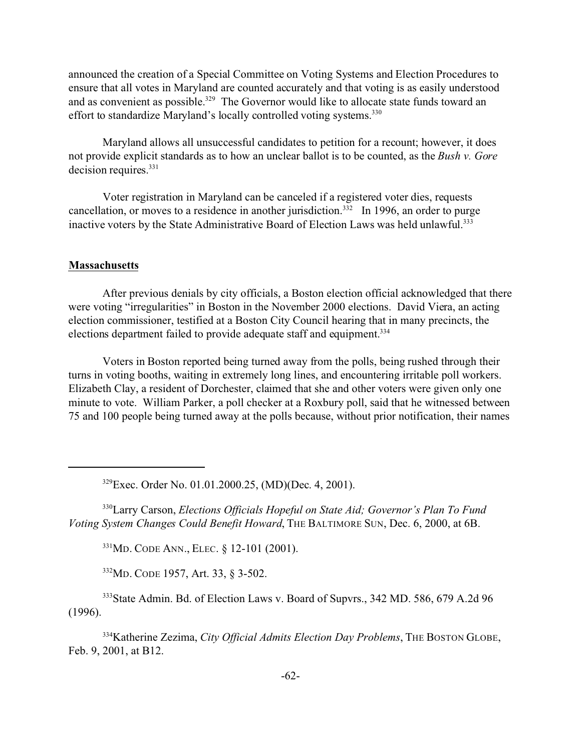announced the creation of a Special Committee on Voting Systems and Election Procedures to ensure that all votes in Maryland are counted accurately and that voting is as easily understood and as convenient as possible.[329] The Governor would like to allocate state funds toward an effort to standardize Maryland's locally controlled voting systems.[330]

Maryland allows all unsuccessful candidates to petition for a recount; however, it does not provide explicit standards as to how an unclear ballot is to be counted, as the *Bush v. Gore* decision requires.[331]

Voter registration in Maryland can be canceled if a registered voter dies, requests cancellation, or moves to a residence in another jurisdiction.[332] In 1996, an order to purge inactive voters by the State Administrative Board of Election Laws was held unlawful.[333]

**Massachusetts**

After previous denials by city officials, a Boston election official acknowledged that there were voting "irregularities" in Boston in the November 2000 elections. David Viera, an acting election commissioner, testified at a Boston City Council hearing that in many precincts, the elections department failed to provide adequate staff and equipment.[334]

Voters in Boston reported being turned away from the polls, being rushed through their turns in voting booths, waiting in extremely long lines, and encountering irritable poll workers. Elizabeth Clay, a resident of Dorchester, claimed that she and other voters were given only one minute to vote. William Parker, a poll checker at a Roxbury poll, said that he witnessed between 75 and 100 people being turned away at the polls because, without prior notification, their names

---

[329] Exec. Order No. 01.01.2000.25, (MD)(Dec. 4, 2001).

[330] Larry Carson, *Elections Officials Hopeful on State Aid; Governor's Plan To Fund Voting System Changes Could Benefit Howard*, THE BALTIMORE SUN, Dec. 6, 2000, at 6B.

[331] MD. CODE ANN., ELEC. § 12-101 (2001).

[332] MD. CODE 1957, Art. 33, § 3-502.

[333] State Admin. Bd. of Election Laws v. Board of Supvrs., 342 MD. 586, 679 A.2d 96 (1996).

[334] Katherine Zezima, *City Official Admits Election Day Problems*, THE BOSTON GLOBE, Feb. 9, 2001, at B12.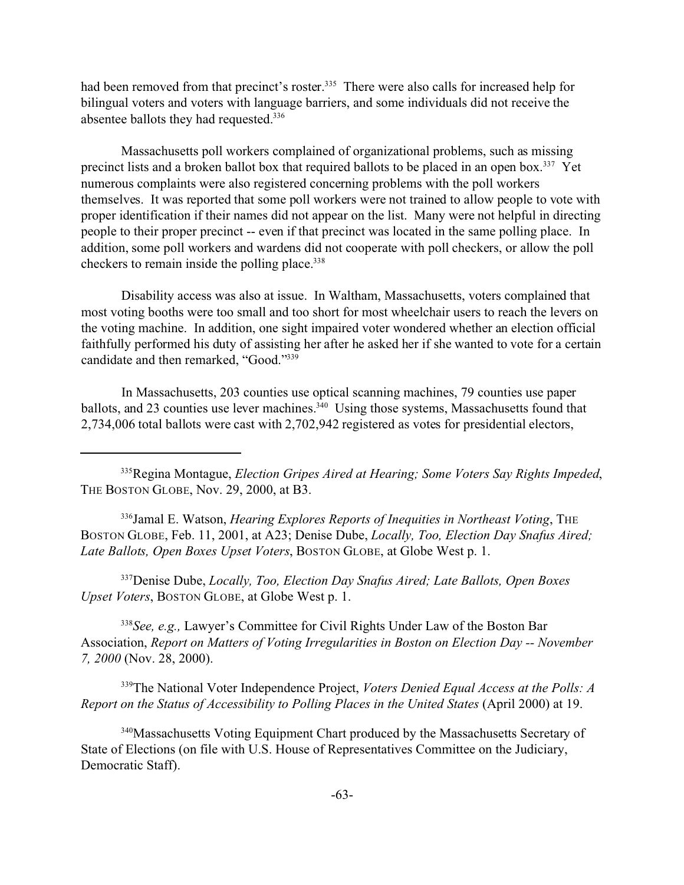had been removed from that precinct's roster.[335] There were also calls for increased help for bilingual voters and voters with language barriers, and some individuals did not receive the absentee ballots they had requested.[336]

Massachusetts poll workers complained of organizational problems, such as missing precinct lists and a broken ballot box that required ballots to be placed in an open box.[337] Yet numerous complaints were also registered concerning problems with the poll workers themselves. It was reported that some poll workers were not trained to allow people to vote with proper identification if their names did not appear on the list. Many were not helpful in directing people to their proper precinct -- even if that precinct was located in the same polling place. In addition, some poll workers and wardens did not cooperate with poll checkers, or allow the poll checkers to remain inside the polling place.[338]

Disability access was also at issue. In Waltham, Massachusetts, voters complained that most voting booths were too small and too short for most wheelchair users to reach the levers on the voting machine. In addition, one sight impaired voter wondered whether an election official faithfully performed his duty of assisting her after he asked her if she wanted to vote for a certain candidate and then remarked, "Good."[339]

In Massachusetts, 203 counties use optical scanning machines, 79 counties use paper ballots, and 23 counties use lever machines.[340] Using those systems, Massachusetts found that 2,734,006 total ballots were cast with 2,702,942 registered as votes for presidential electors,

---

[335] Regina Montague, *Election Gripes Aired at Hearing; Some Voters Say Rights Impeded*, THE BOSTON GLOBE, Nov. 29, 2000, at B3.

[336] Jamal E. Watson, *Hearing Explores Reports of Inequities in Northeast Voting*, THE BOSTON GLOBE, Feb. 11, 2001, at A23; Denise Dube, *Locally, Too, Election Day Snafus Aired; Late Ballots, Open Boxes Upset Voters*, BOSTON GLOBE, at Globe West p. 1.

[337] Denise Dube, *Locally, Too, Election Day Snafus Aired; Late Ballots, Open Boxes Upset Voters*, BOSTON GLOBE, at Globe West p. 1.

[338] *See, e.g.,* Lawyer's Committee for Civil Rights Under Law of the Boston Bar Association, *Report on Matters of Voting Irregularities in Boston on Election Day -- November 7, 2000* (Nov. 28, 2000).

[339] The National Voter Independence Project, *Voters Denied Equal Access at the Polls: A Report on the Status of Accessibility to Polling Places in the United States* (April 2000) at 19.

[340] Massachusetts Voting Equipment Chart produced by the Massachusetts Secretary of State of Elections (on file with U.S. House of Representatives Committee on the Judiciary, Democratic Staff).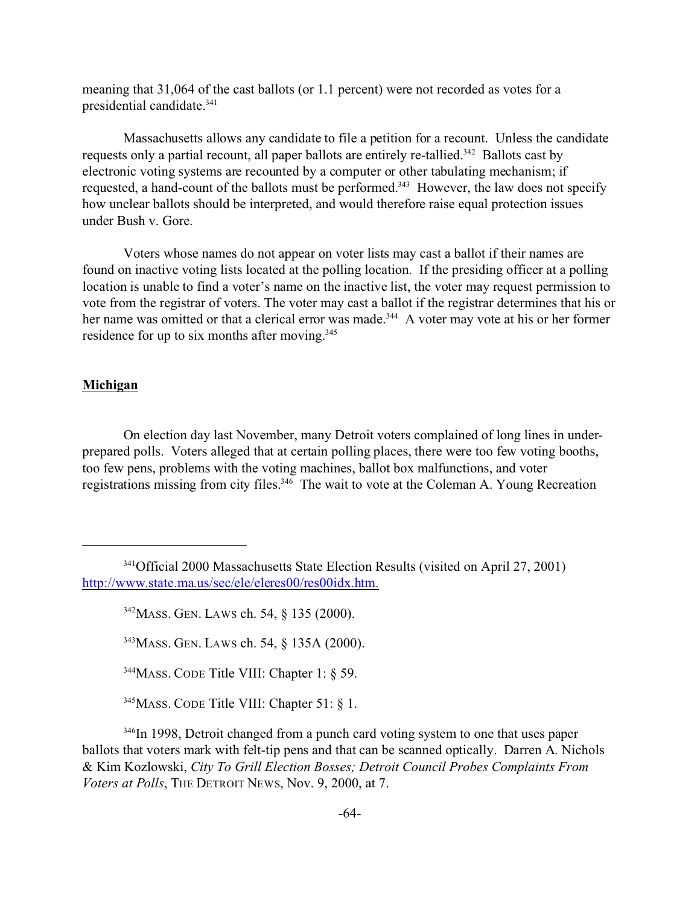meaning that 31,064 of the cast ballots (or 1.1 percent) were not recorded as votes for a presidential candidate.[341]

Massachusetts allows any candidate to file a petition for a recount. Unless the candidate requests only a partial recount, all paper ballots are entirely re-tallied.[342] Ballots cast by electronic voting systems are recounted by a computer or other tabulating mechanism; if requested, a hand-count of the ballots must be performed.[343] However, the law does not specify how unclear ballots should be interpreted, and would therefore raise equal protection issues under Bush v. Gore.

Voters whose names do not appear on voter lists may cast a ballot if their names are found on inactive voting lists located at the polling location. If the presiding officer at a polling location is unable to find a voter's name on the inactive list, the voter may request permission to vote from the registrar of voters. The voter may cast a ballot if the registrar determines that his or her name was omitted or that a clerical error was made.[344] A voter may vote at his or her former residence for up to six months after moving.[345]

## Michigan

On election day last November, many Detroit voters complained of long lines in under-prepared polls. Voters alleged that at certain polling places, there were too few voting booths, too few pens, problems with the voting machines, ballot box malfunctions, and voter registrations missing from city files.[346] The wait to vote at the Coleman A. Young Recreation

---

[341] Official 2000 Massachusetts State Election Results (visited on April 27, 2001) http://www.state.ma.us/sec/ele/eleres00/res00idx.htm.

[342] MASS. GEN. LAWS ch. 54, § 135 (2000).

[343] MASS. GEN. LAWS ch. 54, § 135A (2000).

[344] MASS. CODE Title VIII: Chapter 1: § 59.

[345] MASS. CODE Title VIII: Chapter 51: § 1.

[346] In 1998, Detroit changed from a punch card voting system to one that uses paper ballots that voters mark with felt-tip pens and that can be scanned optically. Darren A. Nichols & Kim Kozlowski, *City To Grill Election Bosses; Detroit Council Probes Complaints From Voters at Polls*, THE DETROIT NEWS, Nov. 9, 2000, at 7.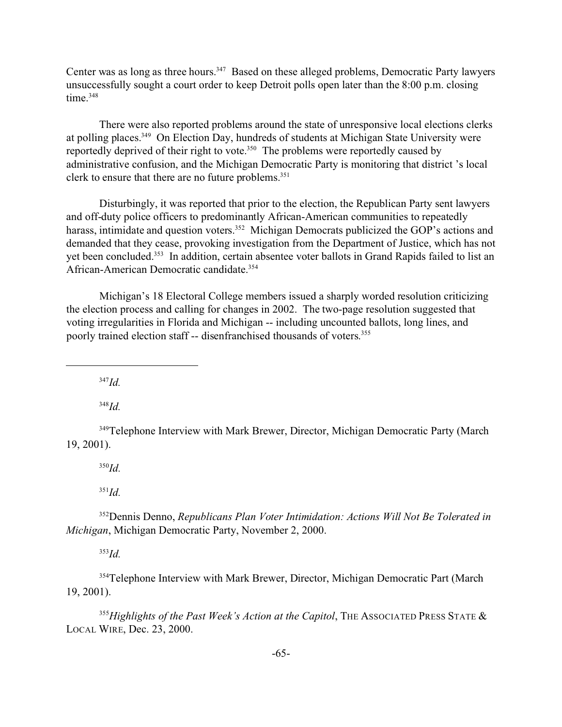Center was as long as three hours.[347] Based on these alleged problems, Democratic Party lawyers unsuccessfully sought a court order to keep Detroit polls open later than the 8:00 p.m. closing time.[348]

There were also reported problems around the state of unresponsive local elections clerks at polling places.[349] On Election Day, hundreds of students at Michigan State University were reportedly deprived of their right to vote.[350] The problems were reportedly caused by administrative confusion, and the Michigan Democratic Party is monitoring that district 's local clerk to ensure that there are no future problems.[351]

Disturbingly, it was reported that prior to the election, the Republican Party sent lawyers and off-duty police officers to predominantly African-American communities to repeatedly harass, intimidate and question voters.[352] Michigan Democrats publicized the GOP's actions and demanded that they cease, provoking investigation from the Department of Justice, which has not yet been concluded.[353] In addition, certain absentee voter ballots in Grand Rapids failed to list an African-American Democratic candidate.[354]

Michigan's 18 Electoral College members issued a sharply worded resolution criticizing the election process and calling for changes in 2002. The two-page resolution suggested that voting irregularities in Florida and Michigan -- including uncounted ballots, long lines, and poorly trained election staff -- disenfranchised thousands of voters.[355]

---

[347] *Id.*

[348] *Id.*

[349] Telephone Interview with Mark Brewer, Director, Michigan Democratic Party (March 19, 2001).

[350] *Id.*

[351] *Id.*

[352] Dennis Denno, *Republicans Plan Voter Intimidation: Actions Will Not Be Tolerated in Michigan*, Michigan Democratic Party, November 2, 2000.

[353] *Id.*

[354] Telephone Interview with Mark Brewer, Director, Michigan Democratic Part (March 19, 2001).

[355] *Highlights of the Past Week's Action at the Capitol*, THE ASSOCIATED PRESS STATE & LOCAL WIRE, Dec. 23, 2000.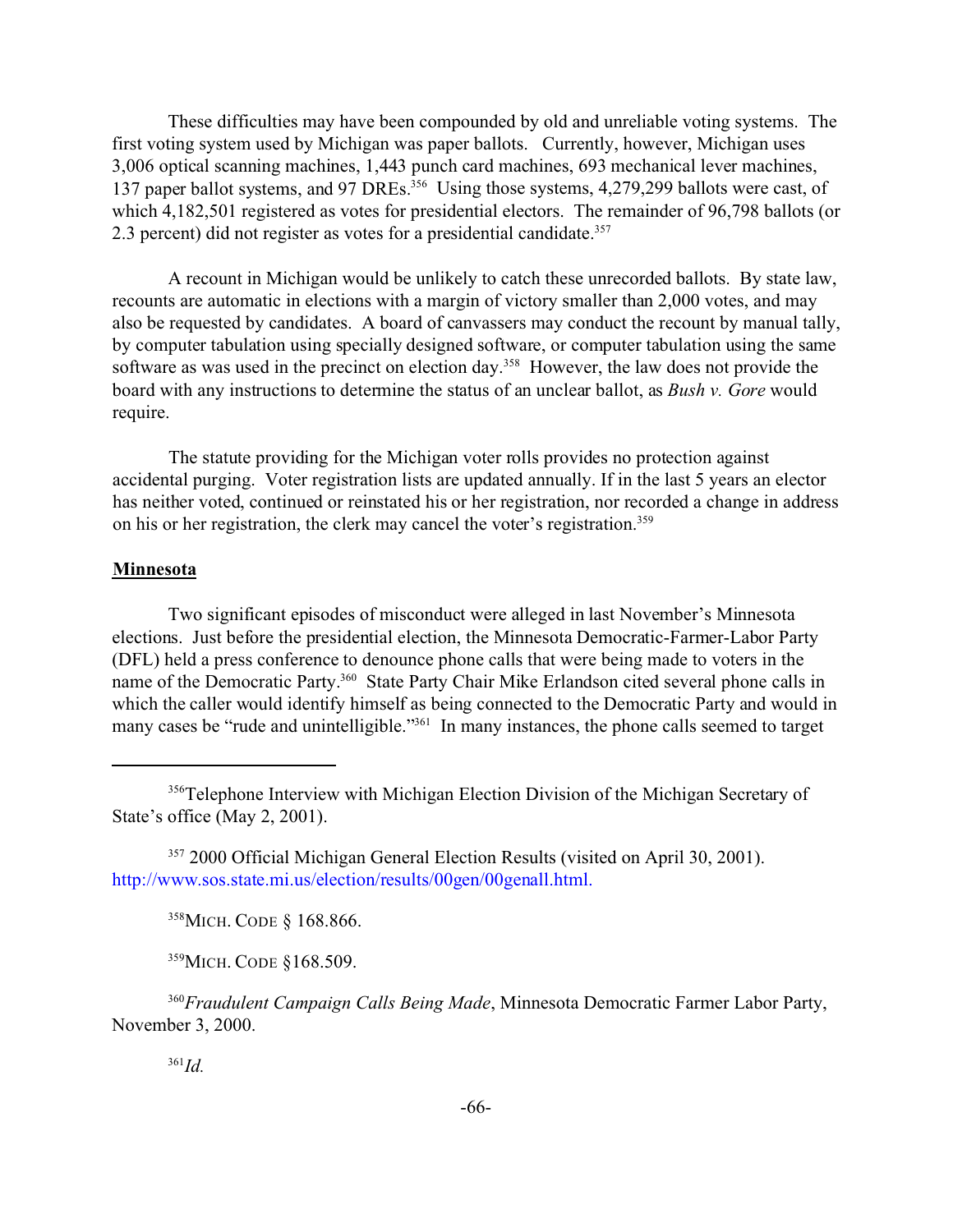These difficulties may have been compounded by old and unreliable voting systems. The first voting system used by Michigan was paper ballots. Currently, however, Michigan uses 3,006 optical scanning machines, 1,443 punch card machines, 693 mechanical lever machines, 137 paper ballot systems, and 97 DREs.[356] Using those systems, 4,279,299 ballots were cast, of which 4,182,501 registered as votes for presidential electors. The remainder of 96,798 ballots (or 2.3 percent) did not register as votes for a presidential candidate.[357]

A recount in Michigan would be unlikely to catch these unrecorded ballots. By state law, recounts are automatic in elections with a margin of victory smaller than 2,000 votes, and may also be requested by candidates. A board of canvassers may conduct the recount by manual tally, by computer tabulation using specially designed software, or computer tabulation using the same software as was used in the precinct on election day.[358] However, the law does not provide the board with any instructions to determine the status of an unclear ballot, as *Bush v. Gore* would require.

The statute providing for the Michigan voter rolls provides no protection against accidental purging. Voter registration lists are updated annually. If in the last 5 years an elector has neither voted, continued or reinstated his or her registration, nor recorded a change in address on his or her registration, the clerk may cancel the voter's registration.[359]

**Minnesota**

Two significant episodes of misconduct were alleged in last November's Minnesota elections. Just before the presidential election, the Minnesota Democratic-Farmer-Labor Party (DFL) held a press conference to denounce phone calls that were being made to voters in the name of the Democratic Party.[360] State Party Chair Mike Erlandson cited several phone calls in which the caller would identify himself as being connected to the Democratic Party and would in many cases be "rude and unintelligible."[361] In many instances, the phone calls seemed to target

---

[356] Telephone Interview with Michigan Election Division of the Michigan Secretary of State's office (May 2, 2001).

[357] 2000 Official Michigan General Election Results (visited on April 30, 2001). http://www.sos.state.mi.us/election/results/00gen/00genall.html.

[358] MICH. CODE § 168.866.

[359] MICH. CODE §168.509.

[360] *Fraudulent Campaign Calls Being Made*, Minnesota Democratic Farmer Labor Party, November 3, 2000.

[361] *Id.*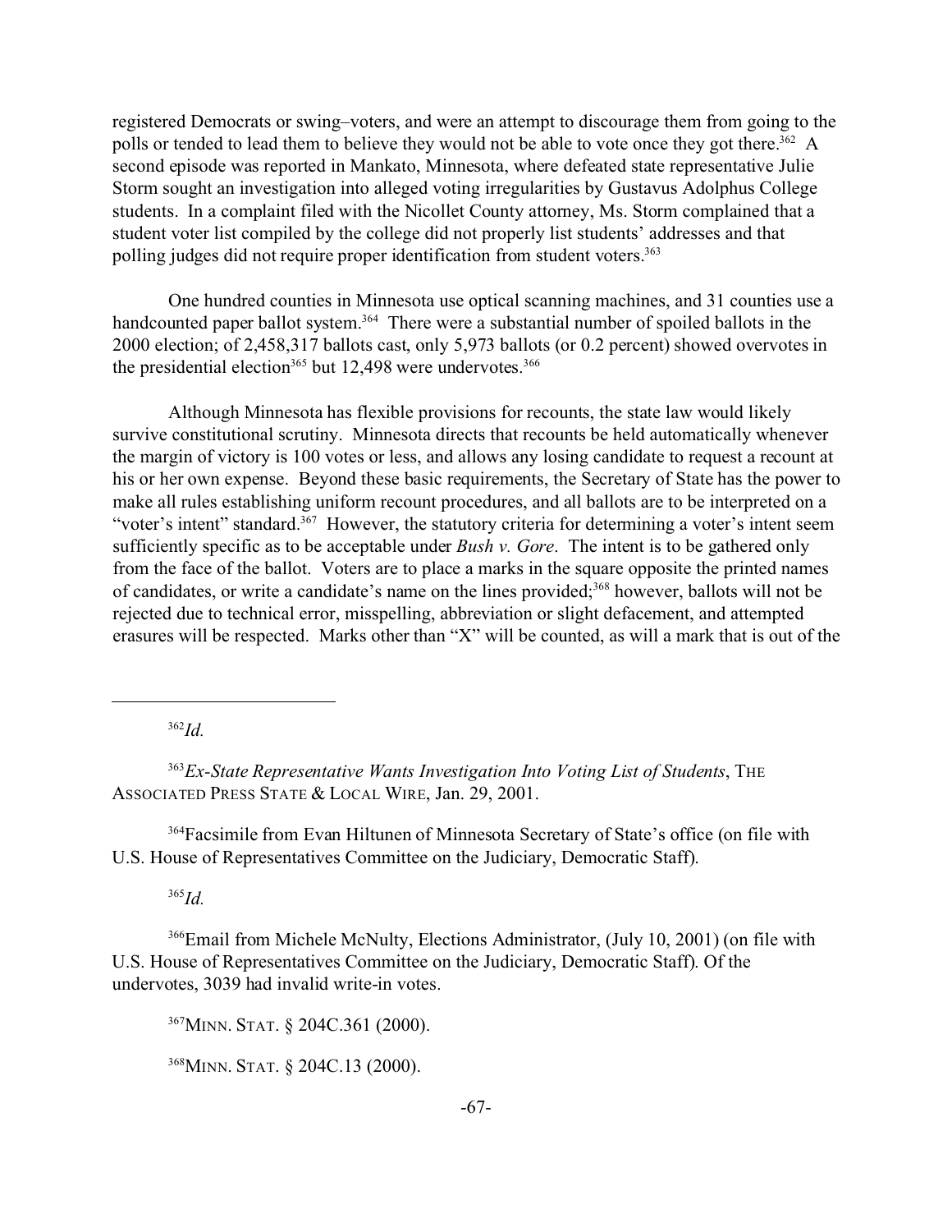registered Democrats or swing–voters, and were an attempt to discourage them from going to the polls or tended to lead them to believe they would not be able to vote once they got there.[362] A second episode was reported in Mankato, Minnesota, where defeated state representative Julie Storm sought an investigation into alleged voting irregularities by Gustavus Adolphus College students. In a complaint filed with the Nicollet County attorney, Ms. Storm complained that a student voter list compiled by the college did not properly list students' addresses and that polling judges did not require proper identification from student voters.[363]

One hundred counties in Minnesota use optical scanning machines, and 31 counties use a handcounted paper ballot system.[364] There were a substantial number of spoiled ballots in the 2000 election; of 2,458,317 ballots cast, only 5,973 ballots (or 0.2 percent) showed overvotes in the presidential election[365] but 12,498 were undervotes.[366]

Although Minnesota has flexible provisions for recounts, the state law would likely survive constitutional scrutiny. Minnesota directs that recounts be held automatically whenever the margin of victory is 100 votes or less, and allows any losing candidate to request a recount at his or her own expense. Beyond these basic requirements, the Secretary of State has the power to make all rules establishing uniform recount procedures, and all ballots are to be interpreted on a "voter's intent" standard.[367] However, the statutory criteria for determining a voter's intent seem sufficiently specific as to be acceptable under *Bush v. Gore*. The intent is to be gathered only from the face of the ballot. Voters are to place a marks in the square opposite the printed names of candidates, or write a candidate's name on the lines provided;[368] however, ballots will not be rejected due to technical error, misspelling, abbreviation or slight defacement, and attempted erasures will be respected. Marks other than "X" will be counted, as will a mark that is out of the

---

[362] *Id.*

[363] *Ex-State Representative Wants Investigation Into Voting List of Students*, THE ASSOCIATED PRESS STATE & LOCAL WIRE, Jan. 29, 2001.

[364] Facsimile from Evan Hiltunen of Minnesota Secretary of State's office (on file with U.S. House of Representatives Committee on the Judiciary, Democratic Staff).

[365] *Id.*

[366] Email from Michele McNulty, Elections Administrator, (July 10, 2001) (on file with U.S. House of Representatives Committee on the Judiciary, Democratic Staff). Of the undervotes, 3039 had invalid write-in votes.

[367] MINN. STAT. § 204C.361 (2000).

[368] MINN. STAT. § 204C.13 (2000).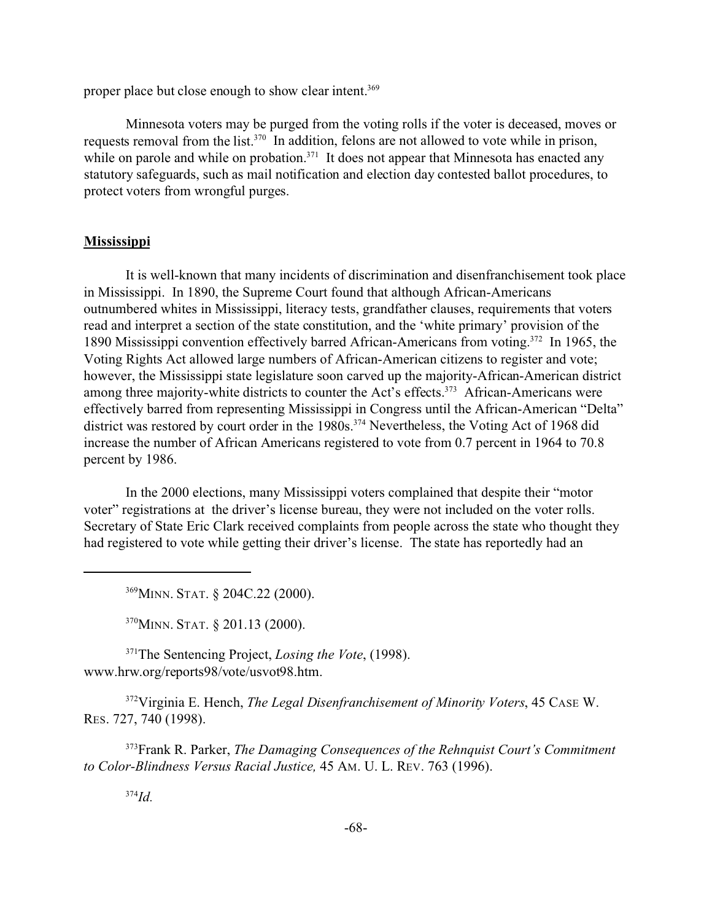proper place but close enough to show clear intent.[369]

Minnesota voters may be purged from the voting rolls if the voter is deceased, moves or requests removal from the list.[370] In addition, felons are not allowed to vote while in prison, while on parole and while on probation.[371] It does not appear that Minnesota has enacted any statutory safeguards, such as mail notification and election day contested ballot procedures, to protect voters from wrongful purges.

## Mississippi

It is well-known that many incidents of discrimination and disenfranchisement took place in Mississippi. In 1890, the Supreme Court found that although African-Americans outnumbered whites in Mississippi, literacy tests, grandfather clauses, requirements that voters read and interpret a section of the state constitution, and the 'white primary' provision of the 1890 Mississippi convention effectively barred African-Americans from voting.[372] In 1965, the Voting Rights Act allowed large numbers of African-American citizens to register and vote; however, the Mississippi state legislature soon carved up the majority-African-American district among three majority-white districts to counter the Act's effects.[373] African-Americans were effectively barred from representing Mississippi in Congress until the African-American "Delta" district was restored by court order in the 1980s.[374] Nevertheless, the Voting Act of 1968 did increase the number of African Americans registered to vote from 0.7 percent in 1964 to 70.8 percent by 1986.

In the 2000 elections, many Mississippi voters complained that despite their "motor voter" registrations at the driver's license bureau, they were not included on the voter rolls. Secretary of State Eric Clark received complaints from people across the state who thought they had registered to vote while getting their driver's license. The state has reportedly had an

---

[369] MINN. STAT. § 204C.22 (2000).

[370] MINN. STAT. § 201.13 (2000).

[371] The Sentencing Project, *Losing the Vote*, (1998). www.hrw.org/reports98/vote/usvot98.htm.

[372] Virginia E. Hench, *The Legal Disenfranchisement of Minority Voters*, 45 CASE W. RES. 727, 740 (1998).

[373] Frank R. Parker, *The Damaging Consequences of the Rehnquist Court's Commitment to Color-Blindness Versus Racial Justice,* 45 AM. U. L. REV. 763 (1996).

[374] *Id.*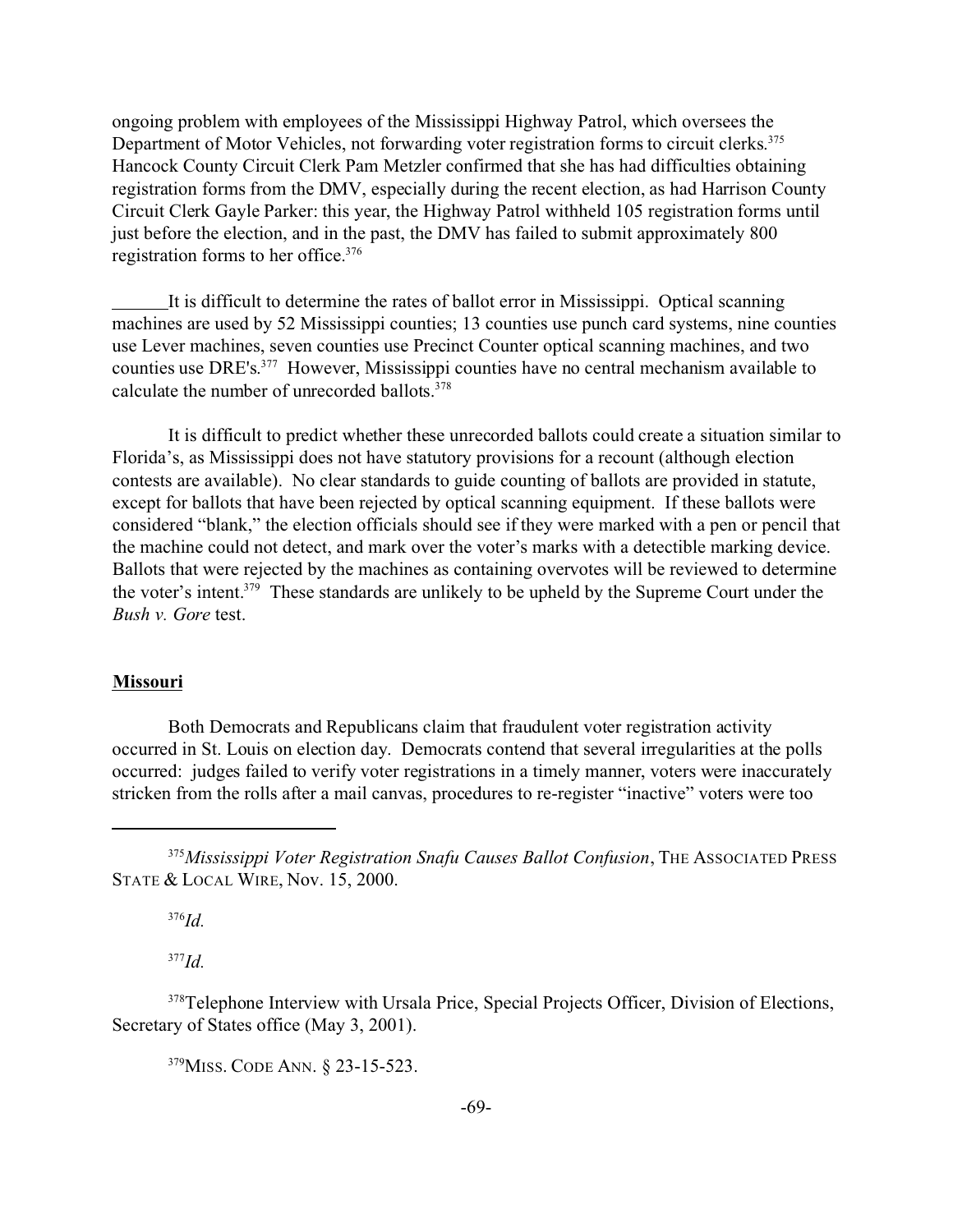ongoing problem with employees of the Mississippi Highway Patrol, which oversees the Department of Motor Vehicles, not forwarding voter registration forms to circuit clerks.[375] Hancock County Circuit Clerk Pam Metzler confirmed that she has had difficulties obtaining registration forms from the DMV, especially during the recent election, as had Harrison County Circuit Clerk Gayle Parker: this year, the Highway Patrol withheld 105 registration forms until just before the election, and in the past, the DMV has failed to submit approximately 800 registration forms to her office.[376]

It is difficult to determine the rates of ballot error in Mississippi. Optical scanning machines are used by 52 Mississippi counties; 13 counties use punch card systems, nine counties use Lever machines, seven counties use Precinct Counter optical scanning machines, and two counties use DRE's.[377] However, Mississippi counties have no central mechanism available to calculate the number of unrecorded ballots.[378]

It is difficult to predict whether these unrecorded ballots could create a situation similar to Florida's, as Mississippi does not have statutory provisions for a recount (although election contests are available). No clear standards to guide counting of ballots are provided in statute, except for ballots that have been rejected by optical scanning equipment. If these ballots were considered "blank," the election officials should see if they were marked with a pen or pencil that the machine could not detect, and mark over the voter's marks with a detectible marking device. Ballots that were rejected by the machines as containing overvotes will be reviewed to determine the voter's intent.[379] These standards are unlikely to be upheld by the Supreme Court under the *Bush v. Gore* test.

**Missouri**

Both Democrats and Republicans claim that fraudulent voter registration activity occurred in St. Louis on election day. Democrats contend that several irregularities at the polls occurred: judges failed to verify voter registrations in a timely manner, voters were inaccurately stricken from the rolls after a mail canvas, procedures to re-register "inactive" voters were too

---

[375] *Mississippi Voter Registration Snafu Causes Ballot Confusion*, THE ASSOCIATED PRESS STATE & LOCAL WIRE, Nov. 15, 2000.

[376] *Id.*

[377] *Id.*

[378] Telephone Interview with Ursala Price, Special Projects Officer, Division of Elections, Secretary of States office (May 3, 2001).

[379] MISS. CODE ANN. § 23-15-523.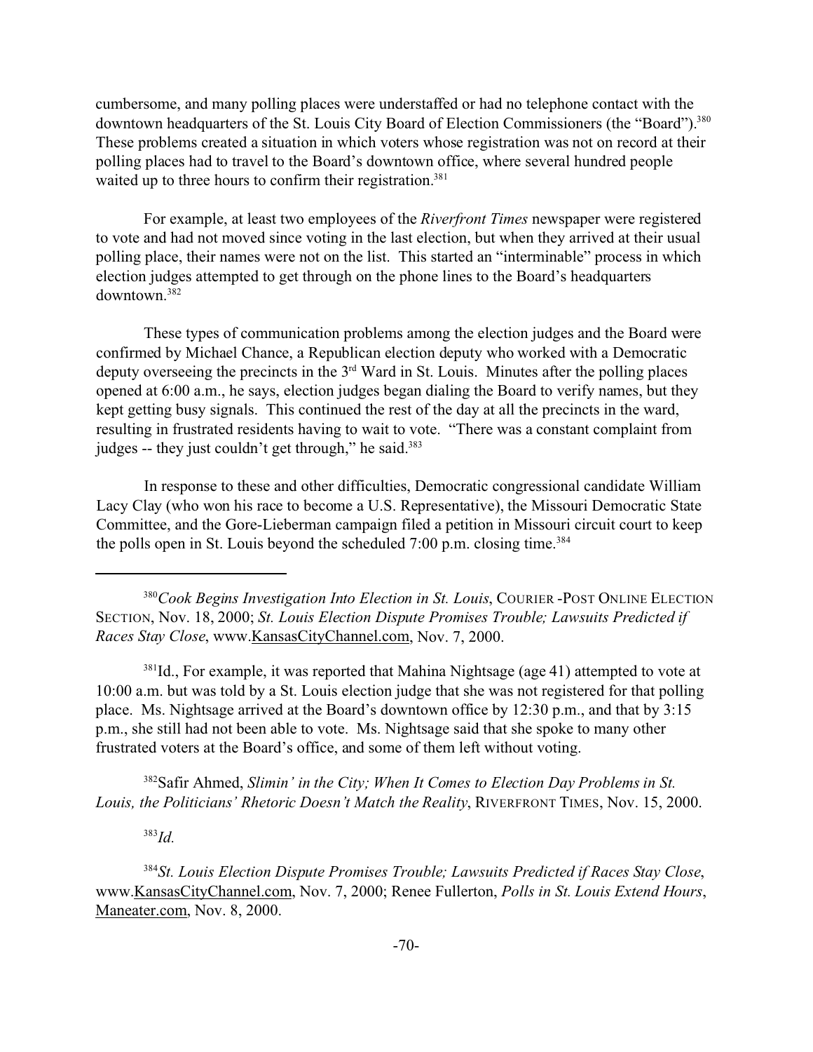cumbersome, and many polling places were understaffed or had no telephone contact with the downtown headquarters of the St. Louis City Board of Election Commissioners (the "Board").[380] These problems created a situation in which voters whose registration was not on record at their polling places had to travel to the Board's downtown office, where several hundred people waited up to three hours to confirm their registration.[381]

For example, at least two employees of the *Riverfront Times* newspaper were registered to vote and had not moved since voting in the last election, but when they arrived at their usual polling place, their names were not on the list. This started an "interminable" process in which election judges attempted to get through on the phone lines to the Board's headquarters downtown.[382]

These types of communication problems among the election judges and the Board were confirmed by Michael Chance, a Republican election deputy who worked with a Democratic deputy overseeing the precincts in the 3rd Ward in St. Louis. Minutes after the polling places opened at 6:00 a.m., he says, election judges began dialing the Board to verify names, but they kept getting busy signals. This continued the rest of the day at all the precincts in the ward, resulting in frustrated residents having to wait to vote. "There was a constant complaint from judges -- they just couldn't get through," he said.[383]

In response to these and other difficulties, Democratic congressional candidate William Lacy Clay (who won his race to become a U.S. Representative), the Missouri Democratic State Committee, and the Gore-Lieberman campaign filed a petition in Missouri circuit court to keep the polls open in St. Louis beyond the scheduled 7:00 p.m. closing time.[384]

---

[380] *Cook Begins Investigation Into Election in St. Louis*, COURIER -POST ONLINE ELECTION SECTION, Nov. 18, 2000; *St. Louis Election Dispute Promises Trouble; Lawsuits Predicted if Races Stay Close*, www.KansasCityChannel.com, Nov. 7, 2000.

[381] Id., For example, it was reported that Mahina Nightsage (age 41) attempted to vote at 10:00 a.m. but was told by a St. Louis election judge that she was not registered for that polling place. Ms. Nightsage arrived at the Board's downtown office by 12:30 p.m., and that by 3:15 p.m., she still had not been able to vote. Ms. Nightsage said that she spoke to many other frustrated voters at the Board's office, and some of them left without voting.

[382] Safir Ahmed, *Slimin' in the City; When It Comes to Election Day Problems in St. Louis, the Politicians' Rhetoric Doesn't Match the Reality*, RIVERFRONT TIMES, Nov. 15, 2000.

[383] *Id.*

[384] *St. Louis Election Dispute Promises Trouble; Lawsuits Predicted if Races Stay Close*, www.KansasCityChannel.com, Nov. 7, 2000; Renee Fullerton, *Polls in St. Louis Extend Hours*, Maneater.com, Nov. 8, 2000.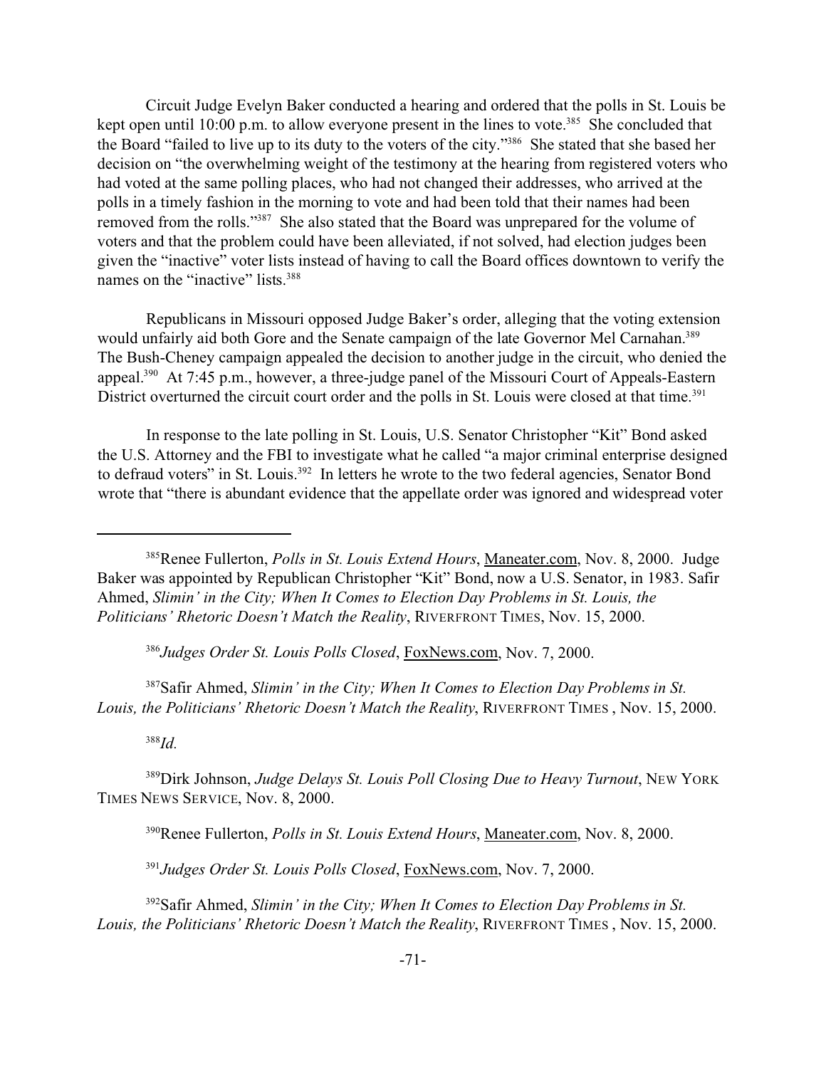Circuit Judge Evelyn Baker conducted a hearing and ordered that the polls in St. Louis be kept open until 10:00 p.m. to allow everyone present in the lines to vote.[385] She concluded that the Board "failed to live up to its duty to the voters of the city."[386] She stated that she based her decision on "the overwhelming weight of the testimony at the hearing from registered voters who had voted at the same polling places, who had not changed their addresses, who arrived at the polls in a timely fashion in the morning to vote and had been told that their names had been removed from the rolls."[387] She also stated that the Board was unprepared for the volume of voters and that the problem could have been alleviated, if not solved, had election judges been given the "inactive" voter lists instead of having to call the Board offices downtown to verify the names on the "inactive" lists.[388]

Republicans in Missouri opposed Judge Baker's order, alleging that the voting extension would unfairly aid both Gore and the Senate campaign of the late Governor Mel Carnahan.[389] The Bush-Cheney campaign appealed the decision to another judge in the circuit, who denied the appeal.[390] At 7:45 p.m., however, a three-judge panel of the Missouri Court of Appeals-Eastern District overturned the circuit court order and the polls in St. Louis were closed at that time.[391]

In response to the late polling in St. Louis, U.S. Senator Christopher "Kit" Bond asked the U.S. Attorney and the FBI to investigate what he called "a major criminal enterprise designed to defraud voters" in St. Louis.[392] In letters he wrote to the two federal agencies, Senator Bond wrote that "there is abundant evidence that the appellate order was ignored and widespread voter

---

[385] Renee Fullerton, *Polls in St. Louis Extend Hours*, Maneater.com, Nov. 8, 2000. Judge Baker was appointed by Republican Christopher "Kit" Bond, now a U.S. Senator, in 1983. Safir Ahmed, *Slimin' in the City; When It Comes to Election Day Problems in St. Louis, the Politicians' Rhetoric Doesn't Match the Reality*, RIVERFRONT TIMES, Nov. 15, 2000.

[386] *Judges Order St. Louis Polls Closed*, FoxNews.com, Nov. 7, 2000.

[387] Safir Ahmed, *Slimin' in the City; When It Comes to Election Day Problems in St. Louis, the Politicians' Rhetoric Doesn't Match the Reality*, RIVERFRONT TIMES , Nov. 15, 2000.

[388] *Id.*

[389] Dirk Johnson, *Judge Delays St. Louis Poll Closing Due to Heavy Turnout*, NEW YORK TIMES NEWS SERVICE, Nov. 8, 2000.

[390] Renee Fullerton, *Polls in St. Louis Extend Hours*, Maneater.com, Nov. 8, 2000.

[391] *Judges Order St. Louis Polls Closed*, FoxNews.com, Nov. 7, 2000.

[392] Safir Ahmed, *Slimin' in the City; When It Comes to Election Day Problems in St. Louis, the Politicians' Rhetoric Doesn't Match the Reality*, RIVERFRONT TIMES , Nov. 15, 2000.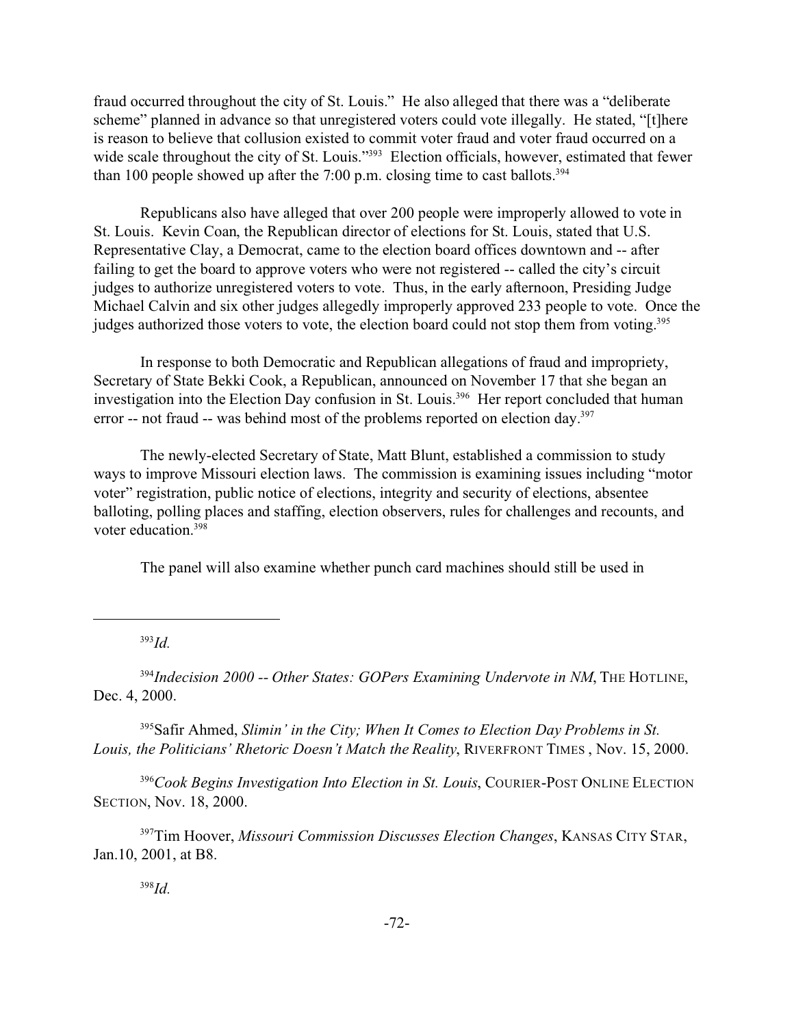fraud occurred throughout the city of St. Louis." He also alleged that there was a "deliberate scheme" planned in advance so that unregistered voters could vote illegally. He stated, "[t]here is reason to believe that collusion existed to commit voter fraud and voter fraud occurred on a wide scale throughout the city of St. Louis."[393] Election officials, however, estimated that fewer than 100 people showed up after the 7:00 p.m. closing time to cast ballots.[394]

Republicans also have alleged that over 200 people were improperly allowed to vote in St. Louis. Kevin Coan, the Republican director of elections for St. Louis, stated that U.S. Representative Clay, a Democrat, came to the election board offices downtown and -- after failing to get the board to approve voters who were not registered -- called the city's circuit judges to authorize unregistered voters to vote. Thus, in the early afternoon, Presiding Judge Michael Calvin and six other judges allegedly improperly approved 233 people to vote. Once the judges authorized those voters to vote, the election board could not stop them from voting.[395]

In response to both Democratic and Republican allegations of fraud and impropriety, Secretary of State Bekki Cook, a Republican, announced on November 17 that she began an investigation into the Election Day confusion in St. Louis.[396] Her report concluded that human error -- not fraud -- was behind most of the problems reported on election day.[397]

The newly-elected Secretary of State, Matt Blunt, established a commission to study ways to improve Missouri election laws. The commission is examining issues including "motor voter" registration, public notice of elections, integrity and security of elections, absentee balloting, polling places and staffing, election observers, rules for challenges and recounts, and voter education.[398]

The panel will also examine whether punch card machines should still be used in

---

[393] *Id.*

[394] *Indecision 2000 -- Other States: GOPers Examining Undervote in NM*, THE HOTLINE, Dec. 4, 2000.

[395] Safir Ahmed, *Slimin' in the City; When It Comes to Election Day Problems in St. Louis, the Politicians' Rhetoric Doesn't Match the Reality*, RIVERFRONT TIMES , Nov. 15, 2000.

[396] *Cook Begins Investigation Into Election in St. Louis*, COURIER-POST ONLINE ELECTION SECTION, Nov. 18, 2000.

[397] Tim Hoover, *Missouri Commission Discusses Election Changes*, KANSAS CITY STAR, Jan.10, 2001, at B8.

[398] *Id.*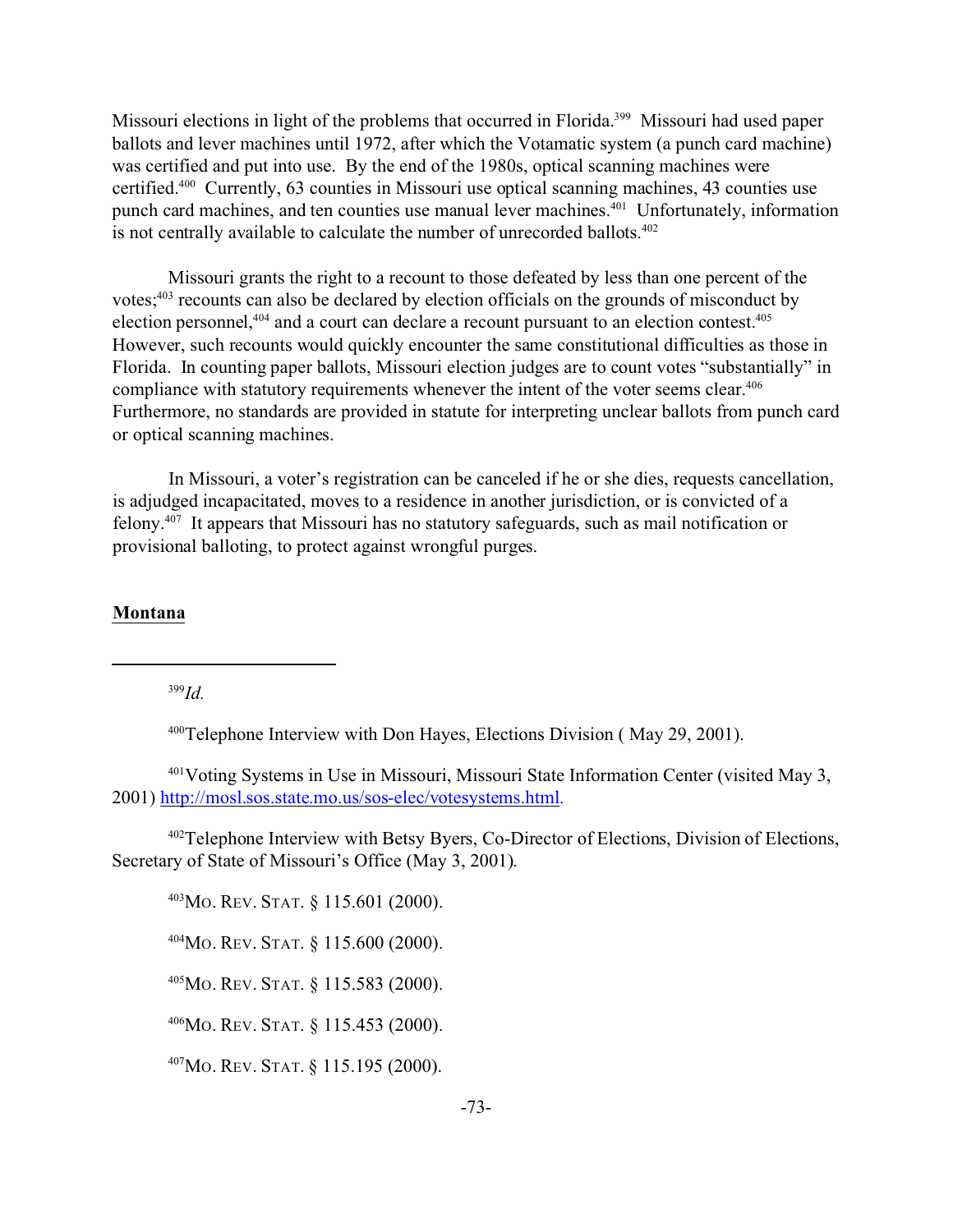Missouri elections in light of the problems that occurred in Florida.[399] Missouri had used paper ballots and lever machines until 1972, after which the Votamatic system (a punch card machine) was certified and put into use. By the end of the 1980s, optical scanning machines were certified.[400] Currently, 63 counties in Missouri use optical scanning machines, 43 counties use punch card machines, and ten counties use manual lever machines.[401] Unfortunately, information is not centrally available to calculate the number of unrecorded ballots.[402]

Missouri grants the right to a recount to those defeated by less than one percent of the votes;[403] recounts can also be declared by election officials on the grounds of misconduct by election personnel,[404] and a court can declare a recount pursuant to an election contest.[405] However, such recounts would quickly encounter the same constitutional difficulties as those in Florida. In counting paper ballots, Missouri election judges are to count votes "substantially" in compliance with statutory requirements whenever the intent of the voter seems clear.[406] Furthermore, no standards are provided in statute for interpreting unclear ballots from punch card or optical scanning machines.

In Missouri, a voter's registration can be canceled if he or she dies, requests cancellation, is adjudged incapacitated, moves to a residence in another jurisdiction, or is convicted of a felony.[407] It appears that Missouri has no statutory safeguards, such as mail notification or provisional balloting, to protect against wrongful purges.

**Montana**

---

[399] *Id.*

[400] Telephone Interview with Don Hayes, Elections Division ( May 29, 2001).

[401] Voting Systems in Use in Missouri, Missouri State Information Center (visited May 3, 2001) http://mosl.sos.state.mo.us/sos-elec/votesystems.html.

[402] Telephone Interview with Betsy Byers, Co-Director of Elections, Division of Elections, Secretary of State of Missouri's Office (May 3, 2001).

[403] MO. REV. STAT. § 115.601 (2000).

[404] MO. REV. STAT. § 115.600 (2000).

[405] MO. REV. STAT. § 115.583 (2000).

[406] MO. REV. STAT. § 115.453 (2000).

[407] MO. REV. STAT. § 115.195 (2000).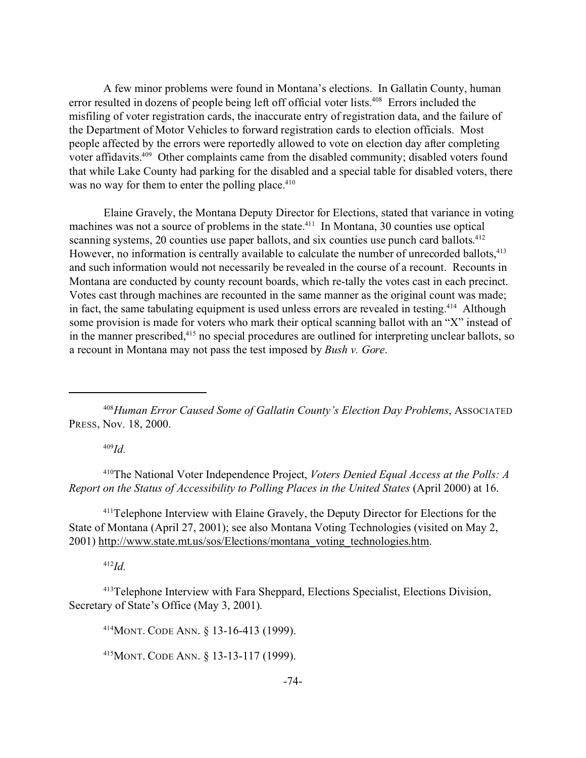A few minor problems were found in Montana's elections. In Gallatin County, human error resulted in dozens of people being left off official voter lists.[408] Errors included the misfiling of voter registration cards, the inaccurate entry of registration data, and the failure of the Department of Motor Vehicles to forward registration cards to election officials. Most people affected by the errors were reportedly allowed to vote on election day after completing voter affidavits.[409] Other complaints came from the disabled community; disabled voters found that while Lake County had parking for the disabled and a special table for disabled voters, there was no way for them to enter the polling place.[410]

Elaine Gravely, the Montana Deputy Director for Elections, stated that variance in voting machines was not a source of problems in the state.[411] In Montana, 30 counties use optical scanning systems, 20 counties use paper ballots, and six counties use punch card ballots.[412] However, no information is centrally available to calculate the number of unrecorded ballots,[413] and such information would not necessarily be revealed in the course of a recount. Recounts in Montana are conducted by county recount boards, which re-tally the votes cast in each precinct. Votes cast through machines are recounted in the same manner as the original count was made; in fact, the same tabulating equipment is used unless errors are revealed in testing.[414] Although some provision is made for voters who mark their optical scanning ballot with an "X" instead of in the manner prescribed,[415] no special procedures are outlined for interpreting unclear ballots, so a recount in Montana may not pass the test imposed by *Bush v. Gore*.

---

[408] *Human Error Caused Some of Gallatin County's Election Day Problems*, ASSOCIATED PRESS, Nov. 18, 2000.

[409] *Id.*

[410] The National Voter Independence Project, *Voters Denied Equal Access at the Polls: A Report on the Status of Accessibility to Polling Places in the United States* (April 2000) at 16.

[411] Telephone Interview with Elaine Gravely, the Deputy Director for Elections for the State of Montana (April 27, 2001); see also Montana Voting Technologies (visited on May 2, 2001) http://www.state.mt.us/sos/Elections/montana_voting_technologies.htm.

[412] *Id.*

[413] Telephone Interview with Fara Sheppard, Elections Specialist, Elections Division, Secretary of State's Office (May 3, 2001).

[414] MONT. CODE ANN. § 13-16-413 (1999).

[415] MONT. CODE ANN. § 13-13-117 (1999).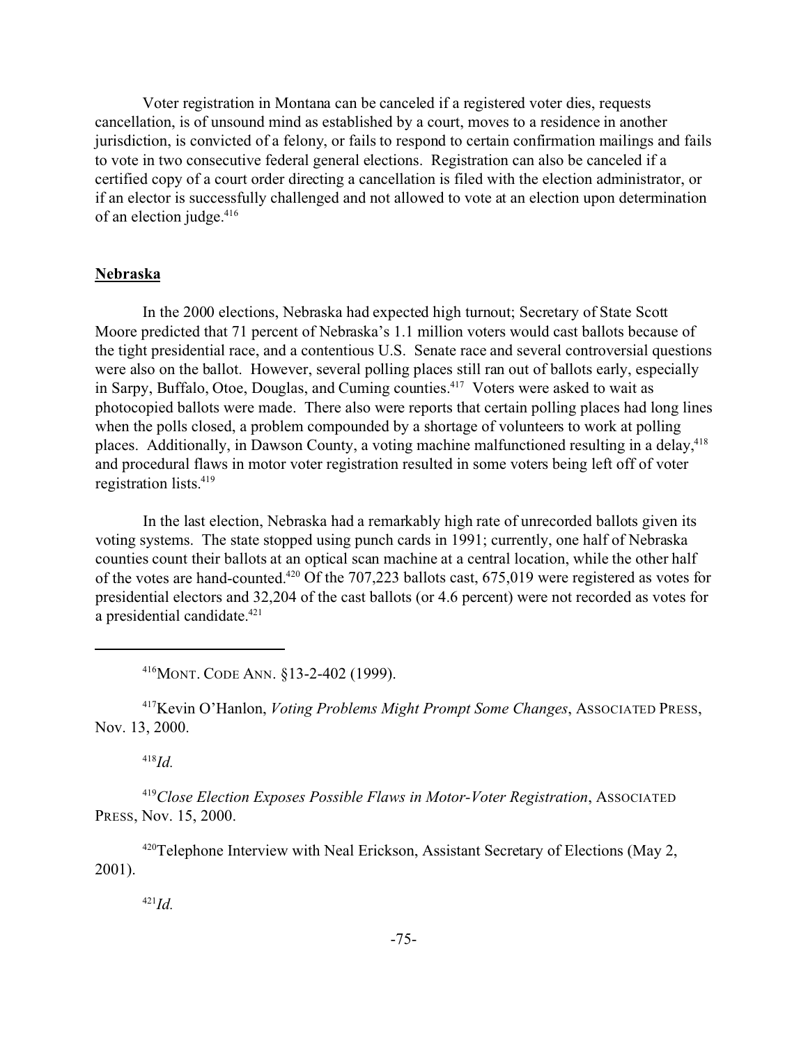Voter registration in Montana can be canceled if a registered voter dies, requests cancellation, is of unsound mind as established by a court, moves to a residence in another jurisdiction, is convicted of a felony, or fails to respond to certain confirmation mailings and fails to vote in two consecutive federal general elections. Registration can also be canceled if a certified copy of a court order directing a cancellation is filed with the election administrator, or if an elector is successfully challenged and not allowed to vote at an election upon determination of an election judge.[416]

## Nebraska

In the 2000 elections, Nebraska had expected high turnout; Secretary of State Scott Moore predicted that 71 percent of Nebraska's 1.1 million voters would cast ballots because of the tight presidential race, and a contentious U.S. Senate race and several controversial questions were also on the ballot. However, several polling places still ran out of ballots early, especially in Sarpy, Buffalo, Otoe, Douglas, and Cuming counties.[417] Voters were asked to wait as photocopied ballots were made. There also were reports that certain polling places had long lines when the polls closed, a problem compounded by a shortage of volunteers to work at polling places. Additionally, in Dawson County, a voting machine malfunctioned resulting in a delay,[418] and procedural flaws in motor voter registration resulted in some voters being left off of voter registration lists.[419]

In the last election, Nebraska had a remarkably high rate of unrecorded ballots given its voting systems. The state stopped using punch cards in 1991; currently, one half of Nebraska counties count their ballots at an optical scan machine at a central location, while the other half of the votes are hand-counted.[420] Of the 707,223 ballots cast, 675,019 were registered as votes for presidential electors and 32,204 of the cast ballots (or 4.6 percent) were not recorded as votes for a presidential candidate.[421]

---

[416] MONT. CODE ANN. §13-2-402 (1999).

[417] Kevin O'Hanlon, *Voting Problems Might Prompt Some Changes*, ASSOCIATED PRESS, Nov. 13, 2000.

[418] *Id.*

[419] *Close Election Exposes Possible Flaws in Motor-Voter Registration*, ASSOCIATED PRESS, Nov. 15, 2000.

[420] Telephone Interview with Neal Erickson, Assistant Secretary of Elections (May 2, 2001).

[421] *Id.*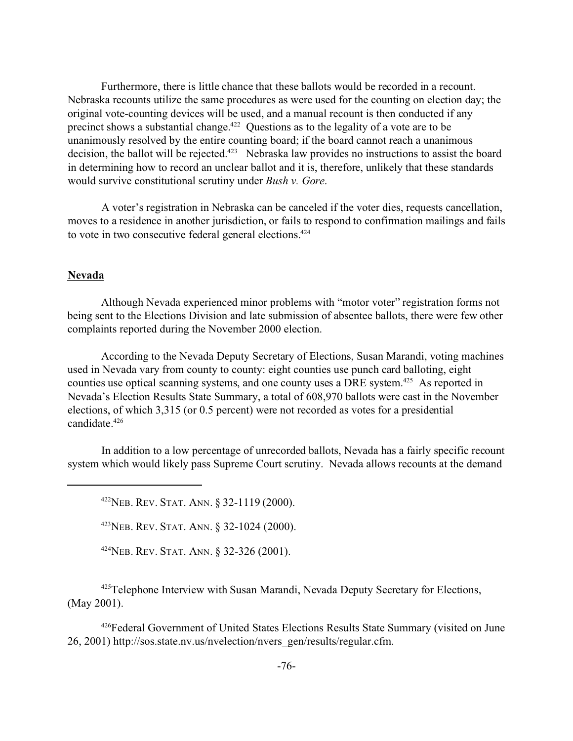Furthermore, there is little chance that these ballots would be recorded in a recount. Nebraska recounts utilize the same procedures as were used for the counting on election day; the original vote-counting devices will be used, and a manual recount is then conducted if any precinct shows a substantial change.[422] Questions as to the legality of a vote are to be unanimously resolved by the entire counting board; if the board cannot reach a unanimous decision, the ballot will be rejected.[423] Nebraska law provides no instructions to assist the board in determining how to record an unclear ballot and it is, therefore, unlikely that these standards would survive constitutional scrutiny under *Bush v. Gore*.

A voter's registration in Nebraska can be canceled if the voter dies, requests cancellation, moves to a residence in another jurisdiction, or fails to respond to confirmation mailings and fails to vote in two consecutive federal general elections.[424]

## Nevada

Although Nevada experienced minor problems with "motor voter" registration forms not being sent to the Elections Division and late submission of absentee ballots, there were few other complaints reported during the November 2000 election.

According to the Nevada Deputy Secretary of Elections, Susan Marandi, voting machines used in Nevada vary from county to county: eight counties use punch card balloting, eight counties use optical scanning systems, and one county uses a DRE system.[425] As reported in Nevada's Election Results State Summary, a total of 608,970 ballots were cast in the November elections, of which 3,315 (or 0.5 percent) were not recorded as votes for a presidential candidate.[426]

In addition to a low percentage of unrecorded ballots, Nevada has a fairly specific recount system which would likely pass Supreme Court scrutiny. Nevada allows recounts at the demand

---

[422] NEB. REV. STAT. ANN. § 32-1119 (2000).

[423] NEB. REV. STAT. ANN. § 32-1024 (2000).

[424] NEB. REV. STAT. ANN. § 32-326 (2001).

[425] Telephone Interview with Susan Marandi, Nevada Deputy Secretary for Elections, (May 2001).

[426] Federal Government of United States Elections Results State Summary (visited on June 26, 2001) http://sos.state.nv.us/nvelection/nvers_gen/results/regular.cfm.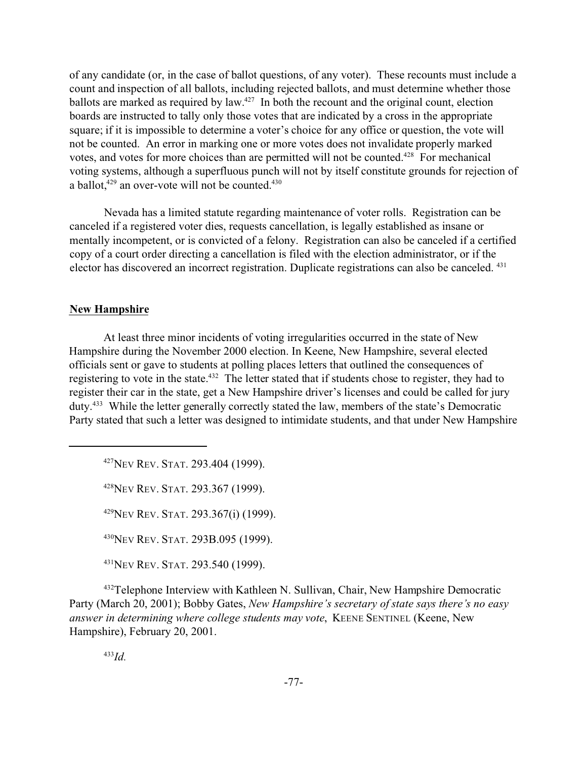of any candidate (or, in the case of ballot questions, of any voter). These recounts must include a count and inspection of all ballots, including rejected ballots, and must determine whether those ballots are marked as required by law.[427] In both the recount and the original count, election boards are instructed to tally only those votes that are indicated by a cross in the appropriate square; if it is impossible to determine a voter's choice for any office or question, the vote will not be counted. An error in marking one or more votes does not invalidate properly marked votes, and votes for more choices than are permitted will not be counted.[428] For mechanical voting systems, although a superfluous punch will not by itself constitute grounds for rejection of a ballot,[429] an over-vote will not be counted.[430]

Nevada has a limited statute regarding maintenance of voter rolls. Registration can be canceled if a registered voter dies, requests cancellation, is legally established as insane or mentally incompetent, or is convicted of a felony. Registration can also be canceled if a certified copy of a court order directing a cancellation is filed with the election administrator, or if the elector has discovered an incorrect registration. Duplicate registrations can also be canceled.[431]

## New Hampshire

At least three minor incidents of voting irregularities occurred in the state of New Hampshire during the November 2000 election. In Keene, New Hampshire, several elected officials sent or gave to students at polling places letters that outlined the consequences of registering to vote in the state.[432] The letter stated that if students chose to register, they had to register their car in the state, get a New Hampshire driver's licenses and could be called for jury duty.[433] While the letter generally correctly stated the law, members of the state's Democratic Party stated that such a letter was designed to intimidate students, and that under New Hampshire

---

[427] NEV REV. STAT. 293.404 (1999).

[428] NEV REV. STAT. 293.367 (1999).

[429] NEV REV. STAT. 293.367(i) (1999).

[430] NEV REV. STAT. 293B.095 (1999).

[431] NEV REV. STAT. 293.540 (1999).

[432] Telephone Interview with Kathleen N. Sullivan, Chair, New Hampshire Democratic Party (March 20, 2001); Bobby Gates, *New Hampshire's secretary of state says there's no easy answer in determining where college students may vote*, KEENE SENTINEL (Keene, New Hampshire), February 20, 2001.

[433] *Id.*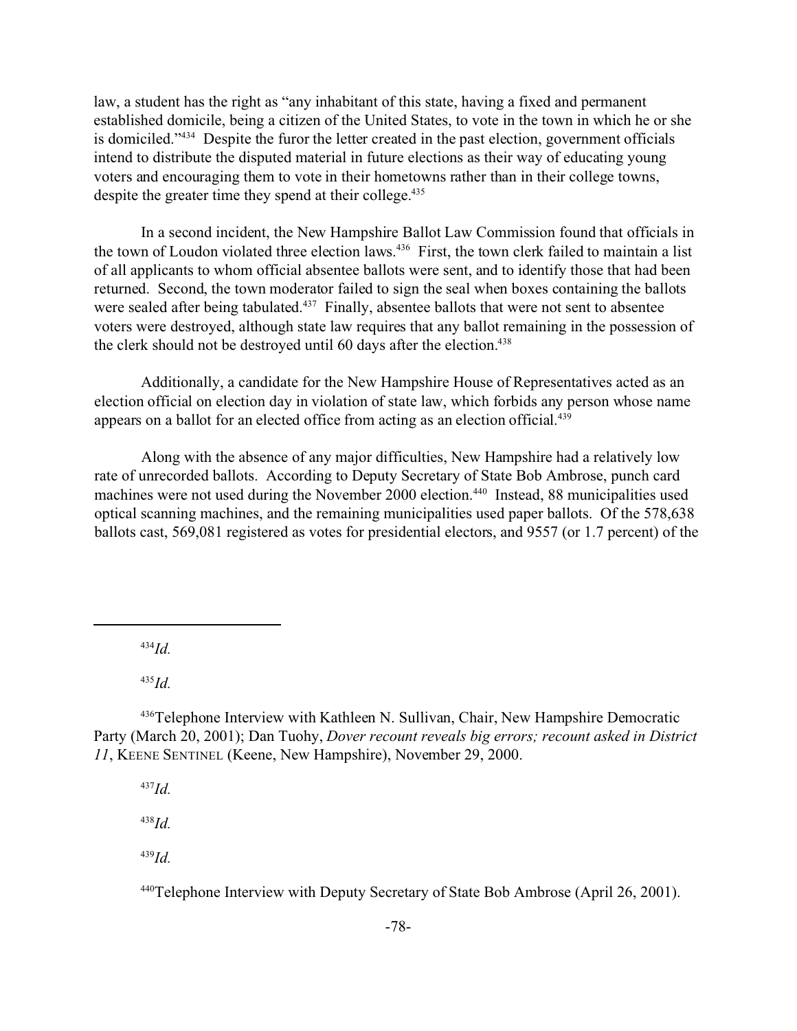law, a student has the right as "any inhabitant of this state, having a fixed and permanent established domicile, being a citizen of the United States, to vote in the town in which he or she is domiciled."[434] Despite the furor the letter created in the past election, government officials intend to distribute the disputed material in future elections as their way of educating young voters and encouraging them to vote in their hometowns rather than in their college towns, despite the greater time they spend at their college.[435]

In a second incident, the New Hampshire Ballot Law Commission found that officials in the town of Loudon violated three election laws.[436] First, the town clerk failed to maintain a list of all applicants to whom official absentee ballots were sent, and to identify those that had been returned. Second, the town moderator failed to sign the seal when boxes containing the ballots were sealed after being tabulated.[437] Finally, absentee ballots that were not sent to absentee voters were destroyed, although state law requires that any ballot remaining in the possession of the clerk should not be destroyed until 60 days after the election.[438]

Additionally, a candidate for the New Hampshire House of Representatives acted as an election official on election day in violation of state law, which forbids any person whose name appears on a ballot for an elected office from acting as an election official.[439]

Along with the absence of any major difficulties, New Hampshire had a relatively low rate of unrecorded ballots. According to Deputy Secretary of State Bob Ambrose, punch card machines were not used during the November 2000 election.[440] Instead, 88 municipalities used optical scanning machines, and the remaining municipalities used paper ballots. Of the 578,638 ballots cast, 569,081 registered as votes for presidential electors, and 9557 (or 1.7 percent) of the

---

[434] *Id.*

[435] *Id.*

[436] Telephone Interview with Kathleen N. Sullivan, Chair, New Hampshire Democratic Party (March 20, 2001); Dan Tuohy, *Dover recount reveals big errors; recount asked in District 11*, KEENE SENTINEL (Keene, New Hampshire), November 29, 2000.

[437] *Id.*

[438] *Id.*

[439] *Id.*

[440] Telephone Interview with Deputy Secretary of State Bob Ambrose (April 26, 2001).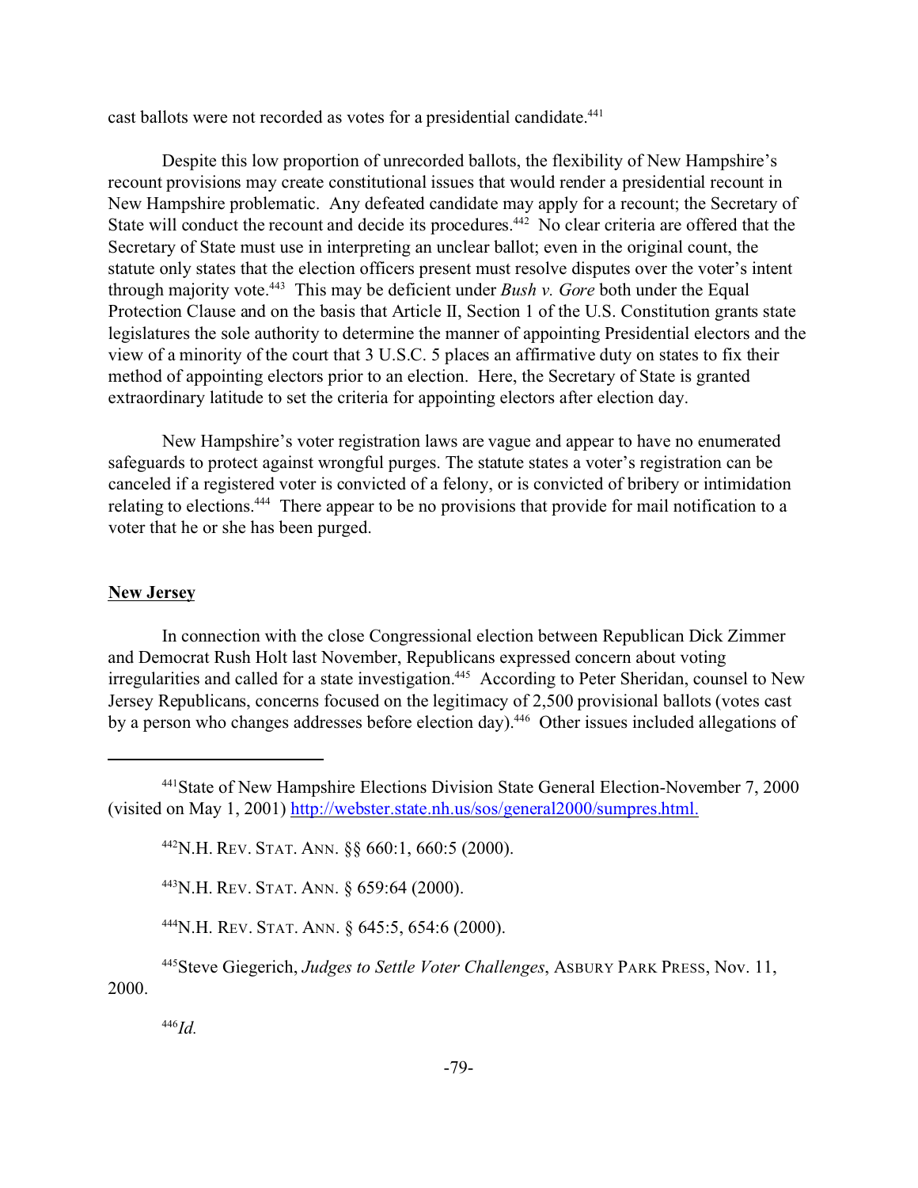cast ballots were not recorded as votes for a presidential candidate.[441]

Despite this low proportion of unrecorded ballots, the flexibility of New Hampshire's recount provisions may create constitutional issues that would render a presidential recount in New Hampshire problematic. Any defeated candidate may apply for a recount; the Secretary of State will conduct the recount and decide its procedures.[442] No clear criteria are offered that the Secretary of State must use in interpreting an unclear ballot; even in the original count, the statute only states that the election officers present must resolve disputes over the voter's intent through majority vote.[443] This may be deficient under *Bush v. Gore* both under the Equal Protection Clause and on the basis that Article II, Section 1 of the U.S. Constitution grants state legislatures the sole authority to determine the manner of appointing Presidential electors and the view of a minority of the court that 3 U.S.C. 5 places an affirmative duty on states to fix their method of appointing electors prior to an election. Here, the Secretary of State is granted extraordinary latitude to set the criteria for appointing electors after election day.

New Hampshire's voter registration laws are vague and appear to have no enumerated safeguards to protect against wrongful purges. The statute states a voter's registration can be canceled if a registered voter is convicted of a felony, or is convicted of bribery or intimidation relating to elections.[444] There appear to be no provisions that provide for mail notification to a voter that he or she has been purged.

**New Jersey**

In connection with the close Congressional election between Republican Dick Zimmer and Democrat Rush Holt last November, Republicans expressed concern about voting irregularities and called for a state investigation.[445] According to Peter Sheridan, counsel to New Jersey Republicans, concerns focused on the legitimacy of 2,500 provisional ballots (votes cast by a person who changes addresses before election day).[446] Other issues included allegations of

---

[441] State of New Hampshire Elections Division State General Election-November 7, 2000 (visited on May 1, 2001) http://webster.state.nh.us/sos/general2000/sumpres.html.

[442] N.H. REV. STAT. ANN. §§ 660:1, 660:5 (2000).

[443] N.H. REV. STAT. ANN. § 659:64 (2000).

[444] N.H. REV. STAT. ANN. § 645:5, 654:6 (2000).

[445] Steve Giegerich, *Judges to Settle Voter Challenges*, ASBURY PARK PRESS, Nov. 11, 2000.

[446] *Id.*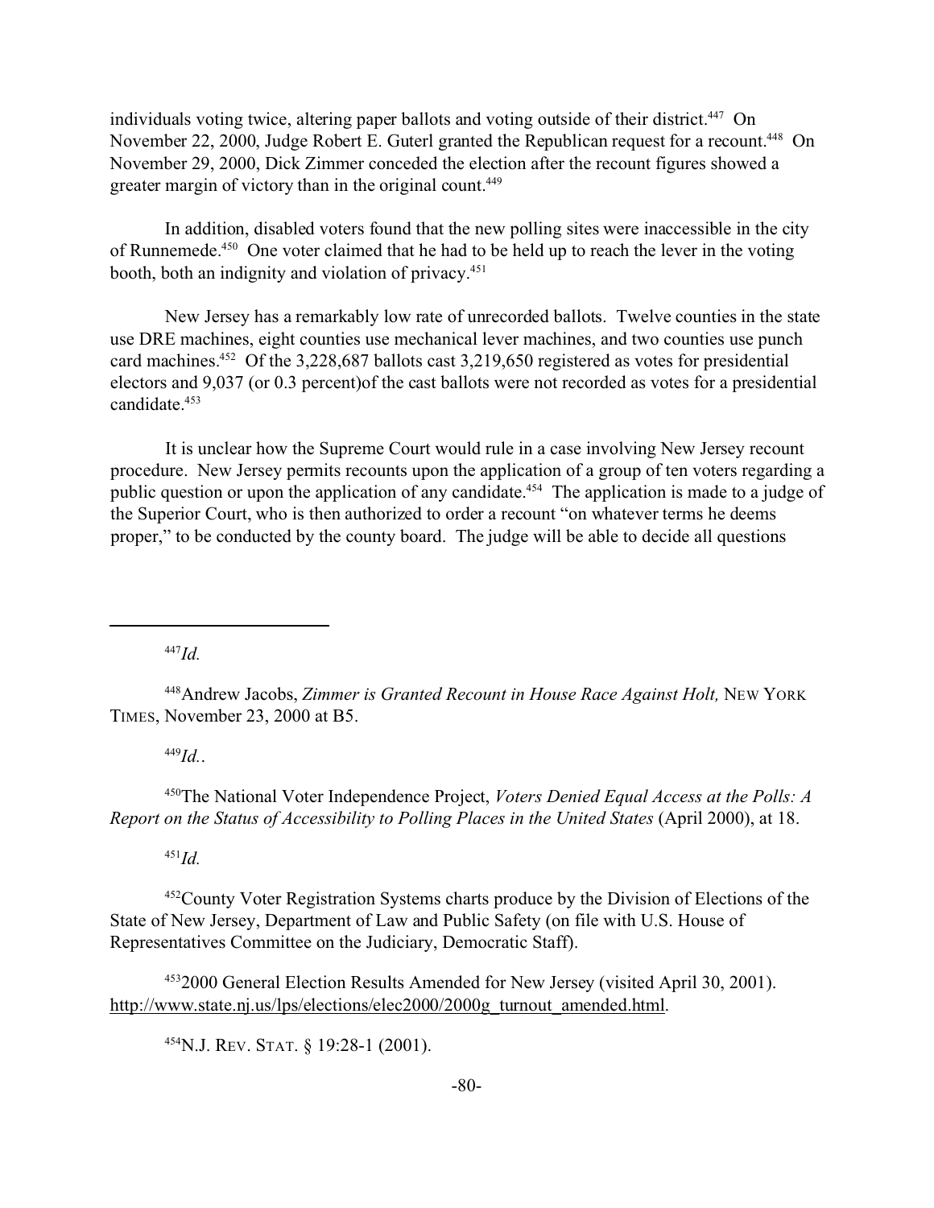individuals voting twice, altering paper ballots and voting outside of their district.[447] On November 22, 2000, Judge Robert E. Guterl granted the Republican request for a recount.[448] On November 29, 2000, Dick Zimmer conceded the election after the recount figures showed a greater margin of victory than in the original count.[449]

In addition, disabled voters found that the new polling sites were inaccessible in the city of Runnemede.[450] One voter claimed that he had to be held up to reach the lever in the voting booth, both an indignity and violation of privacy.[451]

New Jersey has a remarkably low rate of unrecorded ballots. Twelve counties in the state use DRE machines, eight counties use mechanical lever machines, and two counties use punch card machines.[452] Of the 3,228,687 ballots cast 3,219,650 registered as votes for presidential electors and 9,037 (or 0.3 percent)of the cast ballots were not recorded as votes for a presidential candidate.[453]

It is unclear how the Supreme Court would rule in a case involving New Jersey recount procedure. New Jersey permits recounts upon the application of a group of ten voters regarding a public question or upon the application of any candidate.[454] The application is made to a judge of the Superior Court, who is then authorized to order a recount "on whatever terms he deems proper," to be conducted by the county board. The judge will be able to decide all questions

---

[447] *Id.*

[448] Andrew Jacobs, *Zimmer is Granted Recount in House Race Against Holt,* NEW YORK TIMES, November 23, 2000 at B5.

[449] *Id.*.

[450] The National Voter Independence Project, *Voters Denied Equal Access at the Polls: A Report on the Status of Accessibility to Polling Places in the United States* (April 2000), at 18.

[451] *Id.*

[452] County Voter Registration Systems charts produce by the Division of Elections of the State of New Jersey, Department of Law and Public Safety (on file with U.S. House of Representatives Committee on the Judiciary, Democratic Staff).

[453] 2000 General Election Results Amended for New Jersey (visited April 30, 2001). http://www.state.nj.us/lps/elections/elec2000/2000g_turnout_amended.html.

[454] N.J. REV. STAT. § 19:28-1 (2001).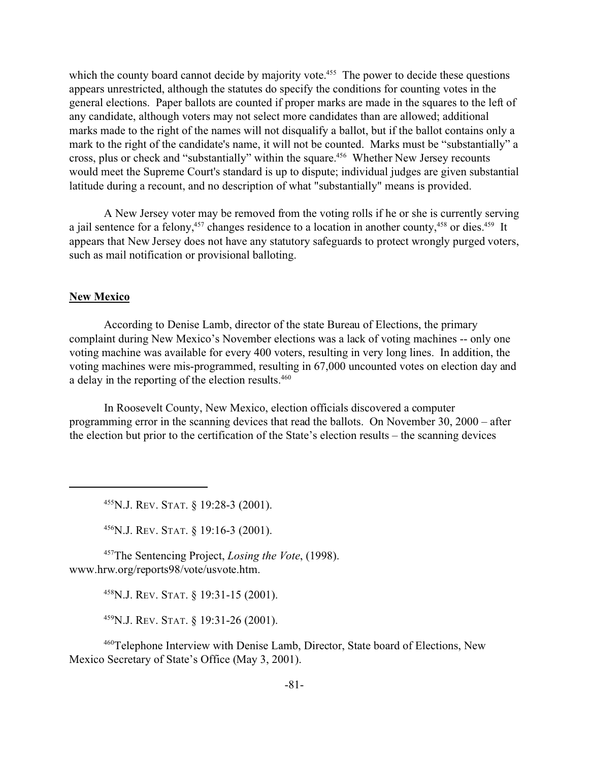which the county board cannot decide by majority vote.[455] The power to decide these questions appears unrestricted, although the statutes do specify the conditions for counting votes in the general elections. Paper ballots are counted if proper marks are made in the squares to the left of any candidate, although voters may not select more candidates than are allowed; additional marks made to the right of the names will not disqualify a ballot, but if the ballot contains only a mark to the right of the candidate's name, it will not be counted. Marks must be "substantially" a cross, plus or check and "substantially" within the square.[456] Whether New Jersey recounts would meet the Supreme Court's standard is up to dispute; individual judges are given substantial latitude during a recount, and no description of what "substantially" means is provided.

A New Jersey voter may be removed from the voting rolls if he or she is currently serving a jail sentence for a felony,[457] changes residence to a location in another county,[458] or dies.[459] It appears that New Jersey does not have any statutory safeguards to protect wrongly purged voters, such as mail notification or provisional balloting.

## New Mexico

According to Denise Lamb, director of the state Bureau of Elections, the primary complaint during New Mexico's November elections was a lack of voting machines -- only one voting machine was available for every 400 voters, resulting in very long lines. In addition, the voting machines were mis-programmed, resulting in 67,000 uncounted votes on election day and a delay in the reporting of the election results.[460]

In Roosevelt County, New Mexico, election officials discovered a computer programming error in the scanning devices that read the ballots. On November 30, 2000 – after the election but prior to the certification of the State's election results – the scanning devices

---

[455] N.J. REV. STAT. § 19:28-3 (2001).

[456] N.J. REV. STAT. § 19:16-3 (2001).

[457] The Sentencing Project, *Losing the Vote*, (1998). www.hrw.org/reports98/vote/usvote.htm.

[458] N.J. REV. STAT. § 19:31-15 (2001).

[459] N.J. REV. STAT. § 19:31-26 (2001).

[460] Telephone Interview with Denise Lamb, Director, State board of Elections, New Mexico Secretary of State's Office (May 3, 2001).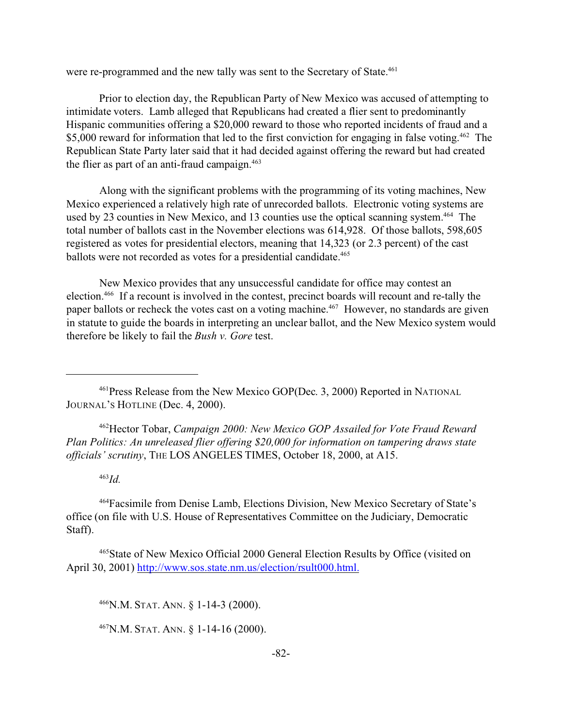were re-programmed and the new tally was sent to the Secretary of State.[461]

Prior to election day, the Republican Party of New Mexico was accused of attempting to intimidate voters. Lamb alleged that Republicans had created a flier sent to predominantly Hispanic communities offering a $20,000 reward to those who reported incidents of fraud and a $5,000 reward for information that led to the first conviction for engaging in false voting.[462] The Republican State Party later said that it had decided against offering the reward but had created the flier as part of an anti-fraud campaign.[463]

Along with the significant problems with the programming of its voting machines, New Mexico experienced a relatively high rate of unrecorded ballots. Electronic voting systems are used by 23 counties in New Mexico, and 13 counties use the optical scanning system.[464] The total number of ballots cast in the November elections was 614,928. Of those ballots, 598,605 registered as votes for presidential electors, meaning that 14,323 (or 2.3 percent) of the cast ballots were not recorded as votes for a presidential candidate.[465]

New Mexico provides that any unsuccessful candidate for office may contest an election.[466] If a recount is involved in the contest, precinct boards will recount and re-tally the paper ballots or recheck the votes cast on a voting machine.[467] However, no standards are given in statute to guide the boards in interpreting an unclear ballot, and the New Mexico system would therefore be likely to fail the *Bush v. Gore* test.

---

[461] Press Release from the New Mexico GOP(Dec. 3, 2000) Reported in NATIONAL JOURNAL'S HOTLINE (Dec. 4, 2000).

[462] Hector Tobar, *Campaign 2000: New Mexico GOP Assailed for Vote Fraud Reward Plan Politics: An unreleased flier offering $20,000 for information on tampering draws state officials' scrutiny*, THE LOS ANGELES TIMES, October 18, 2000, at A15.

[463] *Id.*

[464] Facsimile from Denise Lamb, Elections Division, New Mexico Secretary of State's office (on file with U.S. House of Representatives Committee on the Judiciary, Democratic Staff).

[465] State of New Mexico Official 2000 General Election Results by Office (visited on April 30, 2001) http://www.sos.state.nm.us/election/rsult000.html.

[466] N.M. STAT. ANN. § 1-14-3 (2000).

[467] N.M. STAT. ANN. § 1-14-16 (2000).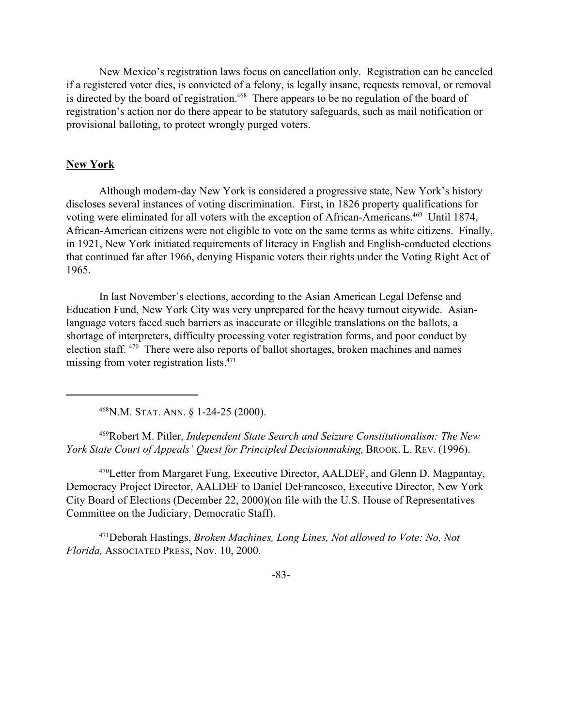New Mexico's registration laws focus on cancellation only. Registration can be canceled if a registered voter dies, is convicted of a felony, is legally insane, requests removal, or removal is directed by the board of registration.[468] There appears to be no regulation of the board of registration's action nor do there appear to be statutory safeguards, such as mail notification or provisional balloting, to protect wrongly purged voters.

**New York**

Although modern-day New York is considered a progressive state, New York's history discloses several instances of voting discrimination. First, in 1826 property qualifications for voting were eliminated for all voters with the exception of African-Americans.[469] Until 1874, African-American citizens were not eligible to vote on the same terms as white citizens. Finally, in 1921, New York initiated requirements of literacy in English and English-conducted elections that continued far after 1966, denying Hispanic voters their rights under the Voting Right Act of 1965.

In last November's elections, according to the Asian American Legal Defense and Education Fund, New York City was very unprepared for the heavy turnout citywide. Asian-language voters faced such barriers as inaccurate or illegible translations on the ballots, a shortage of interpreters, difficulty processing voter registration forms, and poor conduct by election staff.[470] There were also reports of ballot shortages, broken machines and names missing from voter registration lists.[471]

---

[468] N.M. STAT. ANN. § 1-24-25 (2000).

[469] Robert M. Pitler, *Independent State Search and Seizure Constitutionalism: The New York State Court of Appeals' Quest for Principled Decisionmaking,* BROOK. L. REV. (1996).

[470] Letter from Margaret Fung, Executive Director, AALDEF, and Glenn D. Magpantay, Democracy Project Director, AALDEF to Daniel DeFrancosco, Executive Director, New York City Board of Elections (December 22, 2000)(on file with the U.S. House of Representatives Committee on the Judiciary, Democratic Staff).

[471] Deborah Hastings, *Broken Machines, Long Lines, Not allowed to Vote: No, Not Florida,* ASSOCIATED PRESS, Nov. 10, 2000.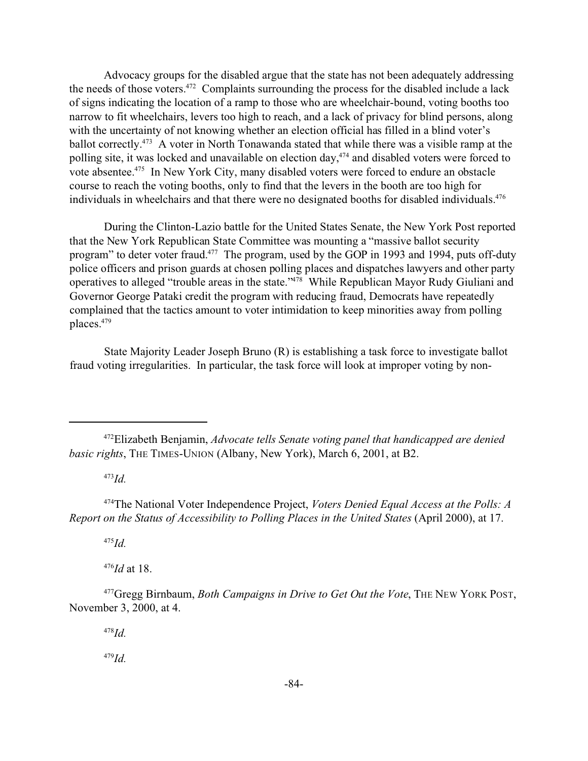Advocacy groups for the disabled argue that the state has not been adequately addressing the needs of those voters.[472] Complaints surrounding the process for the disabled include a lack of signs indicating the location of a ramp to those who are wheelchair-bound, voting booths too narrow to fit wheelchairs, levers too high to reach, and a lack of privacy for blind persons, along with the uncertainty of not knowing whether an election official has filled in a blind voter's ballot correctly.[473] A voter in North Tonawanda stated that while there was a visible ramp at the polling site, it was locked and unavailable on election day,[474] and disabled voters were forced to vote absentee.[475] In New York City, many disabled voters were forced to endure an obstacle course to reach the voting booths, only to find that the levers in the booth are too high for individuals in wheelchairs and that there were no designated booths for disabled individuals.[476]

During the Clinton-Lazio battle for the United States Senate, the New York Post reported that the New York Republican State Committee was mounting a "massive ballot security program" to deter voter fraud.[477] The program, used by the GOP in 1993 and 1994, puts off-duty police officers and prison guards at chosen polling places and dispatches lawyers and other party operatives to alleged "trouble areas in the state."[478] While Republican Mayor Rudy Giuliani and Governor George Pataki credit the program with reducing fraud, Democrats have repeatedly complained that the tactics amount to voter intimidation to keep minorities away from polling places.[479]

State Majority Leader Joseph Bruno (R) is establishing a task force to investigate ballot fraud voting irregularities. In particular, the task force will look at improper voting by non-

---

[472] Elizabeth Benjamin, *Advocate tells Senate voting panel that handicapped are denied basic rights*, THE TIMES-UNION (Albany, New York), March 6, 2001, at B2.

[473] *Id.*

[474] The National Voter Independence Project, *Voters Denied Equal Access at the Polls: A Report on the Status of Accessibility to Polling Places in the United States* (April 2000), at 17.

[475] *Id.*

[476] *Id* at 18.

[477] Gregg Birnbaum, *Both Campaigns in Drive to Get Out the Vote*, THE NEW YORK POST, November 3, 2000, at 4.

[478] *Id.*

[479] *Id.*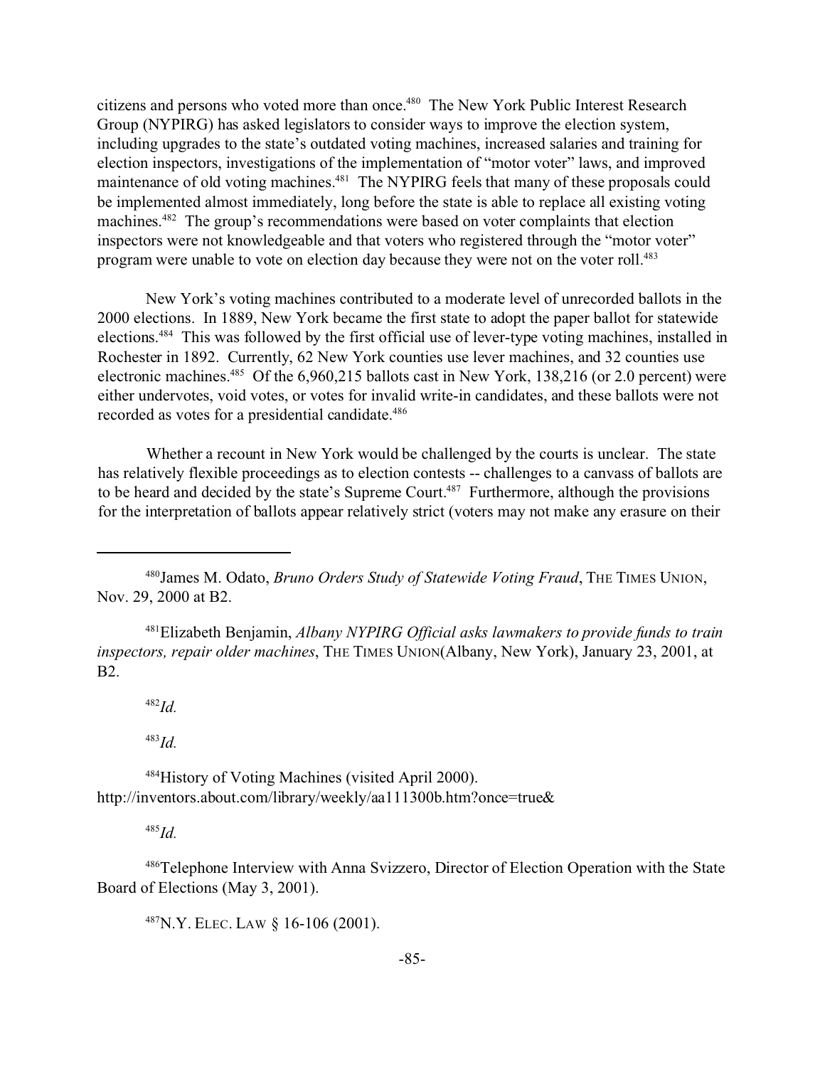citizens and persons who voted more than once.[480] The New York Public Interest Research Group (NYPIRG) has asked legislators to consider ways to improve the election system, including upgrades to the state's outdated voting machines, increased salaries and training for election inspectors, investigations of the implementation of "motor voter" laws, and improved maintenance of old voting machines.[481] The NYPIRG feels that many of these proposals could be implemented almost immediately, long before the state is able to replace all existing voting machines.[482] The group's recommendations were based on voter complaints that election inspectors were not knowledgeable and that voters who registered through the "motor voter" program were unable to vote on election day because they were not on the voter roll.[483]

New York's voting machines contributed to a moderate level of unrecorded ballots in the 2000 elections. In 1889, New York became the first state to adopt the paper ballot for statewide elections.[484] This was followed by the first official use of lever-type voting machines, installed in Rochester in 1892. Currently, 62 New York counties use lever machines, and 32 counties use electronic machines.[485] Of the 6,960,215 ballots cast in New York, 138,216 (or 2.0 percent) were either undervotes, void votes, or votes for invalid write-in candidates, and these ballots were not recorded as votes for a presidential candidate.[486]

Whether a recount in New York would be challenged by the courts is unclear. The state has relatively flexible proceedings as to election contests -- challenges to a canvass of ballots are to be heard and decided by the state's Supreme Court.[487] Furthermore, although the provisions for the interpretation of ballots appear relatively strict (voters may not make any erasure on their

---

[480] James M. Odato, *Bruno Orders Study of Statewide Voting Fraud*, THE TIMES UNION, Nov. 29, 2000 at B2.

[481] Elizabeth Benjamin, *Albany NYPIRG Official asks lawmakers to provide funds to train inspectors, repair older machines*, THE TIMES UNION(Albany, New York), January 23, 2001, at B2.

[482] *Id.*

[483] *Id.*

[484] History of Voting Machines (visited April 2000). http://inventors.about.com/library/weekly/aa111300b.htm?once=true&

[485] *Id.*

[486] Telephone Interview with Anna Svizzero, Director of Election Operation with the State Board of Elections (May 3, 2001).

[487] N.Y. ELEC. LAW § 16-106 (2001).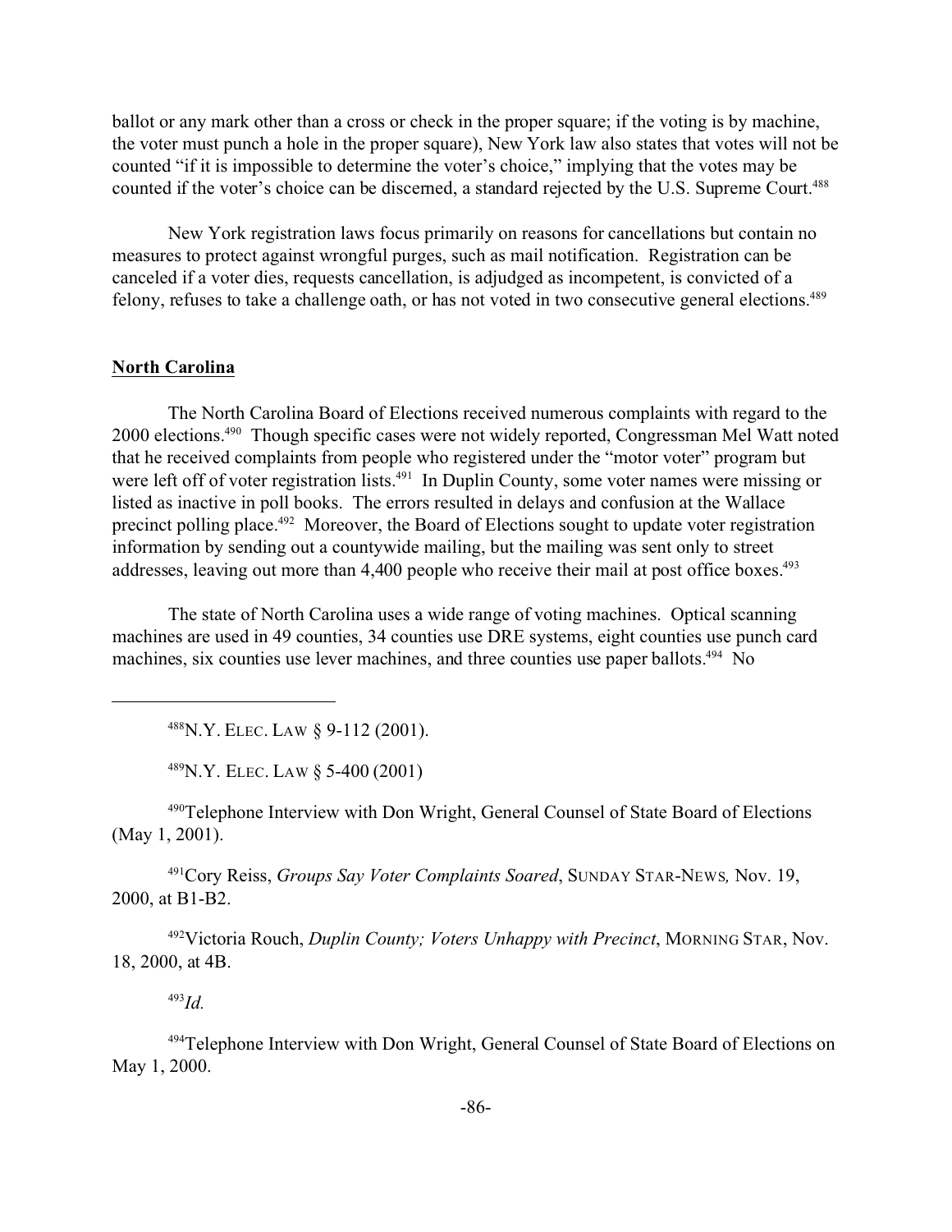ballot or any mark other than a cross or check in the proper square; if the voting is by machine, the voter must punch a hole in the proper square), New York law also states that votes will not be counted "if it is impossible to determine the voter's choice," implying that the votes may be counted if the voter's choice can be discerned, a standard rejected by the U.S. Supreme Court.[488]

New York registration laws focus primarily on reasons for cancellations but contain no measures to protect against wrongful purges, such as mail notification. Registration can be canceled if a voter dies, requests cancellation, is adjudged as incompetent, is convicted of a felony, refuses to take a challenge oath, or has not voted in two consecutive general elections.[489]

## North Carolina

The North Carolina Board of Elections received numerous complaints with regard to the 2000 elections.[490] Though specific cases were not widely reported, Congressman Mel Watt noted that he received complaints from people who registered under the "motor voter" program but were left off of voter registration lists.[491] In Duplin County, some voter names were missing or listed as inactive in poll books. The errors resulted in delays and confusion at the Wallace precinct polling place.[492] Moreover, the Board of Elections sought to update voter registration information by sending out a countywide mailing, but the mailing was sent only to street addresses, leaving out more than 4,400 people who receive their mail at post office boxes.[493]

The state of North Carolina uses a wide range of voting machines. Optical scanning machines are used in 49 counties, 34 counties use DRE systems, eight counties use punch card machines, six counties use lever machines, and three counties use paper ballots.[494] No

---

[488] N.Y. ELEC. LAW § 9-112 (2001).

[489] N.Y. ELEC. LAW § 5-400 (2001)

[490] Telephone Interview with Don Wright, General Counsel of State Board of Elections (May 1, 2001).

[491] Cory Reiss, *Groups Say Voter Complaints Soared*, SUNDAY STAR-NEWS, Nov. 19, 2000, at B1-B2.

[492] Victoria Rouch, *Duplin County; Voters Unhappy with Precinct*, MORNING STAR, Nov. 18, 2000, at 4B.

[493] *Id.*

[494] Telephone Interview with Don Wright, General Counsel of State Board of Elections on May 1, 2000.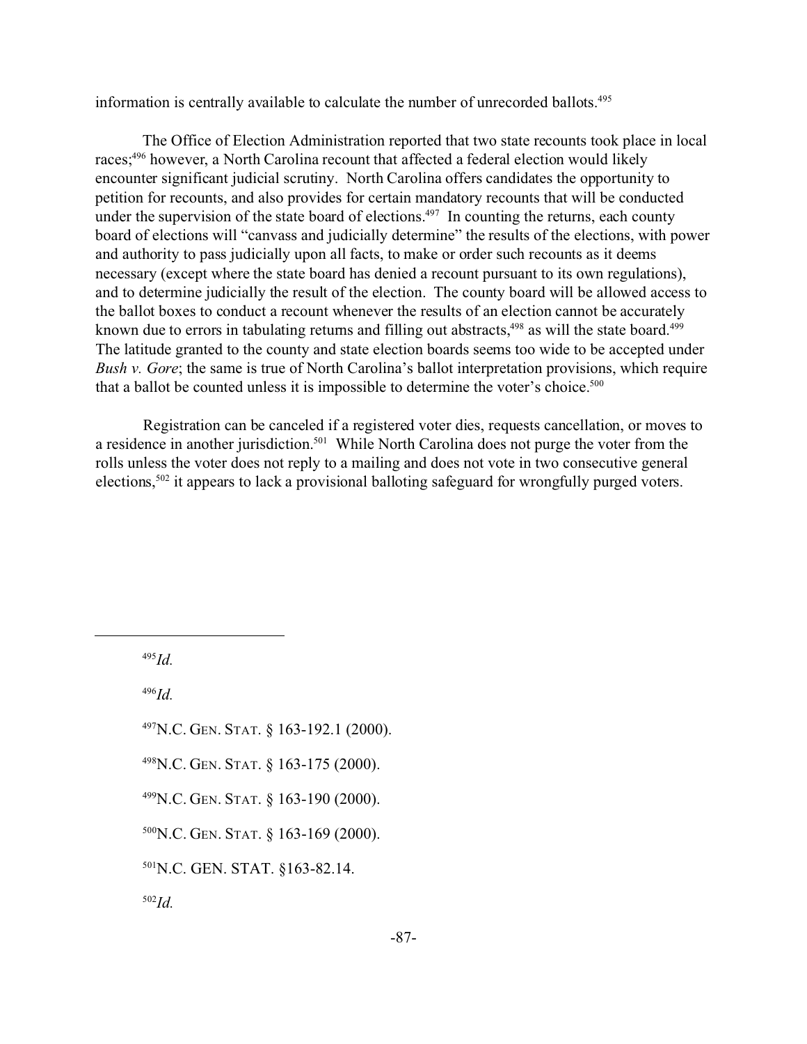information is centrally available to calculate the number of unrecorded ballots.[495]

The Office of Election Administration reported that two state recounts took place in local races;[496] however, a North Carolina recount that affected a federal election would likely encounter significant judicial scrutiny. North Carolina offers candidates the opportunity to petition for recounts, and also provides for certain mandatory recounts that will be conducted under the supervision of the state board of elections.[497] In counting the returns, each county board of elections will "canvass and judicially determine" the results of the elections, with power and authority to pass judicially upon all facts, to make or order such recounts as it deems necessary (except where the state board has denied a recount pursuant to its own regulations), and to determine judicially the result of the election. The county board will be allowed access to the ballot boxes to conduct a recount whenever the results of an election cannot be accurately known due to errors in tabulating returns and filling out abstracts,[498] as will the state board.[499] The latitude granted to the county and state election boards seems too wide to be accepted under *Bush v. Gore*; the same is true of North Carolina's ballot interpretation provisions, which require that a ballot be counted unless it is impossible to determine the voter's choice.[500]

Registration can be canceled if a registered voter dies, requests cancellation, or moves to a residence in another jurisdiction.[501] While North Carolina does not purge the voter from the rolls unless the voter does not reply to a mailing and does not vote in two consecutive general elections,[502] it appears to lack a provisional balloting safeguard for wrongfully purged voters.

---

[495] *Id.*

[496] *Id.*

[497] N.C. GEN. STAT. § 163-192.1 (2000).

[498] N.C. GEN. STAT. § 163-175 (2000).

[499] N.C. GEN. STAT. § 163-190 (2000).

[500] N.C. GEN. STAT. § 163-169 (2000).

[501] N.C. GEN. STAT. §163-82.14.

[502] *Id.*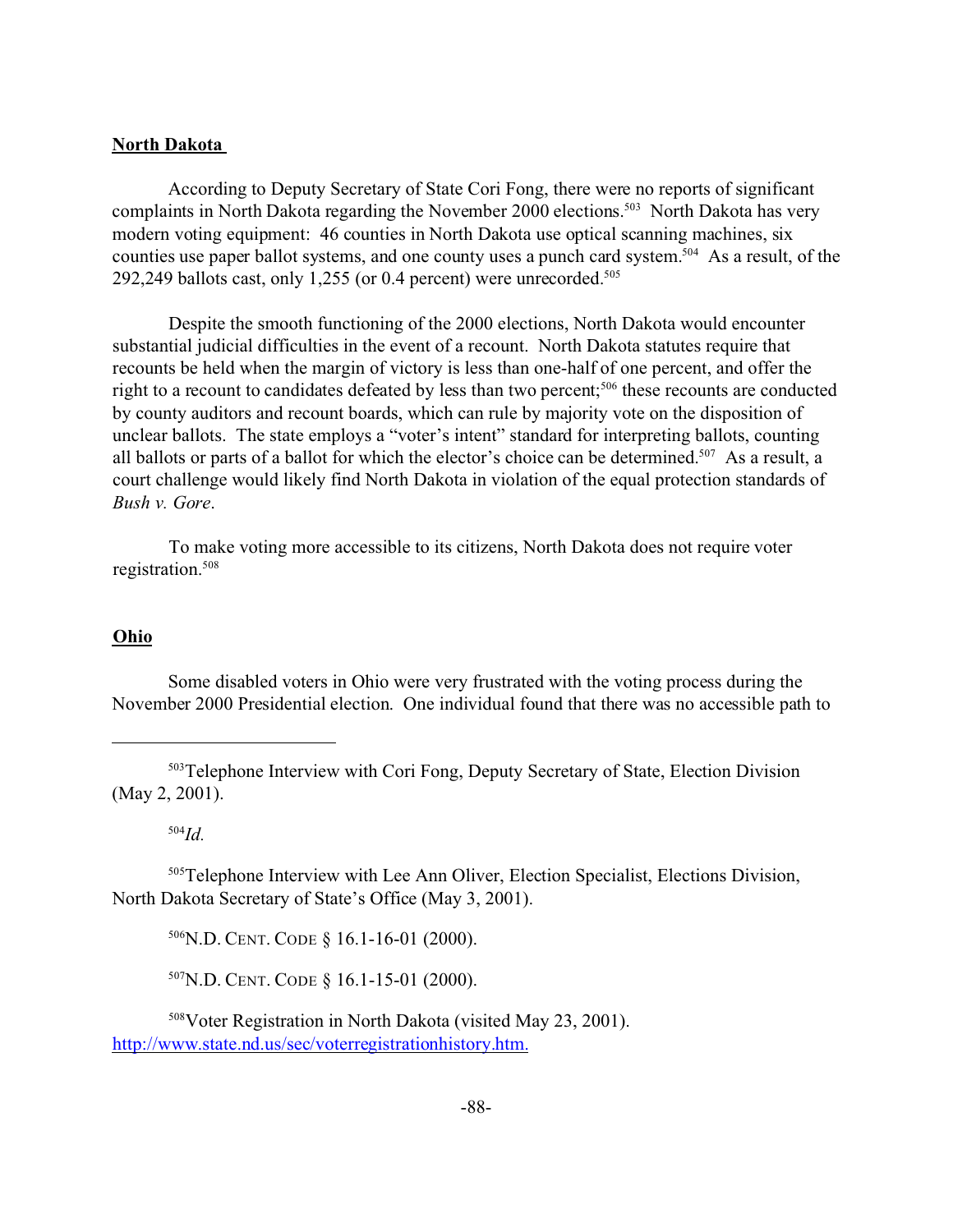**North Dakota**

According to Deputy Secretary of State Cori Fong, there were no reports of significant complaints in North Dakota regarding the November 2000 elections.[503] North Dakota has very modern voting equipment: 46 counties in North Dakota use optical scanning machines, six counties use paper ballot systems, and one county uses a punch card system.[504] As a result, of the 292,249 ballots cast, only 1,255 (or 0.4 percent) were unrecorded.[505]

Despite the smooth functioning of the 2000 elections, North Dakota would encounter substantial judicial difficulties in the event of a recount. North Dakota statutes require that recounts be held when the margin of victory is less than one-half of one percent, and offer the right to a recount to candidates defeated by less than two percent;[506] these recounts are conducted by county auditors and recount boards, which can rule by majority vote on the disposition of unclear ballots. The state employs a "voter's intent" standard for interpreting ballots, counting all ballots or parts of a ballot for which the elector's choice can be determined.[507] As a result, a court challenge would likely find North Dakota in violation of the equal protection standards of *Bush v. Gore*.

To make voting more accessible to its citizens, North Dakota does not require voter registration.[508]

**Ohio**

Some disabled voters in Ohio were very frustrated with the voting process during the November 2000 Presidential election. One individual found that there was no accessible path to

---

[503] Telephone Interview with Cori Fong, Deputy Secretary of State, Election Division (May 2, 2001).

[504] *Id.*

[505] Telephone Interview with Lee Ann Oliver, Election Specialist, Elections Division, North Dakota Secretary of State's Office (May 3, 2001).

[506] N.D. CENT. CODE § 16.1-16-01 (2000).

[507] N.D. CENT. CODE § 16.1-15-01 (2000).

[508] Voter Registration in North Dakota (visited May 23, 2001). http://www.state.nd.us/sec/voterregistrationhistory.htm.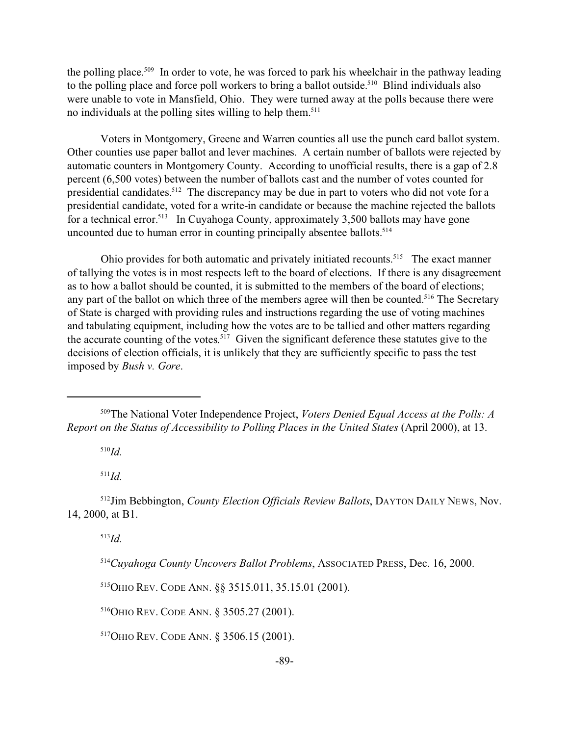the polling place.[509] In order to vote, he was forced to park his wheelchair in the pathway leading to the polling place and force poll workers to bring a ballot outside.[510] Blind individuals also were unable to vote in Mansfield, Ohio. They were turned away at the polls because there were no individuals at the polling sites willing to help them.[511]

Voters in Montgomery, Greene and Warren counties all use the punch card ballot system. Other counties use paper ballot and lever machines. A certain number of ballots were rejected by automatic counters in Montgomery County. According to unofficial results, there is a gap of 2.8 percent (6,500 votes) between the number of ballots cast and the number of votes counted for presidential candidates.[512] The discrepancy may be due in part to voters who did not vote for a presidential candidate, voted for a write-in candidate or because the machine rejected the ballots for a technical error.[513] In Cuyahoga County, approximately 3,500 ballots may have gone uncounted due to human error in counting principally absentee ballots.[514]

Ohio provides for both automatic and privately initiated recounts.[515] The exact manner of tallying the votes is in most respects left to the board of elections. If there is any disagreement as to how a ballot should be counted, it is submitted to the members of the board of elections; any part of the ballot on which three of the members agree will then be counted.[516] The Secretary of State is charged with providing rules and instructions regarding the use of voting machines and tabulating equipment, including how the votes are to be tallied and other matters regarding the accurate counting of the votes.[517] Given the significant deference these statutes give to the decisions of election officials, it is unlikely that they are sufficiently specific to pass the test imposed by *Bush v. Gore*.

---

[509] The National Voter Independence Project, *Voters Denied Equal Access at the Polls: A Report on the Status of Accessibility to Polling Places in the United States* (April 2000), at 13.

[510] *Id.*

[511] *Id.*

[512] Jim Bebbington, *County Election Officials Review Ballots*, DAYTON DAILY NEWS, Nov. 14, 2000, at B1.

[513] *Id.*

[514] *Cuyahoga County Uncovers Ballot Problems*, ASSOCIATED PRESS, Dec. 16, 2000.

[515] OHIO REV. CODE ANN. §§ 3515.011, 35.15.01 (2001).

[516] OHIO REV. CODE ANN. § 3505.27 (2001).

[517] OHIO REV. CODE ANN. § 3506.15 (2001).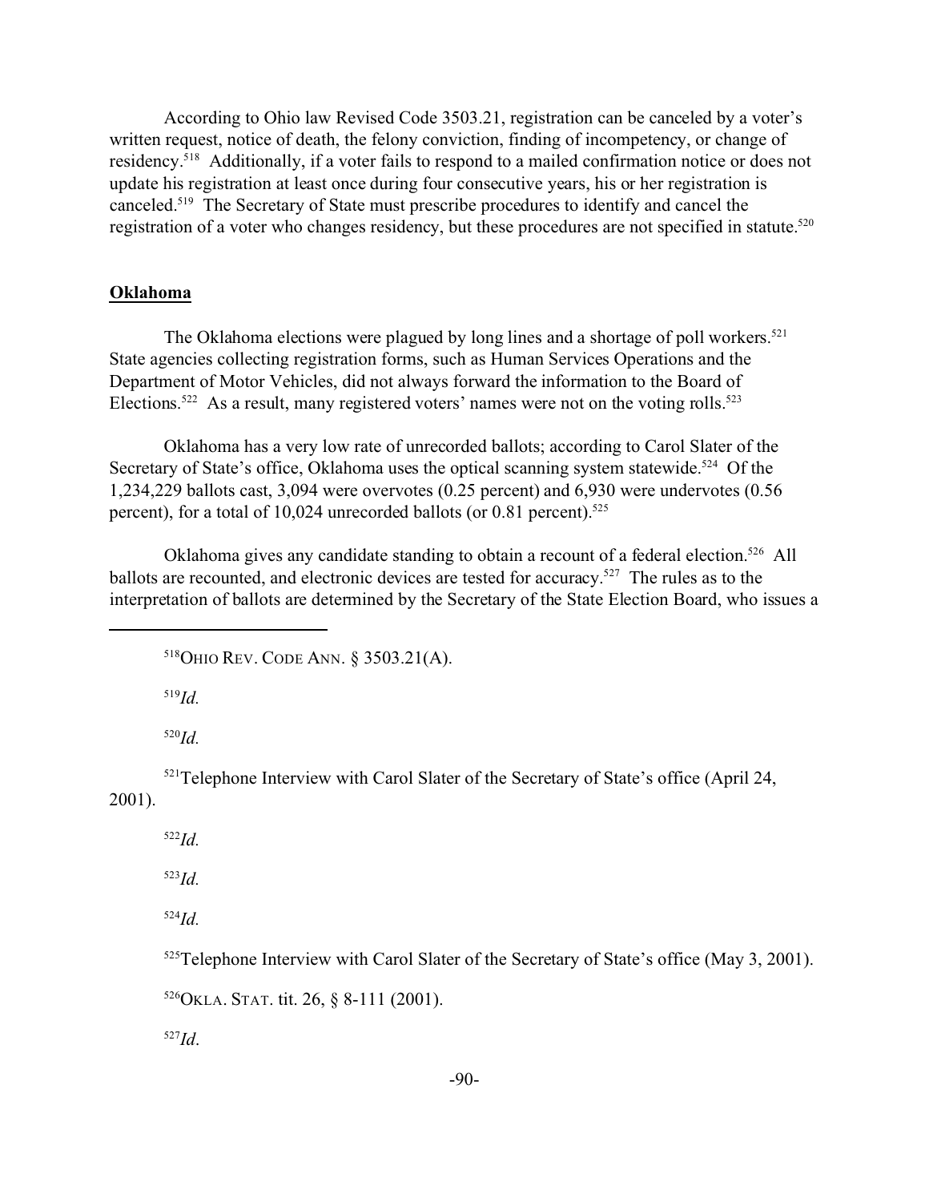According to Ohio law Revised Code 3503.21, registration can be canceled by a voter's written request, notice of death, the felony conviction, finding of incompetency, or change of residency.[518] Additionally, if a voter fails to respond to a mailed confirmation notice or does not update his registration at least once during four consecutive years, his or her registration is canceled.[519] The Secretary of State must prescribe procedures to identify and cancel the registration of a voter who changes residency, but these procedures are not specified in statute.[520]

## Oklahoma

The Oklahoma elections were plagued by long lines and a shortage of poll workers.[521] State agencies collecting registration forms, such as Human Services Operations and the Department of Motor Vehicles, did not always forward the information to the Board of Elections.[522] As a result, many registered voters' names were not on the voting rolls.[523]

Oklahoma has a very low rate of unrecorded ballots; according to Carol Slater of the Secretary of State's office, Oklahoma uses the optical scanning system statewide.[524] Of the 1,234,229 ballots cast, 3,094 were overvotes (0.25 percent) and 6,930 were undervotes (0.56 percent), for a total of 10,024 unrecorded ballots (or 0.81 percent).[525]

Oklahoma gives any candidate standing to obtain a recount of a federal election.[526] All ballots are recounted, and electronic devices are tested for accuracy.[527] The rules as to the interpretation of ballots are determined by the Secretary of the State Election Board, who issues a

---

[518] OHIO REV. CODE ANN. § 3503.21(A).

[519] *Id.*

[520] *Id.*

[521] Telephone Interview with Carol Slater of the Secretary of State's office (April 24, 2001).

[522] *Id.*

[523] *Id.*

[524] *Id.*

[525] Telephone Interview with Carol Slater of the Secretary of State's office (May 3, 2001).

[526] OKLA. STAT. tit. 26, § 8-111 (2001).

[527] *Id.*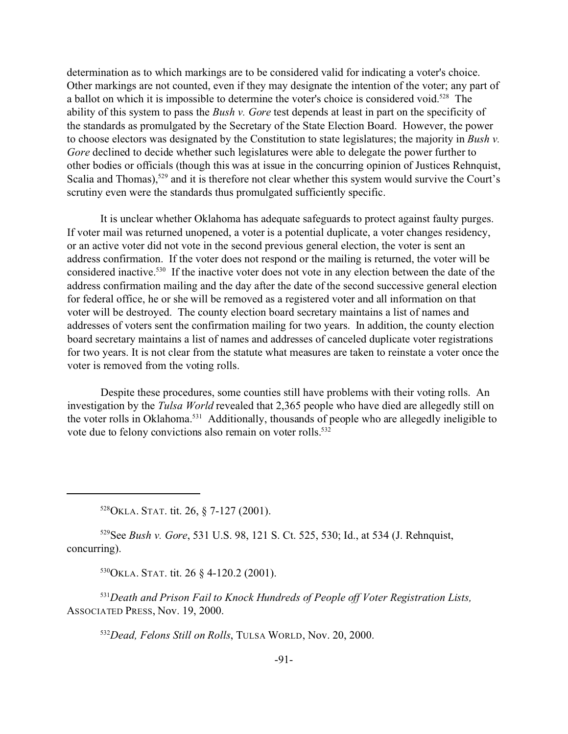determination as to which markings are to be considered valid for indicating a voter's choice. Other markings are not counted, even if they may designate the intention of the voter; any part of a ballot on which it is impossible to determine the voter's choice is considered void.[528] The ability of this system to pass the *Bush v. Gore* test depends at least in part on the specificity of the standards as promulgated by the Secretary of the State Election Board. However, the power to choose electors was designated by the Constitution to state legislatures; the majority in *Bush v. Gore* declined to decide whether such legislatures were able to delegate the power further to other bodies or officials (though this was at issue in the concurring opinion of Justices Rehnquist, Scalia and Thomas),[529] and it is therefore not clear whether this system would survive the Court's scrutiny even were the standards thus promulgated sufficiently specific.

It is unclear whether Oklahoma has adequate safeguards to protect against faulty purges. If voter mail was returned unopened, a voter is a potential duplicate, a voter changes residency, or an active voter did not vote in the second previous general election, the voter is sent an address confirmation. If the voter does not respond or the mailing is returned, the voter will be considered inactive.[530] If the inactive voter does not vote in any election between the date of the address confirmation mailing and the day after the date of the second successive general election for federal office, he or she will be removed as a registered voter and all information on that voter will be destroyed. The county election board secretary maintains a list of names and addresses of voters sent the confirmation mailing for two years. In addition, the county election board secretary maintains a list of names and addresses of canceled duplicate voter registrations for two years. It is not clear from the statute what measures are taken to reinstate a voter once the voter is removed from the voting rolls.

Despite these procedures, some counties still have problems with their voting rolls. An investigation by the *Tulsa World* revealed that 2,365 people who have died are allegedly still on the voter rolls in Oklahoma.[531] Additionally, thousands of people who are allegedly ineligible to vote due to felony convictions also remain on voter rolls.[532]

---

[528] OKLA. STAT. tit. 26, § 7-127 (2001).

[529] See *Bush v. Gore*, 531 U.S. 98, 121 S. Ct. 525, 530; Id., at 534 (J. Rehnquist, concurring).

[530] OKLA. STAT. tit. 26 § 4-120.2 (2001).

[531] *Death and Prison Fail to Knock Hundreds of People off Voter Registration Lists,* ASSOCIATED PRESS, Nov. 19, 2000.

[532] *Dead, Felons Still on Rolls*, TULSA WORLD, Nov. 20, 2000.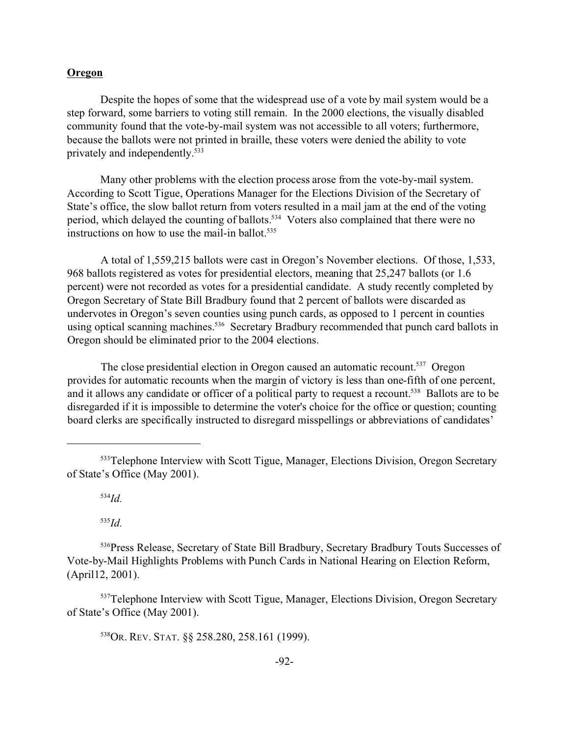**Oregon**

Despite the hopes of some that the widespread use of a vote by mail system would be a step forward, some barriers to voting still remain. In the 2000 elections, the visually disabled community found that the vote-by-mail system was not accessible to all voters; furthermore, because the ballots were not printed in braille, these voters were denied the ability to vote privately and independently.[533]

Many other problems with the election process arose from the vote-by-mail system. According to Scott Tigue, Operations Manager for the Elections Division of the Secretary of State's office, the slow ballot return from voters resulted in a mail jam at the end of the voting period, which delayed the counting of ballots.[534] Voters also complained that there were no instructions on how to use the mail-in ballot.[535]

A total of 1,559,215 ballots were cast in Oregon's November elections. Of those, 1,533, 968 ballots registered as votes for presidential electors, meaning that 25,247 ballots (or 1.6 percent) were not recorded as votes for a presidential candidate. A study recently completed by Oregon Secretary of State Bill Bradbury found that 2 percent of ballots were discarded as undervotes in Oregon's seven counties using punch cards, as opposed to 1 percent in counties using optical scanning machines.[536] Secretary Bradbury recommended that punch card ballots in Oregon should be eliminated prior to the 2004 elections.

The close presidential election in Oregon caused an automatic recount.[537] Oregon provides for automatic recounts when the margin of victory is less than one-fifth of one percent, and it allows any candidate or officer of a political party to request a recount.[538] Ballots are to be disregarded if it is impossible to determine the voter's choice for the office or question; counting board clerks are specifically instructed to disregard misspellings or abbreviations of candidates'

---

[533]Telephone Interview with Scott Tigue, Manager, Elections Division, Oregon Secretary of State's Office (May 2001).

[534]*Id.*

[535]*Id.*

[536]Press Release, Secretary of State Bill Bradbury, Secretary Bradbury Touts Successes of Vote-by-Mail Highlights Problems with Punch Cards in National Hearing on Election Reform, (April12, 2001).

[537]Telephone Interview with Scott Tigue, Manager, Elections Division, Oregon Secretary of State's Office (May 2001).

[538]OR. REV. STAT. §§ 258.280, 258.161 (1999).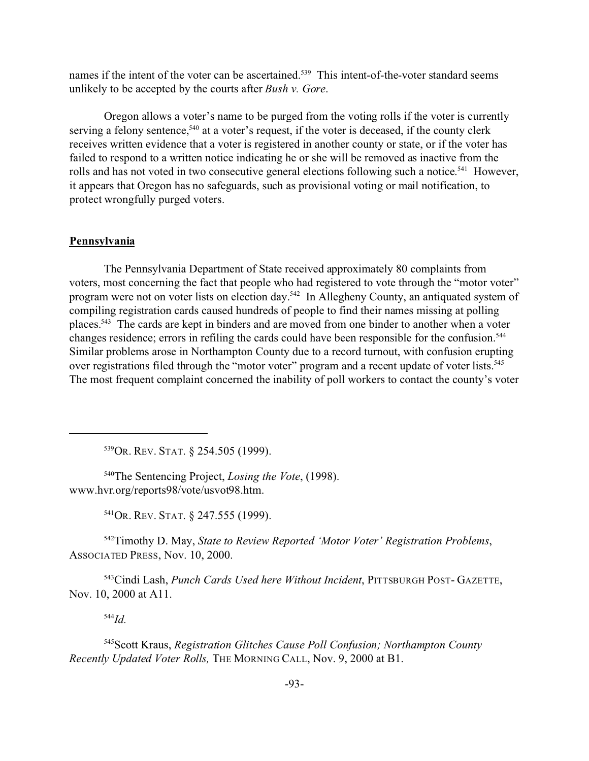names if the intent of the voter can be ascertained.[539] This intent-of-the-voter standard seems unlikely to be accepted by the courts after *Bush v. Gore*.

Oregon allows a voter's name to be purged from the voting rolls if the voter is currently serving a felony sentence,[540] at a voter's request, if the voter is deceased, if the county clerk receives written evidence that a voter is registered in another county or state, or if the voter has failed to respond to a written notice indicating he or she will be removed as inactive from the rolls and has not voted in two consecutive general elections following such a notice.[541] However, it appears that Oregon has no safeguards, such as provisional voting or mail notification, to protect wrongfully purged voters.

**Pennsylvania**

The Pennsylvania Department of State received approximately 80 complaints from voters, most concerning the fact that people who had registered to vote through the "motor voter" program were not on voter lists on election day.[542] In Allegheny County, an antiquated system of compiling registration cards caused hundreds of people to find their names missing at polling places.[543] The cards are kept in binders and are moved from one binder to another when a voter changes residence; errors in refiling the cards could have been responsible for the confusion.[544] Similar problems arose in Northampton County due to a record turnout, with confusion erupting over registrations filed through the "motor voter" program and a recent update of voter lists.[545] The most frequent complaint concerned the inability of poll workers to contact the county's voter

---

[539] OR. REV. STAT. § 254.505 (1999).

[540] The Sentencing Project, *Losing the Vote*, (1998). www.hvr.org/reports98/vote/usvot98.htm.

[541] OR. REV. STAT. § 247.555 (1999).

[542] Timothy D. May, *State to Review Reported 'Motor Voter' Registration Problems*, ASSOCIATED PRESS, Nov. 10, 2000.

[543] Cindi Lash, *Punch Cards Used here Without Incident*, PITTSBURGH POST- GAZETTE, Nov. 10, 2000 at A11.

[544] *Id.*

[545] Scott Kraus, *Registration Glitches Cause Poll Confusion; Northampton County Recently Updated Voter Rolls,* THE MORNING CALL, Nov. 9, 2000 at B1.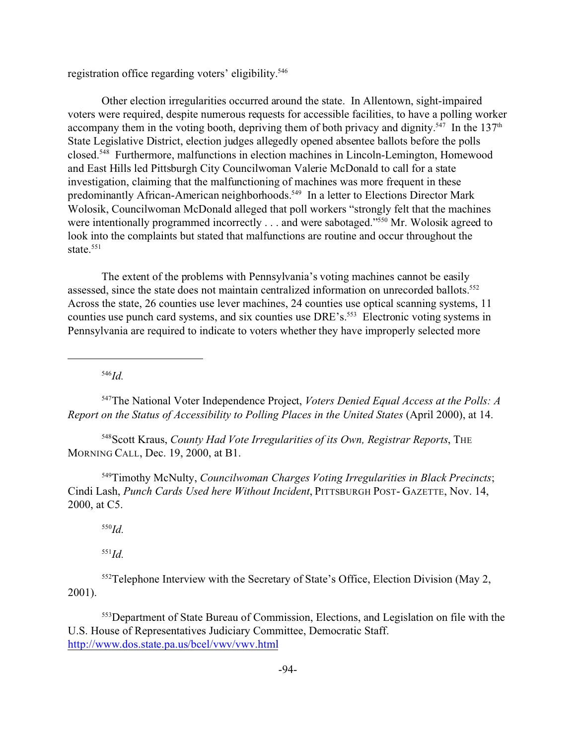registration office regarding voters' eligibility.[546]

Other election irregularities occurred around the state. In Allentown, sight-impaired voters were required, despite numerous requests for accessible facilities, to have a polling worker accompany them in the voting booth, depriving them of both privacy and dignity.[547] In the 137th State Legislative District, election judges allegedly opened absentee ballots before the polls closed.[548] Furthermore, malfunctions in election machines in Lincoln-Lemington, Homewood and East Hills led Pittsburgh City Councilwoman Valerie McDonald to call for a state investigation, claiming that the malfunctioning of machines was more frequent in these predominantly African-American neighborhoods.[549] In a letter to Elections Director Mark Wolosik, Councilwoman McDonald alleged that poll workers "strongly felt that the machines were intentionally programmed incorrectly . . . and were sabotaged."[550] Mr. Wolosik agreed to look into the complaints but stated that malfunctions are routine and occur throughout the state.[551]

The extent of the problems with Pennsylvania's voting machines cannot be easily assessed, since the state does not maintain centralized information on unrecorded ballots.[552] Across the state, 26 counties use lever machines, 24 counties use optical scanning systems, 11 counties use punch card systems, and six counties use DRE's.[553] Electronic voting systems in Pennsylvania are required to indicate to voters whether they have improperly selected more

---

[546] *Id.*

[547] The National Voter Independence Project, *Voters Denied Equal Access at the Polls: A Report on the Status of Accessibility to Polling Places in the United States* (April 2000), at 14.

[548] Scott Kraus, *County Had Vote Irregularities of its Own, Registrar Reports*, THE MORNING CALL, Dec. 19, 2000, at B1.

[549] Timothy McNulty, *Councilwoman Charges Voting Irregularities in Black Precincts*; Cindi Lash, *Punch Cards Used here Without Incident*, PITTSBURGH POST- GAZETTE, Nov. 14, 2000, at C5.

[550] *Id.*

[551] *Id.*

[552] Telephone Interview with the Secretary of State's Office, Election Division (May 2, 2001).

[553] Department of State Bureau of Commission, Elections, and Legislation on file with the U.S. House of Representatives Judiciary Committee, Democratic Staff. http://www.dos.state.pa.us/bcel/vwv/vwv.html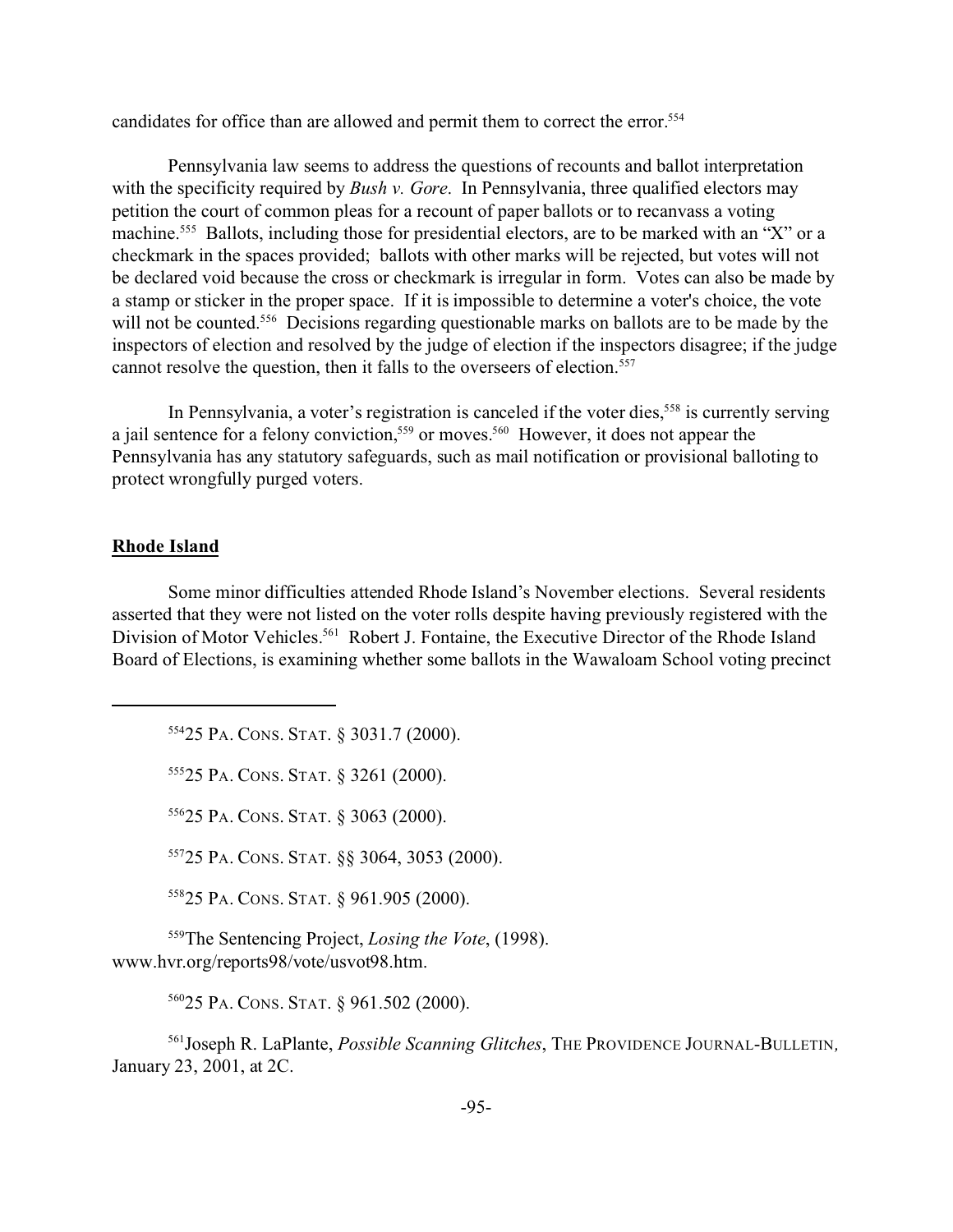candidates for office than are allowed and permit them to correct the error.[554]

Pennsylvania law seems to address the questions of recounts and ballot interpretation with the specificity required by *Bush v. Gore*. In Pennsylvania, three qualified electors may petition the court of common pleas for a recount of paper ballots or to recanvass a voting machine.[555] Ballots, including those for presidential electors, are to be marked with an "X" or a checkmark in the spaces provided; ballots with other marks will be rejected, but votes will not be declared void because the cross or checkmark is irregular in form. Votes can also be made by a stamp or sticker in the proper space. If it is impossible to determine a voter's choice, the vote will not be counted.[556] Decisions regarding questionable marks on ballots are to be made by the inspectors of election and resolved by the judge of election if the inspectors disagree; if the judge cannot resolve the question, then it falls to the overseers of election.[557]

In Pennsylvania, a voter's registration is canceled if the voter dies,[558] is currently serving a jail sentence for a felony conviction,[559] or moves.[560] However, it does not appear the Pennsylvania has any statutory safeguards, such as mail notification or provisional balloting to protect wrongfully purged voters.

**Rhode Island**

Some minor difficulties attended Rhode Island's November elections. Several residents asserted that they were not listed on the voter rolls despite having previously registered with the Division of Motor Vehicles.[561] Robert J. Fontaine, the Executive Director of the Rhode Island Board of Elections, is examining whether some ballots in the Wawaloam School voting precinct

---

[554] 25 PA. CONS. STAT. § 3031.7 (2000).

[555] 25 PA. CONS. STAT. § 3261 (2000).

[556] 25 PA. CONS. STAT. § 3063 (2000).

[557] 25 PA. CONS. STAT. §§ 3064, 3053 (2000).

[558] 25 PA. CONS. STAT. § 961.905 (2000).

[559] The Sentencing Project, *Losing the Vote*, (1998). www.hvr.org/reports98/vote/usvot98.htm.

[560] 25 PA. CONS. STAT. § 961.502 (2000).

[561] Joseph R. LaPlante, *Possible Scanning Glitches*, THE PROVIDENCE JOURNAL-BULLETIN, January 23, 2001, at 2C.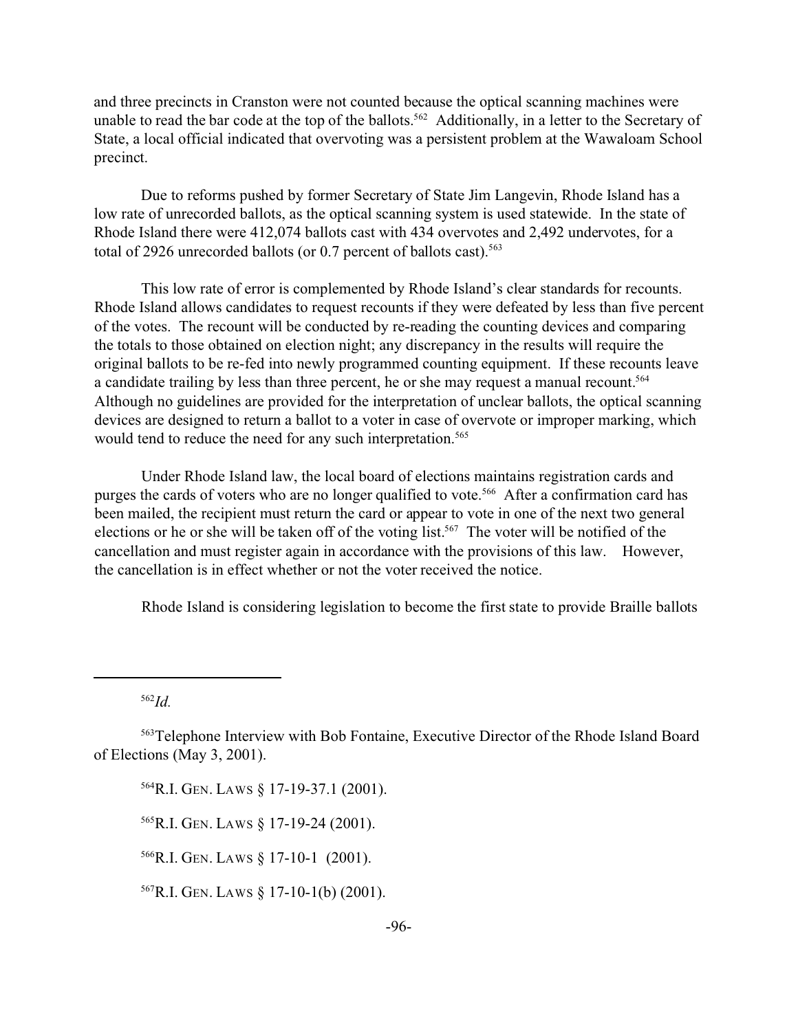and three precincts in Cranston were not counted because the optical scanning machines were unable to read the bar code at the top of the ballots.[562] Additionally, in a letter to the Secretary of State, a local official indicated that overvoting was a persistent problem at the Wawaloam School precinct.

Due to reforms pushed by former Secretary of State Jim Langevin, Rhode Island has a low rate of unrecorded ballots, as the optical scanning system is used statewide. In the state of Rhode Island there were 412,074 ballots cast with 434 overvotes and 2,492 undervotes, for a total of 2926 unrecorded ballots (or 0.7 percent of ballots cast).[563]

This low rate of error is complemented by Rhode Island's clear standards for recounts. Rhode Island allows candidates to request recounts if they were defeated by less than five percent of the votes. The recount will be conducted by re-reading the counting devices and comparing the totals to those obtained on election night; any discrepancy in the results will require the original ballots to be re-fed into newly programmed counting equipment. If these recounts leave a candidate trailing by less than three percent, he or she may request a manual recount.[564] Although no guidelines are provided for the interpretation of unclear ballots, the optical scanning devices are designed to return a ballot to a voter in case of overvote or improper marking, which would tend to reduce the need for any such interpretation.[565]

Under Rhode Island law, the local board of elections maintains registration cards and purges the cards of voters who are no longer qualified to vote.[566] After a confirmation card has been mailed, the recipient must return the card or appear to vote in one of the next two general elections or he or she will be taken off of the voting list.[567] The voter will be notified of the cancellation and must register again in accordance with the provisions of this law. However, the cancellation is in effect whether or not the voter received the notice.

Rhode Island is considering legislation to become the first state to provide Braille ballots

---

[562] *Id.*

[563] Telephone Interview with Bob Fontaine, Executive Director of the Rhode Island Board of Elections (May 3, 2001).

[564] R.I. GEN. LAWS § 17-19-37.1 (2001).

[565] R.I. GEN. LAWS § 17-19-24 (2001).

[566] R.I. GEN. LAWS § 17-10-1 (2001).

[567] R.I. GEN. LAWS § 17-10-1(b) (2001).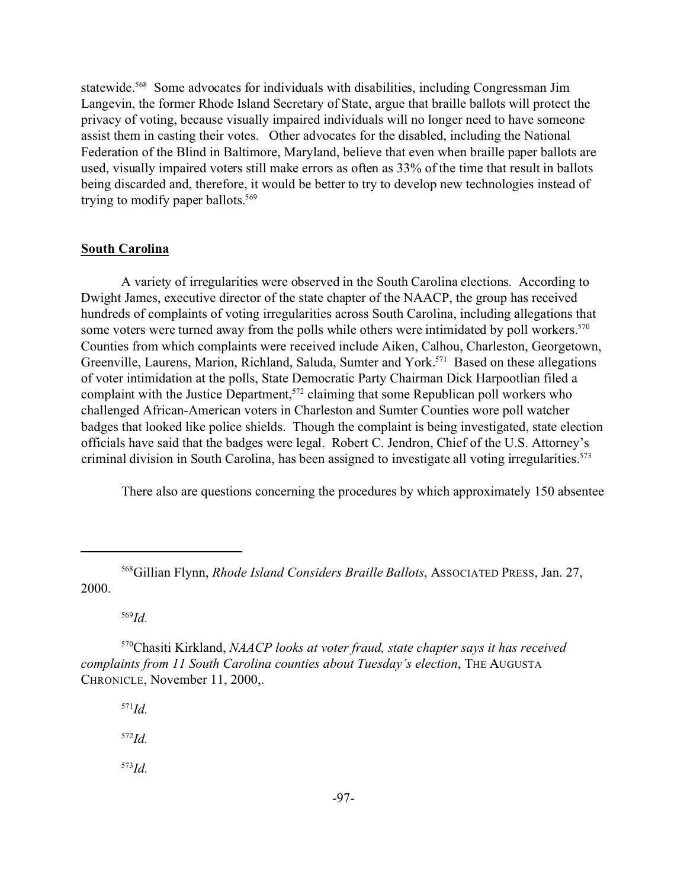statewide.[568] Some advocates for individuals with disabilities, including Congressman Jim Langevin, the former Rhode Island Secretary of State, argue that braille ballots will protect the privacy of voting, because visually impaired individuals will no longer need to have someone assist them in casting their votes. Other advocates for the disabled, including the National Federation of the Blind in Baltimore, Maryland, believe that even when braille paper ballots are used, visually impaired voters still make errors as often as 33% of the time that result in ballots being discarded and, therefore, it would be better to try to develop new technologies instead of trying to modify paper ballots.[569]

## South Carolina

A variety of irregularities were observed in the South Carolina elections. According to Dwight James, executive director of the state chapter of the NAACP, the group has received hundreds of complaints of voting irregularities across South Carolina, including allegations that some voters were turned away from the polls while others were intimidated by poll workers.[570] Counties from which complaints were received include Aiken, Calhou, Charleston, Georgetown, Greenville, Laurens, Marion, Richland, Saluda, Sumter and York.[571] Based on these allegations of voter intimidation at the polls, State Democratic Party Chairman Dick Harpootlian filed a complaint with the Justice Department,[572] claiming that some Republican poll workers who challenged African-American voters in Charleston and Sumter Counties wore poll watcher badges that looked like police shields. Though the complaint is being investigated, state election officials have said that the badges were legal. Robert C. Jendron, Chief of the U.S. Attorney's criminal division in South Carolina, has been assigned to investigate all voting irregularities.[573]

There also are questions concerning the procedures by which approximately 150 absentee

---

[568] Gillian Flynn, *Rhode Island Considers Braille Ballots*, ASSOCIATED PRESS, Jan. 27, 2000.

[569] *Id.*

[570] Chasiti Kirkland, *NAACP looks at voter fraud, state chapter says it has received complaints from 11 South Carolina counties about Tuesday's election*, THE AUGUSTA CHRONICLE, November 11, 2000,.

[571] *Id.*

[572] *Id.*

[573] *Id.*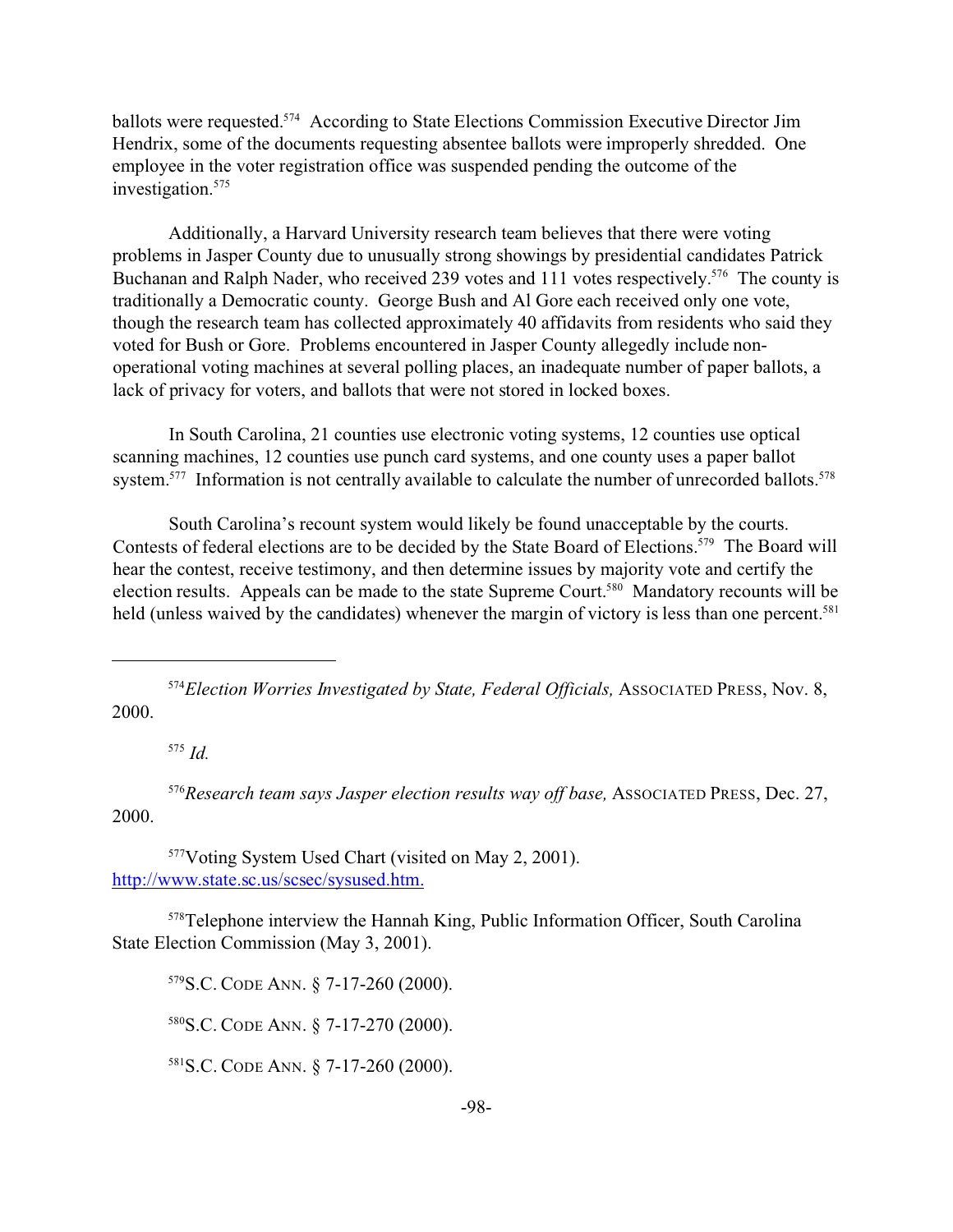ballots were requested.[574] According to State Elections Commission Executive Director Jim Hendrix, some of the documents requesting absentee ballots were improperly shredded. One employee in the voter registration office was suspended pending the outcome of the investigation.[575]

Additionally, a Harvard University research team believes that there were voting problems in Jasper County due to unusually strong showings by presidential candidates Patrick Buchanan and Ralph Nader, who received 239 votes and 111 votes respectively.[576] The county is traditionally a Democratic county. George Bush and Al Gore each received only one vote, though the research team has collected approximately 40 affidavits from residents who said they voted for Bush or Gore. Problems encountered in Jasper County allegedly include non-operational voting machines at several polling places, an inadequate number of paper ballots, a lack of privacy for voters, and ballots that were not stored in locked boxes.

In South Carolina, 21 counties use electronic voting systems, 12 counties use optical scanning machines, 12 counties use punch card systems, and one county uses a paper ballot system.[577] Information is not centrally available to calculate the number of unrecorded ballots.[578]

South Carolina's recount system would likely be found unacceptable by the courts. Contests of federal elections are to be decided by the State Board of Elections.[579] The Board will hear the contest, receive testimony, and then determine issues by majority vote and certify the election results. Appeals can be made to the state Supreme Court.[580] Mandatory recounts will be held (unless waived by the candidates) whenever the margin of victory is less than one percent.[581]

---

[574] *Election Worries Investigated by State, Federal Officials,* ASSOCIATED PRESS, Nov. 8, 2000.

[575] *Id.*

[576] *Research team says Jasper election results way off base,* ASSOCIATED PRESS, Dec. 27, 2000.

[577] Voting System Used Chart (visited on May 2, 2001). http://www.state.sc.us/scsec/sysused.htm.

[578] Telephone interview the Hannah King, Public Information Officer, South Carolina State Election Commission (May 3, 2001).

[579] S.C. CODE ANN. § 7-17-260 (2000).

[580] S.C. CODE ANN. § 7-17-270 (2000).

[581] S.C. CODE ANN. § 7-17-260 (2000).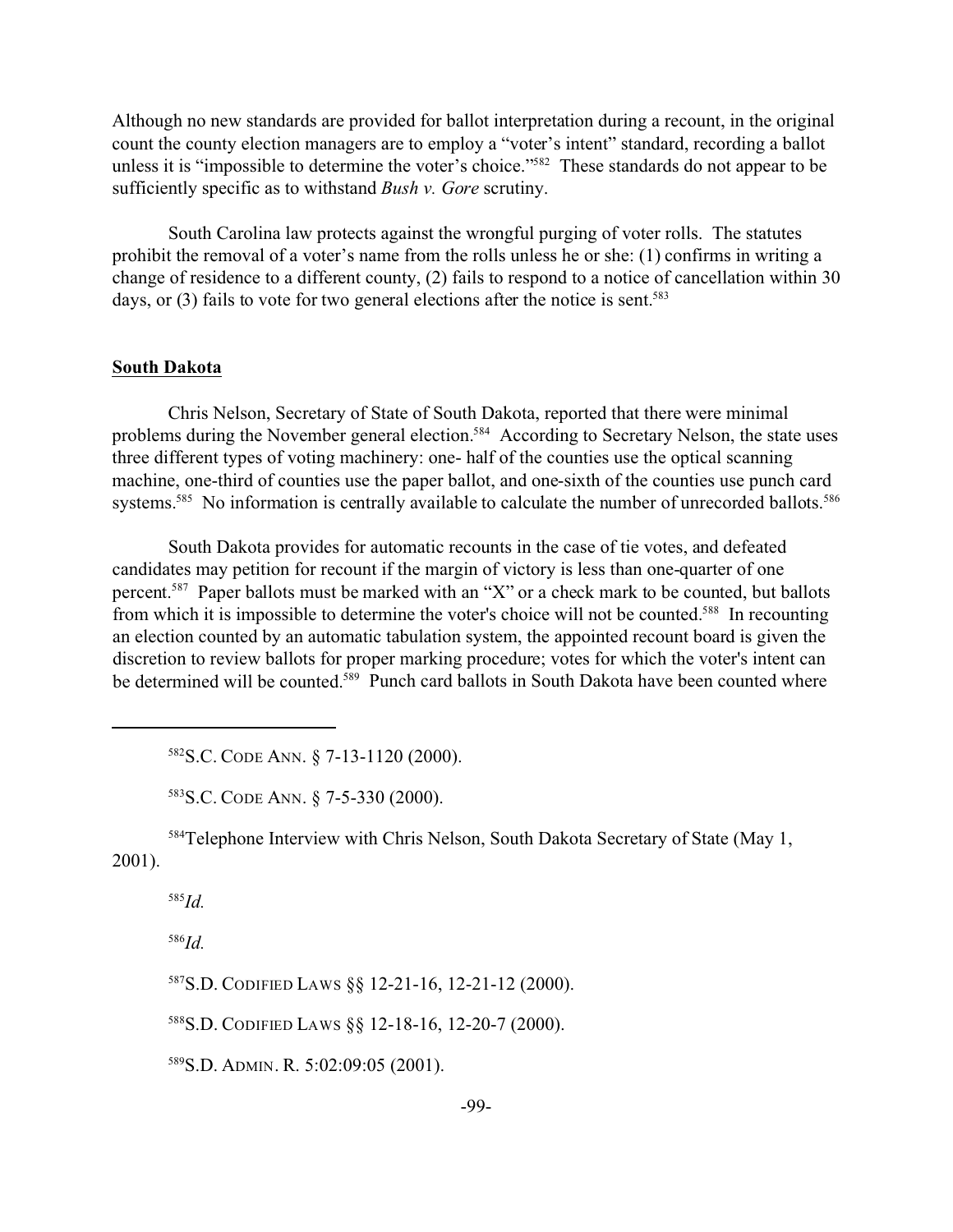Although no new standards are provided for ballot interpretation during a recount, in the original count the county election managers are to employ a "voter's intent" standard, recording a ballot unless it is "impossible to determine the voter's choice."[582] These standards do not appear to be sufficiently specific as to withstand *Bush v. Gore* scrutiny.

South Carolina law protects against the wrongful purging of voter rolls. The statutes prohibit the removal of a voter's name from the rolls unless he or she: (1) confirms in writing a change of residence to a different county, (2) fails to respond to a notice of cancellation within 30 days, or (3) fails to vote for two general elections after the notice is sent.[583]

**South Dakota**

Chris Nelson, Secretary of State of South Dakota, reported that there were minimal problems during the November general election.[584] According to Secretary Nelson, the state uses three different types of voting machinery: one- half of the counties use the optical scanning machine, one-third of counties use the paper ballot, and one-sixth of the counties use punch card systems.[585] No information is centrally available to calculate the number of unrecorded ballots.[586]

South Dakota provides for automatic recounts in the case of tie votes, and defeated candidates may petition for recount if the margin of victory is less than one-quarter of one percent.[587] Paper ballots must be marked with an "X" or a check mark to be counted, but ballots from which it is impossible to determine the voter's choice will not be counted.[588] In recounting an election counted by an automatic tabulation system, the appointed recount board is given the discretion to review ballots for proper marking procedure; votes for which the voter's intent can be determined will be counted.[589] Punch card ballots in South Dakota have been counted where

---

[582] S.C. CODE ANN. § 7-13-1120 (2000).

[583] S.C. CODE ANN. § 7-5-330 (2000).

[584] Telephone Interview with Chris Nelson, South Dakota Secretary of State (May 1, 2001).

[585] *Id.*

[586] *Id.*

[587] S.D. CODIFIED LAWS §§ 12-21-16, 12-21-12 (2000).

[588] S.D. CODIFIED LAWS §§ 12-18-16, 12-20-7 (2000).

[589] S.D. ADMIN. R. 5:02:09:05 (2001).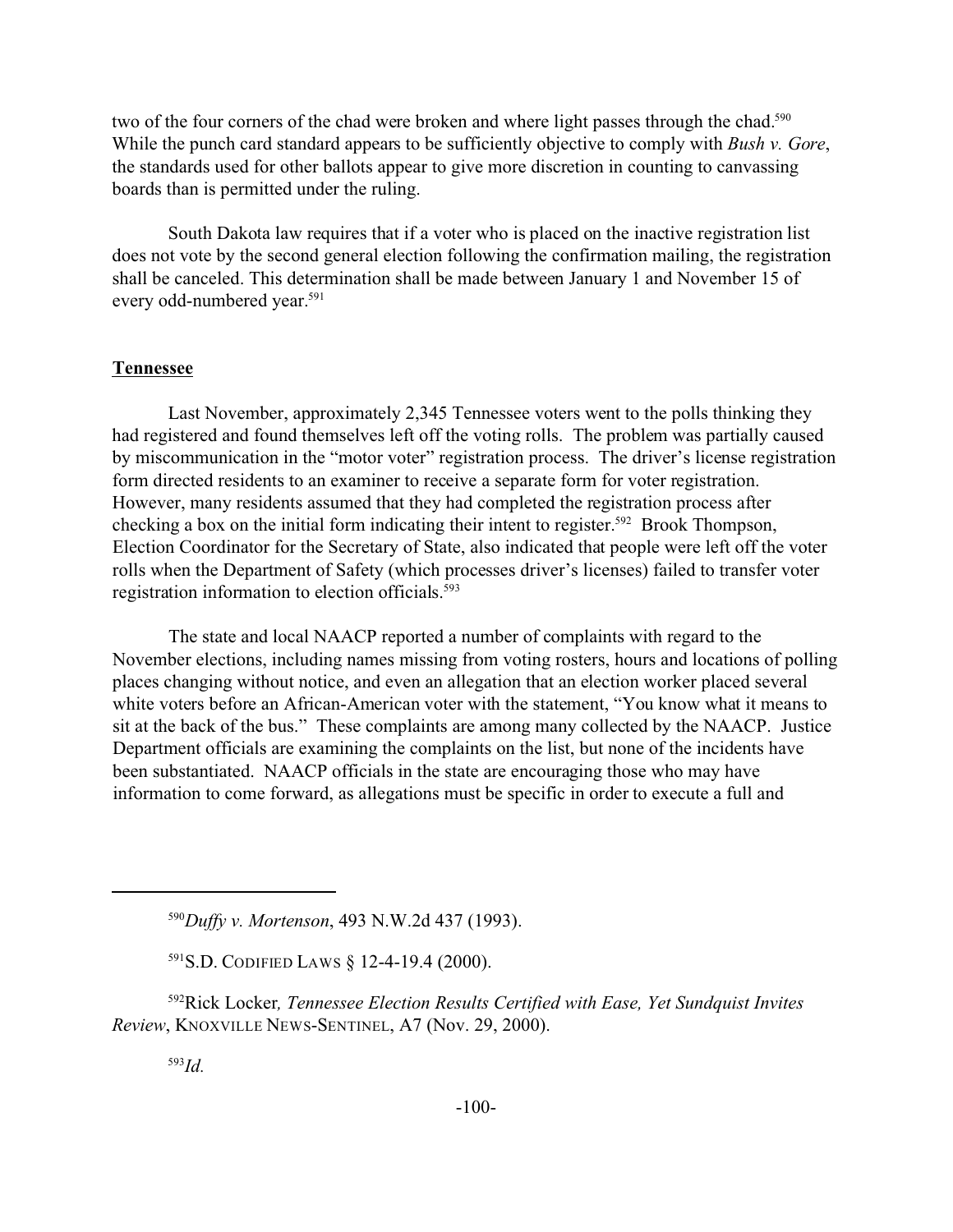two of the four corners of the chad were broken and where light passes through the chad.[590] While the punch card standard appears to be sufficiently objective to comply with *Bush v. Gore*, the standards used for other ballots appear to give more discretion in counting to canvassing boards than is permitted under the ruling.

South Dakota law requires that if a voter who is placed on the inactive registration list does not vote by the second general election following the confirmation mailing, the registration shall be canceled. This determination shall be made between January 1 and November 15 of every odd-numbered year.[591]

## Tennessee

Last November, approximately 2,345 Tennessee voters went to the polls thinking they had registered and found themselves left off the voting rolls. The problem was partially caused by miscommunication in the "motor voter" registration process. The driver's license registration form directed residents to an examiner to receive a separate form for voter registration. However, many residents assumed that they had completed the registration process after checking a box on the initial form indicating their intent to register.[592] Brook Thompson, Election Coordinator for the Secretary of State, also indicated that people were left off the voter rolls when the Department of Safety (which processes driver's licenses) failed to transfer voter registration information to election officials.[593]

The state and local NAACP reported a number of complaints with regard to the November elections, including names missing from voting rosters, hours and locations of polling places changing without notice, and even an allegation that an election worker placed several white voters before an African-American voter with the statement, "You know what it means to sit at the back of the bus." These complaints are among many collected by the NAACP. Justice Department officials are examining the complaints on the list, but none of the incidents have been substantiated. NAACP officials in the state are encouraging those who may have information to come forward, as allegations must be specific in order to execute a full and

---

[590] *Duffy v. Mortenson*, 493 N.W.2d 437 (1993).

[591] S.D. CODIFIED LAWS § 12-4-19.4 (2000).

[592] Rick Locker, *Tennessee Election Results Certified with Ease, Yet Sundquist Invites Review*, KNOXVILLE NEWS-SENTINEL, A7 (Nov. 29, 2000).

[593] *Id.*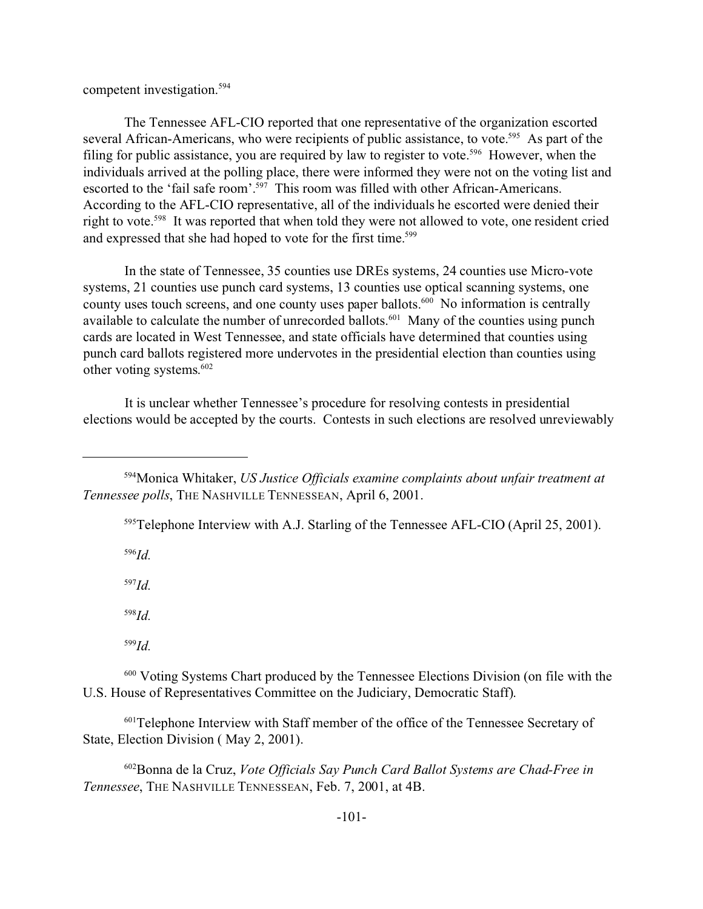competent investigation.[594]

The Tennessee AFL-CIO reported that one representative of the organization escorted several African-Americans, who were recipients of public assistance, to vote.[595] As part of the filing for public assistance, you are required by law to register to vote.[596] However, when the individuals arrived at the polling place, there were informed they were not on the voting list and escorted to the 'fail safe room'.[597] This room was filled with other African-Americans. According to the AFL-CIO representative, all of the individuals he escorted were denied their right to vote.[598] It was reported that when told they were not allowed to vote, one resident cried and expressed that she had hoped to vote for the first time.[599]

In the state of Tennessee, 35 counties use DREs systems, 24 counties use Micro-vote systems, 21 counties use punch card systems, 13 counties use optical scanning systems, one county uses touch screens, and one county uses paper ballots.[600] No information is centrally available to calculate the number of unrecorded ballots.[601] Many of the counties using punch cards are located in West Tennessee, and state officials have determined that counties using punch card ballots registered more undervotes in the presidential election than counties using other voting systems.[602]

It is unclear whether Tennessee's procedure for resolving contests in presidential elections would be accepted by the courts. Contests in such elections are resolved unreviewably

---

[594] Monica Whitaker, *US Justice Officials examine complaints about unfair treatment at Tennessee polls*, THE NASHVILLE TENNESSEAN, April 6, 2001.

[595] Telephone Interview with A.J. Starling of the Tennessee AFL-CIO (April 25, 2001).

[596] *Id.*

[597] *Id.*

[598] *Id.*

[599] *Id.*

[600] Voting Systems Chart produced by the Tennessee Elections Division (on file with the U.S. House of Representatives Committee on the Judiciary, Democratic Staff).

[601] Telephone Interview with Staff member of the office of the Tennessee Secretary of State, Election Division ( May 2, 2001).

[602] Bonna de la Cruz, *Vote Officials Say Punch Card Ballot Systems are Chad-Free in Tennessee*, THE NASHVILLE TENNESSEAN, Feb. 7, 2001, at 4B.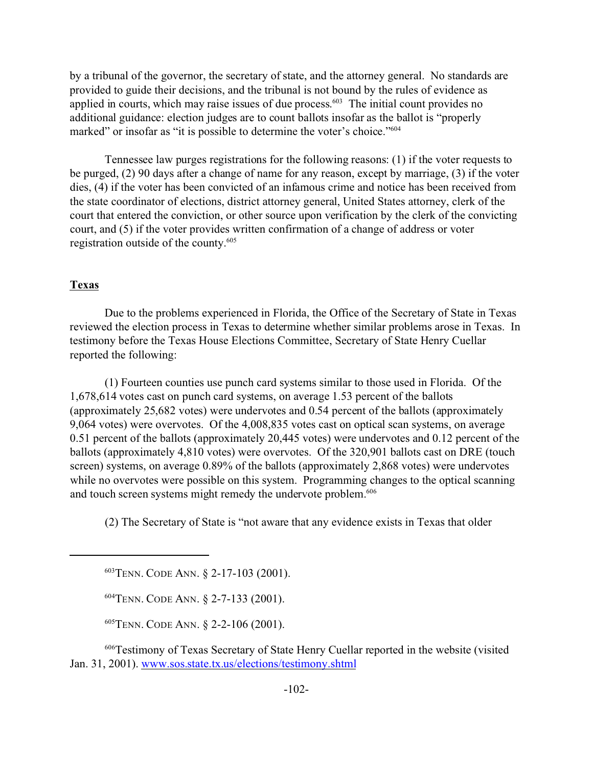by a tribunal of the governor, the secretary of state, and the attorney general. No standards are provided to guide their decisions, and the tribunal is not bound by the rules of evidence as applied in courts, which may raise issues of due process.[603] The initial count provides no additional guidance: election judges are to count ballots insofar as the ballot is "properly marked" or insofar as "it is possible to determine the voter's choice."[604]

Tennessee law purges registrations for the following reasons: (1) if the voter requests to be purged, (2) 90 days after a change of name for any reason, except by marriage, (3) if the voter dies, (4) if the voter has been convicted of an infamous crime and notice has been received from the state coordinator of elections, district attorney general, United States attorney, clerk of the court that entered the conviction, or other source upon verification by the clerk of the convicting court, and (5) if the voter provides written confirmation of a change of address or voter registration outside of the county.[605]

## Texas

Due to the problems experienced in Florida, the Office of the Secretary of State in Texas reviewed the election process in Texas to determine whether similar problems arose in Texas. In testimony before the Texas House Elections Committee, Secretary of State Henry Cuellar reported the following:

(1) Fourteen counties use punch card systems similar to those used in Florida. Of the 1,678,614 votes cast on punch card systems, on average 1.53 percent of the ballots (approximately 25,682 votes) were undervotes and 0.54 percent of the ballots (approximately 9,064 votes) were overvotes. Of the 4,008,835 votes cast on optical scan systems, on average 0.51 percent of the ballots (approximately 20,445 votes) were undervotes and 0.12 percent of the ballots (approximately 4,810 votes) were overvotes. Of the 320,901 ballots cast on DRE (touch screen) systems, on average 0.89% of the ballots (approximately 2,868 votes) were undervotes while no overvotes were possible on this system. Programming changes to the optical scanning and touch screen systems might remedy the undervote problem.[606]

(2) The Secretary of State is "not aware that any evidence exists in Texas that older

---

[603] TENN. CODE ANN. § 2-17-103 (2001).

[604] TENN. CODE ANN. § 2-7-133 (2001).

[605] TENN. CODE ANN. § 2-2-106 (2001).

[606] Testimony of Texas Secretary of State Henry Cuellar reported in the website (visited Jan. 31, 2001). www.sos.state.tx.us/elections/testimony.shtml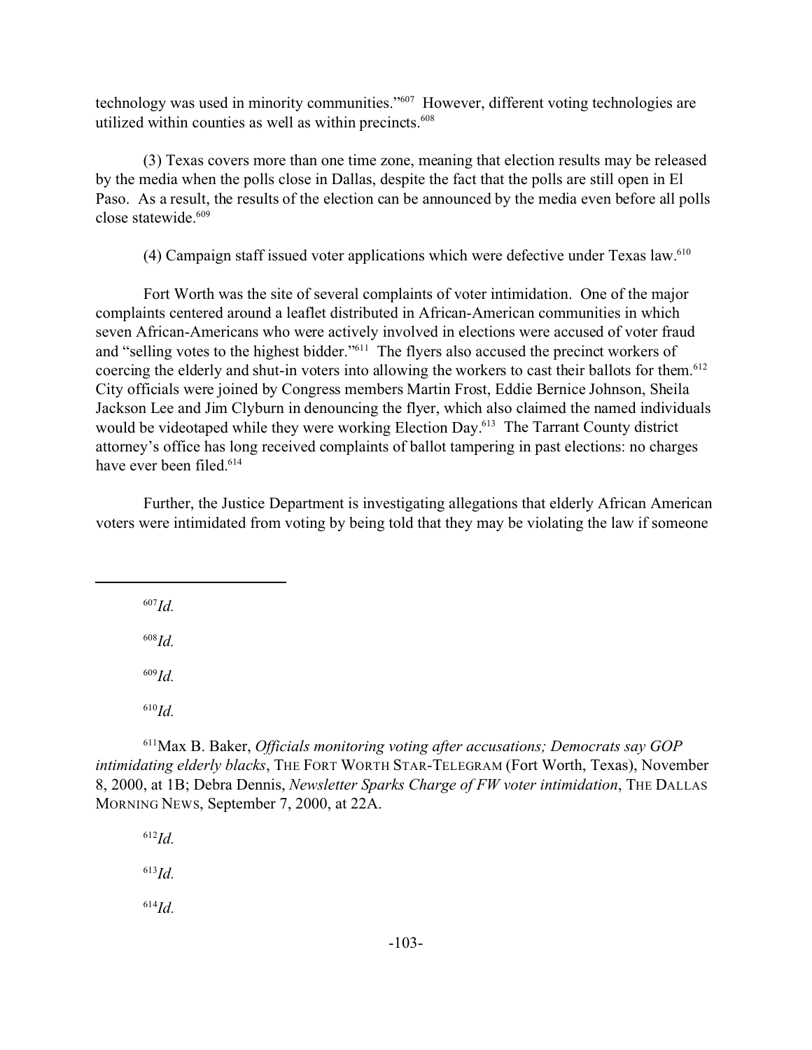technology was used in minority communities."[607] However, different voting technologies are utilized within counties as well as within precincts.[608]

(3) Texas covers more than one time zone, meaning that election results may be released by the media when the polls close in Dallas, despite the fact that the polls are still open in El Paso. As a result, the results of the election can be announced by the media even before all polls close statewide.[609]

(4) Campaign staff issued voter applications which were defective under Texas law.[610]

Fort Worth was the site of several complaints of voter intimidation. One of the major complaints centered around a leaflet distributed in African-American communities in which seven African-Americans who were actively involved in elections were accused of voter fraud and "selling votes to the highest bidder."[611] The flyers also accused the precinct workers of coercing the elderly and shut-in voters into allowing the workers to cast their ballots for them.[612] City officials were joined by Congress members Martin Frost, Eddie Bernice Johnson, Sheila Jackson Lee and Jim Clyburn in denouncing the flyer, which also claimed the named individuals would be videotaped while they were working Election Day.[613] The Tarrant County district attorney's office has long received complaints of ballot tampering in past elections: no charges have ever been filed.[614]

Further, the Justice Department is investigating allegations that elderly African American voters were intimidated from voting by being told that they may be violating the law if someone

---

[607] *Id.*

[608] *Id.*

[609] *Id.*

[610] *Id.*

[611] Max B. Baker, *Officials monitoring voting after accusations; Democrats say GOP intimidating elderly blacks*, THE FORT WORTH STAR-TELEGRAM (Fort Worth, Texas), November 8, 2000, at 1B; Debra Dennis, *Newsletter Sparks Charge of FW voter intimidation*, THE DALLAS MORNING NEWS, September 7, 2000, at 22A.

[612] *Id.*

[613] *Id.*

[614] *Id.*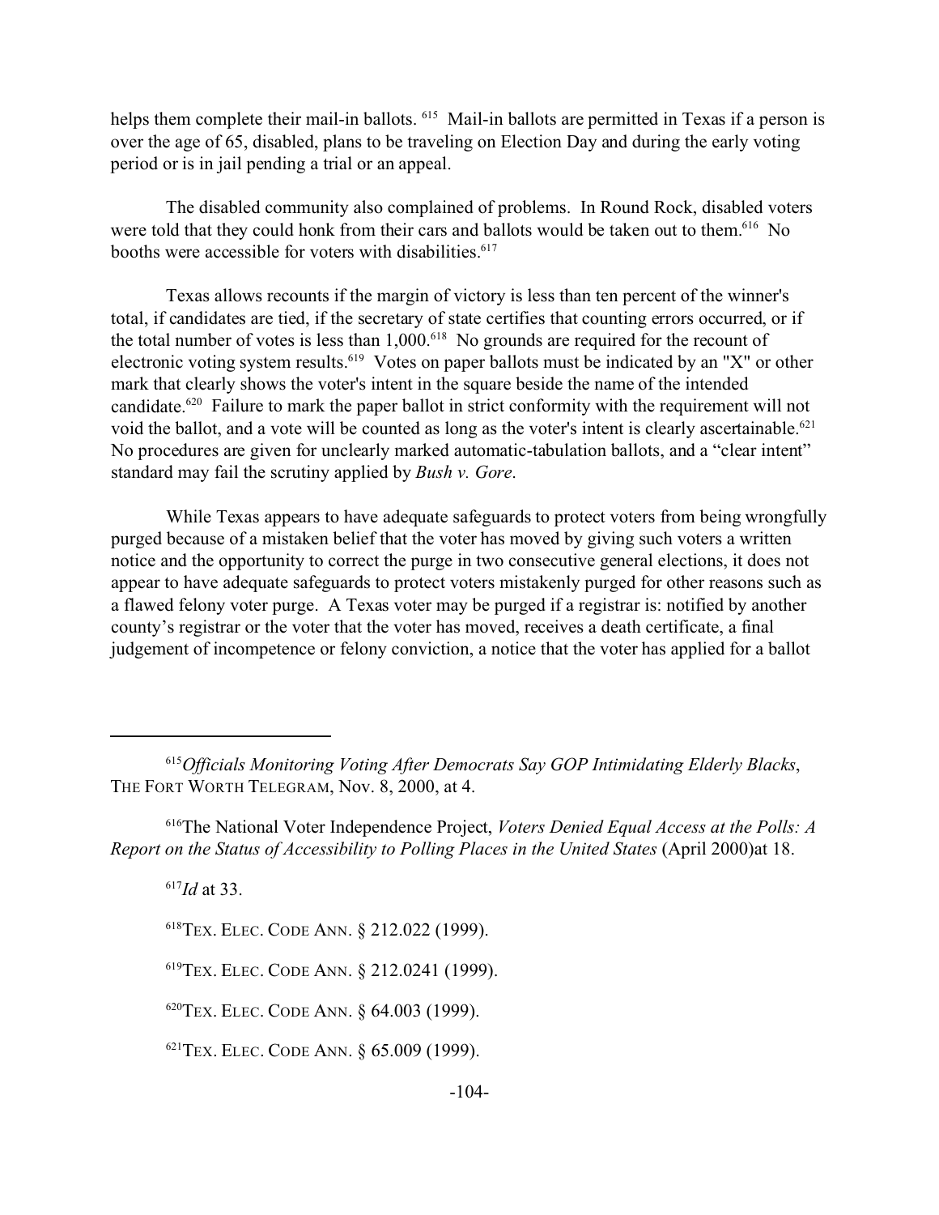helps them complete their mail-in ballots. [615] Mail-in ballots are permitted in Texas if a person is over the age of 65, disabled, plans to be traveling on Election Day and during the early voting period or is in jail pending a trial or an appeal.

The disabled community also complained of problems. In Round Rock, disabled voters were told that they could honk from their cars and ballots would be taken out to them.[616] No booths were accessible for voters with disabilities.[617]

Texas allows recounts if the margin of victory is less than ten percent of the winner's total, if candidates are tied, if the secretary of state certifies that counting errors occurred, or if the total number of votes is less than 1,000.[618] No grounds are required for the recount of electronic voting system results.[619] Votes on paper ballots must be indicated by an "X" or other mark that clearly shows the voter's intent in the square beside the name of the intended candidate.[620] Failure to mark the paper ballot in strict conformity with the requirement will not void the ballot, and a vote will be counted as long as the voter's intent is clearly ascertainable.[621] No procedures are given for unclearly marked automatic-tabulation ballots, and a "clear intent" standard may fail the scrutiny applied by *Bush v. Gore*.

While Texas appears to have adequate safeguards to protect voters from being wrongfully purged because of a mistaken belief that the voter has moved by giving such voters a written notice and the opportunity to correct the purge in two consecutive general elections, it does not appear to have adequate safeguards to protect voters mistakenly purged for other reasons such as a flawed felony voter purge. A Texas voter may be purged if a registrar is: notified by another county's registrar or the voter that the voter has moved, receives a death certificate, a final judgement of incompetence or felony conviction, a notice that the voter has applied for a ballot

---

[615] *Officials Monitoring Voting After Democrats Say GOP Intimidating Elderly Blacks*, THE FORT WORTH TELEGRAM, Nov. 8, 2000, at 4.

[616] The National Voter Independence Project, *Voters Denied Equal Access at the Polls: A Report on the Status of Accessibility to Polling Places in the United States* (April 2000)at 18.

[617] *Id* at 33.

[618] TEX. ELEC. CODE ANN. § 212.022 (1999).

[619] TEX. ELEC. CODE ANN. § 212.0241 (1999).

[620] TEX. ELEC. CODE ANN. § 64.003 (1999).

[621] TEX. ELEC. CODE ANN. § 65.009 (1999).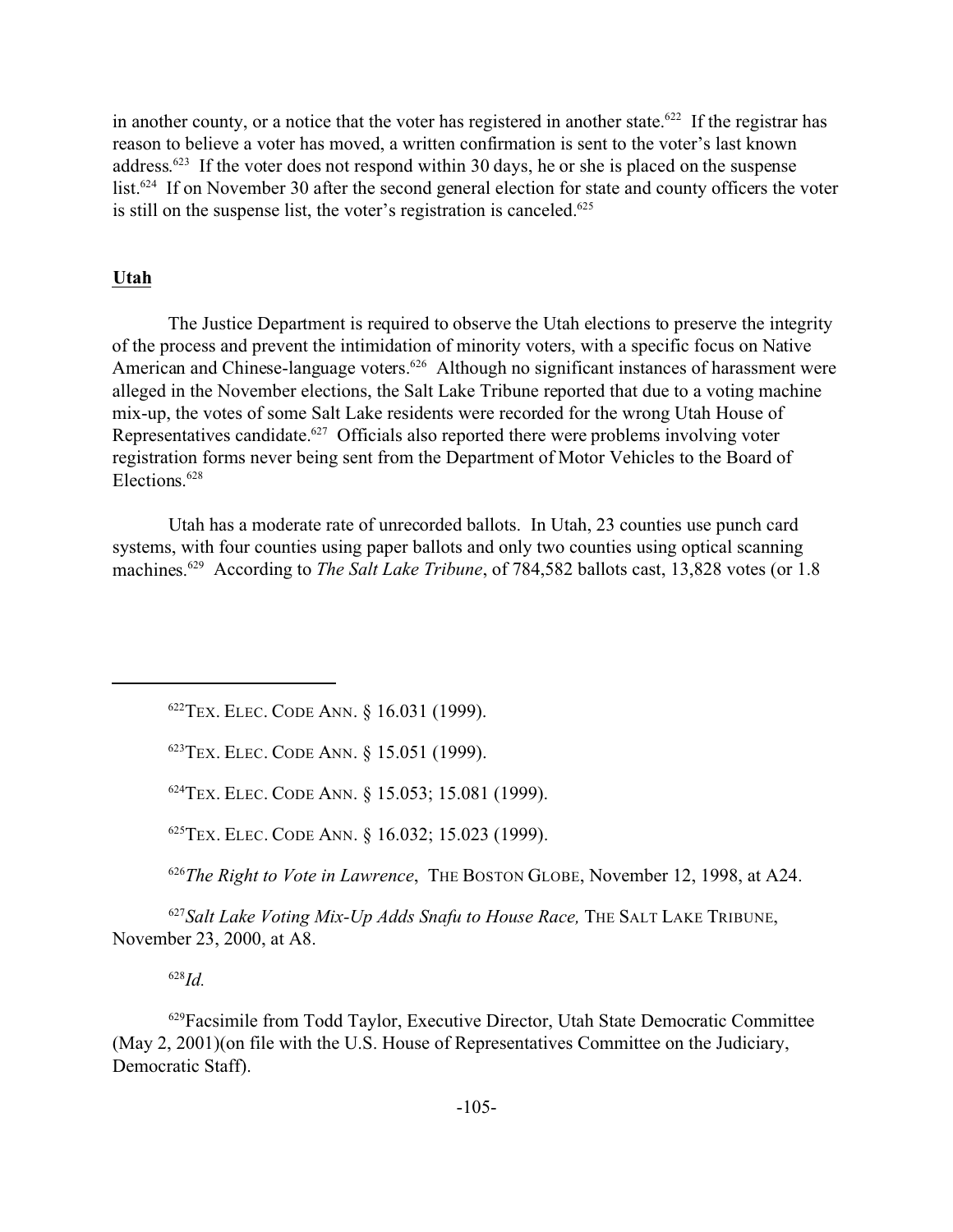in another county, or a notice that the voter has registered in another state.[622] If the registrar has reason to believe a voter has moved, a written confirmation is sent to the voter's last known address.[623] If the voter does not respond within 30 days, he or she is placed on the suspense list.[624] If on November 30 after the second general election for state and county officers the voter is still on the suspense list, the voter's registration is canceled.[625]

**Utah**

The Justice Department is required to observe the Utah elections to preserve the integrity of the process and prevent the intimidation of minority voters, with a specific focus on Native American and Chinese-language voters.[626] Although no significant instances of harassment were alleged in the November elections, the Salt Lake Tribune reported that due to a voting machine mix-up, the votes of some Salt Lake residents were recorded for the wrong Utah House of Representatives candidate.[627] Officials also reported there were problems involving voter registration forms never being sent from the Department of Motor Vehicles to the Board of Elections.[628]

Utah has a moderate rate of unrecorded ballots. In Utah, 23 counties use punch card systems, with four counties using paper ballots and only two counties using optical scanning machines.[629] According to *The Salt Lake Tribune*, of 784,582 ballots cast, 13,828 votes (or 1.8

---

[622] TEX. ELEC. CODE ANN. § 16.031 (1999).

[623] TEX. ELEC. CODE ANN. § 15.051 (1999).

[624] TEX. ELEC. CODE ANN. § 15.053; 15.081 (1999).

[625] TEX. ELEC. CODE ANN. § 16.032; 15.023 (1999).

[626] *The Right to Vote in Lawrence*, THE BOSTON GLOBE, November 12, 1998, at A24.

[627] *Salt Lake Voting Mix-Up Adds Snafu to House Race,* THE SALT LAKE TRIBUNE, November 23, 2000, at A8.

[628] *Id.*

[629] Facsimile from Todd Taylor, Executive Director, Utah State Democratic Committee (May 2, 2001)(on file with the U.S. House of Representatives Committee on the Judiciary, Democratic Staff).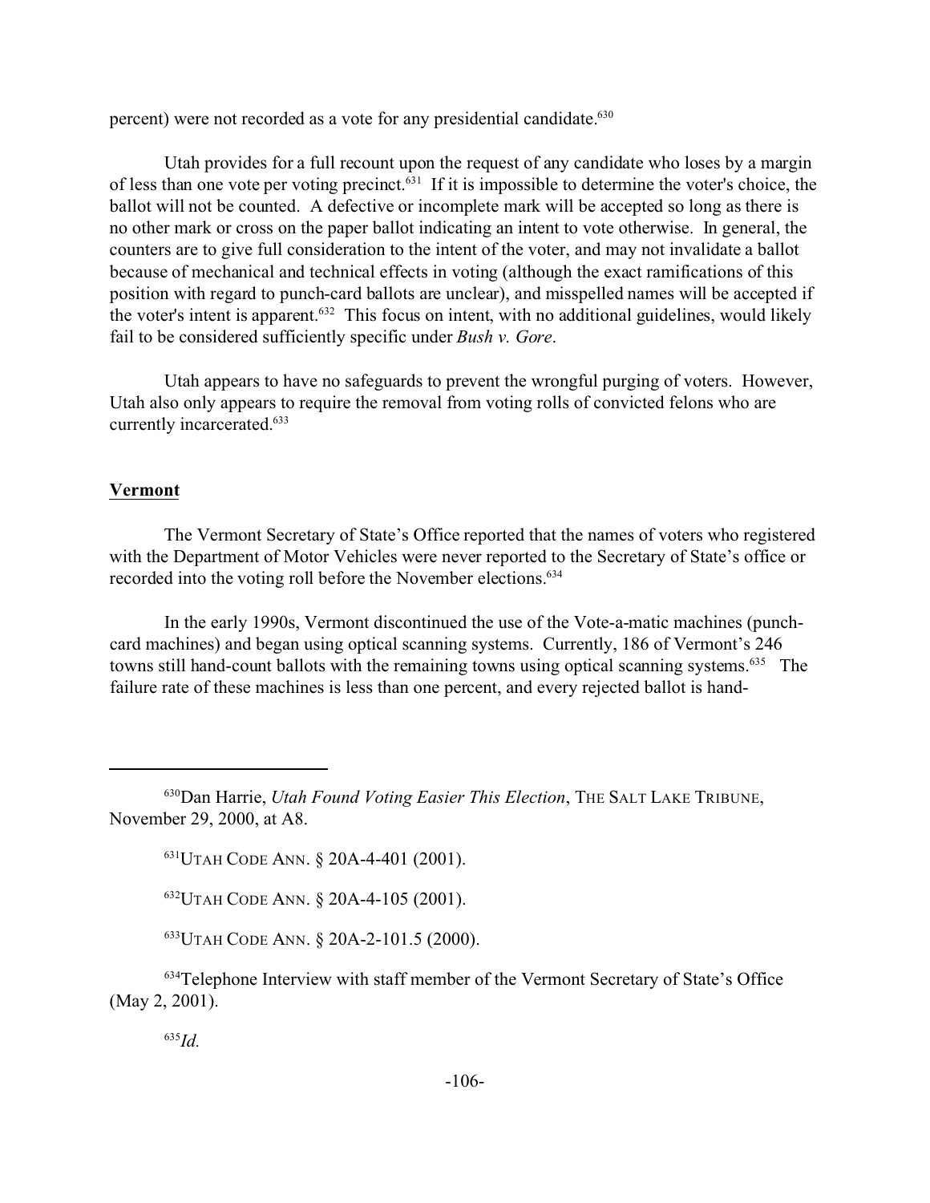percent) were not recorded as a vote for any presidential candidate.[630]

Utah provides for a full recount upon the request of any candidate who loses by a margin of less than one vote per voting precinct.[631] If it is impossible to determine the voter's choice, the ballot will not be counted. A defective or incomplete mark will be accepted so long as there is no other mark or cross on the paper ballot indicating an intent to vote otherwise. In general, the counters are to give full consideration to the intent of the voter, and may not invalidate a ballot because of mechanical and technical effects in voting (although the exact ramifications of this position with regard to punch-card ballots are unclear), and misspelled names will be accepted if the voter's intent is apparent.[632] This focus on intent, with no additional guidelines, would likely fail to be considered sufficiently specific under *Bush v. Gore*.

Utah appears to have no safeguards to prevent the wrongful purging of voters. However, Utah also only appears to require the removal from voting rolls of convicted felons who are currently incarcerated.[633]

**<u>Vermont</u>**

The Vermont Secretary of State's Office reported that the names of voters who registered with the Department of Motor Vehicles were never reported to the Secretary of State's office or recorded into the voting roll before the November elections.[634]

In the early 1990s, Vermont discontinued the use of the Vote-a-matic machines (punch-card machines) and began using optical scanning systems. Currently, 186 of Vermont's 246 towns still hand-count ballots with the remaining towns using optical scanning systems.[635] The failure rate of these machines is less than one percent, and every rejected ballot is hand-

---

[630] Dan Harrie, *Utah Found Voting Easier This Election*, THE SALT LAKE TRIBUNE, November 29, 2000, at A8.

[631] UTAH CODE ANN. § 20A-4-401 (2001).

[632] UTAH CODE ANN. § 20A-4-105 (2001).

[633] UTAH CODE ANN. § 20A-2-101.5 (2000).

[634] Telephone Interview with staff member of the Vermont Secretary of State's Office (May 2, 2001).

[635] *Id.*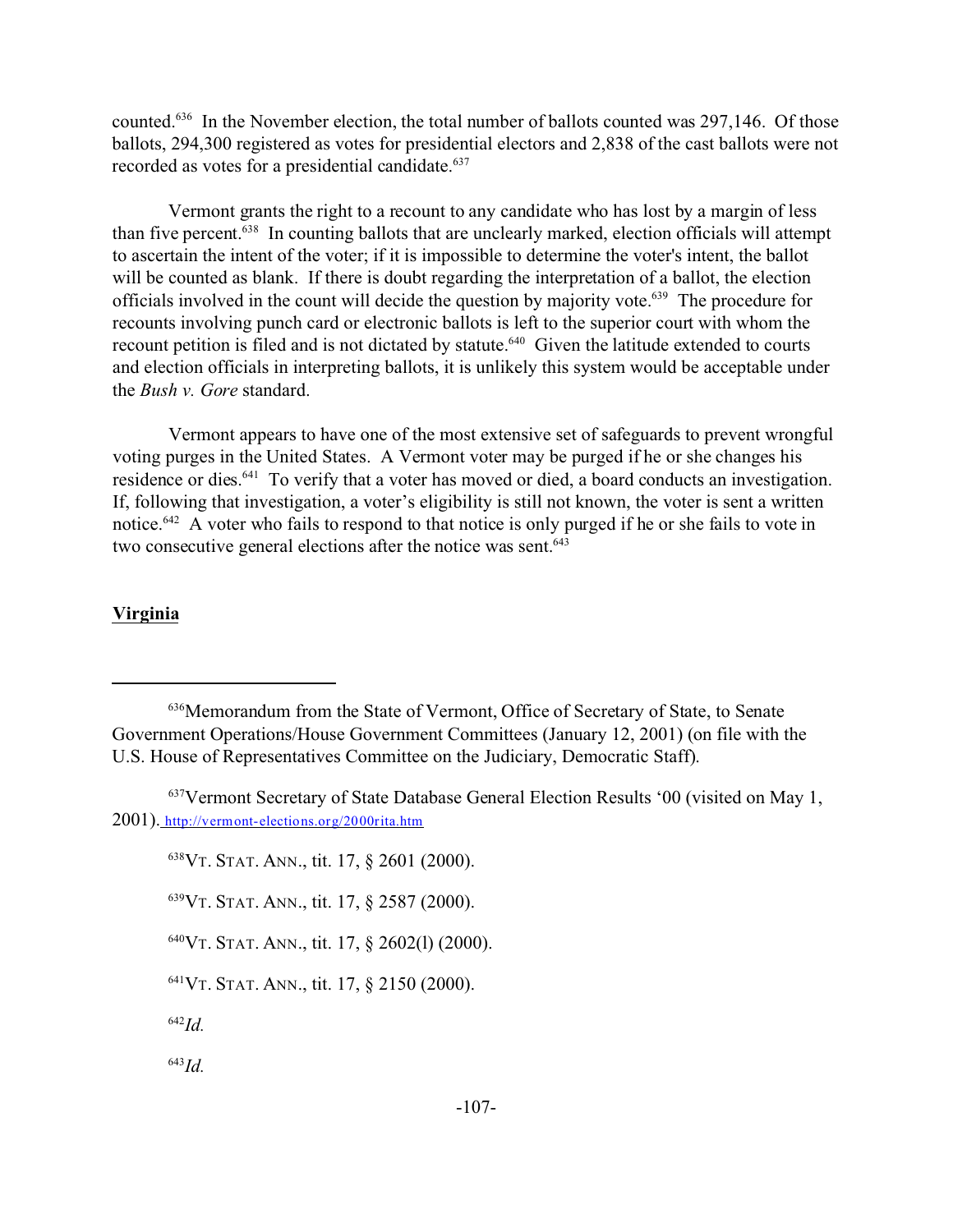counted.[636] In the November election, the total number of ballots counted was 297,146. Of those ballots, 294,300 registered as votes for presidential electors and 2,838 of the cast ballots were not recorded as votes for a presidential candidate.[637]

Vermont grants the right to a recount to any candidate who has lost by a margin of less than five percent.[638] In counting ballots that are unclearly marked, election officials will attempt to ascertain the intent of the voter; if it is impossible to determine the voter's intent, the ballot will be counted as blank. If there is doubt regarding the interpretation of a ballot, the election officials involved in the count will decide the question by majority vote.[639] The procedure for recounts involving punch card or electronic ballots is left to the superior court with whom the recount petition is filed and is not dictated by statute.[640] Given the latitude extended to courts and election officials in interpreting ballots, it is unlikely this system would be acceptable under the *Bush v. Gore* standard.

Vermont appears to have one of the most extensive set of safeguards to prevent wrongful voting purges in the United States. A Vermont voter may be purged if he or she changes his residence or dies.[641] To verify that a voter has moved or died, a board conducts an investigation. If, following that investigation, a voter's eligibility is still not known, the voter is sent a written notice.[642] A voter who fails to respond to that notice is only purged if he or she fails to vote in two consecutive general elections after the notice was sent.[643]

**Virginia**

---

[636] Memorandum from the State of Vermont, Office of Secretary of State, to Senate Government Operations/House Government Committees (January 12, 2001) (on file with the U.S. House of Representatives Committee on the Judiciary, Democratic Staff).

[637] Vermont Secretary of State Database General Election Results '00 (visited on May 1, 2001). http://vermont-elections.org/2000rita.htm

[638] VT. STAT. ANN., tit. 17, § 2601 (2000).

[639] VT. STAT. ANN., tit. 17, § 2587 (2000).

[640] VT. STAT. ANN., tit. 17, § 2602(l) (2000).

[641] VT. STAT. ANN., tit. 17, § 2150 (2000).

[642] *Id.*

[643] *Id.*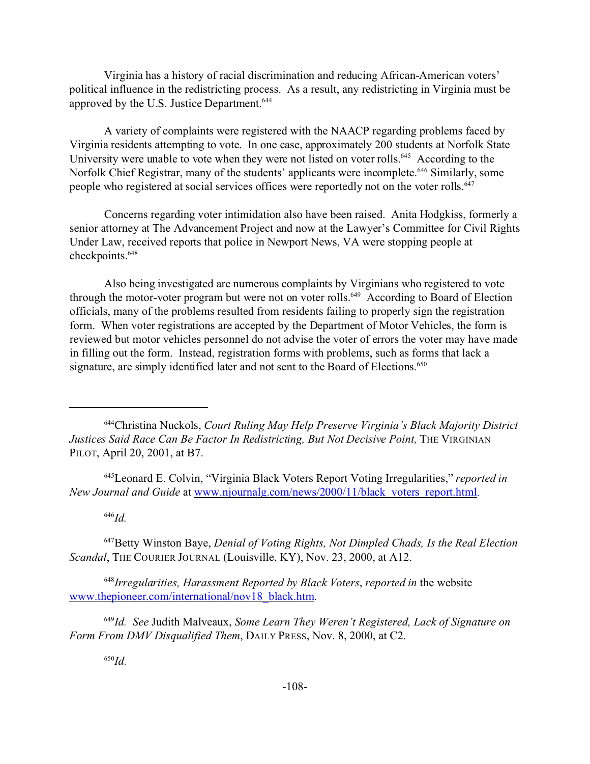Virginia has a history of racial discrimination and reducing African-American voters' political influence in the redistricting process. As a result, any redistricting in Virginia must be approved by the U.S. Justice Department.[644]

A variety of complaints were registered with the NAACP regarding problems faced by Virginia residents attempting to vote. In one case, approximately 200 students at Norfolk State University were unable to vote when they were not listed on voter rolls.[645] According to the Norfolk Chief Registrar, many of the students' applicants were incomplete.[646] Similarly, some people who registered at social services offices were reportedly not on the voter rolls.[647]

Concerns regarding voter intimidation also have been raised. Anita Hodgkiss, formerly a senior attorney at The Advancement Project and now at the Lawyer's Committee for Civil Rights Under Law, received reports that police in Newport News, VA were stopping people at checkpoints.[648]

Also being investigated are numerous complaints by Virginians who registered to vote through the motor-voter program but were not on voter rolls.[649] According to Board of Election officials, many of the problems resulted from residents failing to properly sign the registration form. When voter registrations are accepted by the Department of Motor Vehicles, the form is reviewed but motor vehicles personnel do not advise the voter of errors the voter may have made in filling out the form. Instead, registration forms with problems, such as forms that lack a signature, are simply identified later and not sent to the Board of Elections.[650]

---

[644] Christina Nuckols, *Court Ruling May Help Preserve Virginia's Black Majority District Justices Said Race Can Be Factor In Redistricting, But Not Decisive Point,* THE VIRGINIAN PILOT, April 20, 2001, at B7.

[645] Leonard E. Colvin, "Virginia Black Voters Report Voting Irregularities," *reported in New Journal and Guide* at www.njournalg.com/news/2000/11/black_voters_report.html.

[646] *Id.*

[647] Betty Winston Baye, *Denial of Voting Rights, Not Dimpled Chads, Is the Real Election Scandal*, THE COURIER JOURNAL (Louisville, KY), Nov. 23, 2000, at A12.

[648] *Irregularities, Harassment Reported by Black Voters*, *reported in* the website www.thepioneer.com/international/nov18_black.htm.

[649] *Id. See* Judith Malveaux, *Some Learn They Weren't Registered, Lack of Signature on Form From DMV Disqualified Them*, DAILY PRESS, Nov. 8, 2000, at C2.

[650] *Id.*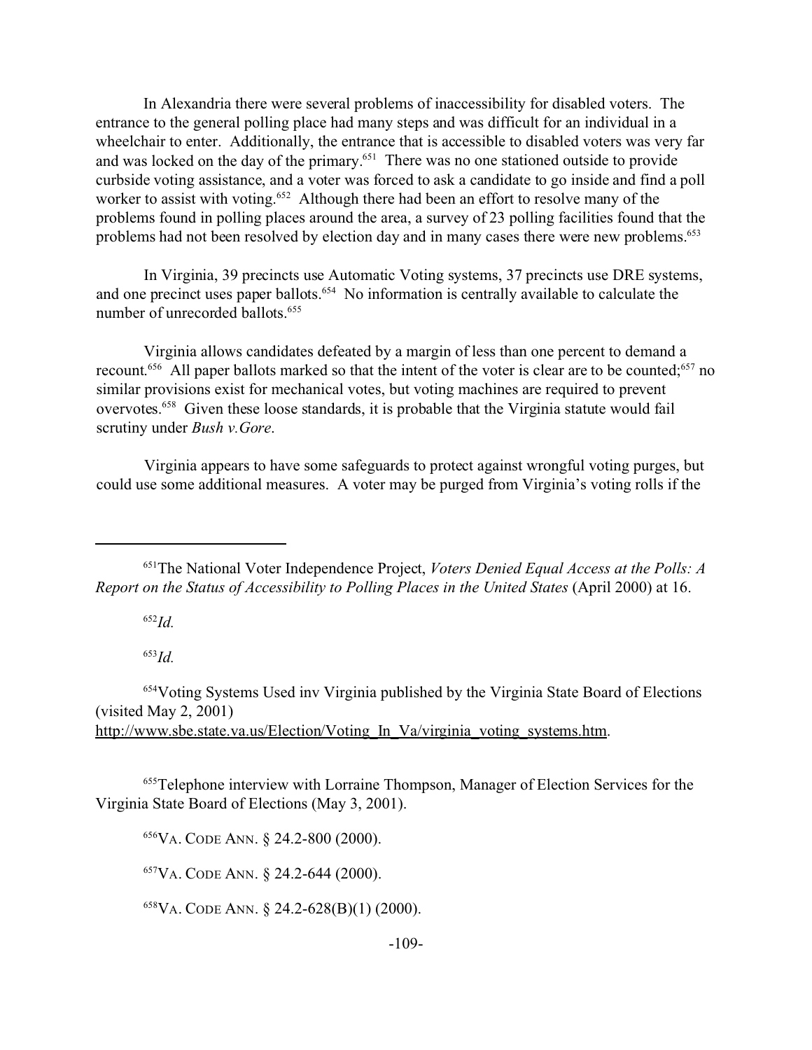In Alexandria there were several problems of inaccessibility for disabled voters. The entrance to the general polling place had many steps and was difficult for an individual in a wheelchair to enter. Additionally, the entrance that is accessible to disabled voters was very far and was locked on the day of the primary.[651] There was no one stationed outside to provide curbside voting assistance, and a voter was forced to ask a candidate to go inside and find a poll worker to assist with voting.[652] Although there had been an effort to resolve many of the problems found in polling places around the area, a survey of 23 polling facilities found that the problems had not been resolved by election day and in many cases there were new problems.[653]

In Virginia, 39 precincts use Automatic Voting systems, 37 precincts use DRE systems, and one precinct uses paper ballots.[654] No information is centrally available to calculate the number of unrecorded ballots.[655]

Virginia allows candidates defeated by a margin of less than one percent to demand a recount.[656] All paper ballots marked so that the intent of the voter is clear are to be counted;[657] no similar provisions exist for mechanical votes, but voting machines are required to prevent overvotes.[658] Given these loose standards, it is probable that the Virginia statute would fail scrutiny under *Bush v.Gore*.

Virginia appears to have some safeguards to protect against wrongful voting purges, but could use some additional measures. A voter may be purged from Virginia's voting rolls if the

---

[651] The National Voter Independence Project, *Voters Denied Equal Access at the Polls: A Report on the Status of Accessibility to Polling Places in the United States* (April 2000) at 16.

[652] *Id.*

[653] *Id.*

[654] Voting Systems Used inv Virginia published by the Virginia State Board of Elections (visited May 2, 2001) http://www.sbe.state.va.us/Election/Voting_In_Va/virginia_voting_systems.htm.

[655] Telephone interview with Lorraine Thompson, Manager of Election Services for the Virginia State Board of Elections (May 3, 2001).

[656] VA. CODE ANN. § 24.2-800 (2000).

[657] VA. CODE ANN. § 24.2-644 (2000).

[658] VA. CODE ANN. § 24.2-628(B)(1) (2000).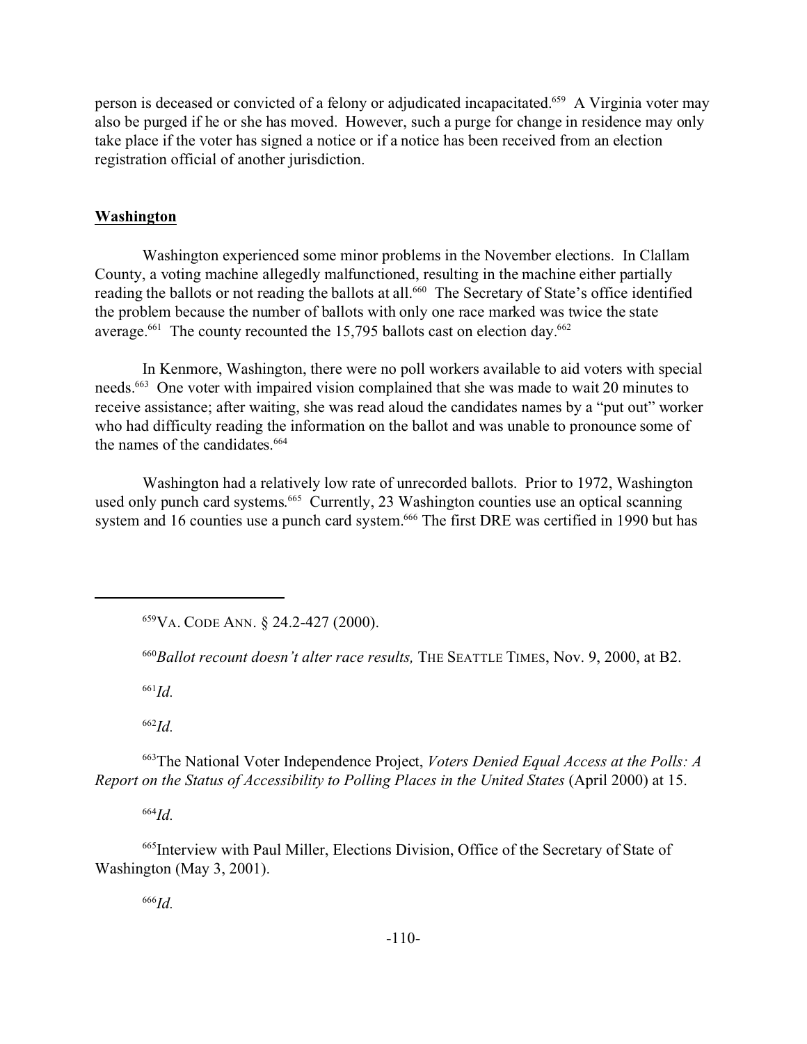person is deceased or convicted of a felony or adjudicated incapacitated.[659] A Virginia voter may also be purged if he or she has moved. However, such a purge for change in residence may only take place if the voter has signed a notice or if a notice has been received from an election registration official of another jurisdiction.

## Washington

Washington experienced some minor problems in the November elections. In Clallam County, a voting machine allegedly malfunctioned, resulting in the machine either partially reading the ballots or not reading the ballots at all.[660] The Secretary of State's office identified the problem because the number of ballots with only one race marked was twice the state average.[661] The county recounted the 15,795 ballots cast on election day.[662]

In Kenmore, Washington, there were no poll workers available to aid voters with special needs.[663] One voter with impaired vision complained that she was made to wait 20 minutes to receive assistance; after waiting, she was read aloud the candidates names by a "put out" worker who had difficulty reading the information on the ballot and was unable to pronounce some of the names of the candidates.[664]

Washington had a relatively low rate of unrecorded ballots. Prior to 1972, Washington used only punch card systems.[665] Currently, 23 Washington counties use an optical scanning system and 16 counties use a punch card system.[666] The first DRE was certified in 1990 but has

---

[659] VA. CODE ANN. § 24.2-427 (2000).

[660] *Ballot recount doesn't alter race results,* THE SEATTLE TIMES, Nov. 9, 2000, at B2.

[661] *Id.*

[662] *Id.*

[663] The National Voter Independence Project, *Voters Denied Equal Access at the Polls: A Report on the Status of Accessibility to Polling Places in the United States* (April 2000) at 15.

[664] *Id.*

[665] Interview with Paul Miller, Elections Division, Office of the Secretary of State of Washington (May 3, 2001).

[666] *Id.*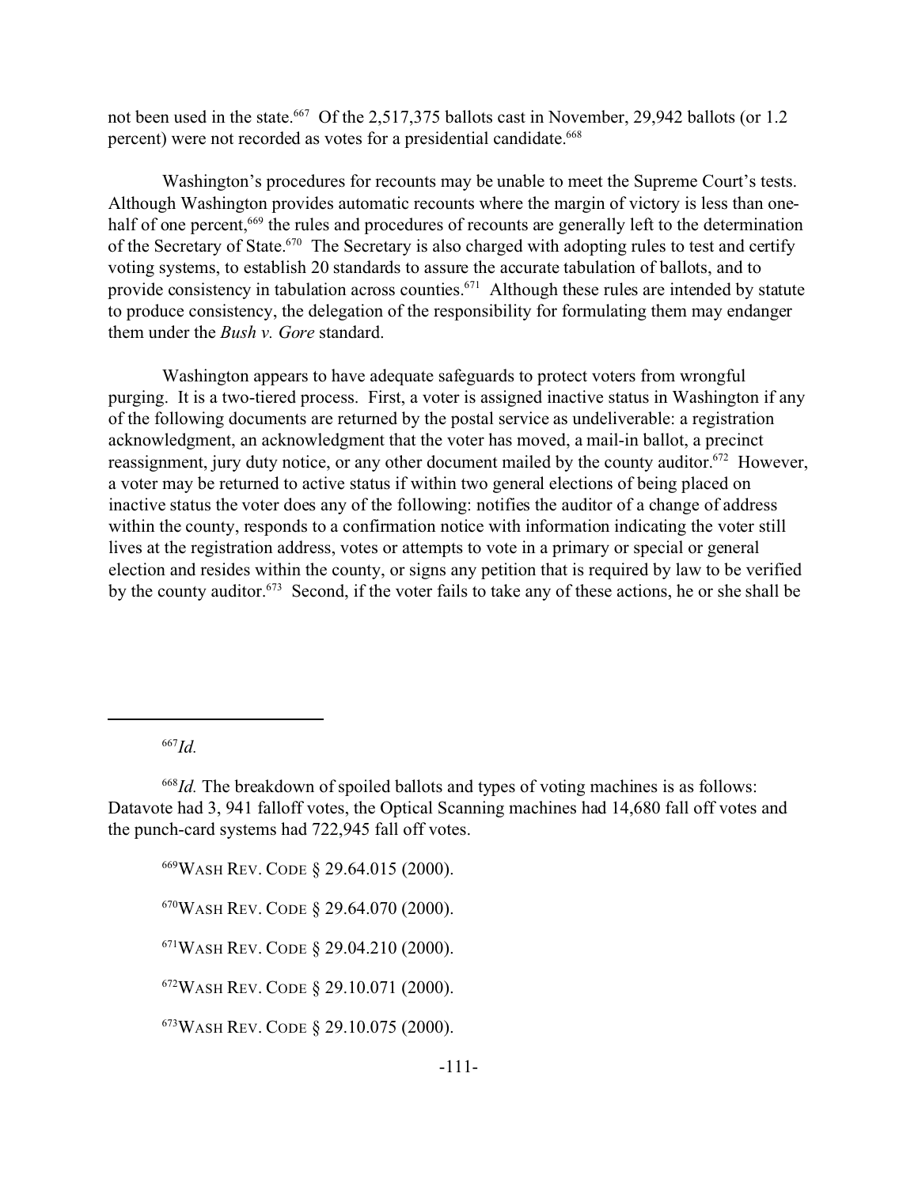not been used in the state.[667] Of the 2,517,375 ballots cast in November, 29,942 ballots (or 1.2 percent) were not recorded as votes for a presidential candidate.[668]

Washington's procedures for recounts may be unable to meet the Supreme Court's tests. Although Washington provides automatic recounts where the margin of victory is less than one-half of one percent,[669] the rules and procedures of recounts are generally left to the determination of the Secretary of State.[670] The Secretary is also charged with adopting rules to test and certify voting systems, to establish 20 standards to assure the accurate tabulation of ballots, and to provide consistency in tabulation across counties.[671] Although these rules are intended by statute to produce consistency, the delegation of the responsibility for formulating them may endanger them under the *Bush v. Gore* standard.

Washington appears to have adequate safeguards to protect voters from wrongful purging. It is a two-tiered process. First, a voter is assigned inactive status in Washington if any of the following documents are returned by the postal service as undeliverable: a registration acknowledgment, an acknowledgment that the voter has moved, a mail-in ballot, a precinct reassignment, jury duty notice, or any other document mailed by the county auditor.[672] However, a voter may be returned to active status if within two general elections of being placed on inactive status the voter does any of the following: notifies the auditor of a change of address within the county, responds to a confirmation notice with information indicating the voter still lives at the registration address, votes or attempts to vote in a primary or special or general election and resides within the county, or signs any petition that is required by law to be verified by the county auditor.[673] Second, if the voter fails to take any of these actions, he or she shall be

---

[667] *Id.*

[668] *Id.* The breakdown of spoiled ballots and types of voting machines is as follows: Datavote had 3, 941 falloff votes, the Optical Scanning machines had 14,680 fall off votes and the punch-card systems had 722,945 fall off votes.

[669] WASH REV. CODE § 29.64.015 (2000).

[670] WASH REV. CODE § 29.64.070 (2000).

[671] WASH REV. CODE § 29.04.210 (2000).

[672] WASH REV. CODE § 29.10.071 (2000).

[673] WASH REV. CODE § 29.10.075 (2000).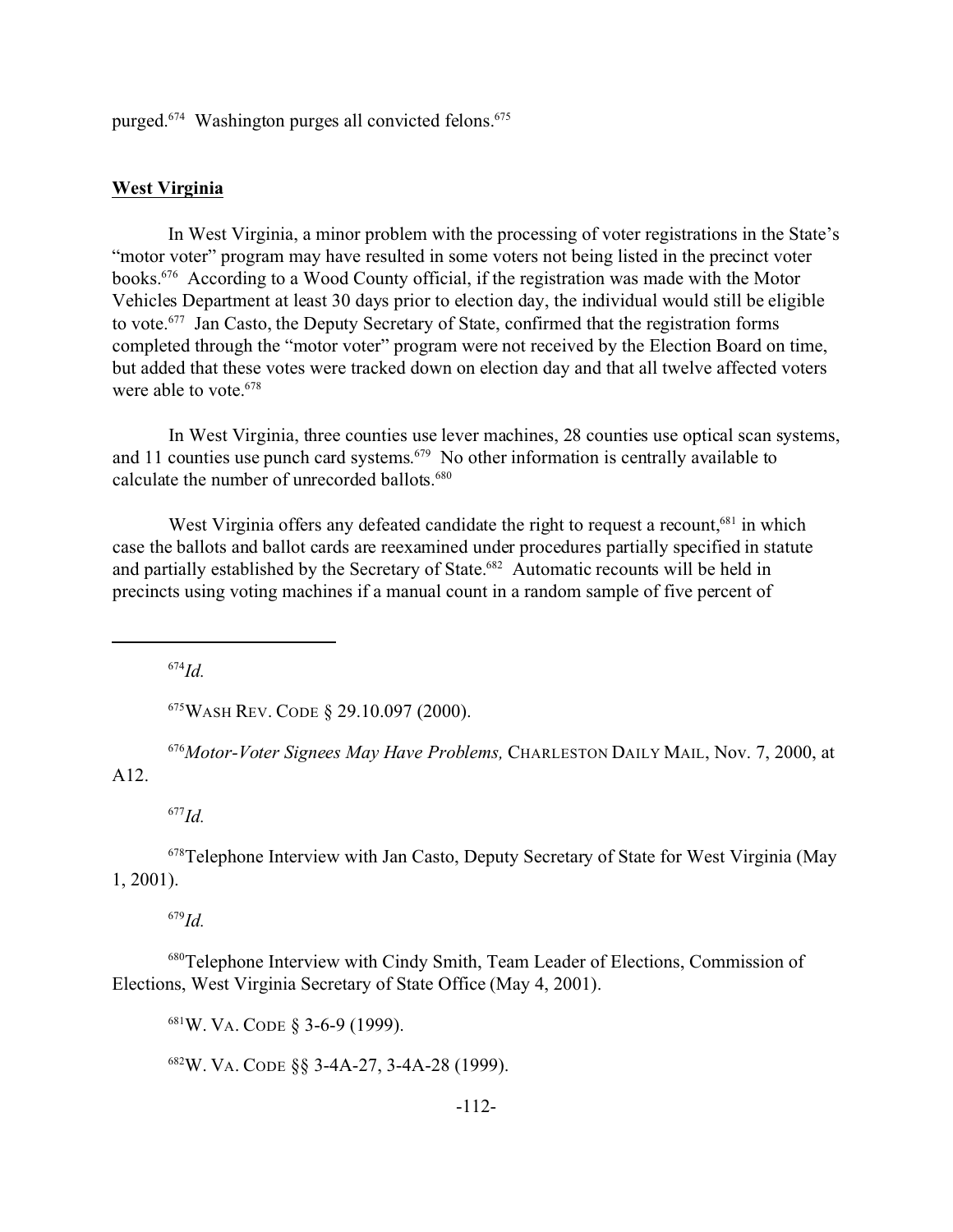purged.[674] Washington purges all convicted felons.[675]

**West Virginia**

In West Virginia, a minor problem with the processing of voter registrations in the State's "motor voter" program may have resulted in some voters not being listed in the precinct voter books.[676] According to a Wood County official, if the registration was made with the Motor Vehicles Department at least 30 days prior to election day, the individual would still be eligible to vote.[677] Jan Casto, the Deputy Secretary of State, confirmed that the registration forms completed through the "motor voter" program were not received by the Election Board on time, but added that these votes were tracked down on election day and that all twelve affected voters were able to vote.[678]

In West Virginia, three counties use lever machines, 28 counties use optical scan systems, and 11 counties use punch card systems.[679] No other information is centrally available to calculate the number of unrecorded ballots.[680]

West Virginia offers any defeated candidate the right to request a recount,[681] in which case the ballots and ballot cards are reexamined under procedures partially specified in statute and partially established by the Secretary of State.[682] Automatic recounts will be held in precincts using voting machines if a manual count in a random sample of five percent of

---

[674] *Id.*

[675] WASH REV. CODE § 29.10.097 (2000).

[676] *Motor-Voter Signees May Have Problems,* CHARLESTON DAILY MAIL, Nov. 7, 2000, at A12.

[677] *Id.*

[678] Telephone Interview with Jan Casto, Deputy Secretary of State for West Virginia (May 1, 2001).

[679] *Id.*

[680] Telephone Interview with Cindy Smith, Team Leader of Elections, Commission of Elections, West Virginia Secretary of State Office (May 4, 2001).

[681] W. VA. CODE § 3-6-9 (1999).

[682] W. VA. CODE §§ 3-4A-27, 3-4A-28 (1999).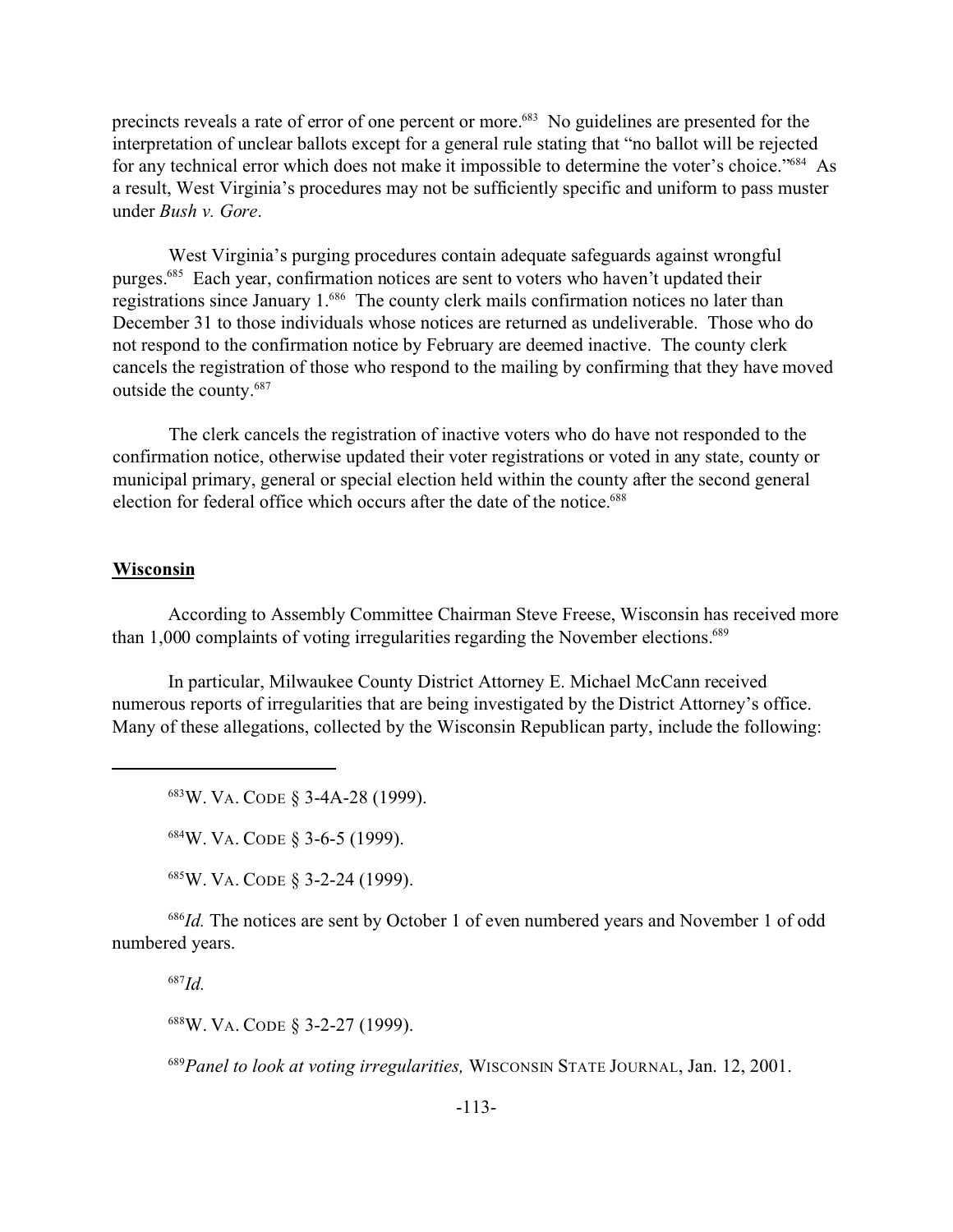precincts reveals a rate of error of one percent or more.[683] No guidelines are presented for the interpretation of unclear ballots except for a general rule stating that "no ballot will be rejected for any technical error which does not make it impossible to determine the voter's choice."[684] As a result, West Virginia's procedures may not be sufficiently specific and uniform to pass muster under *Bush v. Gore*.

West Virginia's purging procedures contain adequate safeguards against wrongful purges.[685] Each year, confirmation notices are sent to voters who haven't updated their registrations since January 1.[686] The county clerk mails confirmation notices no later than December 31 to those individuals whose notices are returned as undeliverable. Those who do not respond to the confirmation notice by February are deemed inactive. The county clerk cancels the registration of those who respond to the mailing by confirming that they have moved outside the county.[687]

The clerk cancels the registration of inactive voters who do have not responded to the confirmation notice, otherwise updated their voter registrations or voted in any state, county or municipal primary, general or special election held within the county after the second general election for federal office which occurs after the date of the notice.[688]

## Wisconsin

According to Assembly Committee Chairman Steve Freese, Wisconsin has received more than 1,000 complaints of voting irregularities regarding the November elections.[689]

In particular, Milwaukee County District Attorney E. Michael McCann received numerous reports of irregularities that are being investigated by the District Attorney's office. Many of these allegations, collected by the Wisconsin Republican party, include the following:

---

[683] W. VA. CODE § 3-4A-28 (1999).

[684] W. VA. CODE § 3-6-5 (1999).

[685] W. VA. CODE § 3-2-24 (1999).

[686] *Id.* The notices are sent by October 1 of even numbered years and November 1 of odd numbered years.

[687] *Id.*

[688] W. VA. CODE § 3-2-27 (1999).

[689] *Panel to look at voting irregularities,* WISCONSIN STATE JOURNAL, Jan. 12, 2001.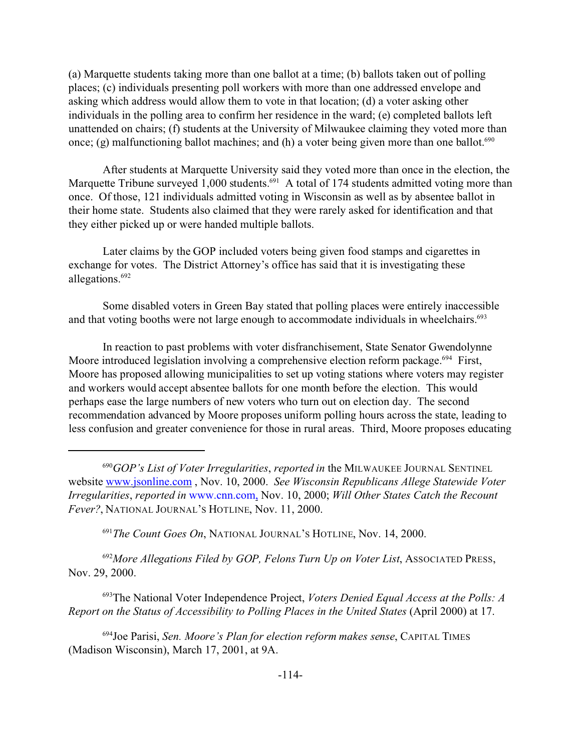(a) Marquette students taking more than one ballot at a time; (b) ballots taken out of polling places; (c) individuals presenting poll workers with more than one addressed envelope and asking which address would allow them to vote in that location; (d) a voter asking other individuals in the polling area to confirm her residence in the ward; (e) completed ballots left unattended on chairs; (f) students at the University of Milwaukee claiming they voted more than once; (g) malfunctioning ballot machines; and (h) a voter being given more than one ballot.[690]

After students at Marquette University said they voted more than once in the election, the Marquette Tribune surveyed 1,000 students.[691] A total of 174 students admitted voting more than once. Of those, 121 individuals admitted voting in Wisconsin as well as by absentee ballot in their home state. Students also claimed that they were rarely asked for identification and that they either picked up or were handed multiple ballots.

Later claims by the GOP included voters being given food stamps and cigarettes in exchange for votes. The District Attorney's office has said that it is investigating these allegations.[692]

Some disabled voters in Green Bay stated that polling places were entirely inaccessible and that voting booths were not large enough to accommodate individuals in wheelchairs.[693]

In reaction to past problems with voter disfranchisement, State Senator Gwendolynne Moore introduced legislation involving a comprehensive election reform package.[694] First, Moore has proposed allowing municipalities to set up voting stations where voters may register and workers would accept absentee ballots for one month before the election. This would perhaps ease the large numbers of new voters who turn out on election day. The second recommendation advanced by Moore proposes uniform polling hours across the state, leading to less confusion and greater convenience for those in rural areas. Third, Moore proposes educating

---

[690] *GOP's List of Voter Irregularities*, *reported in* the MILWAUKEE JOURNAL SENTINEL website www.jsonline.com , Nov. 10, 2000. *See Wisconsin Republicans Allege Statewide Voter Irregularities*, *reported in* www.cnn.com, Nov. 10, 2000; *Will Other States Catch the Recount Fever?*, NATIONAL JOURNAL'S HOTLINE, Nov. 11, 2000.

[691] *The Count Goes On*, NATIONAL JOURNAL'S HOTLINE, Nov. 14, 2000.

[692] *More Allegations Filed by GOP, Felons Turn Up on Voter List*, ASSOCIATED PRESS, Nov. 29, 2000.

[693] The National Voter Independence Project, *Voters Denied Equal Access at the Polls: A Report on the Status of Accessibility to Polling Places in the United States* (April 2000) at 17.

[694] Joe Parisi, *Sen. Moore's Plan for election reform makes sense*, CAPITAL TIMES (Madison Wisconsin), March 17, 2001, at 9A.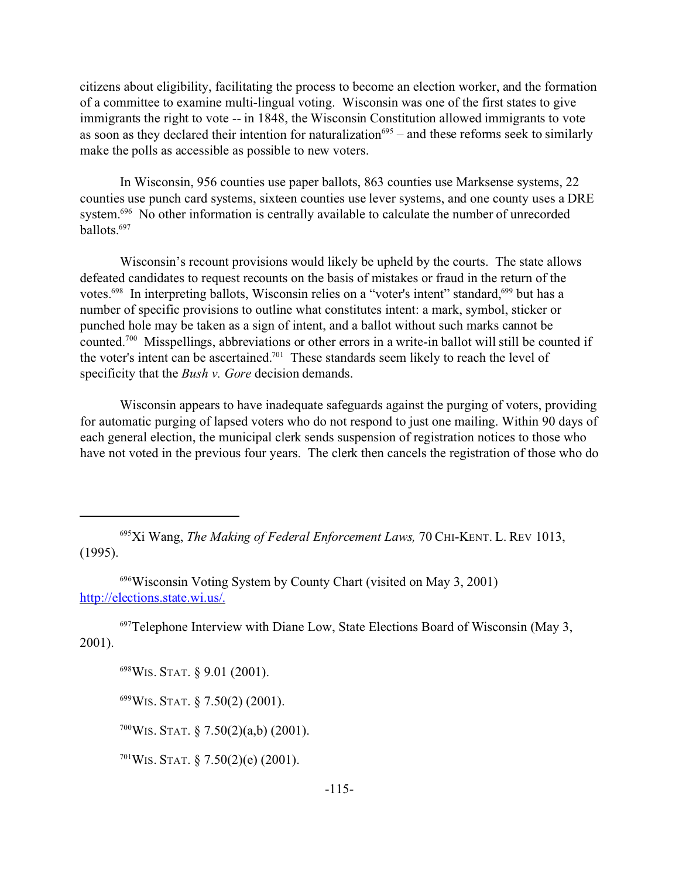citizens about eligibility, facilitating the process to become an election worker, and the formation of a committee to examine multi-lingual voting. Wisconsin was one of the first states to give immigrants the right to vote -- in 1848, the Wisconsin Constitution allowed immigrants to vote as soon as they declared their intention for naturalization[695] – and these reforms seek to similarly make the polls as accessible as possible to new voters.

In Wisconsin, 956 counties use paper ballots, 863 counties use Marksense systems, 22 counties use punch card systems, sixteen counties use lever systems, and one county uses a DRE system.[696] No other information is centrally available to calculate the number of unrecorded ballots.[697]

Wisconsin's recount provisions would likely be upheld by the courts. The state allows defeated candidates to request recounts on the basis of mistakes or fraud in the return of the votes.[698] In interpreting ballots, Wisconsin relies on a "voter's intent" standard,[699] but has a number of specific provisions to outline what constitutes intent: a mark, symbol, sticker or punched hole may be taken as a sign of intent, and a ballot without such marks cannot be counted.[700] Misspellings, abbreviations or other errors in a write-in ballot will still be counted if the voter's intent can be ascertained.[701] These standards seem likely to reach the level of specificity that the *Bush v. Gore* decision demands.

Wisconsin appears to have inadequate safeguards against the purging of voters, providing for automatic purging of lapsed voters who do not respond to just one mailing. Within 90 days of each general election, the municipal clerk sends suspension of registration notices to those who have not voted in the previous four years. The clerk then cancels the registration of those who do

---

[695] Xi Wang, *The Making of Federal Enforcement Laws,* 70 CHI-KENT. L. REV 1013, (1995).

[696] Wisconsin Voting System by County Chart (visited on May 3, 2001) http://elections.state.wi.us/.

[697] Telephone Interview with Diane Low, State Elections Board of Wisconsin (May 3, 2001).

[698] WIS. STAT. § 9.01 (2001).

[699] WIS. STAT. § 7.50(2) (2001).

[700] WIS. STAT. § 7.50(2)(a,b) (2001).

[701] WIS. STAT. § 7.50(2)(e) (2001).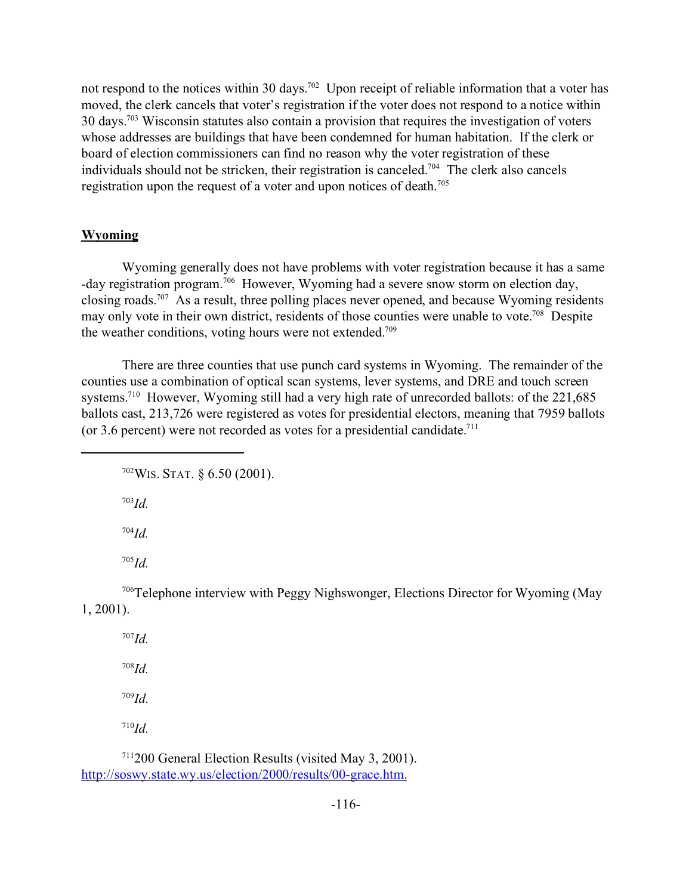not respond to the notices within 30 days.[702] Upon receipt of reliable information that a voter has moved, the clerk cancels that voter's registration if the voter does not respond to a notice within 30 days.[703] Wisconsin statutes also contain a provision that requires the investigation of voters whose addresses are buildings that have been condemned for human habitation. If the clerk or board of election commissioners can find no reason why the voter registration of these individuals should not be stricken, their registration is canceled.[704] The clerk also cancels registration upon the request of a voter and upon notices of death.[705]

## Wyoming

Wyoming generally does not have problems with voter registration because it has a same -day registration program.[706] However, Wyoming had a severe snow storm on election day, closing roads.[707] As a result, three polling places never opened, and because Wyoming residents may only vote in their own district, residents of those counties were unable to vote.[708] Despite the weather conditions, voting hours were not extended.[709]

There are three counties that use punch card systems in Wyoming. The remainder of the counties use a combination of optical scan systems, lever systems, and DRE and touch screen systems.[710] However, Wyoming still had a very high rate of unrecorded ballots: of the 221,685 ballots cast, 213,726 were registered as votes for presidential electors, meaning that 7959 ballots (or 3.6 percent) were not recorded as votes for a presidential candidate.[711]

---

[702] WIS. STAT. § 6.50 (2001).

[703] *Id.*

[704] *Id.*

[705] *Id.*

[706] Telephone interview with Peggy Nighswonger, Elections Director for Wyoming (May 1, 2001).

[707] *Id.*

[708] *Id.*

[709] *Id.*

[710] *Id.*

[711] 200 General Election Results (visited May 3, 2001). http://soswy.state.wy.us/election/2000/results/00-grace.htm.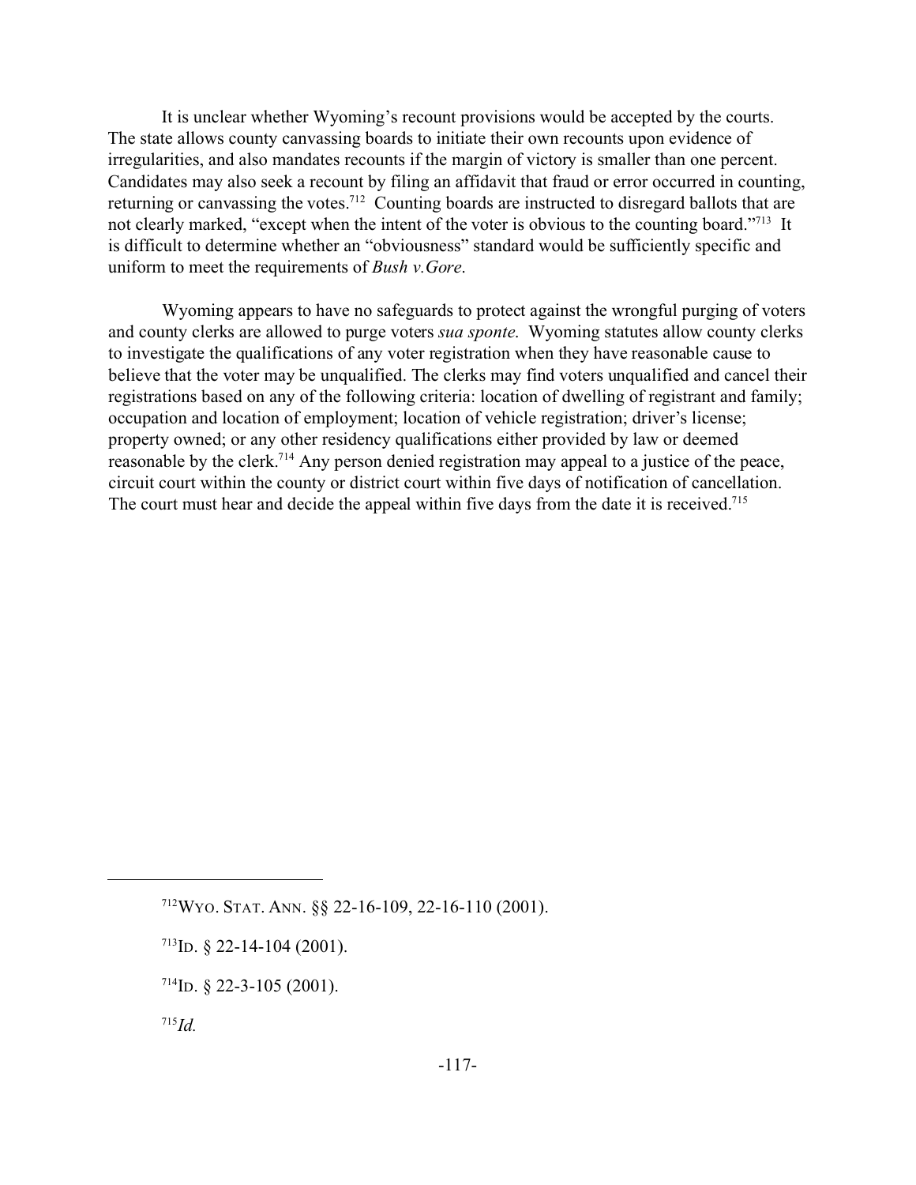It is unclear whether Wyoming's recount provisions would be accepted by the courts. The state allows county canvassing boards to initiate their own recounts upon evidence of irregularities, and also mandates recounts if the margin of victory is smaller than one percent. Candidates may also seek a recount by filing an affidavit that fraud or error occurred in counting, returning or canvassing the votes.[712] Counting boards are instructed to disregard ballots that are not clearly marked, "except when the intent of the voter is obvious to the counting board."[713] It is difficult to determine whether an "obviousness" standard would be sufficiently specific and uniform to meet the requirements of *Bush v.Gore*.

Wyoming appears to have no safeguards to protect against the wrongful purging of voters and county clerks are allowed to purge voters *sua sponte*. Wyoming statutes allow county clerks to investigate the qualifications of any voter registration when they have reasonable cause to believe that the voter may be unqualified. The clerks may find voters unqualified and cancel their registrations based on any of the following criteria: location of dwelling of registrant and family; occupation and location of employment; location of vehicle registration; driver's license; property owned; or any other residency qualifications either provided by law or deemed reasonable by the clerk.[714] Any person denied registration may appeal to a justice of the peace, circuit court within the county or district court within five days of notification of cancellation. The court must hear and decide the appeal within five days from the date it is received.[715]

---

[712] WYO. STAT. ANN. §§ 22-16-109, 22-16-110 (2001).

[713] ID. § 22-14-104 (2001).

[714] ID. § 22-3-105 (2001).

[715] *Id.*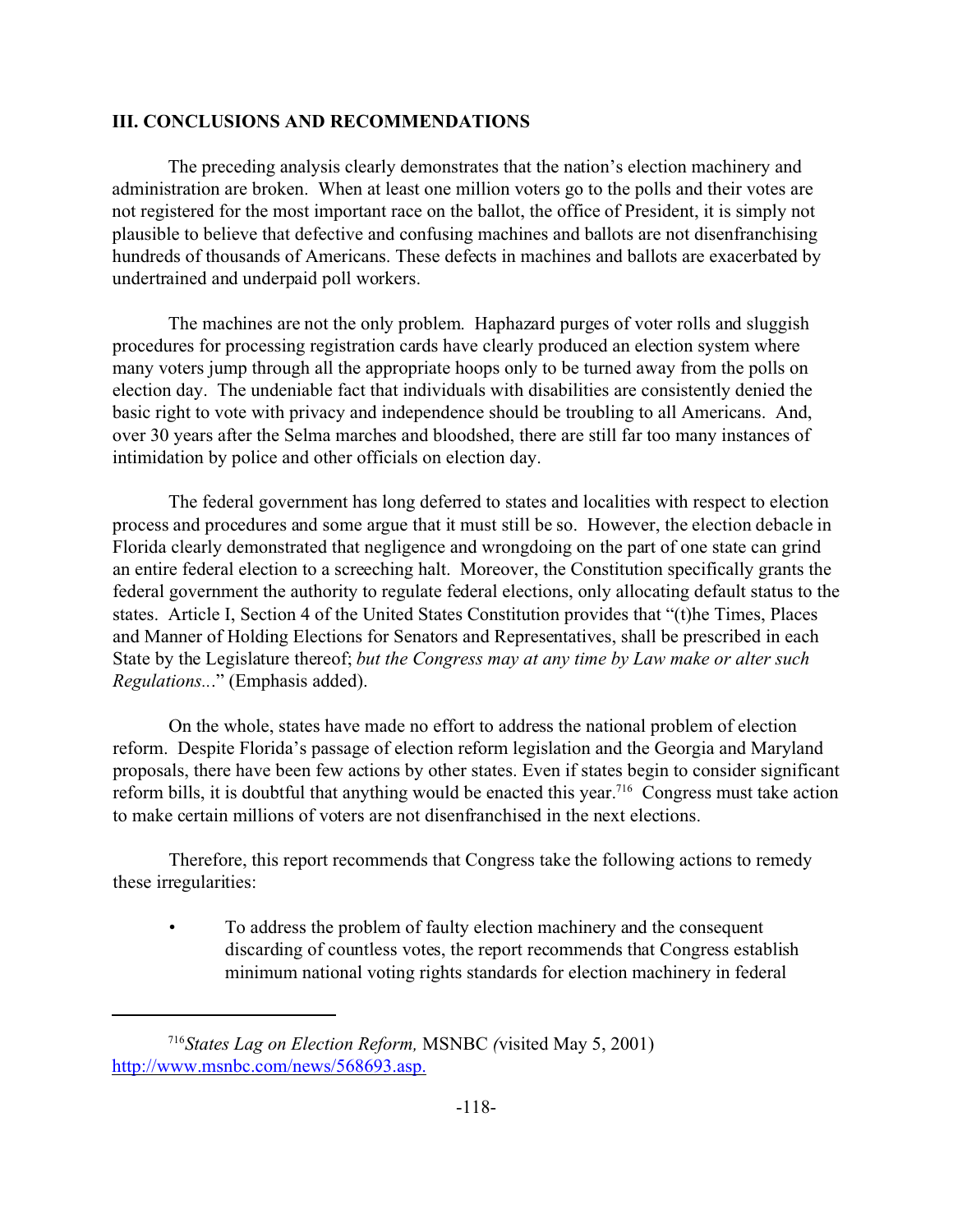## III. CONCLUSIONS AND RECOMMENDATIONS

The preceding analysis clearly demonstrates that the nation's election machinery and administration are broken. When at least one million voters go to the polls and their votes are not registered for the most important race on the ballot, the office of President, it is simply not plausible to believe that defective and confusing machines and ballots are not disenfranchising hundreds of thousands of Americans. These defects in machines and ballots are exacerbated by undertrained and underpaid poll workers.

The machines are not the only problem. Haphazard purges of voter rolls and sluggish procedures for processing registration cards have clearly produced an election system where many voters jump through all the appropriate hoops only to be turned away from the polls on election day. The undeniable fact that individuals with disabilities are consistently denied the basic right to vote with privacy and independence should be troubling to all Americans. And, over 30 years after the Selma marches and bloodshed, there are still far too many instances of intimidation by police and other officials on election day.

The federal government has long deferred to states and localities with respect to election process and procedures and some argue that it must still be so. However, the election debacle in Florida clearly demonstrated that negligence and wrongdoing on the part of one state can grind an entire federal election to a screeching halt. Moreover, the Constitution specifically grants the federal government the authority to regulate federal elections, only allocating default status to the states. Article I, Section 4 of the United States Constitution provides that "(t)he Times, Places and Manner of Holding Elections for Senators and Representatives, shall be prescribed in each State by the Legislature thereof; *but the Congress may at any time by Law make or alter such Regulations...*" (Emphasis added).

On the whole, states have made no effort to address the national problem of election reform. Despite Florida's passage of election reform legislation and the Georgia and Maryland proposals, there have been few actions by other states. Even if states begin to consider significant reform bills, it is doubtful that anything would be enacted this year.[716] Congress must take action to make certain millions of voters are not disenfranchised in the next elections.

Therefore, this report recommends that Congress take the following actions to remedy these irregularities:

- To address the problem of faulty election machinery and the consequent discarding of countless votes, the report recommends that Congress establish minimum national voting rights standards for election machinery in federal

---

[716] *States Lag on Election Reform,* MSNBC (visited May 5, 2001) http://www.msnbc.com/news/568693.asp.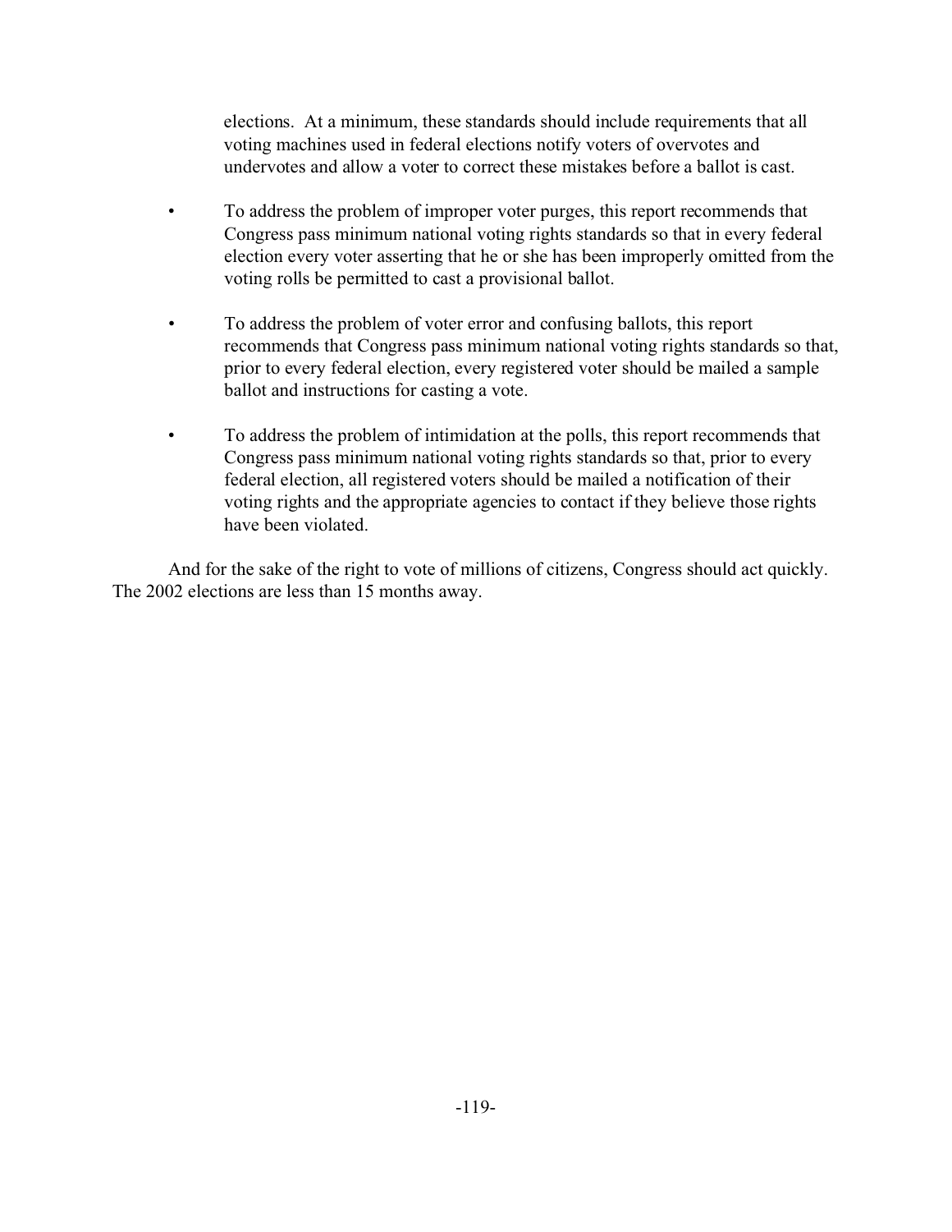elections. At a minimum, these standards should include requirements that all voting machines used in federal elections notify voters of overvotes and undervotes and allow a voter to correct these mistakes before a ballot is cast.

- To address the problem of improper voter purges, this report recommends that Congress pass minimum national voting rights standards so that in every federal election every voter asserting that he or she has been improperly omitted from the voting rolls be permitted to cast a provisional ballot.

- To address the problem of voter error and confusing ballots, this report recommends that Congress pass minimum national voting rights standards so that, prior to every federal election, every registered voter should be mailed a sample ballot and instructions for casting a vote.

- To address the problem of intimidation at the polls, this report recommends that Congress pass minimum national voting rights standards so that, prior to every federal election, all registered voters should be mailed a notification of their voting rights and the appropriate agencies to contact if they believe those rights have been violated.

And for the sake of the right to vote of millions of citizens, Congress should act quickly. The 2002 elections are less than 15 months away.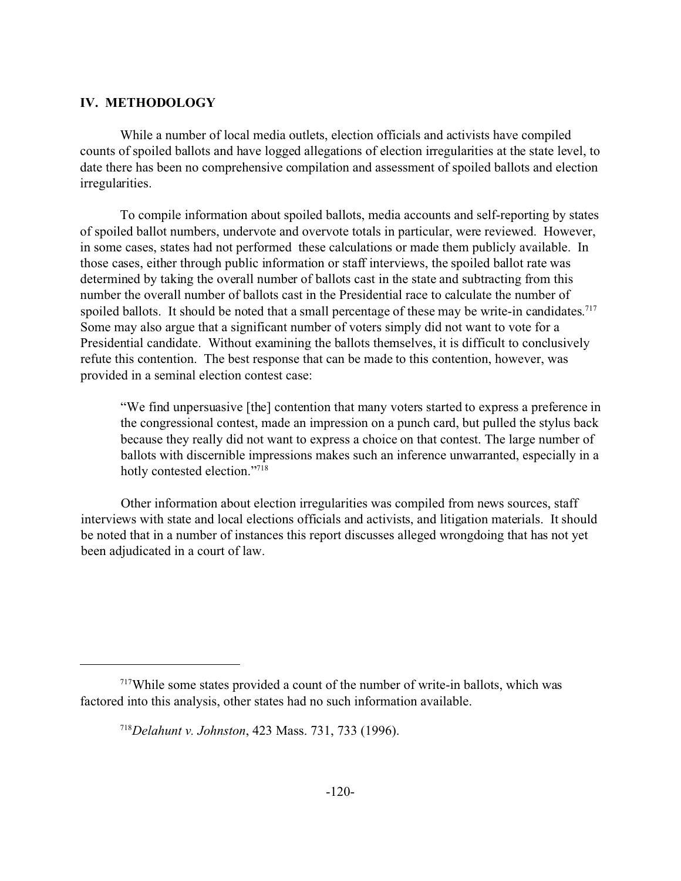## IV. METHODOLOGY

While a number of local media outlets, election officials and activists have compiled counts of spoiled ballots and have logged allegations of election irregularities at the state level, to date there has been no comprehensive compilation and assessment of spoiled ballots and election irregularities.

To compile information about spoiled ballots, media accounts and self-reporting by states of spoiled ballot numbers, undervote and overvote totals in particular, were reviewed. However, in some cases, states had not performed these calculations or made them publicly available. In those cases, either through public information or staff interviews, the spoiled ballot rate was determined by taking the overall number of ballots cast in the state and subtracting from this number the overall number of ballots cast in the Presidential race to calculate the number of spoiled ballots. It should be noted that a small percentage of these may be write-in candidates.[717] Some may also argue that a significant number of voters simply did not want to vote for a Presidential candidate. Without examining the ballots themselves, it is difficult to conclusively refute this contention. The best response that can be made to this contention, however, was provided in a seminal election contest case:

> "We find unpersuasive [the] contention that many voters started to express a preference in the congressional contest, made an impression on a punch card, but pulled the stylus back because they really did not want to express a choice on that contest. The large number of ballots with discernible impressions makes such an inference unwarranted, especially in a hotly contested election."[718]

Other information about election irregularities was compiled from news sources, staff interviews with state and local elections officials and activists, and litigation materials. It should be noted that in a number of instances this report discusses alleged wrongdoing that has not yet been adjudicated in a court of law.

---

[717] While some states provided a count of the number of write-in ballots, which was factored into this analysis, other states had no such information available.

[718] *Delahunt v. Johnston*, 423 Mass. 731, 733 (1996).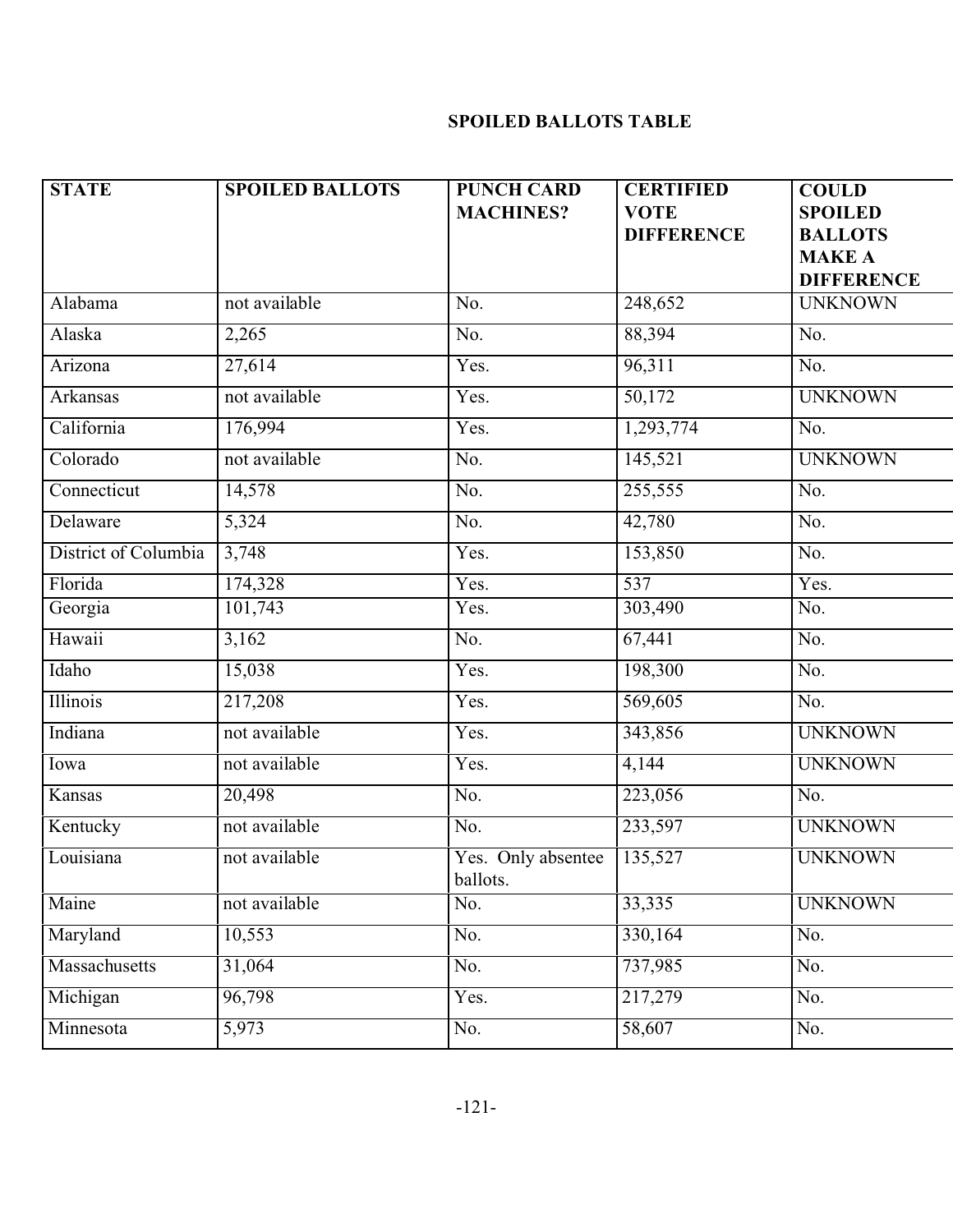# SPOILED BALLOTS TABLE

| STATE | SPOILED BALLOTS | PUNCH CARD MACHINES? | CERTIFIED VOTE DIFFERENCE | COULD SPOILED BALLOTS MAKE A DIFFERENCE |
|---|---|---|---|---|
| Alabama | not available | No. | 248,652 | UNKNOWN |
| Alaska | 2,265 | No. | 88,394 | No. |
| Arizona | 27,614 | Yes. | 96,311 | No. |
| Arkansas | not available | Yes. | 50,172 | UNKNOWN |
| California | 176,994 | Yes. | 1,293,774 | No. |
| Colorado | not available | No. | 145,521 | UNKNOWN |
| Connecticut | 14,578 | No. | 255,555 | No. |
| Delaware | 5,324 | No. | 42,780 | No. |
| District of Columbia | 3,748 | Yes. | 153,850 | No. |
| Florida | 174,328 | Yes. | 537 | Yes. |
| Georgia | 101,743 | Yes. | 303,490 | No. |
| Hawaii | 3,162 | No. | 67,441 | No. |
| Idaho | 15,038 | Yes. | 198,300 | No. |
| Illinois | 217,208 | Yes. | 569,605 | No. |
| Indiana | not available | Yes. | 343,856 | UNKNOWN |
| Iowa | not available | Yes. | 4,144 | UNKNOWN |
| Kansas | 20,498 | No. | 223,056 | No. |
| Kentucky | not available | No. | 233,597 | UNKNOWN |
| Louisiana | not available | Yes. Only absentee ballots. | 135,527 | UNKNOWN |
| Maine | not available | No. | 33,335 | UNKNOWN |
| Maryland | 10,553 | No. | 330,164 | No. |
| Massachusetts | 31,064 | No. | 737,985 | No. |
| Michigan | 96,798 | Yes. | 217,279 | No. |
| Minnesota | 5,973 | No. | 58,607 | No. |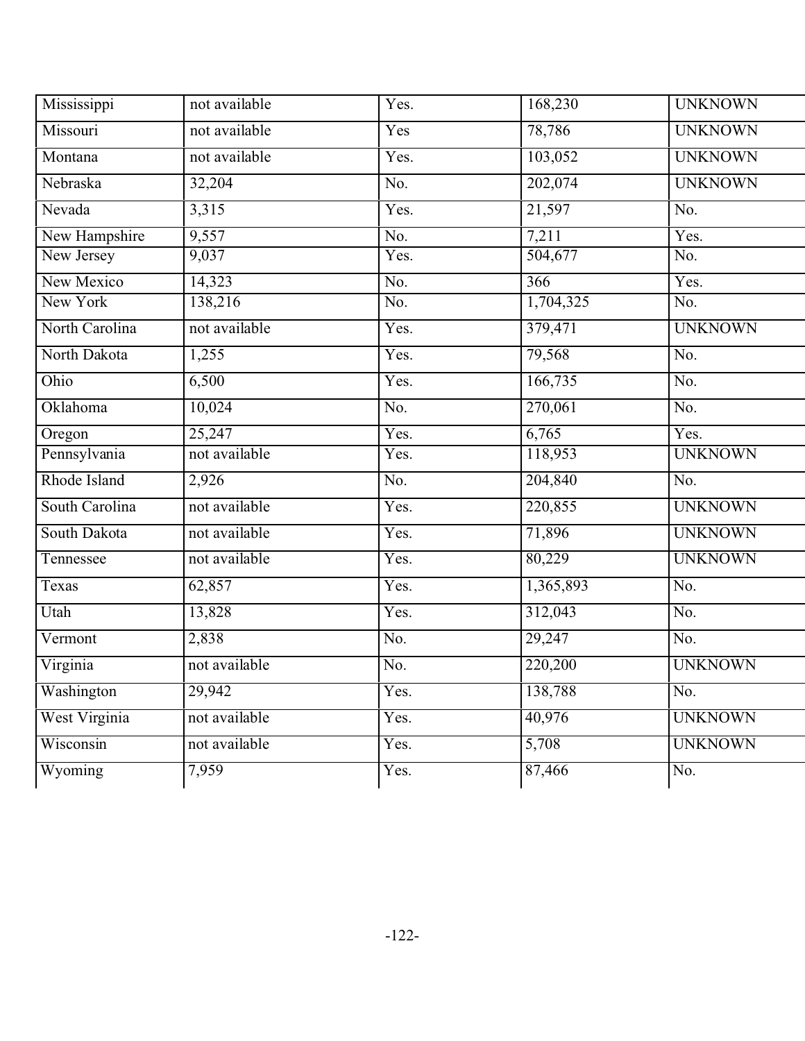| | | | | |
|---|---|---|---|---|
| Mississippi | not available | Yes. | 168,230 | UNKNOWN |
| Missouri | not available | Yes | 78,786 | UNKNOWN |
| Montana | not available | Yes. | 103,052 | UNKNOWN |
| Nebraska | 32,204 | No. | 202,074 | UNKNOWN |
| Nevada | 3,315 | Yes. | 21,597 | No. |
| New Hampshire | 9,557 | No. | 7,211 | Yes. |
| New Jersey | 9,037 | Yes. | 504,677 | No. |
| New Mexico | 14,323 | No. | 366 | Yes. |
| New York | 138,216 | No. | 1,704,325 | No. |
| North Carolina | not available | Yes. | 379,471 | UNKNOWN |
| North Dakota | 1,255 | Yes. | 79,568 | No. |
| Ohio | 6,500 | Yes. | 166,735 | No. |
| Oklahoma | 10,024 | No. | 270,061 | No. |
| Oregon | 25,247 | Yes. | 6,765 | Yes. |
| Pennsylvania | not available | Yes. | 118,953 | UNKNOWN |
| Rhode Island | 2,926 | No. | 204,840 | No. |
| South Carolina | not available | Yes. | 220,855 | UNKNOWN |
| South Dakota | not available | Yes. | 71,896 | UNKNOWN |
| Tennessee | not available | Yes. | 80,229 | UNKNOWN |
| Texas | 62,857 | Yes. | 1,365,893 | No. |
| Utah | 13,828 | Yes. | 312,043 | No. |
| Vermont | 2,838 | No. | 29,247 | No. |
| Virginia | not available | No. | 220,200 | UNKNOWN |
| Washington | 29,942 | Yes. | 138,788 | No. |
| West Virginia | not available | Yes. | 40,976 | UNKNOWN |
| Wisconsin | not available | Yes. | 5,708 | UNKNOWN |
| Wyoming | 7,959 | Yes. | 87,466 | No. |